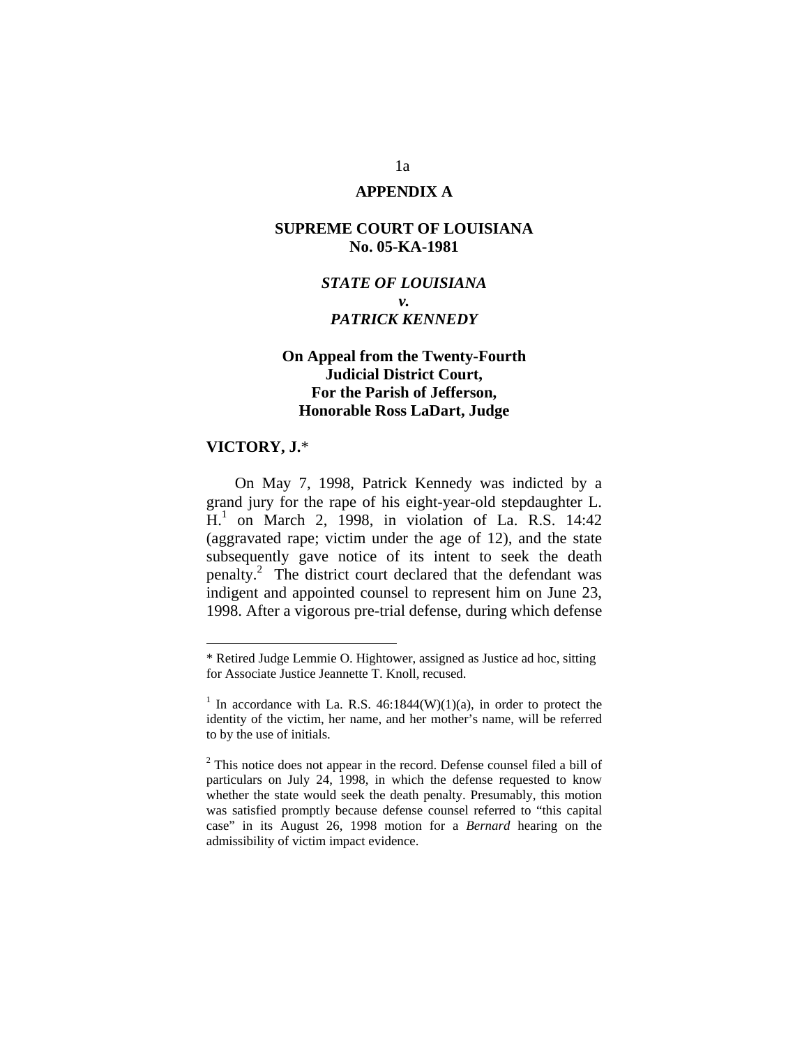**APPENDIX A**

**SUPREME COURT OF LOUISIANA**
**No. 05-KA-1981**

***STATE OF LOUISIANA***
***v.***
***PATRICK KENNEDY***

**On Appeal from the Twenty-Fourth Judicial District Court, For the Parish of Jefferson, Honorable Ross LaDart, Judge**

**VICTORY, J.***

On May 7, 1998, Patrick Kennedy was indicted by a grand jury for the rape of his eight-year-old stepdaughter L. H.[1] on March 2, 1998, in violation of La. R.S. 14:42 (aggravated rape; victim under the age of 12), and the state subsequently gave notice of its intent to seek the death penalty.[2] The district court declared that the defendant was indigent and appointed counsel to represent him on June 23, 1998. After a vigorous pre-trial defense, during which defense

---

* Retired Judge Lemmie O. Hightower, assigned as Justice ad hoc, sitting for Associate Justice Jeannette T. Knoll, recused.

[1] In accordance with La. R.S. 46:1844(W)(1)(a), in order to protect the identity of the victim, her name, and her mother's name, will be referred to by the use of initials.

[2] This notice does not appear in the record. Defense counsel filed a bill of particulars on July 24, 1998, in which the defense requested to know whether the state would seek the death penalty. Presumably, this motion was satisfied promptly because defense counsel referred to "this capital case" in its August 26, 1998 motion for a *Bernard* hearing on the admissibility of victim impact evidence.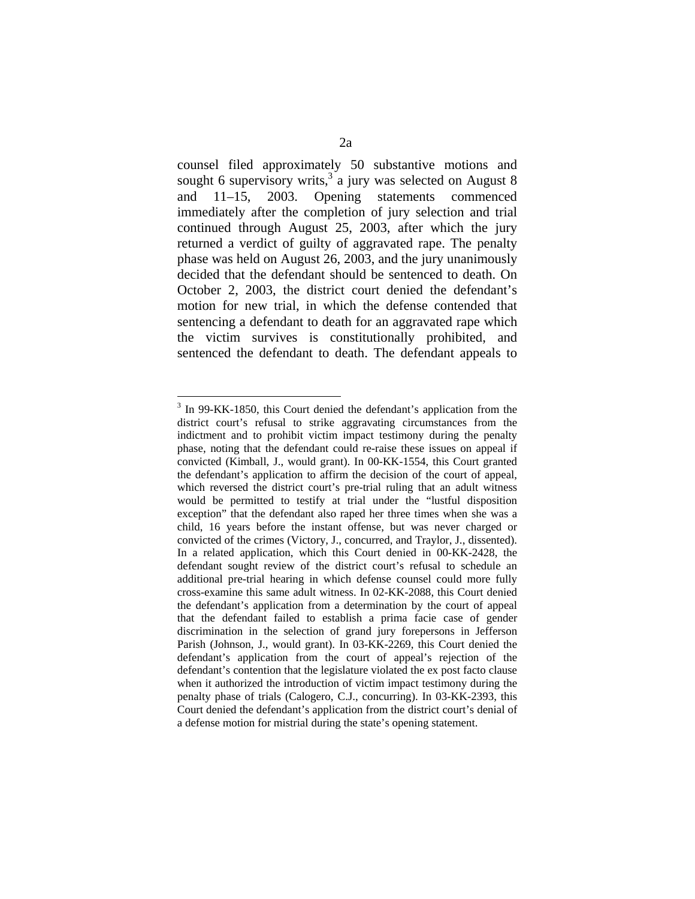counsel filed approximately 50 substantive motions and sought 6 supervisory writs,[3] a jury was selected on August 8 and 11–15, 2003. Opening statements commenced immediately after the completion of jury selection and trial continued through August 25, 2003, after which the jury returned a verdict of guilty of aggravated rape. The penalty phase was held on August 26, 2003, and the jury unanimously decided that the defendant should be sentenced to death. On October 2, 2003, the district court denied the defendant's motion for new trial, in which the defense contended that sentencing a defendant to death for an aggravated rape which the victim survives is constitutionally prohibited, and sentenced the defendant to death. The defendant appeals to

---

[3] In 99-KK-1850, this Court denied the defendant's application from the district court's refusal to strike aggravating circumstances from the indictment and to prohibit victim impact testimony during the penalty phase, noting that the defendant could re-raise these issues on appeal if convicted (Kimball, J., would grant). In 00-KK-1554, this Court granted the defendant's application to affirm the decision of the court of appeal, which reversed the district court's pre-trial ruling that an adult witness would be permitted to testify at trial under the "lustful disposition exception" that the defendant also raped her three times when she was a child, 16 years before the instant offense, but was never charged or convicted of the crimes (Victory, J., concurred, and Traylor, J., dissented). In a related application, which this Court denied in 00-KK-2428, the defendant sought review of the district court's refusal to schedule an additional pre-trial hearing in which defense counsel could more fully cross-examine this same adult witness. In 02-KK-2088, this Court denied the defendant's application from a determination by the court of appeal that the defendant failed to establish a prima facie case of gender discrimination in the selection of grand jury forepersons in Jefferson Parish (Johnson, J., would grant). In 03-KK-2269, this Court denied the defendant's application from the court of appeal's rejection of the defendant's contention that the legislature violated the ex post facto clause when it authorized the introduction of victim impact testimony during the penalty phase of trials (Calogero, C.J., concurring). In 03-KK-2393, this Court denied the defendant's application from the district court's denial of a defense motion for mistrial during the state's opening statement.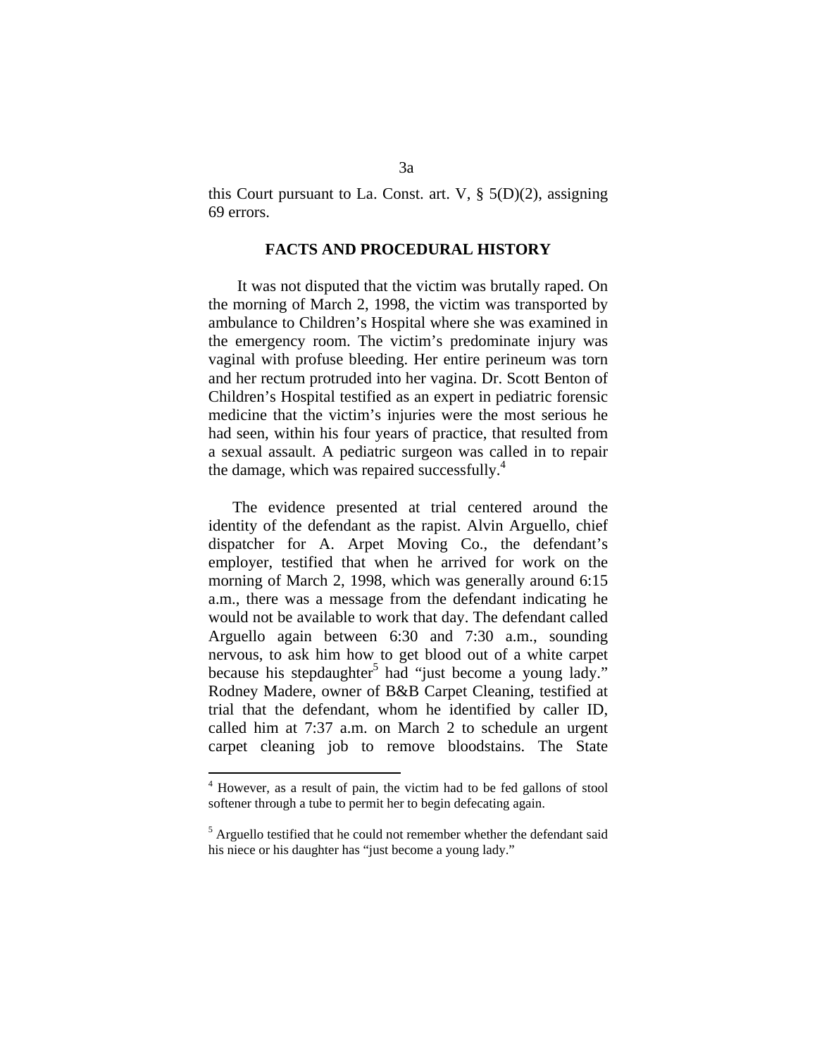this Court pursuant to La. Const. art. V, § 5(D)(2), assigning 69 errors.

## FACTS AND PROCEDURAL HISTORY

It was not disputed that the victim was brutally raped. On the morning of March 2, 1998, the victim was transported by ambulance to Children's Hospital where she was examined in the emergency room. The victim's predominate injury was vaginal with profuse bleeding. Her entire perineum was torn and her rectum protruded into her vagina. Dr. Scott Benton of Children's Hospital testified as an expert in pediatric forensic medicine that the victim's injuries were the most serious he had seen, within his four years of practice, that resulted from a sexual assault. A pediatric surgeon was called in to repair the damage, which was repaired successfully.[4]

The evidence presented at trial centered around the identity of the defendant as the rapist. Alvin Arguello, chief dispatcher for A. Arpet Moving Co., the defendant's employer, testified that when he arrived for work on the morning of March 2, 1998, which was generally around 6:15 a.m., there was a message from the defendant indicating he would not be available to work that day. The defendant called Arguello again between 6:30 and 7:30 a.m., sounding nervous, to ask him how to get blood out of a white carpet because his stepdaughter[5] had "just become a young lady." Rodney Madere, owner of B&B Carpet Cleaning, testified at trial that the defendant, whom he identified by caller ID, called him at 7:37 a.m. on March 2 to schedule an urgent carpet cleaning job to remove bloodstains. The State

[4] However, as a result of pain, the victim had to be fed gallons of stool softener through a tube to permit her to begin defecating again.

[5] Arguello testified that he could not remember whether the defendant said his niece or his daughter has "just become a young lady."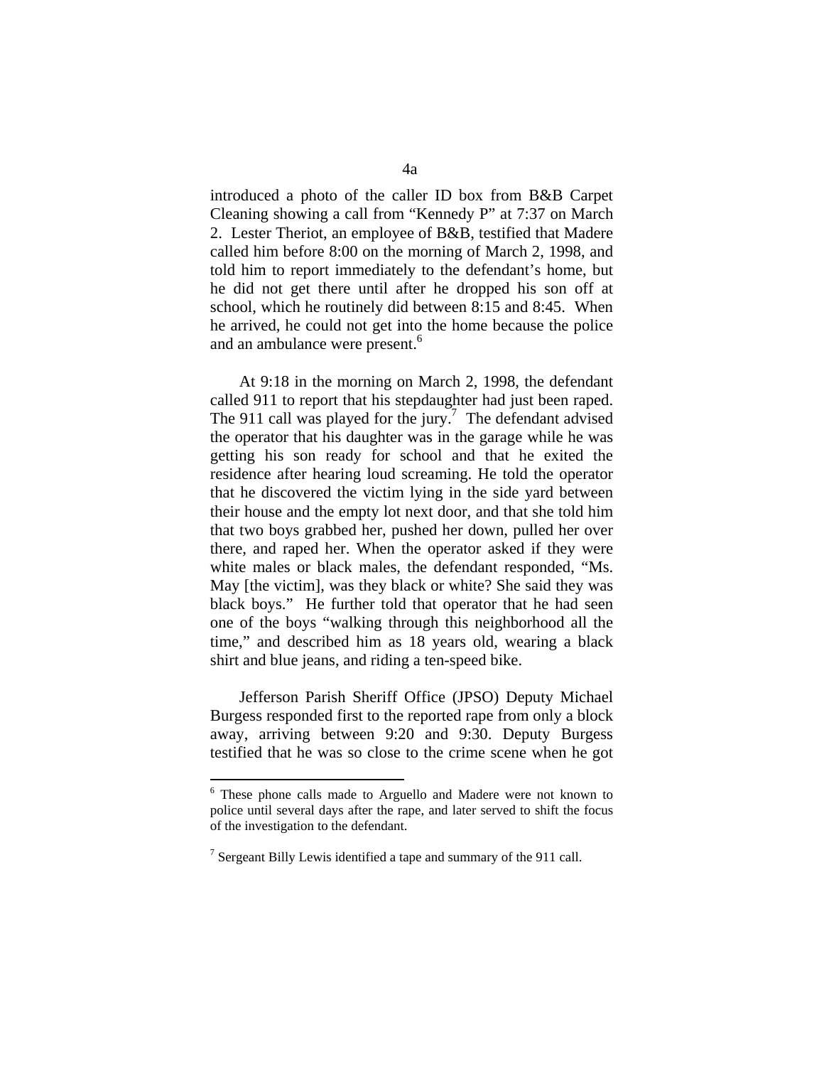introduced a photo of the caller ID box from B&B Carpet Cleaning showing a call from "Kennedy P" at 7:37 on March 2. Lester Theriot, an employee of B&B, testified that Madere called him before 8:00 on the morning of March 2, 1998, and told him to report immediately to the defendant's home, but he did not get there until after he dropped his son off at school, which he routinely did between 8:15 and 8:45. When he arrived, he could not get into the home because the police and an ambulance were present.[6]

At 9:18 in the morning on March 2, 1998, the defendant called 911 to report that his stepdaughter had just been raped. The 911 call was played for the jury.[7] The defendant advised the operator that his daughter was in the garage while he was getting his son ready for school and that he exited the residence after hearing loud screaming. He told the operator that he discovered the victim lying in the side yard between their house and the empty lot next door, and that she told him that two boys grabbed her, pushed her down, pulled her over there, and raped her. When the operator asked if they were white males or black males, the defendant responded, "Ms. May [the victim], was they black or white? She said they was black boys." He further told that operator that he had seen one of the boys "walking through this neighborhood all the time," and described him as 18 years old, wearing a black shirt and blue jeans, and riding a ten-speed bike.

Jefferson Parish Sheriff Office (JPSO) Deputy Michael Burgess responded first to the reported rape from only a block away, arriving between 9:20 and 9:30. Deputy Burgess testified that he was so close to the crime scene when he got

---

[6] These phone calls made to Arguello and Madere were not known to police until several days after the rape, and later served to shift the focus of the investigation to the defendant.

[7] Sergeant Billy Lewis identified a tape and summary of the 911 call.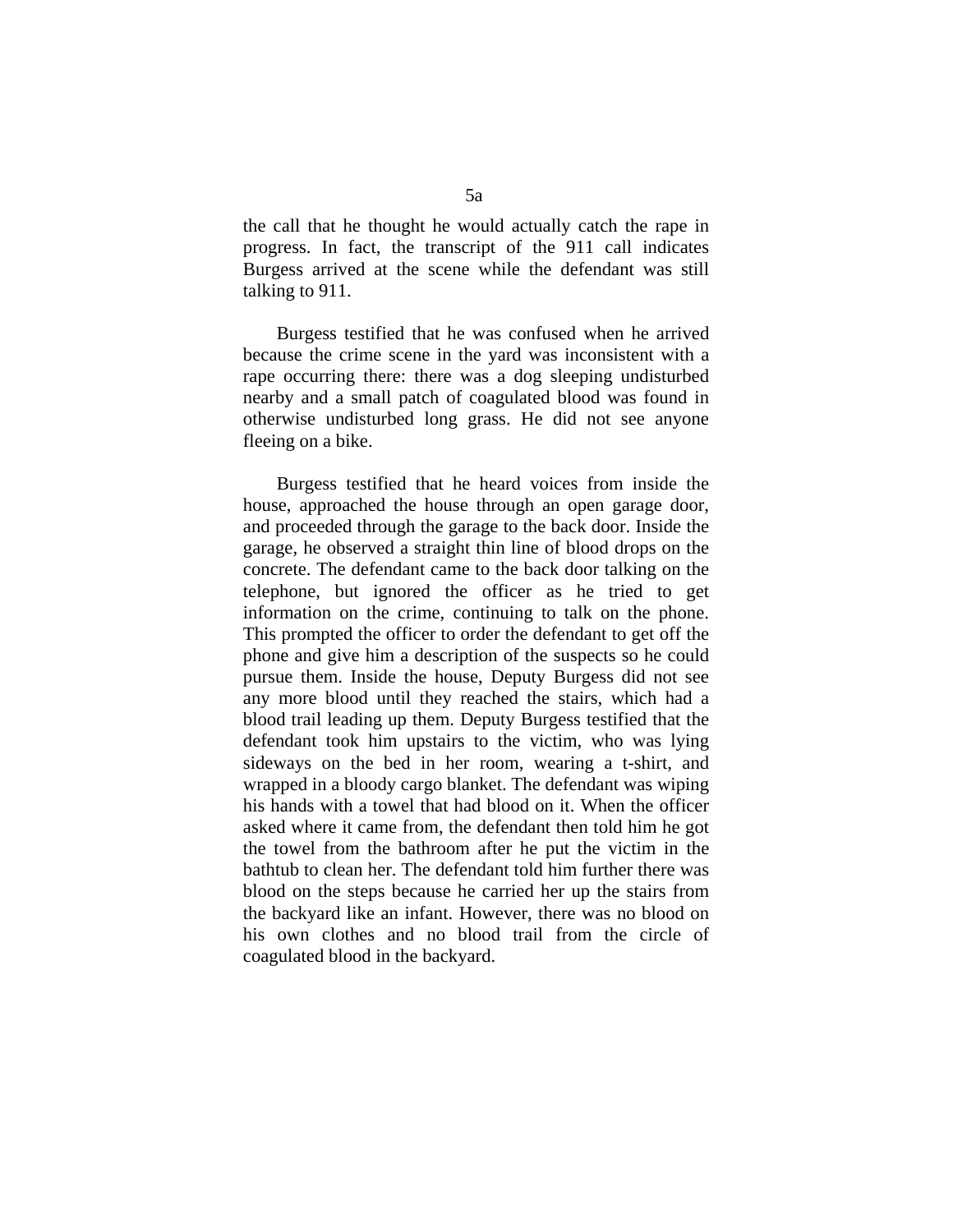the call that he thought he would actually catch the rape in progress. In fact, the transcript of the 911 call indicates Burgess arrived at the scene while the defendant was still talking to 911.

Burgess testified that he was confused when he arrived because the crime scene in the yard was inconsistent with a rape occurring there: there was a dog sleeping undisturbed nearby and a small patch of coagulated blood was found in otherwise undisturbed long grass. He did not see anyone fleeing on a bike.

Burgess testified that he heard voices from inside the house, approached the house through an open garage door, and proceeded through the garage to the back door. Inside the garage, he observed a straight thin line of blood drops on the concrete. The defendant came to the back door talking on the telephone, but ignored the officer as he tried to get information on the crime, continuing to talk on the phone. This prompted the officer to order the defendant to get off the phone and give him a description of the suspects so he could pursue them. Inside the house, Deputy Burgess did not see any more blood until they reached the stairs, which had a blood trail leading up them. Deputy Burgess testified that the defendant took him upstairs to the victim, who was lying sideways on the bed in her room, wearing a t-shirt, and wrapped in a bloody cargo blanket. The defendant was wiping his hands with a towel that had blood on it. When the officer asked where it came from, the defendant then told him he got the towel from the bathroom after he put the victim in the bathtub to clean her. The defendant told him further there was blood on the steps because he carried her up the stairs from the backyard like an infant. However, there was no blood on his own clothes and no blood trail from the circle of coagulated blood in the backyard.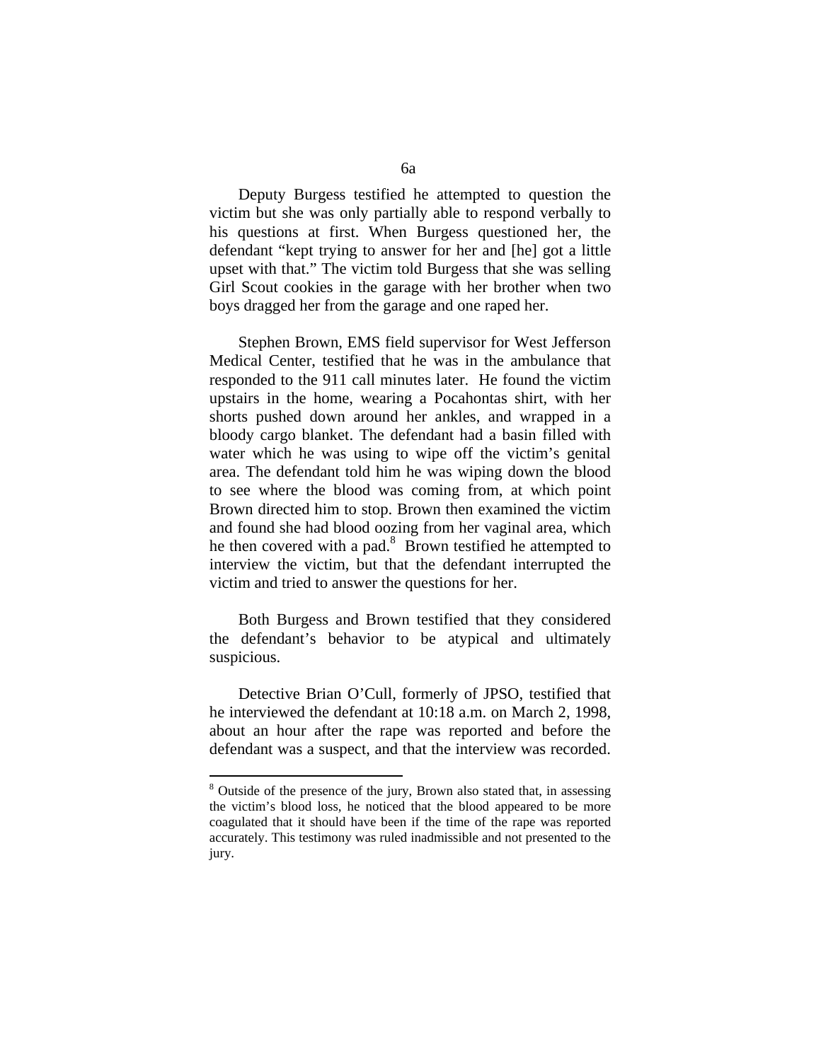Deputy Burgess testified he attempted to question the victim but she was only partially able to respond verbally to his questions at first. When Burgess questioned her, the defendant "kept trying to answer for her and [he] got a little upset with that." The victim told Burgess that she was selling Girl Scout cookies in the garage with her brother when two boys dragged her from the garage and one raped her.

Stephen Brown, EMS field supervisor for West Jefferson Medical Center, testified that he was in the ambulance that responded to the 911 call minutes later. He found the victim upstairs in the home, wearing a Pocahontas shirt, with her shorts pushed down around her ankles, and wrapped in a bloody cargo blanket. The defendant had a basin filled with water which he was using to wipe off the victim's genital area. The defendant told him he was wiping down the blood to see where the blood was coming from, at which point Brown directed him to stop. Brown then examined the victim and found she had blood oozing from her vaginal area, which he then covered with a pad.[8] Brown testified he attempted to interview the victim, but that the defendant interrupted the victim and tried to answer the questions for her.

Both Burgess and Brown testified that they considered the defendant's behavior to be atypical and ultimately suspicious.

Detective Brian O'Cull, formerly of JPSO, testified that he interviewed the defendant at 10:18 a.m. on March 2, 1998, about an hour after the rape was reported and before the defendant was a suspect, and that the interview was recorded.

---

[8] Outside of the presence of the jury, Brown also stated that, in assessing the victim's blood loss, he noticed that the blood appeared to be more coagulated that it should have been if the time of the rape was reported accurately. This testimony was ruled inadmissible and not presented to the jury.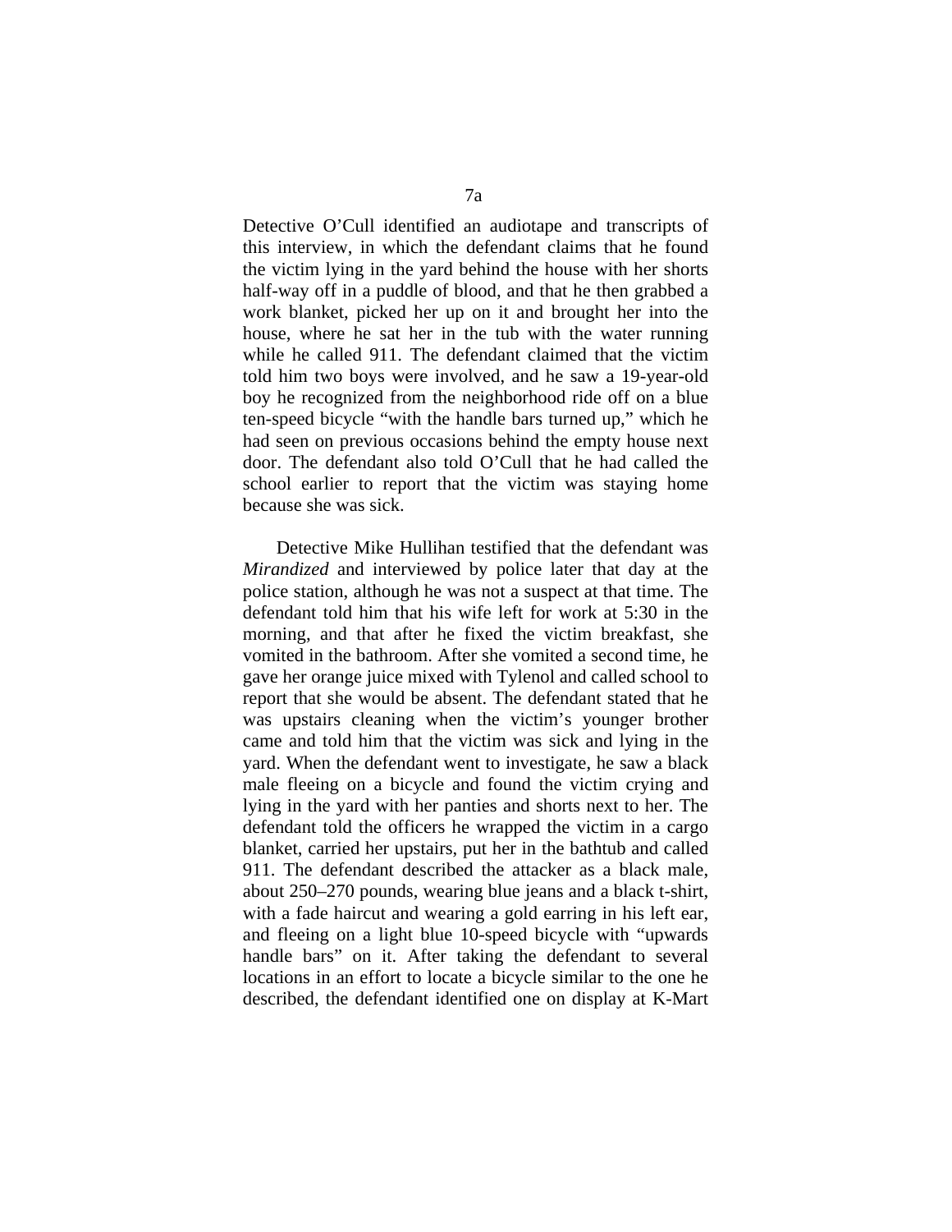Detective O'Cull identified an audiotape and transcripts of this interview, in which the defendant claims that he found the victim lying in the yard behind the house with her shorts half-way off in a puddle of blood, and that he then grabbed a work blanket, picked her up on it and brought her into the house, where he sat her in the tub with the water running while he called 911. The defendant claimed that the victim told him two boys were involved, and he saw a 19-year-old boy he recognized from the neighborhood ride off on a blue ten-speed bicycle "with the handle bars turned up," which he had seen on previous occasions behind the empty house next door. The defendant also told O'Cull that he had called the school earlier to report that the victim was staying home because she was sick.

Detective Mike Hullihan testified that the defendant was *Mirandized* and interviewed by police later that day at the police station, although he was not a suspect at that time. The defendant told him that his wife left for work at 5:30 in the morning, and that after he fixed the victim breakfast, she vomited in the bathroom. After she vomited a second time, he gave her orange juice mixed with Tylenol and called school to report that she would be absent. The defendant stated that he was upstairs cleaning when the victim's younger brother came and told him that the victim was sick and lying in the yard. When the defendant went to investigate, he saw a black male fleeing on a bicycle and found the victim crying and lying in the yard with her panties and shorts next to her. The defendant told the officers he wrapped the victim in a cargo blanket, carried her upstairs, put her in the bathtub and called 911. The defendant described the attacker as a black male, about 250–270 pounds, wearing blue jeans and a black t-shirt, with a fade haircut and wearing a gold earring in his left ear, and fleeing on a light blue 10-speed bicycle with "upwards handle bars" on it. After taking the defendant to several locations in an effort to locate a bicycle similar to the one he described, the defendant identified one on display at K-Mart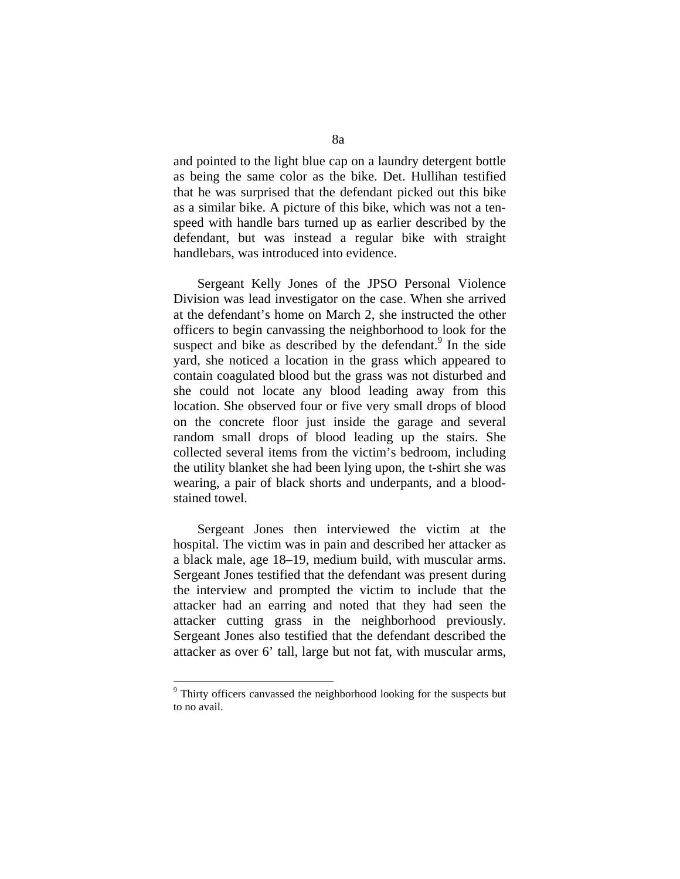and pointed to the light blue cap on a laundry detergent bottle as being the same color as the bike. Det. Hullihan testified that he was surprised that the defendant picked out this bike as a similar bike. A picture of this bike, which was not a ten-speed with handle bars turned up as earlier described by the defendant, but was instead a regular bike with straight handlebars, was introduced into evidence.

Sergeant Kelly Jones of the JPSO Personal Violence Division was lead investigator on the case. When she arrived at the defendant's home on March 2, she instructed the other officers to begin canvassing the neighborhood to look for the suspect and bike as described by the defendant.[9] In the side yard, she noticed a location in the grass which appeared to contain coagulated blood but the grass was not disturbed and she could not locate any blood leading away from this location. She observed four or five very small drops of blood on the concrete floor just inside the garage and several random small drops of blood leading up the stairs. She collected several items from the victim's bedroom, including the utility blanket she had been lying upon, the t-shirt she was wearing, a pair of black shorts and underpants, and a blood-stained towel.

Sergeant Jones then interviewed the victim at the hospital. The victim was in pain and described her attacker as a black male, age 18–19, medium build, with muscular arms. Sergeant Jones testified that the defendant was present during the interview and prompted the victim to include that the attacker had an earring and noted that they had seen the attacker cutting grass in the neighborhood previously. Sergeant Jones also testified that the defendant described the attacker as over 6' tall, large but not fat, with muscular arms,

---

[9] Thirty officers canvassed the neighborhood looking for the suspects but to no avail.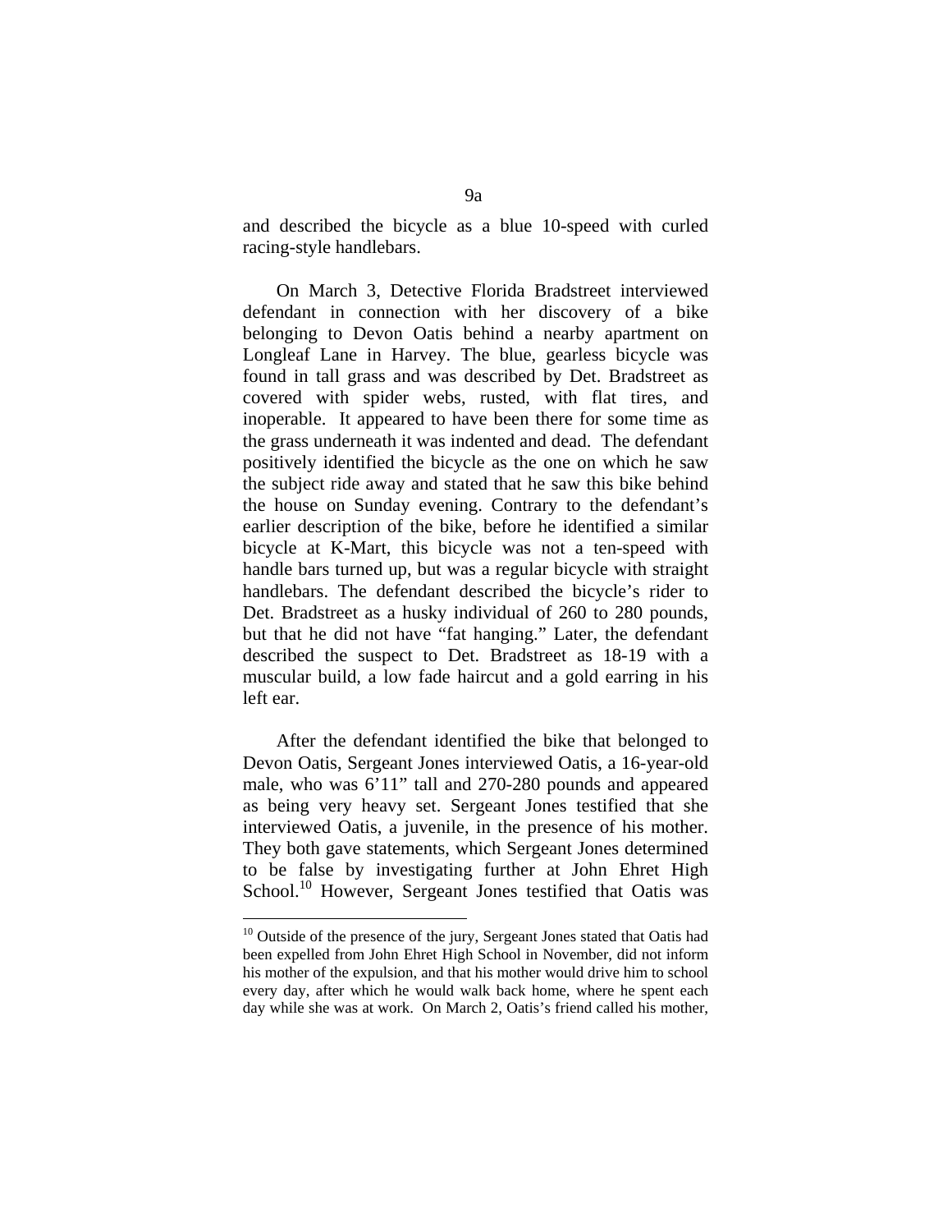and described the bicycle as a blue 10-speed with curled racing-style handlebars.

On March 3, Detective Florida Bradstreet interviewed defendant in connection with her discovery of a bike belonging to Devon Oatis behind a nearby apartment on Longleaf Lane in Harvey. The blue, gearless bicycle was found in tall grass and was described by Det. Bradstreet as covered with spider webs, rusted, with flat tires, and inoperable. It appeared to have been there for some time as the grass underneath it was indented and dead. The defendant positively identified the bicycle as the one on which he saw the subject ride away and stated that he saw this bike behind the house on Sunday evening. Contrary to the defendant's earlier description of the bike, before he identified a similar bicycle at K-Mart, this bicycle was not a ten-speed with handle bars turned up, but was a regular bicycle with straight handlebars. The defendant described the bicycle's rider to Det. Bradstreet as a husky individual of 260 to 280 pounds, but that he did not have "fat hanging." Later, the defendant described the suspect to Det. Bradstreet as 18-19 with a muscular build, a low fade haircut and a gold earring in his left ear.

After the defendant identified the bike that belonged to Devon Oatis, Sergeant Jones interviewed Oatis, a 16-year-old male, who was 6'11" tall and 270-280 pounds and appeared as being very heavy set. Sergeant Jones testified that she interviewed Oatis, a juvenile, in the presence of his mother. They both gave statements, which Sergeant Jones determined to be false by investigating further at John Ehret High School.[10] However, Sergeant Jones testified that Oatis was

[10] Outside of the presence of the jury, Sergeant Jones stated that Oatis had been expelled from John Ehret High School in November, did not inform his mother of the expulsion, and that his mother would drive him to school every day, after which he would walk back home, where he spent each day while she was at work. On March 2, Oatis's friend called his mother,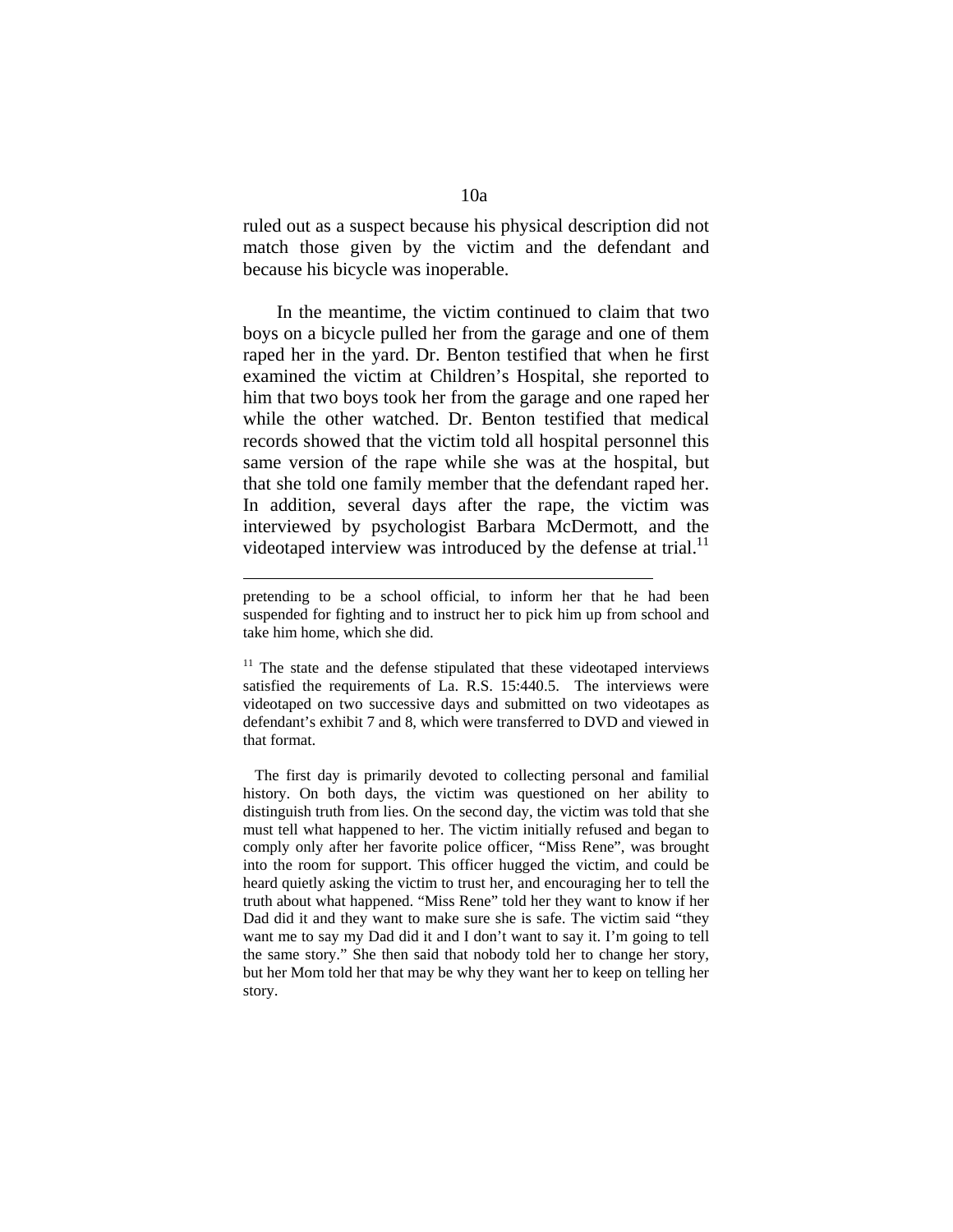ruled out as a suspect because his physical description did not match those given by the victim and the defendant and because his bicycle was inoperable.

In the meantime, the victim continued to claim that two boys on a bicycle pulled her from the garage and one of them raped her in the yard. Dr. Benton testified that when he first examined the victim at Children's Hospital, she reported to him that two boys took her from the garage and one raped her while the other watched. Dr. Benton testified that medical records showed that the victim told all hospital personnel this same version of the rape while she was at the hospital, but that she told one family member that the defendant raped her. In addition, several days after the rape, the victim was interviewed by psychologist Barbara McDermott, and the videotaped interview was introduced by the defense at trial.[11]

---

pretending to be a school official, to inform her that he had been suspended for fighting and to instruct her to pick him up from school and take him home, which she did.

[11] The state and the defense stipulated that these videotaped interviews satisfied the requirements of La. R.S. 15:440.5. The interviews were videotaped on two successive days and submitted on two videotapes as defendant's exhibit 7 and 8, which were transferred to DVD and viewed in that format.

The first day is primarily devoted to collecting personal and familial history. On both days, the victim was questioned on her ability to distinguish truth from lies. On the second day, the victim was told that she must tell what happened to her. The victim initially refused and began to comply only after her favorite police officer, "Miss Rene", was brought into the room for support. This officer hugged the victim, and could be heard quietly asking the victim to trust her, and encouraging her to tell the truth about what happened. "Miss Rene" told her they want to know if her Dad did it and they want to make sure she is safe. The victim said "they want me to say my Dad did it and I don't want to say it. I'm going to tell the same story." She then said that nobody told her to change her story, but her Mom told her that may be why they want her to keep on telling her story.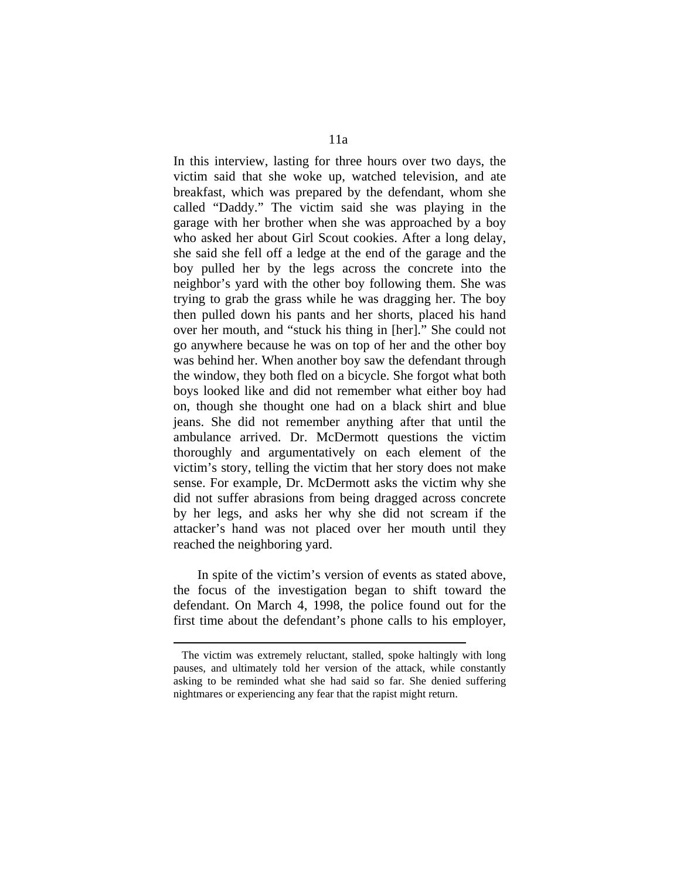In this interview, lasting for three hours over two days, the victim said that she woke up, watched television, and ate breakfast, which was prepared by the defendant, whom she called "Daddy." The victim said she was playing in the garage with her brother when she was approached by a boy who asked her about Girl Scout cookies. After a long delay, she said she fell off a ledge at the end of the garage and the boy pulled her by the legs across the concrete into the neighbor's yard with the other boy following them. She was trying to grab the grass while he was dragging her. The boy then pulled down his pants and her shorts, placed his hand over her mouth, and "stuck his thing in [her]." She could not go anywhere because he was on top of her and the other boy was behind her. When another boy saw the defendant through the window, they both fled on a bicycle. She forgot what both boys looked like and did not remember what either boy had on, though she thought one had on a black shirt and blue jeans. She did not remember anything after that until the ambulance arrived. Dr. McDermott questions the victim thoroughly and argumentatively on each element of the victim's story, telling the victim that her story does not make sense. For example, Dr. McDermott asks the victim why she did not suffer abrasions from being dragged across concrete by her legs, and asks her why she did not scream if the attacker's hand was not placed over her mouth until they reached the neighboring yard.

In spite of the victim's version of events as stated above, the focus of the investigation began to shift toward the defendant. On March 4, 1998, the police found out for the first time about the defendant's phone calls to his employer,

---

The victim was extremely reluctant, stalled, spoke haltingly with long pauses, and ultimately told her version of the attack, while constantly asking to be reminded what she had said so far. She denied suffering nightmares or experiencing any fear that the rapist might return.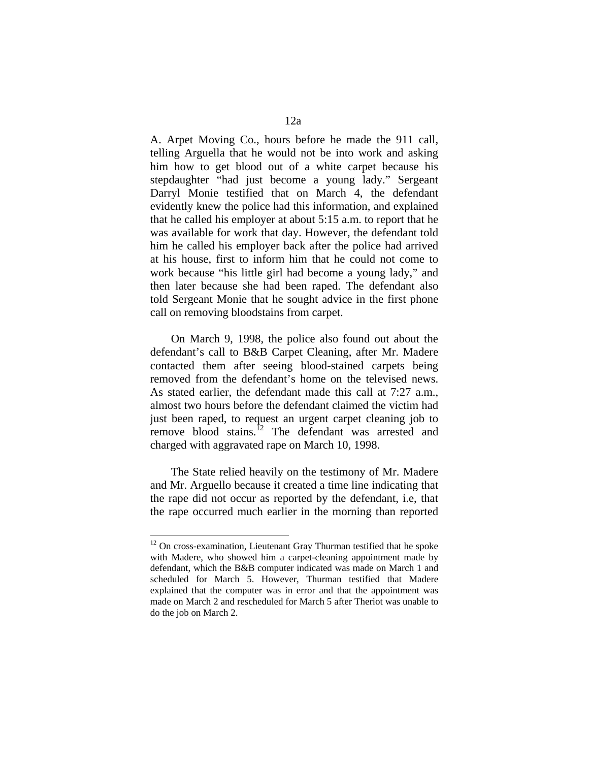A. Arpet Moving Co., hours before he made the 911 call, telling Arguella that he would not be into work and asking him how to get blood out of a white carpet because his stepdaughter "had just become a young lady." Sergeant Darryl Monie testified that on March 4, the defendant evidently knew the police had this information, and explained that he called his employer at about 5:15 a.m. to report that he was available for work that day. However, the defendant told him he called his employer back after the police had arrived at his house, first to inform him that he could not come to work because "his little girl had become a young lady," and then later because she had been raped. The defendant also told Sergeant Monie that he sought advice in the first phone call on removing bloodstains from carpet.

On March 9, 1998, the police also found out about the defendant's call to B&B Carpet Cleaning, after Mr. Madere contacted them after seeing blood-stained carpets being removed from the defendant's home on the televised news. As stated earlier, the defendant made this call at 7:27 a.m., almost two hours before the defendant claimed the victim had just been raped, to request an urgent carpet cleaning job to remove blood stains.[12] The defendant was arrested and charged with aggravated rape on March 10, 1998.

The State relied heavily on the testimony of Mr. Madere and Mr. Arguello because it created a time line indicating that the rape did not occur as reported by the defendant, i.e, that the rape occurred much earlier in the morning than reported

[12] On cross-examination, Lieutenant Gray Thurman testified that he spoke with Madere, who showed him a carpet-cleaning appointment made by defendant, which the B&B computer indicated was made on March 1 and scheduled for March 5. However, Thurman testified that Madere explained that the computer was in error and that the appointment was made on March 2 and rescheduled for March 5 after Theriot was unable to do the job on March 2.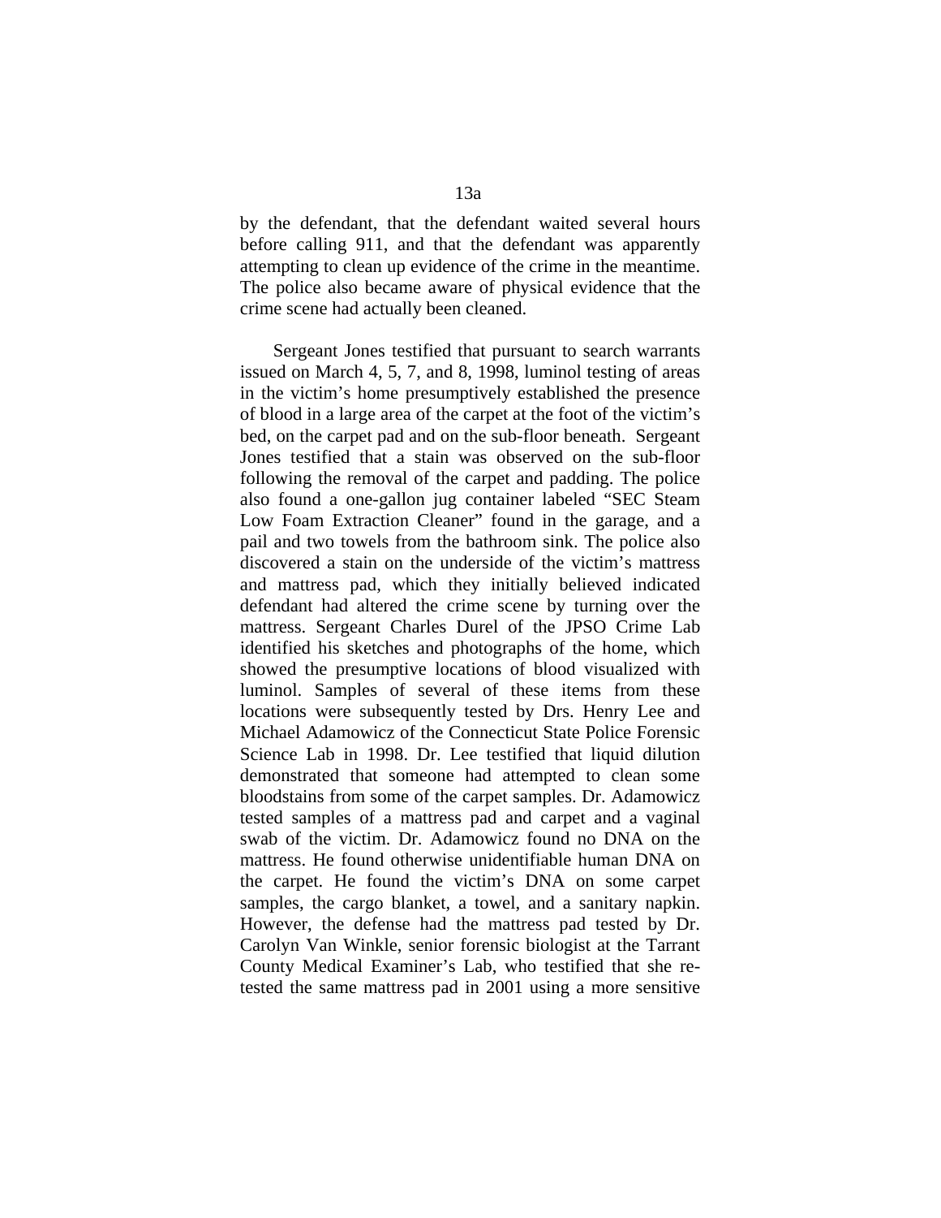by the defendant, that the defendant waited several hours before calling 911, and that the defendant was apparently attempting to clean up evidence of the crime in the meantime. The police also became aware of physical evidence that the crime scene had actually been cleaned.

Sergeant Jones testified that pursuant to search warrants issued on March 4, 5, 7, and 8, 1998, luminol testing of areas in the victim's home presumptively established the presence of blood in a large area of the carpet at the foot of the victim's bed, on the carpet pad and on the sub-floor beneath. Sergeant Jones testified that a stain was observed on the sub-floor following the removal of the carpet and padding. The police also found a one-gallon jug container labeled "SEC Steam Low Foam Extraction Cleaner" found in the garage, and a pail and two towels from the bathroom sink. The police also discovered a stain on the underside of the victim's mattress and mattress pad, which they initially believed indicated defendant had altered the crime scene by turning over the mattress. Sergeant Charles Durel of the JPSO Crime Lab identified his sketches and photographs of the home, which showed the presumptive locations of blood visualized with luminol. Samples of several of these items from these locations were subsequently tested by Drs. Henry Lee and Michael Adamowicz of the Connecticut State Police Forensic Science Lab in 1998. Dr. Lee testified that liquid dilution demonstrated that someone had attempted to clean some bloodstains from some of the carpet samples. Dr. Adamowicz tested samples of a mattress pad and carpet and a vaginal swab of the victim. Dr. Adamowicz found no DNA on the mattress. He found otherwise unidentifiable human DNA on the carpet. He found the victim's DNA on some carpet samples, the cargo blanket, a towel, and a sanitary napkin. However, the defense had the mattress pad tested by Dr. Carolyn Van Winkle, senior forensic biologist at the Tarrant County Medical Examiner's Lab, who testified that she re-tested the same mattress pad in 2001 using a more sensitive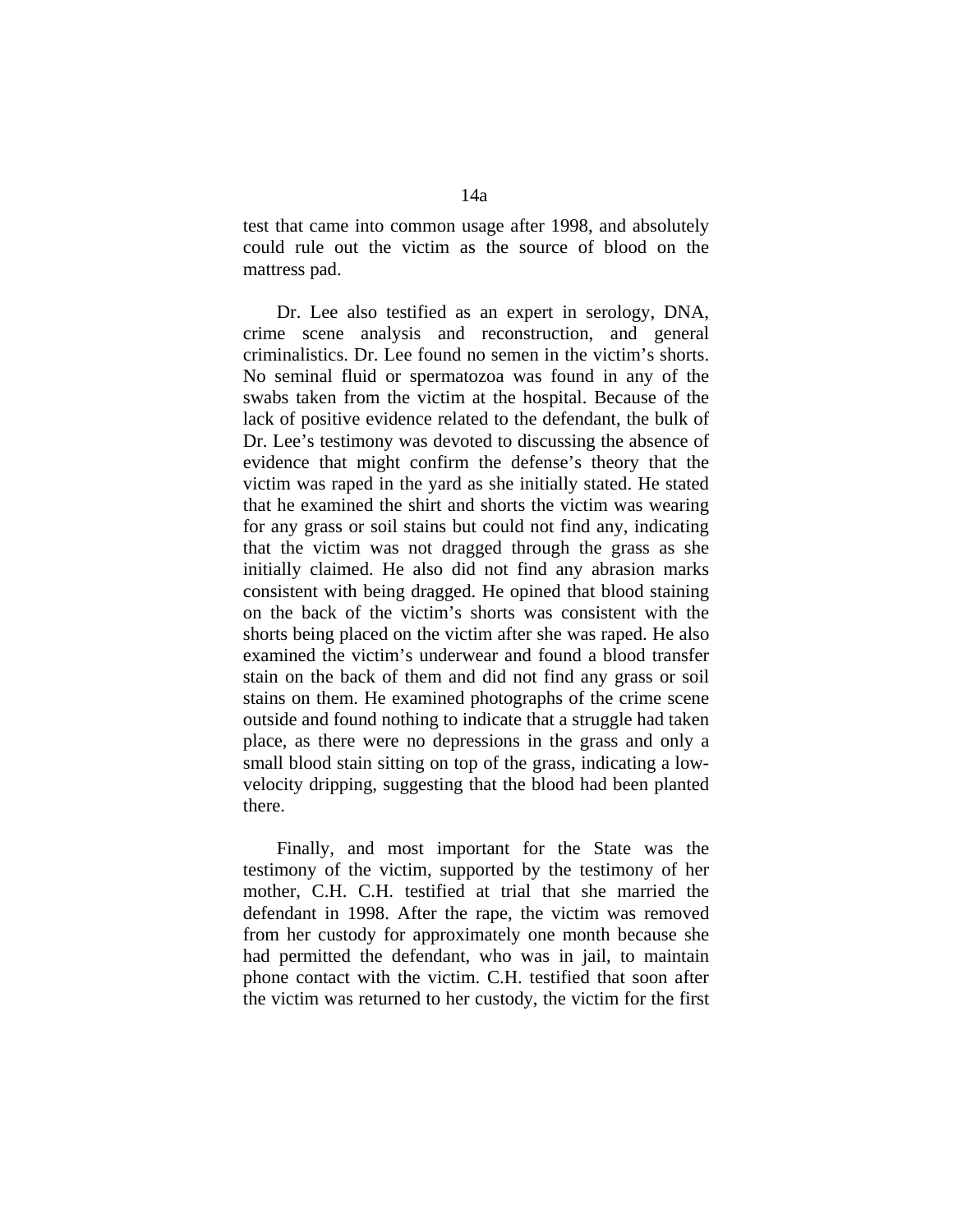test that came into common usage after 1998, and absolutely could rule out the victim as the source of blood on the mattress pad.

Dr. Lee also testified as an expert in serology, DNA, crime scene analysis and reconstruction, and general criminalistics. Dr. Lee found no semen in the victim's shorts. No seminal fluid or spermatozoa was found in any of the swabs taken from the victim at the hospital. Because of the lack of positive evidence related to the defendant, the bulk of Dr. Lee's testimony was devoted to discussing the absence of evidence that might confirm the defense's theory that the victim was raped in the yard as she initially stated. He stated that he examined the shirt and shorts the victim was wearing for any grass or soil stains but could not find any, indicating that the victim was not dragged through the grass as she initially claimed. He also did not find any abrasion marks consistent with being dragged. He opined that blood staining on the back of the victim's shorts was consistent with the shorts being placed on the victim after she was raped. He also examined the victim's underwear and found a blood transfer stain on the back of them and did not find any grass or soil stains on them. He examined photographs of the crime scene outside and found nothing to indicate that a struggle had taken place, as there were no depressions in the grass and only a small blood stain sitting on top of the grass, indicating a low-velocity dripping, suggesting that the blood had been planted there.

Finally, and most important for the State was the testimony of the victim, supported by the testimony of her mother, C.H. C.H. testified at trial that she married the defendant in 1998. After the rape, the victim was removed from her custody for approximately one month because she had permitted the defendant, who was in jail, to maintain phone contact with the victim. C.H. testified that soon after the victim was returned to her custody, the victim for the first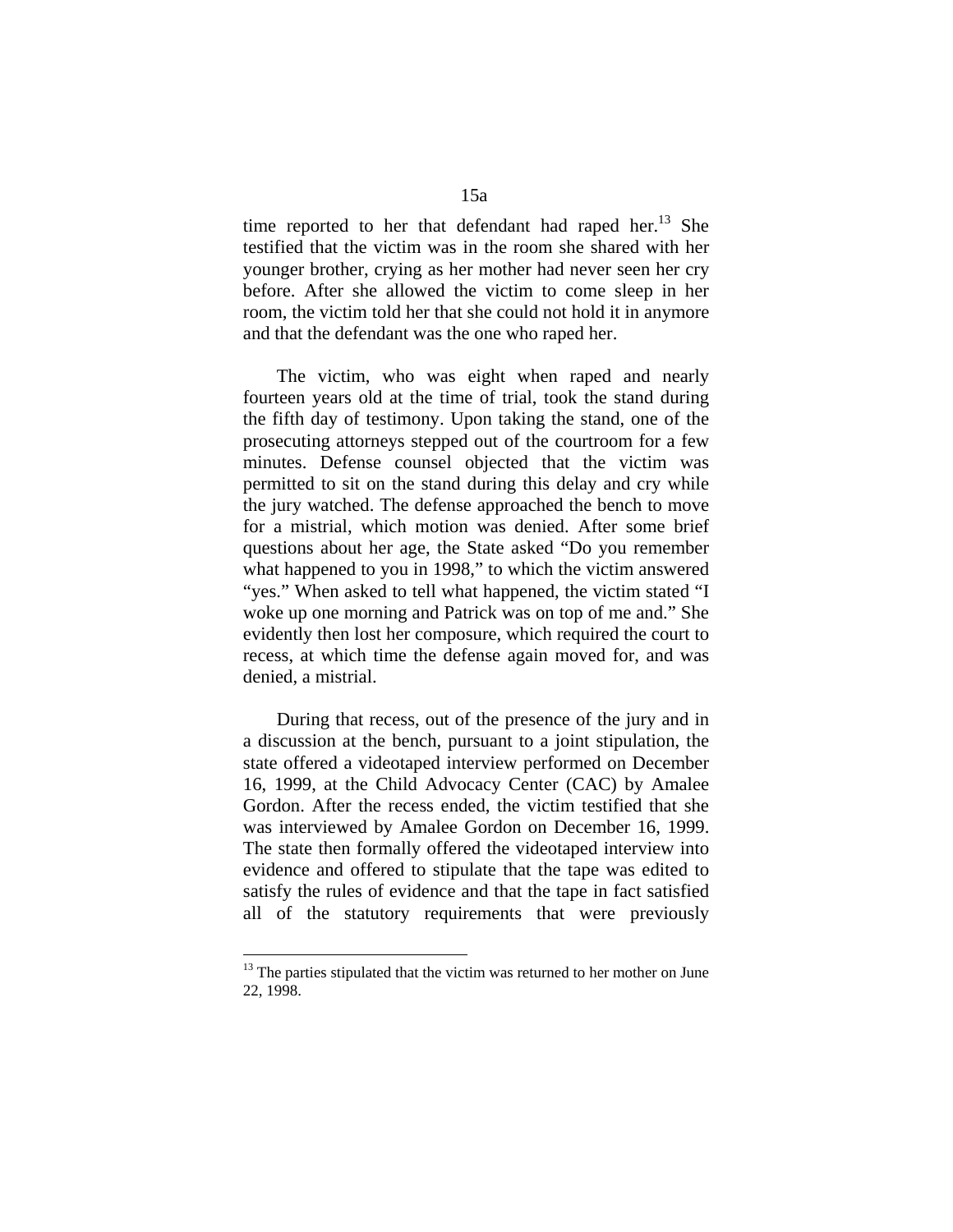time reported to her that defendant had raped her.[13] She testified that the victim was in the room she shared with her younger brother, crying as her mother had never seen her cry before. After she allowed the victim to come sleep in her room, the victim told her that she could not hold it in anymore and that the defendant was the one who raped her.

The victim, who was eight when raped and nearly fourteen years old at the time of trial, took the stand during the fifth day of testimony. Upon taking the stand, one of the prosecuting attorneys stepped out of the courtroom for a few minutes. Defense counsel objected that the victim was permitted to sit on the stand during this delay and cry while the jury watched. The defense approached the bench to move for a mistrial, which motion was denied. After some brief questions about her age, the State asked "Do you remember what happened to you in 1998," to which the victim answered "yes." When asked to tell what happened, the victim stated "I woke up one morning and Patrick was on top of me and." She evidently then lost her composure, which required the court to recess, at which time the defense again moved for, and was denied, a mistrial.

During that recess, out of the presence of the jury and in a discussion at the bench, pursuant to a joint stipulation, the state offered a videotaped interview performed on December 16, 1999, at the Child Advocacy Center (CAC) by Amalee Gordon. After the recess ended, the victim testified that she was interviewed by Amalee Gordon on December 16, 1999. The state then formally offered the videotaped interview into evidence and offered to stipulate that the tape was edited to satisfy the rules of evidence and that the tape in fact satisfied all of the statutory requirements that were previously

[13] The parties stipulated that the victim was returned to her mother on June 22, 1998.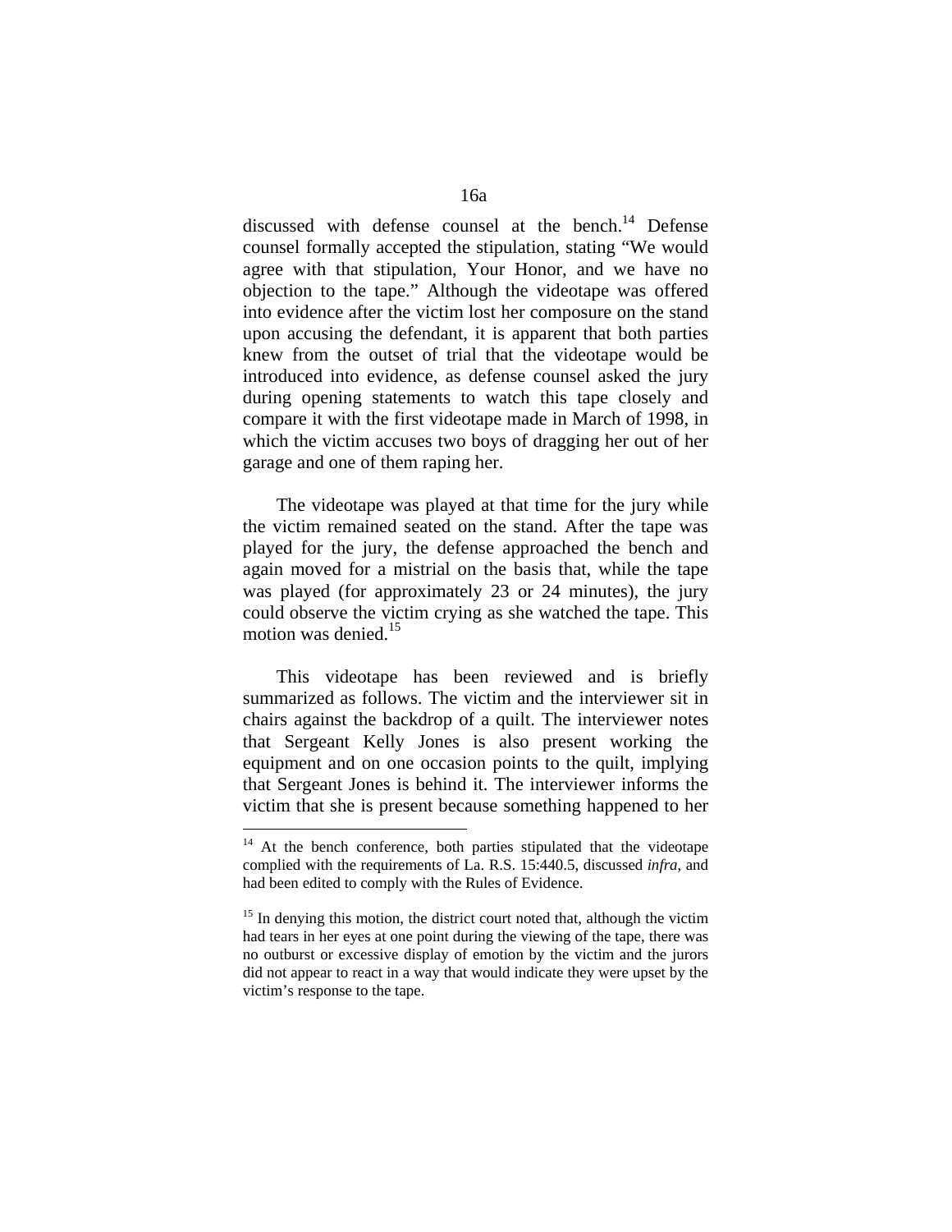discussed with defense counsel at the bench.[14] Defense counsel formally accepted the stipulation, stating "We would agree with that stipulation, Your Honor, and we have no objection to the tape." Although the videotape was offered into evidence after the victim lost her composure on the stand upon accusing the defendant, it is apparent that both parties knew from the outset of trial that the videotape would be introduced into evidence, as defense counsel asked the jury during opening statements to watch this tape closely and compare it with the first videotape made in March of 1998, in which the victim accuses two boys of dragging her out of her garage and one of them raping her.

The videotape was played at that time for the jury while the victim remained seated on the stand. After the tape was played for the jury, the defense approached the bench and again moved for a mistrial on the basis that, while the tape was played (for approximately 23 or 24 minutes), the jury could observe the victim crying as she watched the tape. This motion was denied.[15]

This videotape has been reviewed and is briefly summarized as follows. The victim and the interviewer sit in chairs against the backdrop of a quilt. The interviewer notes that Sergeant Kelly Jones is also present working the equipment and on one occasion points to the quilt, implying that Sergeant Jones is behind it. The interviewer informs the victim that she is present because something happened to her

---

[14] At the bench conference, both parties stipulated that the videotape complied with the requirements of La. R.S. 15:440.5, discussed *infra*, and had been edited to comply with the Rules of Evidence.

[15] In denying this motion, the district court noted that, although the victim had tears in her eyes at one point during the viewing of the tape, there was no outburst or excessive display of emotion by the victim and the jurors did not appear to react in a way that would indicate they were upset by the victim's response to the tape.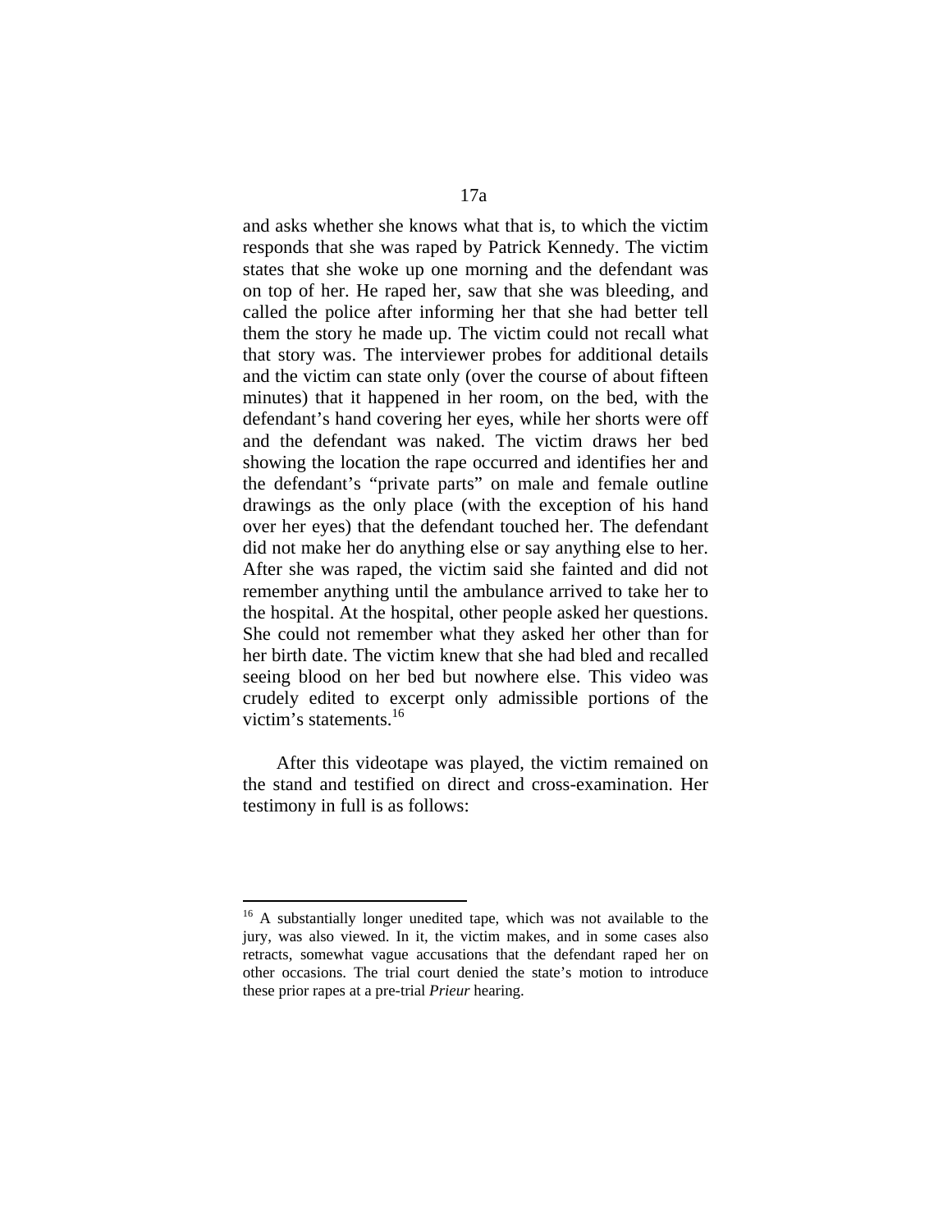and asks whether she knows what that is, to which the victim responds that she was raped by Patrick Kennedy. The victim states that she woke up one morning and the defendant was on top of her. He raped her, saw that she was bleeding, and called the police after informing her that she had better tell them the story he made up. The victim could not recall what that story was. The interviewer probes for additional details and the victim can state only (over the course of about fifteen minutes) that it happened in her room, on the bed, with the defendant's hand covering her eyes, while her shorts were off and the defendant was naked. The victim draws her bed showing the location the rape occurred and identifies her and the defendant's "private parts" on male and female outline drawings as the only place (with the exception of his hand over her eyes) that the defendant touched her. The defendant did not make her do anything else or say anything else to her. After she was raped, the victim said she fainted and did not remember anything until the ambulance arrived to take her to the hospital. At the hospital, other people asked her questions. She could not remember what they asked her other than for her birth date. The victim knew that she had bled and recalled seeing blood on her bed but nowhere else. This video was crudely edited to excerpt only admissible portions of the victim's statements.[16]

After this videotape was played, the victim remained on the stand and testified on direct and cross-examination. Her testimony in full is as follows:

---

[16] A substantially longer unedited tape, which was not available to the jury, was also viewed. In it, the victim makes, and in some cases also retracts, somewhat vague accusations that the defendant raped her on other occasions. The trial court denied the state's motion to introduce these prior rapes at a pre-trial *Prieur* hearing.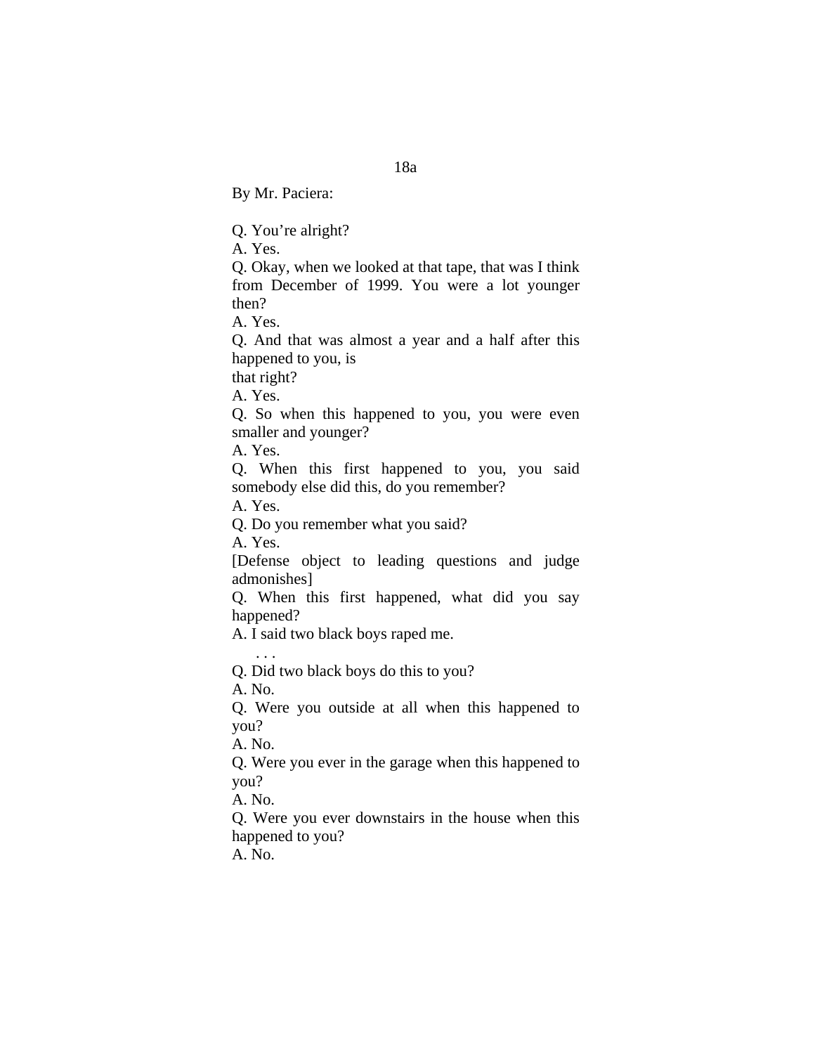By Mr. Paciera:

Q. You're alright?

A. Yes.

Q. Okay, when we looked at that tape, that was I think from December of 1999. You were a lot younger then?

A. Yes.

Q. And that was almost a year and a half after this happened to you, is that right?

A. Yes.

Q. So when this happened to you, you were even smaller and younger?

A. Yes.

Q. When this first happened to you, you said somebody else did this, do you remember?

A. Yes.

Q. Do you remember what you said?

A. Yes.

[Defense object to leading questions and judge admonishes]

Q. When this first happened, what did you say happened?

A. I said two black boys raped me.

. . .

Q. Did two black boys do this to you?

A. No.

Q. Were you outside at all when this happened to you?

A. No.

Q. Were you ever in the garage when this happened to you?

A. No.

Q. Were you ever downstairs in the house when this happened to you?

A. No.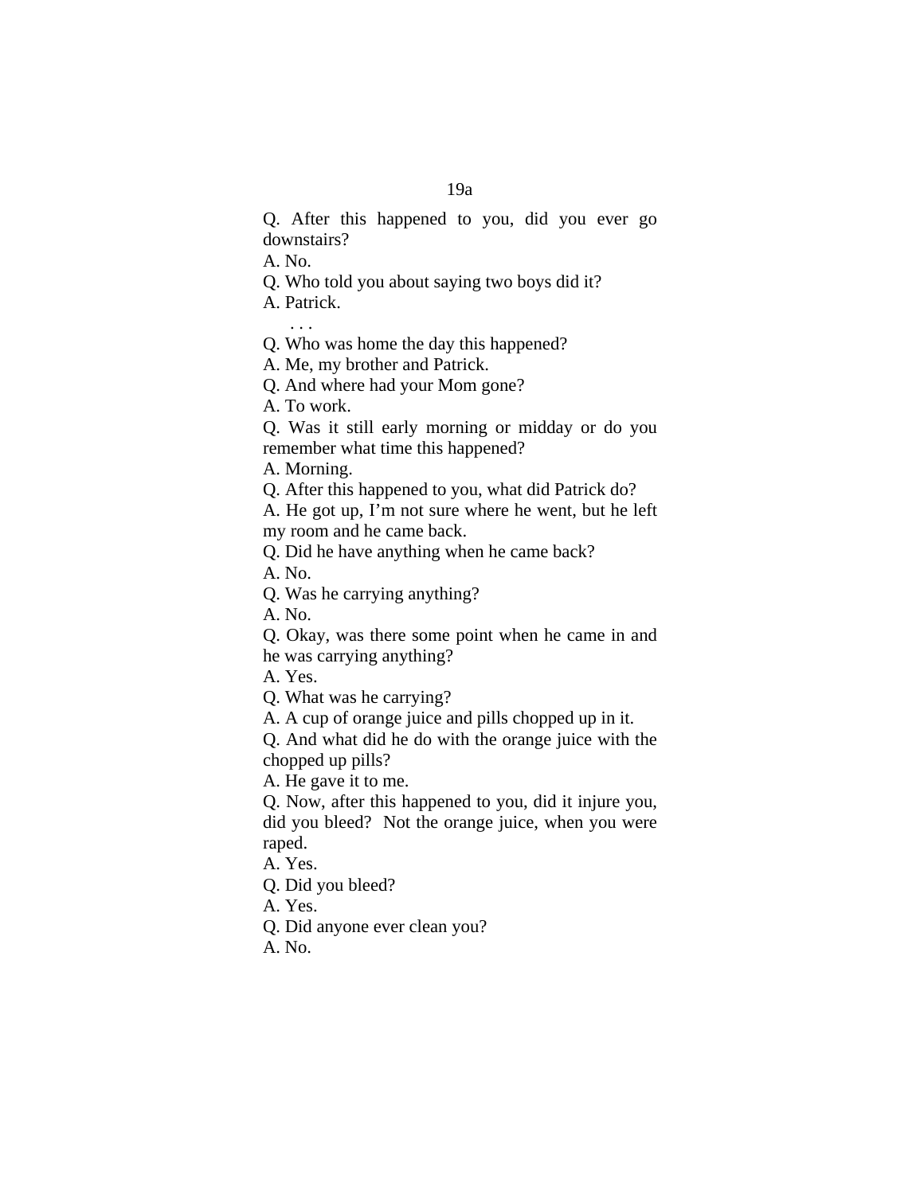Q. After this happened to you, did you ever go downstairs?

A. No.

Q. Who told you about saying two boys did it?

A. Patrick.

. . .

Q. Who was home the day this happened?

A. Me, my brother and Patrick.

Q. And where had your Mom gone?

A. To work.

Q. Was it still early morning or midday or do you remember what time this happened?

A. Morning.

Q. After this happened to you, what did Patrick do?

A. He got up, I'm not sure where he went, but he left my room and he came back.

Q. Did he have anything when he came back?

A. No.

Q. Was he carrying anything?

A. No.

Q. Okay, was there some point when he came in and he was carrying anything?

A. Yes.

Q. What was he carrying?

A. A cup of orange juice and pills chopped up in it.

Q. And what did he do with the orange juice with the chopped up pills?

A. He gave it to me.

Q. Now, after this happened to you, did it injure you, did you bleed? Not the orange juice, when you were raped.

A. Yes.

Q. Did you bleed?

A. Yes.

Q. Did anyone ever clean you?

A. No.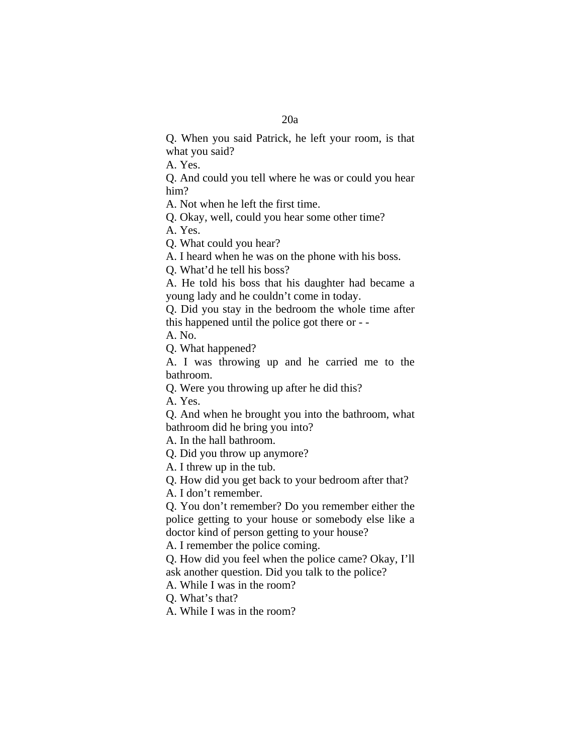Q. When you said Patrick, he left your room, is that what you said?

A. Yes.

Q. And could you tell where he was or could you hear him?

A. Not when he left the first time.

Q. Okay, well, could you hear some other time?

A. Yes.

Q. What could you hear?

A. I heard when he was on the phone with his boss.

Q. What'd he tell his boss?

A. He told his boss that his daughter had became a young lady and he couldn't come in today.

Q. Did you stay in the bedroom the whole time after this happened until the police got there or - -

A. No.

Q. What happened?

A. I was throwing up and he carried me to the bathroom.

Q. Were you throwing up after he did this?

A. Yes.

Q. And when he brought you into the bathroom, what bathroom did he bring you into?

A. In the hall bathroom.

Q. Did you throw up anymore?

A. I threw up in the tub.

Q. How did you get back to your bedroom after that?

A. I don't remember.

Q. You don't remember? Do you remember either the police getting to your house or somebody else like a doctor kind of person getting to your house?

A. I remember the police coming.

Q. How did you feel when the police came? Okay, I'll ask another question. Did you talk to the police?

A. While I was in the room?

Q. What's that?

A. While I was in the room?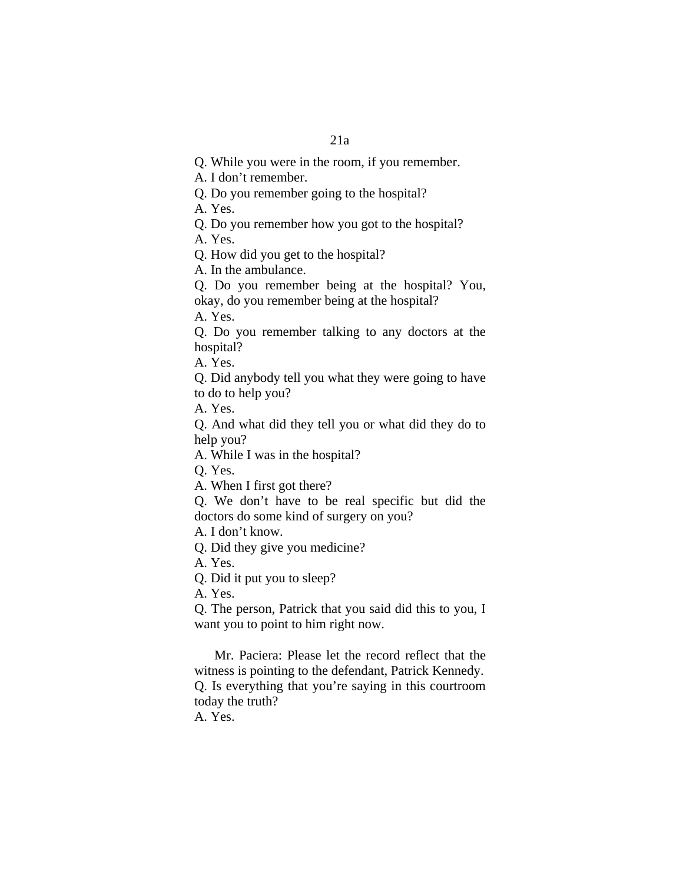Q. While you were in the room, if you remember.

A. I don't remember.

Q. Do you remember going to the hospital?

A. Yes.

Q. Do you remember how you got to the hospital?

A. Yes.

Q. How did you get to the hospital?

A. In the ambulance.

Q. Do you remember being at the hospital? You, okay, do you remember being at the hospital?

A. Yes.

Q. Do you remember talking to any doctors at the hospital?

A. Yes.

Q. Did anybody tell you what they were going to have to do to help you?

A. Yes.

Q. And what did they tell you or what did they do to help you?

A. While I was in the hospital?

Q. Yes.

A. When I first got there?

Q. We don't have to be real specific but did the doctors do some kind of surgery on you?

A. I don't know.

Q. Did they give you medicine?

A. Yes.

Q. Did it put you to sleep?

A. Yes.

Q. The person, Patrick that you said did this to you, I want you to point to him right now.

Mr. Paciera: Please let the record reflect that the witness is pointing to the defendant, Patrick Kennedy.

Q. Is everything that you're saying in this courtroom today the truth?

A. Yes.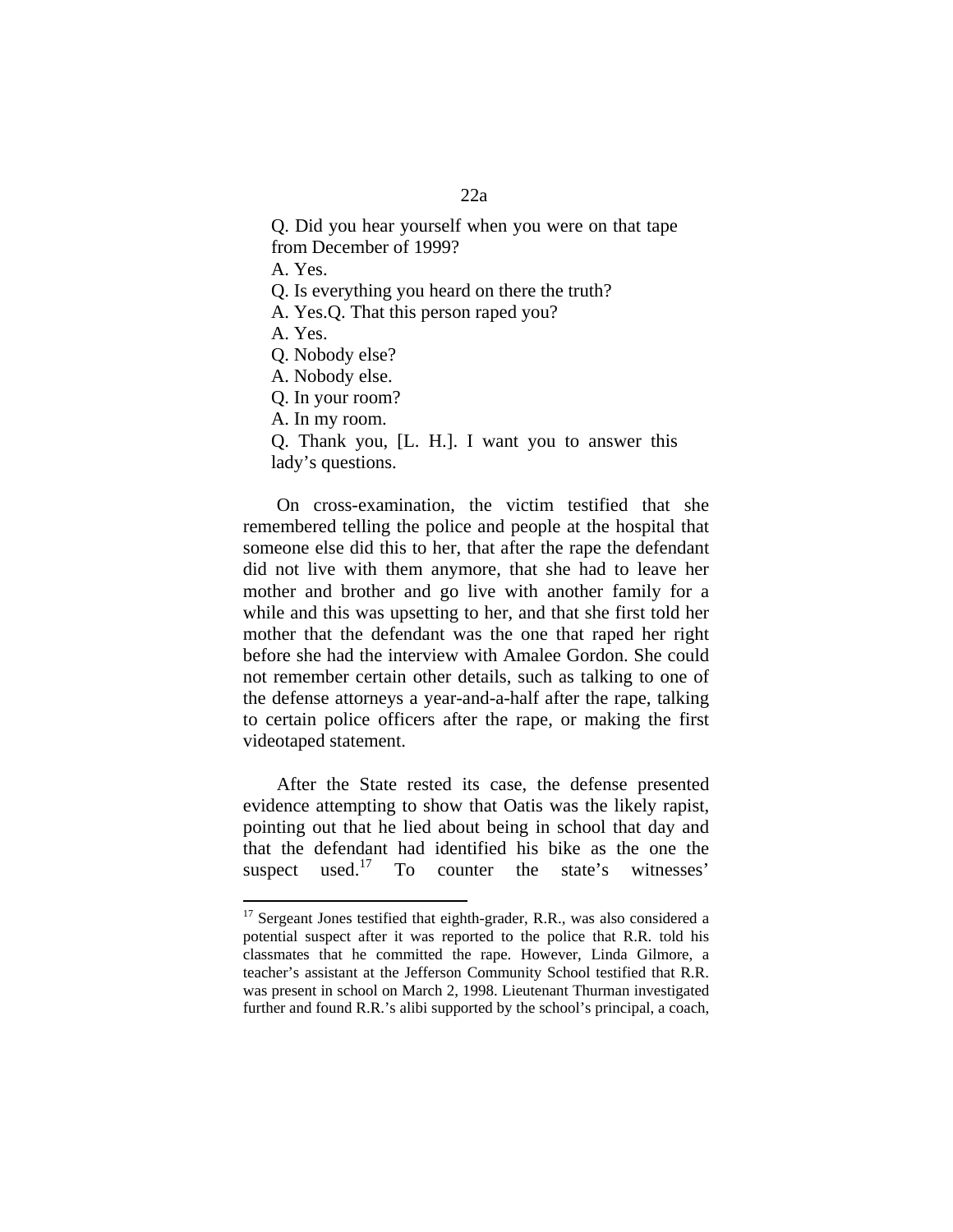Q. Did you hear yourself when you were on that tape from December of 1999?

A. Yes.

Q. Is everything you heard on there the truth?

A. Yes.Q. That this person raped you?

A. Yes.

Q. Nobody else?

A. Nobody else.

Q. In your room?

A. In my room.

Q. Thank you, [L. H.]. I want you to answer this lady's questions.

On cross-examination, the victim testified that she remembered telling the police and people at the hospital that someone else did this to her, that after the rape the defendant did not live with them anymore, that she had to leave her mother and brother and go live with another family for a while and this was upsetting to her, and that she first told her mother that the defendant was the one that raped her right before she had the interview with Amalee Gordon. She could not remember certain other details, such as talking to one of the defense attorneys a year-and-a-half after the rape, talking to certain police officers after the rape, or making the first videotaped statement.

After the State rested its case, the defense presented evidence attempting to show that Oatis was the likely rapist, pointing out that he lied about being in school that day and that the defendant had identified his bike as the one the suspect used.[17] To counter the state's witnesses'

[17] Sergeant Jones testified that eighth-grader, R.R., was also considered a potential suspect after it was reported to the police that R.R. told his classmates that he committed the rape. However, Linda Gilmore, a teacher's assistant at the Jefferson Community School testified that R.R. was present in school on March 2, 1998. Lieutenant Thurman investigated further and found R.R.'s alibi supported by the school's principal, a coach,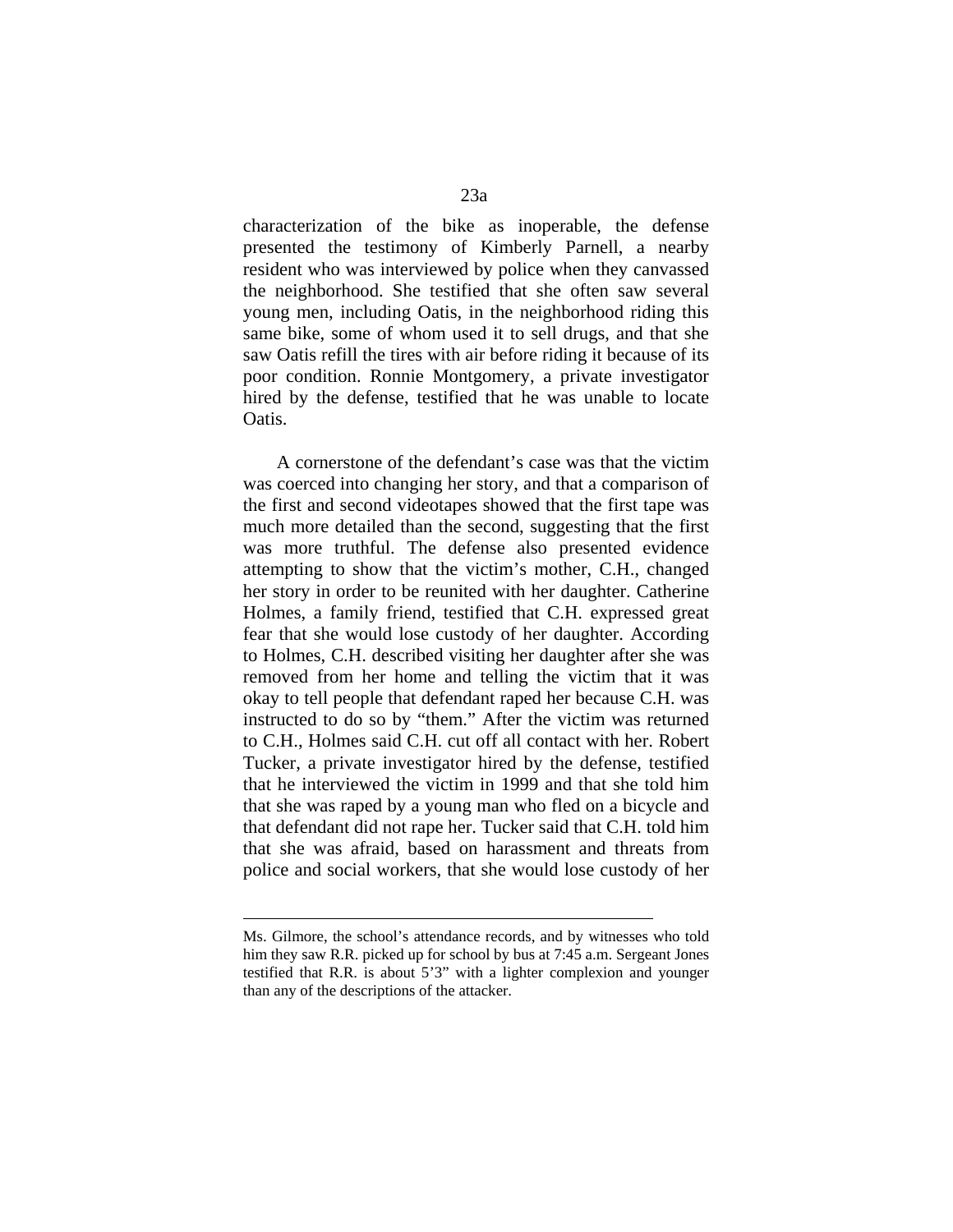characterization of the bike as inoperable, the defense presented the testimony of Kimberly Parnell, a nearby resident who was interviewed by police when they canvassed the neighborhood. She testified that she often saw several young men, including Oatis, in the neighborhood riding this same bike, some of whom used it to sell drugs, and that she saw Oatis refill the tires with air before riding it because of its poor condition. Ronnie Montgomery, a private investigator hired by the defense, testified that he was unable to locate Oatis.

A cornerstone of the defendant's case was that the victim was coerced into changing her story, and that a comparison of the first and second videotapes showed that the first tape was much more detailed than the second, suggesting that the first was more truthful. The defense also presented evidence attempting to show that the victim's mother, C.H., changed her story in order to be reunited with her daughter. Catherine Holmes, a family friend, testified that C.H. expressed great fear that she would lose custody of her daughter. According to Holmes, C.H. described visiting her daughter after she was removed from her home and telling the victim that it was okay to tell people that defendant raped her because C.H. was instructed to do so by "them." After the victim was returned to C.H., Holmes said C.H. cut off all contact with her. Robert Tucker, a private investigator hired by the defense, testified that he interviewed the victim in 1999 and that she told him that she was raped by a young man who fled on a bicycle and that defendant did not rape her. Tucker said that C.H. told him that she was afraid, based on harassment and threats from police and social workers, that she would lose custody of her

---

Ms. Gilmore, the school's attendance records, and by witnesses who told him they saw R.R. picked up for school by bus at 7:45 a.m. Sergeant Jones testified that R.R. is about 5'3" with a lighter complexion and younger than any of the descriptions of the attacker.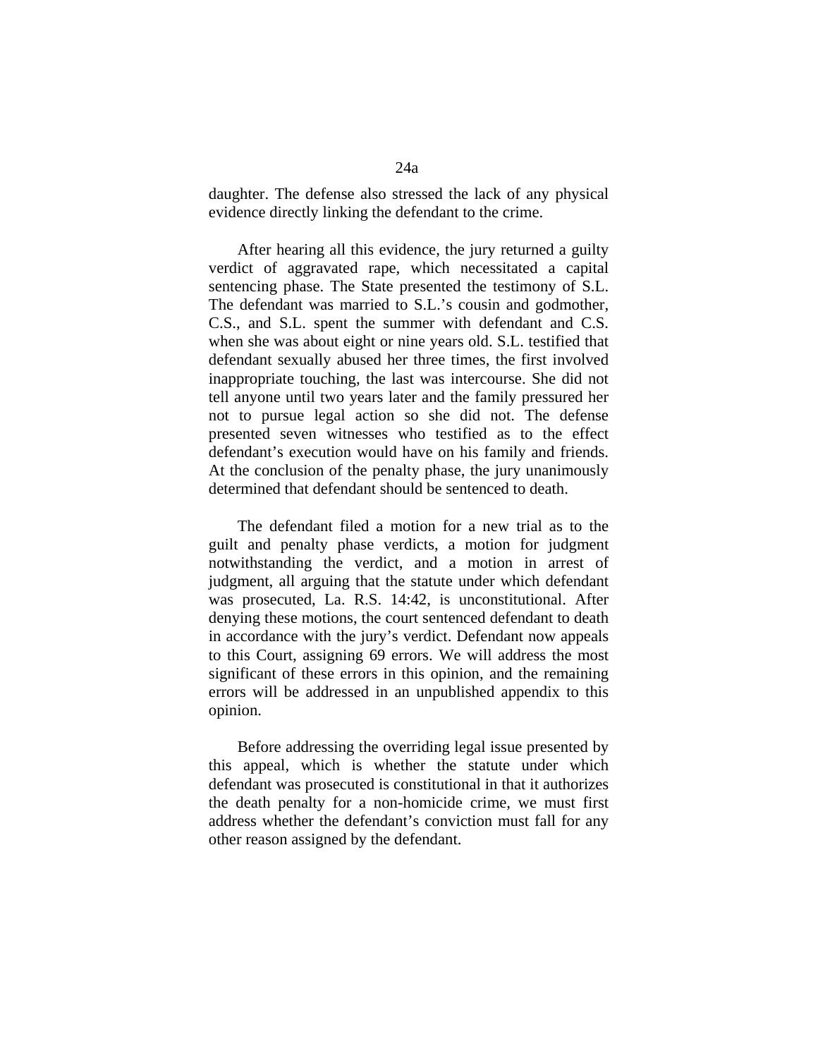daughter. The defense also stressed the lack of any physical evidence directly linking the defendant to the crime.

After hearing all this evidence, the jury returned a guilty verdict of aggravated rape, which necessitated a capital sentencing phase. The State presented the testimony of S.L. The defendant was married to S.L.'s cousin and godmother, C.S., and S.L. spent the summer with defendant and C.S. when she was about eight or nine years old. S.L. testified that defendant sexually abused her three times, the first involved inappropriate touching, the last was intercourse. She did not tell anyone until two years later and the family pressured her not to pursue legal action so she did not. The defense presented seven witnesses who testified as to the effect defendant's execution would have on his family and friends. At the conclusion of the penalty phase, the jury unanimously determined that defendant should be sentenced to death.

The defendant filed a motion for a new trial as to the guilt and penalty phase verdicts, a motion for judgment notwithstanding the verdict, and a motion in arrest of judgment, all arguing that the statute under which defendant was prosecuted, La. R.S. 14:42, is unconstitutional. After denying these motions, the court sentenced defendant to death in accordance with the jury's verdict. Defendant now appeals to this Court, assigning 69 errors. We will address the most significant of these errors in this opinion, and the remaining errors will be addressed in an unpublished appendix to this opinion.

Before addressing the overriding legal issue presented by this appeal, which is whether the statute under which defendant was prosecuted is constitutional in that it authorizes the death penalty for a non-homicide crime, we must first address whether the defendant's conviction must fall for any other reason assigned by the defendant.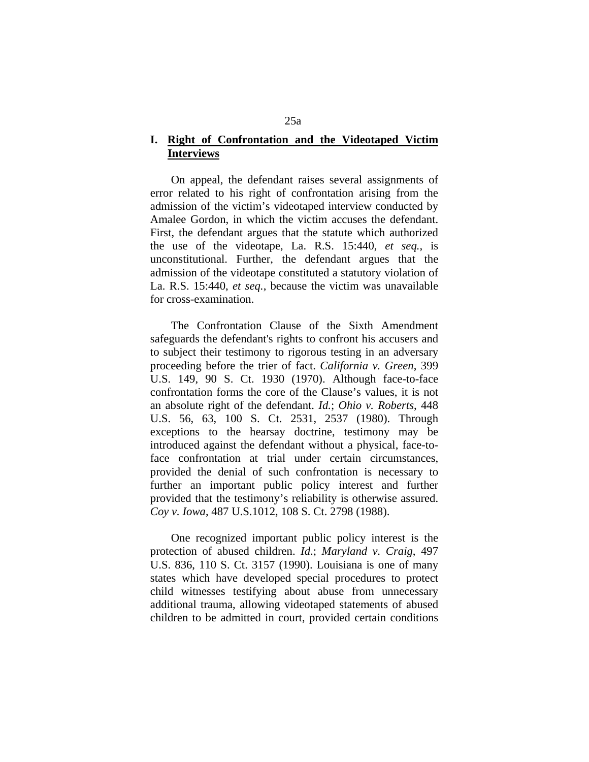## I. <u>Right of Confrontation and the Videotaped Victim Interviews</u>

On appeal, the defendant raises several assignments of error related to his right of confrontation arising from the admission of the victim's videotaped interview conducted by Amalee Gordon, in which the victim accuses the defendant. First, the defendant argues that the statute which authorized the use of the videotape, La. R.S. 15:440, *et seq.*, is unconstitutional. Further, the defendant argues that the admission of the videotape constituted a statutory violation of La. R.S. 15:440, *et seq.*, because the victim was unavailable for cross-examination.

The Confrontation Clause of the Sixth Amendment safeguards the defendant's rights to confront his accusers and to subject their testimony to rigorous testing in an adversary proceeding before the trier of fact. *California v. Green*, 399 U.S. 149, 90 S. Ct. 1930 (1970). Although face-to-face confrontation forms the core of the Clause's values, it is not an absolute right of the defendant. *Id.*; *Ohio v. Roberts*, 448 U.S. 56, 63, 100 S. Ct. 2531, 2537 (1980). Through exceptions to the hearsay doctrine, testimony may be introduced against the defendant without a physical, face-to-face confrontation at trial under certain circumstances, provided the denial of such confrontation is necessary to further an important public policy interest and further provided that the testimony's reliability is otherwise assured. *Coy v. Iowa*, 487 U.S.1012, 108 S. Ct. 2798 (1988).

One recognized important public policy interest is the protection of abused children. *Id*.; *Maryland v. Craig*, 497 U.S. 836, 110 S. Ct. 3157 (1990). Louisiana is one of many states which have developed special procedures to protect child witnesses testifying about abuse from unnecessary additional trauma, allowing videotaped statements of abused children to be admitted in court, provided certain conditions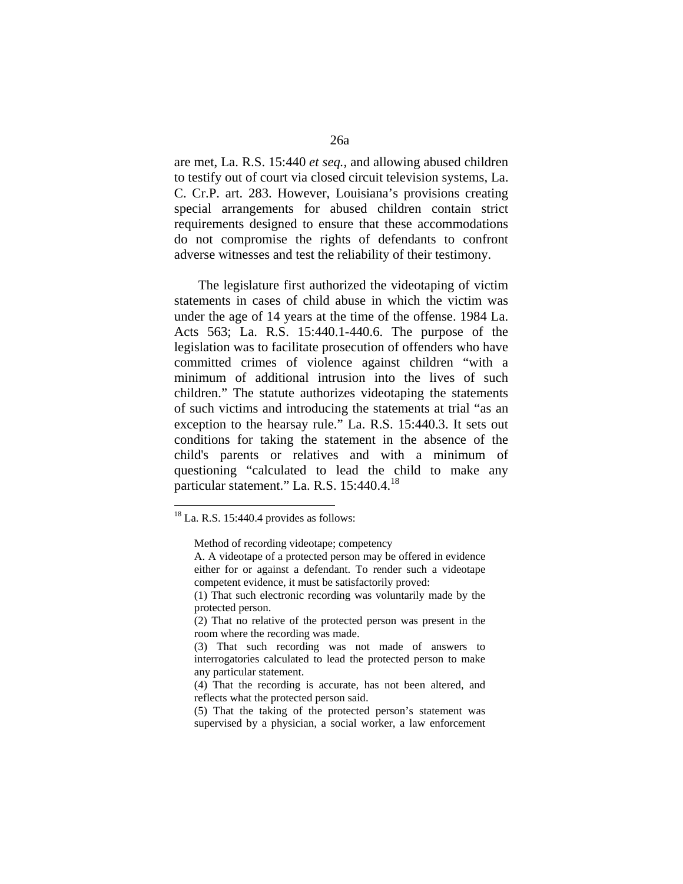are met, La. R.S. 15:440 *et seq.*, and allowing abused children to testify out of court via closed circuit television systems, La. C. Cr.P. art. 283. However, Louisiana's provisions creating special arrangements for abused children contain strict requirements designed to ensure that these accommodations do not compromise the rights of defendants to confront adverse witnesses and test the reliability of their testimony.

The legislature first authorized the videotaping of victim statements in cases of child abuse in which the victim was under the age of 14 years at the time of the offense. 1984 La. Acts 563; La. R.S. 15:440.1-440.6. The purpose of the legislation was to facilitate prosecution of offenders who have committed crimes of violence against children "with a minimum of additional intrusion into the lives of such children." The statute authorizes videotaping the statements of such victims and introducing the statements at trial "as an exception to the hearsay rule." La. R.S. 15:440.3. It sets out conditions for taking the statement in the absence of the child's parents or relatives and with a minimum of questioning "calculated to lead the child to make any particular statement." La. R.S. 15:440.4.[18]

---

[18] La. R.S. 15:440.4 provides as follows:

> Method of recording videotape; competency
>
> A. A videotape of a protected person may be offered in evidence either for or against a defendant. To render such a videotape competent evidence, it must be satisfactorily proved:
>
> (1) That such electronic recording was voluntarily made by the protected person.
>
> (2) That no relative of the protected person was present in the room where the recording was made.
>
> (3) That such recording was not made of answers to interrogatories calculated to lead the protected person to make any particular statement.
>
> (4) That the recording is accurate, has not been altered, and reflects what the protected person said.
>
> (5) That the taking of the protected person's statement was supervised by a physician, a social worker, a law enforcement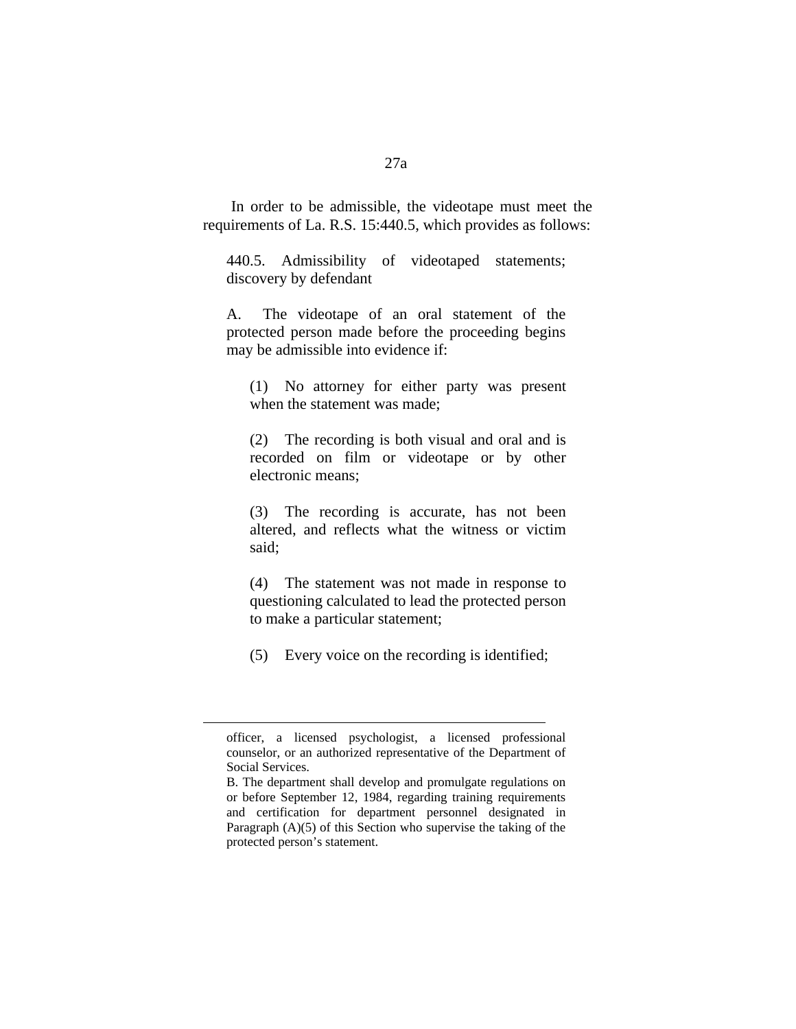In order to be admissible, the videotape must meet the requirements of La. R.S. 15:440.5, which provides as follows:

> 440.5. Admissibility of videotaped statements; discovery by defendant
>
> A. The videotape of an oral statement of the protected person made before the proceeding begins may be admissible into evidence if:
>
> > (1) No attorney for either party was present when the statement was made;
> >
> > (2) The recording is both visual and oral and is recorded on film or videotape or by other electronic means;
> >
> > (3) The recording is accurate, has not been altered, and reflects what the witness or victim said;
> >
> > (4) The statement was not made in response to questioning calculated to lead the protected person to make a particular statement;
> >
> > (5) Every voice on the recording is identified;

---

officer, a licensed psychologist, a licensed professional counselor, or an authorized representative of the Department of Social Services.

B. The department shall develop and promulgate regulations on or before September 12, 1984, regarding training requirements and certification for department personnel designated in Paragraph (A)(5) of this Section who supervise the taking of the protected person's statement.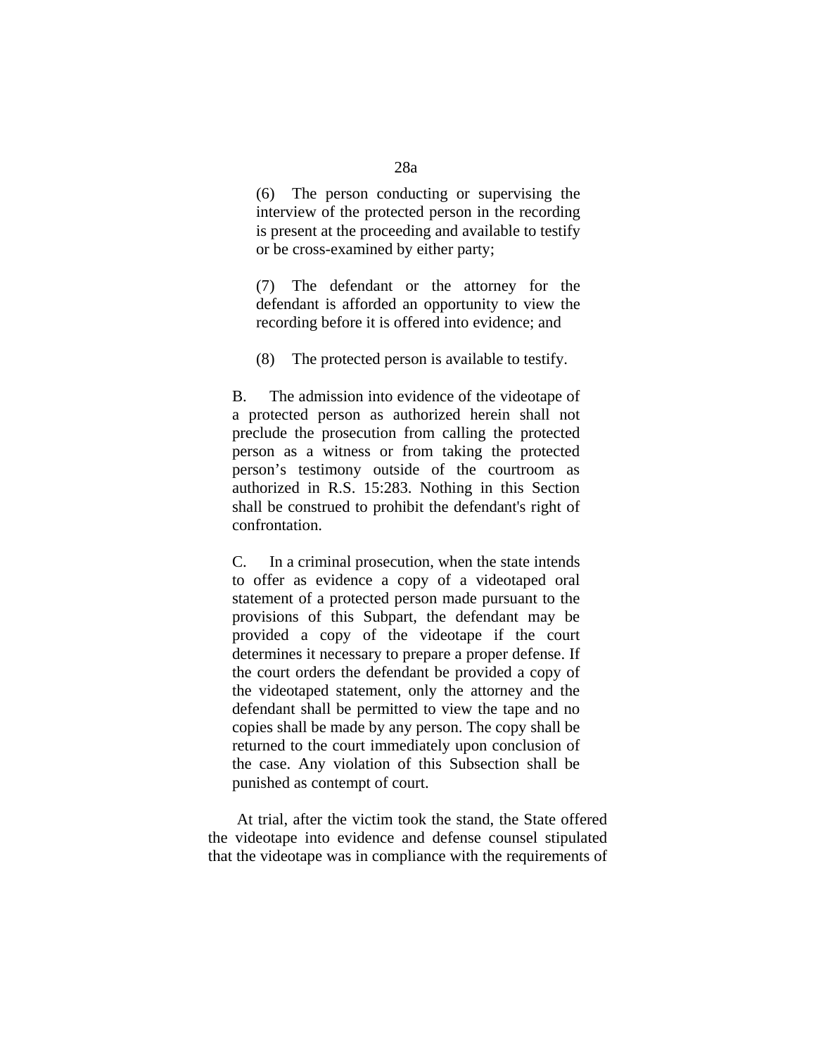(6) The person conducting or supervising the interview of the protected person in the recording is present at the proceeding and available to testify or be cross-examined by either party;

(7) The defendant or the attorney for the defendant is afforded an opportunity to view the recording before it is offered into evidence; and

(8) The protected person is available to testify.

B. The admission into evidence of the videotape of a protected person as authorized herein shall not preclude the prosecution from calling the protected person as a witness or from taking the protected person's testimony outside of the courtroom as authorized in R.S. 15:283. Nothing in this Section shall be construed to prohibit the defendant's right of confrontation.

C. In a criminal prosecution, when the state intends to offer as evidence a copy of a videotaped oral statement of a protected person made pursuant to the provisions of this Subpart, the defendant may be provided a copy of the videotape if the court determines it necessary to prepare a proper defense. If the court orders the defendant be provided a copy of the videotaped statement, only the attorney and the defendant shall be permitted to view the tape and no copies shall be made by any person. The copy shall be returned to the court immediately upon conclusion of the case. Any violation of this Subsection shall be punished as contempt of court.

At trial, after the victim took the stand, the State offered the videotape into evidence and defense counsel stipulated that the videotape was in compliance with the requirements of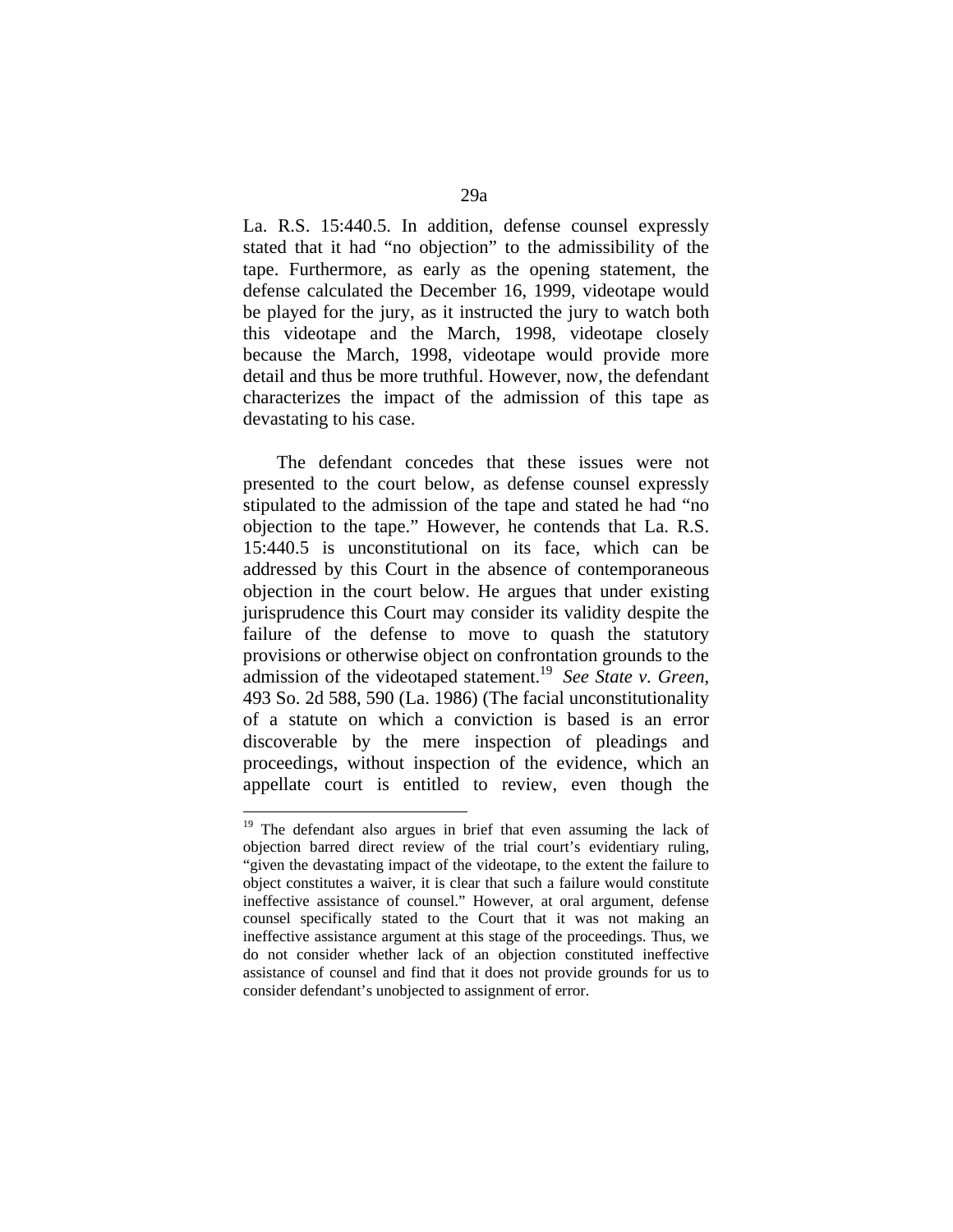La. R.S. 15:440.5. In addition, defense counsel expressly stated that it had "no objection" to the admissibility of the tape. Furthermore, as early as the opening statement, the defense calculated the December 16, 1999, videotape would be played for the jury, as it instructed the jury to watch both this videotape and the March, 1998, videotape closely because the March, 1998, videotape would provide more detail and thus be more truthful. However, now, the defendant characterizes the impact of the admission of this tape as devastating to his case.

The defendant concedes that these issues were not presented to the court below, as defense counsel expressly stipulated to the admission of the tape and stated he had "no objection to the tape." However, he contends that La. R.S. 15:440.5 is unconstitutional on its face, which can be addressed by this Court in the absence of contemporaneous objection in the court below. He argues that under existing jurisprudence this Court may consider its validity despite the failure of the defense to move to quash the statutory provisions or otherwise object on confrontation grounds to the admission of the videotaped statement.[19] *See State v. Green*, 493 So. 2d 588, 590 (La. 1986) (The facial unconstitutionality of a statute on which a conviction is based is an error discoverable by the mere inspection of pleadings and proceedings, without inspection of the evidence, which an appellate court is entitled to review, even though the

---

[19] The defendant also argues in brief that even assuming the lack of objection barred direct review of the trial court's evidentiary ruling, "given the devastating impact of the videotape, to the extent the failure to object constitutes a waiver, it is clear that such a failure would constitute ineffective assistance of counsel." However, at oral argument, defense counsel specifically stated to the Court that it was not making an ineffective assistance argument at this stage of the proceedings. Thus, we do not consider whether lack of an objection constituted ineffective assistance of counsel and find that it does not provide grounds for us to consider defendant's unobjected to assignment of error.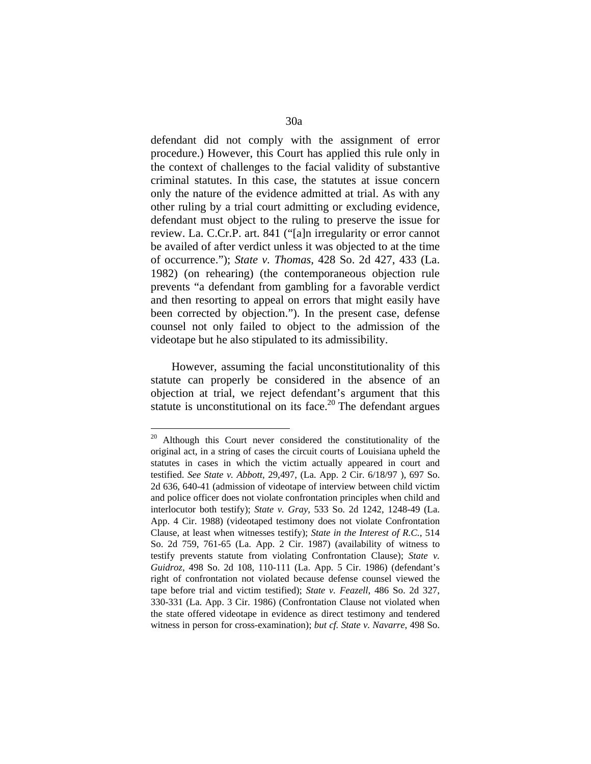defendant did not comply with the assignment of error procedure.) However, this Court has applied this rule only in the context of challenges to the facial validity of substantive criminal statutes. In this case, the statutes at issue concern only the nature of the evidence admitted at trial. As with any other ruling by a trial court admitting or excluding evidence, defendant must object to the ruling to preserve the issue for review. La. C.Cr.P. art. 841 ("[a]n irregularity or error cannot be availed of after verdict unless it was objected to at the time of occurrence."); *State v. Thomas*, 428 So. 2d 427, 433 (La. 1982) (on rehearing) (the contemporaneous objection rule prevents "a defendant from gambling for a favorable verdict and then resorting to appeal on errors that might easily have been corrected by objection."). In the present case, defense counsel not only failed to object to the admission of the videotape but he also stipulated to its admissibility.

However, assuming the facial unconstitutionality of this statute can properly be considered in the absence of an objection at trial, we reject defendant's argument that this statute is unconstitutional on its face.[20] The defendant argues

---

[20] Although this Court never considered the constitutionality of the original act, in a string of cases the circuit courts of Louisiana upheld the statutes in cases in which the victim actually appeared in court and testified. *See State v. Abbott*, 29,497, (La. App. 2 Cir. 6/18/97 ), 697 So. 2d 636, 640-41 (admission of videotape of interview between child victim and police officer does not violate confrontation principles when child and interlocutor both testify); *State v. Gray*, 533 So. 2d 1242, 1248-49 (La. App. 4 Cir. 1988) (videotaped testimony does not violate Confrontation Clause, at least when witnesses testify); *State in the Interest of R.C.*, 514 So. 2d 759, 761-65 (La. App. 2 Cir. 1987) (availability of witness to testify prevents statute from violating Confrontation Clause); *State v. Guidroz*, 498 So. 2d 108, 110-111 (La. App. 5 Cir. 1986) (defendant's right of confrontation not violated because defense counsel viewed the tape before trial and victim testified); *State v. Feazell*, 486 So. 2d 327, 330-331 (La. App. 3 Cir. 1986) (Confrontation Clause not violated when the state offered videotape in evidence as direct testimony and tendered witness in person for cross-examination); *but cf. State v. Navarre*, 498 So.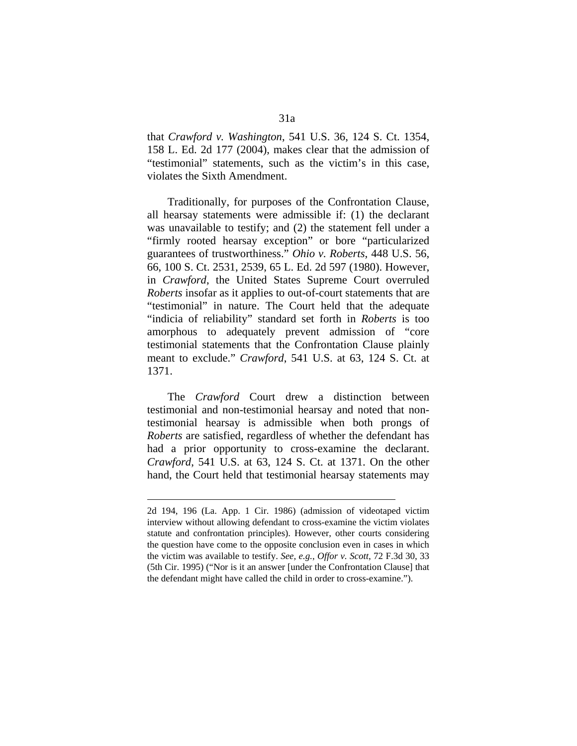that *Crawford v. Washington*, 541 U.S. 36, 124 S. Ct. 1354, 158 L. Ed. 2d 177 (2004), makes clear that the admission of "testimonial" statements, such as the victim's in this case, violates the Sixth Amendment.

Traditionally, for purposes of the Confrontation Clause, all hearsay statements were admissible if: (1) the declarant was unavailable to testify; and (2) the statement fell under a "firmly rooted hearsay exception" or bore "particularized guarantees of trustworthiness." *Ohio v. Roberts*, 448 U.S. 56, 66, 100 S. Ct. 2531, 2539, 65 L. Ed. 2d 597 (1980). However, in *Crawford*, the United States Supreme Court overruled *Roberts* insofar as it applies to out-of-court statements that are "testimonial" in nature. The Court held that the adequate "indicia of reliability" standard set forth in *Roberts* is too amorphous to adequately prevent admission of "core testimonial statements that the Confrontation Clause plainly meant to exclude." *Crawford*, 541 U.S. at 63, 124 S. Ct. at 1371.

The *Crawford* Court drew a distinction between testimonial and non-testimonial hearsay and noted that non-testimonial hearsay is admissible when both prongs of *Roberts* are satisfied, regardless of whether the defendant has had a prior opportunity to cross-examine the declarant. *Crawford*, 541 U.S. at 63, 124 S. Ct. at 1371. On the other hand, the Court held that testimonial hearsay statements may

---

2d 194, 196 (La. App. 1 Cir. 1986) (admission of videotaped victim interview without allowing defendant to cross-examine the victim violates statute and confrontation principles). However, other courts considering the question have come to the opposite conclusion even in cases in which the victim was available to testify. *See, e.g., Offor v. Scott*, 72 F.3d 30, 33 (5th Cir. 1995) ("Nor is it an answer [under the Confrontation Clause] that the defendant might have called the child in order to cross-examine.").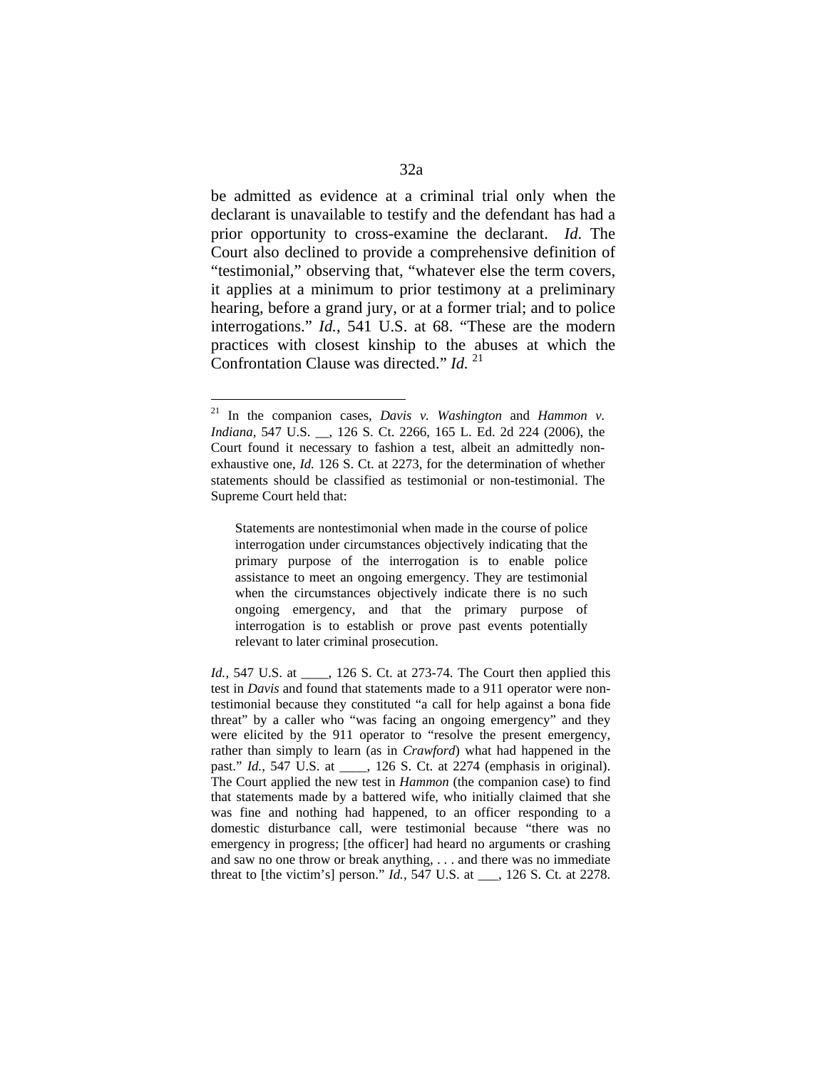be admitted as evidence at a criminal trial only when the declarant is unavailable to testify and the defendant has had a prior opportunity to cross-examine the declarant. *Id*. The Court also declined to provide a comprehensive definition of "testimonial," observing that, "whatever else the term covers, it applies at a minimum to prior testimony at a preliminary hearing, before a grand jury, or at a former trial; and to police interrogations." *Id.*, 541 U.S. at 68. "These are the modern practices with closest kinship to the abuses at which the Confrontation Clause was directed." *Id.* [21]

---

[21] In the companion cases, *Davis v. Washington* and *Hammon v. Indiana*, 547 U.S. __, 126 S. Ct. 2266, 165 L. Ed. 2d 224 (2006), the Court found it necessary to fashion a test, albeit an admittedly non-exhaustive one, *Id.* 126 S. Ct. at 2273, for the determination of whether statements should be classified as testimonial or non-testimonial. The Supreme Court held that:

> Statements are nontestimonial when made in the course of police interrogation under circumstances objectively indicating that the primary purpose of the interrogation is to enable police assistance to meet an ongoing emergency. They are testimonial when the circumstances objectively indicate there is no such ongoing emergency, and that the primary purpose of interrogation is to establish or prove past events potentially relevant to later criminal prosecution.

*Id.,* 547 U.S. at ____, 126 S. Ct. at 273-74. The Court then applied this test in *Davis* and found that statements made to a 911 operator were non-testimonial because they constituted "a call for help against a bona fide threat" by a caller who "was facing an ongoing emergency" and they were elicited by the 911 operator to "resolve the present emergency, rather than simply to learn (as in *Crawford*) what had happened in the past." *Id.*, 547 U.S. at ____, 126 S. Ct. at 2274 (emphasis in original). The Court applied the new test in *Hammon* (the companion case) to find that statements made by a battered wife, who initially claimed that she was fine and nothing had happened, to an officer responding to a domestic disturbance call, were testimonial because "there was no emergency in progress; [the officer] had heard no arguments or crashing and saw no one throw or break anything, . . . and there was no immediate threat to [the victim's] person." *Id.*, 547 U.S. at ___, 126 S. Ct. at 2278.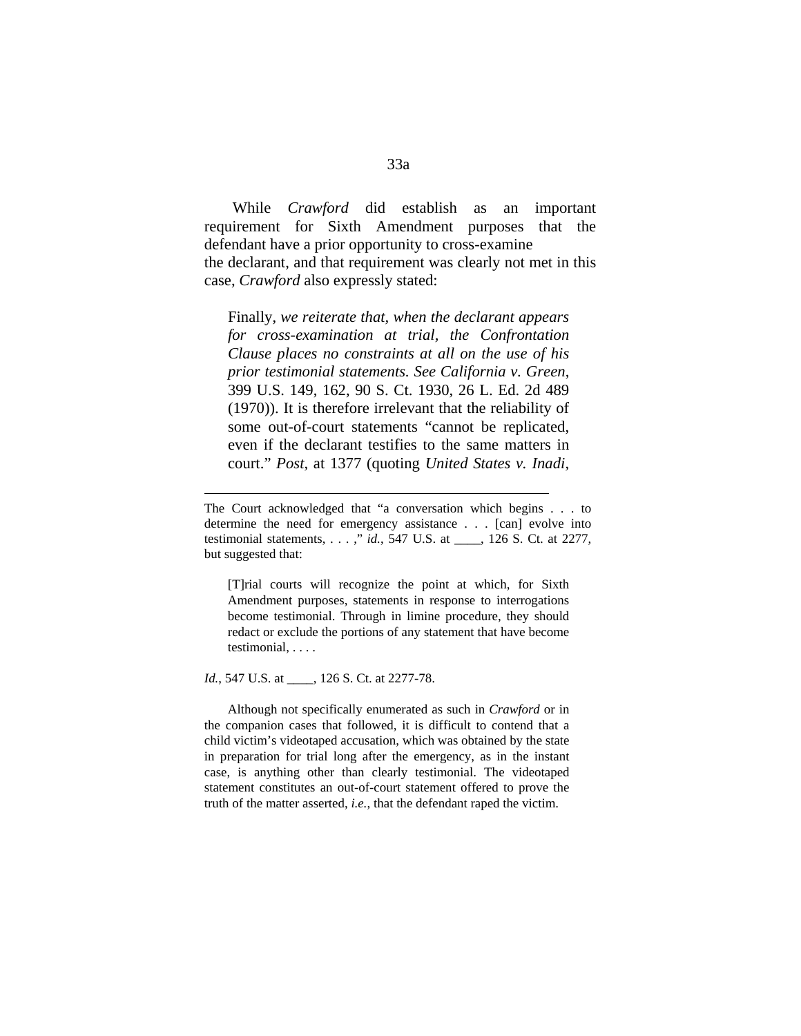While *Crawford* did establish as an important requirement for Sixth Amendment purposes that the defendant have a prior opportunity to cross-examine the declarant, and that requirement was clearly not met in this case, *Crawford* also expressly stated:

> Finally, *we reiterate that, when the declarant appears for cross-examination at trial, the Confrontation Clause places no constraints at all on the use of his prior testimonial statements. See California v. Green*, 399 U.S. 149, 162, 90 S. Ct. 1930, 26 L. Ed. 2d 489 (1970)). It is therefore irrelevant that the reliability of some out-of-court statements "cannot be replicated, even if the declarant testifies to the same matters in court." *Post*, at 1377 (quoting *United States v. Inadi*,

---

The Court acknowledged that "a conversation which begins . . . to determine the need for emergency assistance . . . [can] evolve into testimonial statements, . . . ," *id.*, 547 U.S. at ____, 126 S. Ct. at 2277, but suggested that:

> [T]rial courts will recognize the point at which, for Sixth Amendment purposes, statements in response to interrogations become testimonial. Through in limine procedure, they should redact or exclude the portions of any statement that have become testimonial, . . . .

*Id.*, 547 U.S. at ____, 126 S. Ct. at 2277-78.

Although not specifically enumerated as such in *Crawford* or in the companion cases that followed, it is difficult to contend that a child victim's videotaped accusation, which was obtained by the state in preparation for trial long after the emergency, as in the instant case, is anything other than clearly testimonial. The videotaped statement constitutes an out-of-court statement offered to prove the truth of the matter asserted, *i.e.*, that the defendant raped the victim.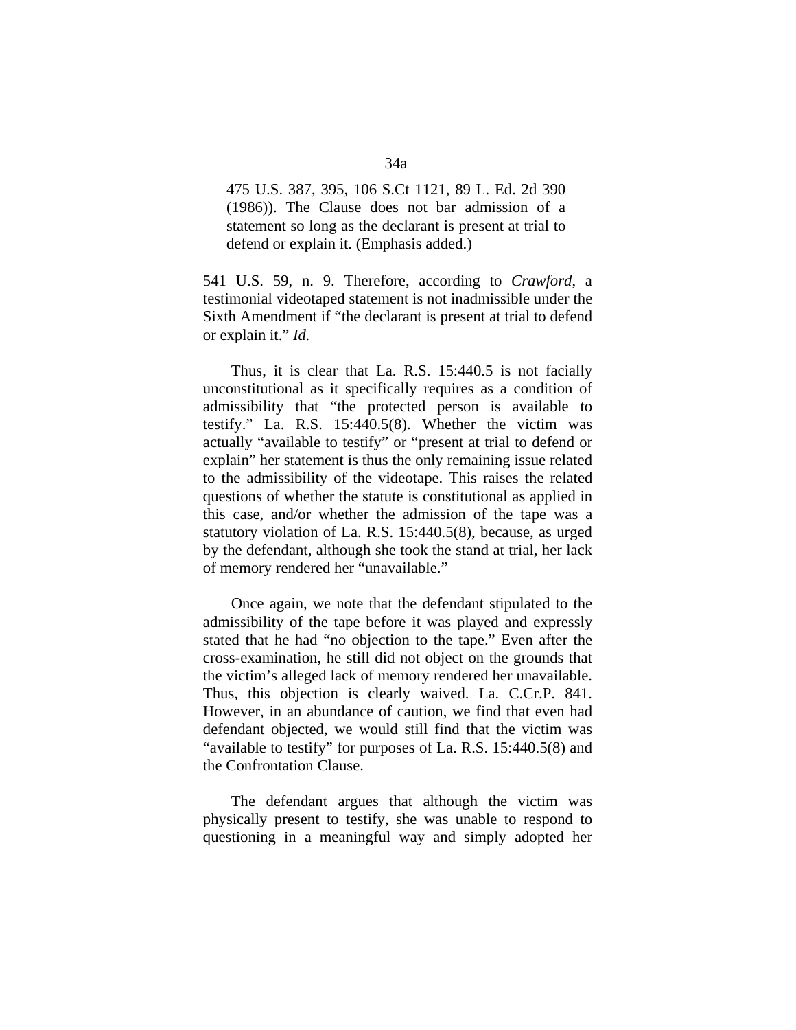> 475 U.S. 387, 395, 106 S.Ct 1121, 89 L. Ed. 2d 390 (1986)). The Clause does not bar admission of a statement so long as the declarant is present at trial to defend or explain it. (Emphasis added.)

541 U.S. 59, n. 9. Therefore, according to *Crawford*, a testimonial videotaped statement is not inadmissible under the Sixth Amendment if "the declarant is present at trial to defend or explain it." *Id.*

Thus, it is clear that La. R.S. 15:440.5 is not facially unconstitutional as it specifically requires as a condition of admissibility that "the protected person is available to testify." La. R.S. 15:440.5(8). Whether the victim was actually "available to testify" or "present at trial to defend or explain" her statement is thus the only remaining issue related to the admissibility of the videotape. This raises the related questions of whether the statute is constitutional as applied in this case, and/or whether the admission of the tape was a statutory violation of La. R.S. 15:440.5(8), because, as urged by the defendant, although she took the stand at trial, her lack of memory rendered her "unavailable."

Once again, we note that the defendant stipulated to the admissibility of the tape before it was played and expressly stated that he had "no objection to the tape." Even after the cross-examination, he still did not object on the grounds that the victim's alleged lack of memory rendered her unavailable. Thus, this objection is clearly waived. La. C.Cr.P. 841. However, in an abundance of caution, we find that even had defendant objected, we would still find that the victim was "available to testify" for purposes of La. R.S. 15:440.5(8) and the Confrontation Clause.

The defendant argues that although the victim was physically present to testify, she was unable to respond to questioning in a meaningful way and simply adopted her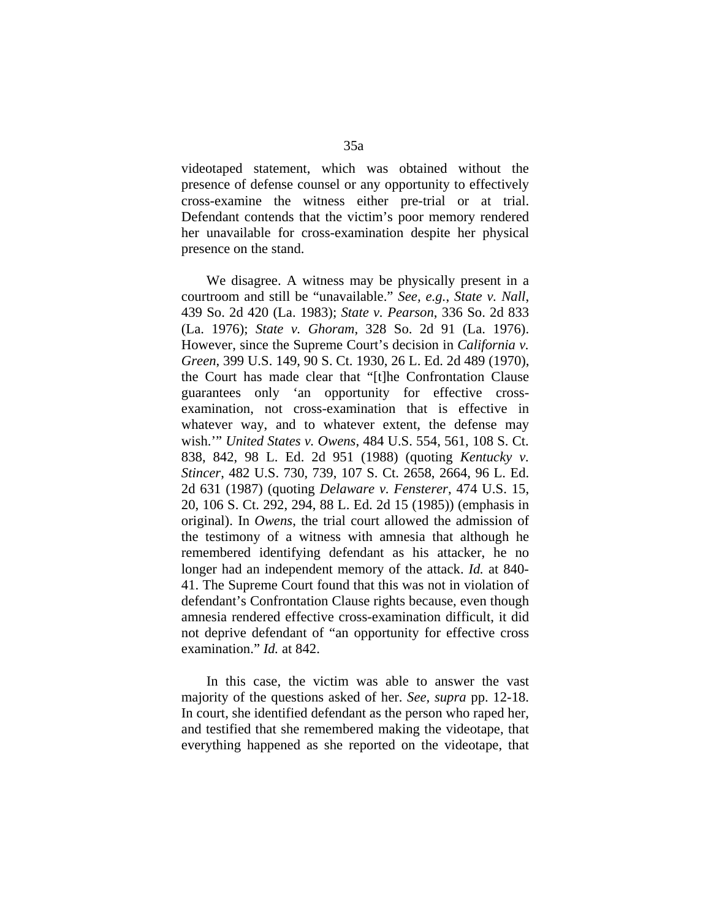videotaped statement, which was obtained without the presence of defense counsel or any opportunity to effectively cross-examine the witness either pre-trial or at trial. Defendant contends that the victim's poor memory rendered her unavailable for cross-examination despite her physical presence on the stand.

We disagree. A witness may be physically present in a courtroom and still be "unavailable." *See, e.g.*, *State v. Nall*, 439 So. 2d 420 (La. 1983); *State v. Pearson*, 336 So. 2d 833 (La. 1976); *State v. Ghoram*, 328 So. 2d 91 (La. 1976). However, since the Supreme Court's decision in *California v. Green*, 399 U.S. 149, 90 S. Ct. 1930, 26 L. Ed. 2d 489 (1970), the Court has made clear that "[t]he Confrontation Clause guarantees only 'an opportunity for effective cross-examination, not cross-examination that is effective in whatever way, and to whatever extent, the defense may wish.'" *United States v. Owens*, 484 U.S. 554, 561, 108 S. Ct. 838, 842, 98 L. Ed. 2d 951 (1988) (quoting *Kentucky v. Stincer*, 482 U.S. 730, 739, 107 S. Ct. 2658, 2664, 96 L. Ed. 2d 631 (1987) (quoting *Delaware v. Fensterer*, 474 U.S. 15, 20, 106 S. Ct. 292, 294, 88 L. Ed. 2d 15 (1985)) (emphasis in original). In *Owens*, the trial court allowed the admission of the testimony of a witness with amnesia that although he remembered identifying defendant as his attacker, he no longer had an independent memory of the attack. *Id.* at 840-41. The Supreme Court found that this was not in violation of defendant's Confrontation Clause rights because, even though amnesia rendered effective cross-examination difficult, it did not deprive defendant of "an opportunity for effective cross examination." *Id.* at 842.

In this case, the victim was able to answer the vast majority of the questions asked of her. *See, supra* pp. 12-18. In court, she identified defendant as the person who raped her, and testified that she remembered making the videotape, that everything happened as she reported on the videotape, that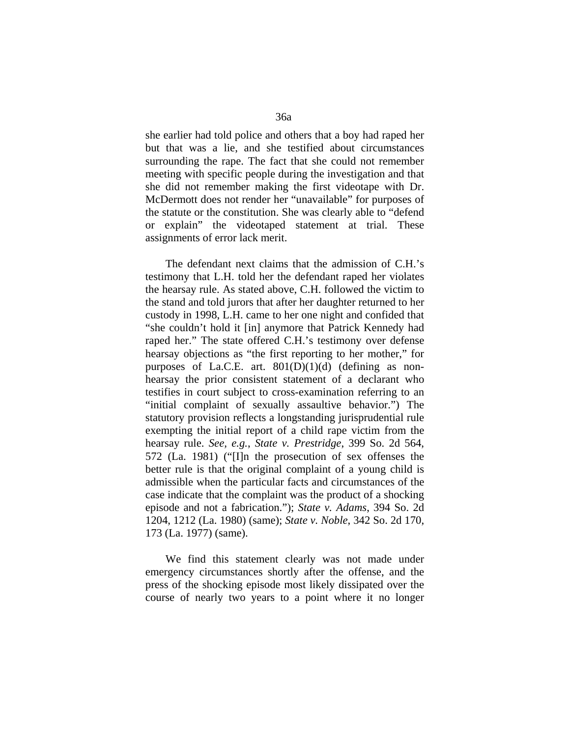she earlier had told police and others that a boy had raped her but that was a lie, and she testified about circumstances surrounding the rape. The fact that she could not remember meeting with specific people during the investigation and that she did not remember making the first videotape with Dr. McDermott does not render her "unavailable" for purposes of the statute or the constitution. She was clearly able to "defend or explain" the videotaped statement at trial. These assignments of error lack merit.

The defendant next claims that the admission of C.H.'s testimony that L.H. told her the defendant raped her violates the hearsay rule. As stated above, C.H. followed the victim to the stand and told jurors that after her daughter returned to her custody in 1998, L.H. came to her one night and confided that "she couldn't hold it [in] anymore that Patrick Kennedy had raped her." The state offered C.H.'s testimony over defense hearsay objections as "the first reporting to her mother," for purposes of La.C.E. art. 801(D)(1)(d) (defining as non-hearsay the prior consistent statement of a declarant who testifies in court subject to cross-examination referring to an "initial complaint of sexually assaultive behavior.") The statutory provision reflects a longstanding jurisprudential rule exempting the initial report of a child rape victim from the hearsay rule. *See, e.g.*, *State v. Prestridge*, 399 So. 2d 564, 572 (La. 1981) ("[I]n the prosecution of sex offenses the better rule is that the original complaint of a young child is admissible when the particular facts and circumstances of the case indicate that the complaint was the product of a shocking episode and not a fabrication."); *State v. Adams*, 394 So. 2d 1204, 1212 (La. 1980) (same); *State v. Noble*, 342 So. 2d 170, 173 (La. 1977) (same).

We find this statement clearly was not made under emergency circumstances shortly after the offense, and the press of the shocking episode most likely dissipated over the course of nearly two years to a point where it no longer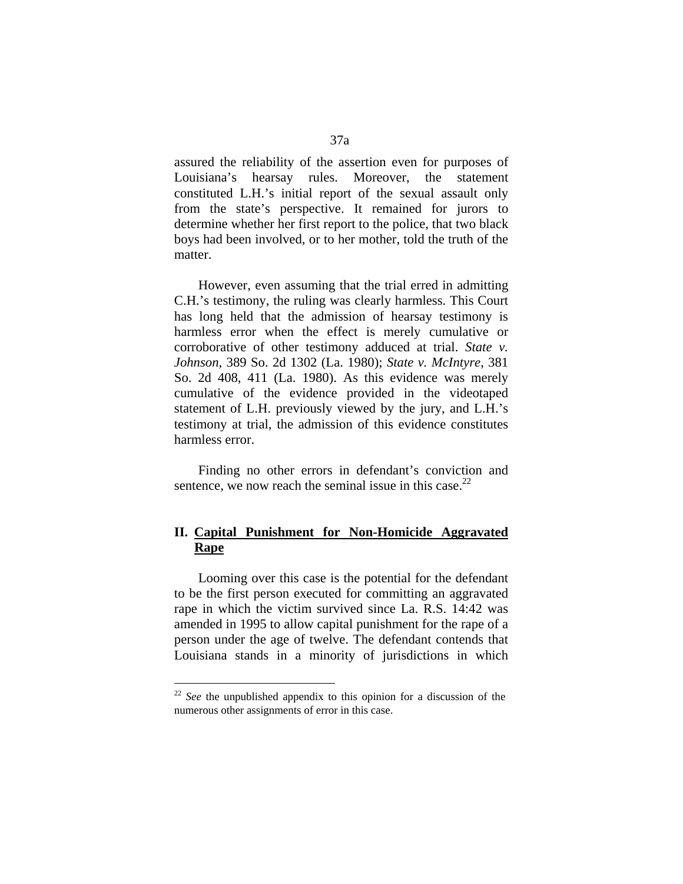assured the reliability of the assertion even for purposes of Louisiana's hearsay rules. Moreover, the statement constituted L.H.'s initial report of the sexual assault only from the state's perspective. It remained for jurors to determine whether her first report to the police, that two black boys had been involved, or to her mother, told the truth of the matter.

However, even assuming that the trial erred in admitting C.H.'s testimony, the ruling was clearly harmless. This Court has long held that the admission of hearsay testimony is harmless error when the effect is merely cumulative or corroborative of other testimony adduced at trial. *State v. Johnson*, 389 So. 2d 1302 (La. 1980); *State v. McIntyre*, 381 So. 2d 408, 411 (La. 1980). As this evidence was merely cumulative of the evidence provided in the videotaped statement of L.H. previously viewed by the jury, and L.H.'s testimony at trial, the admission of this evidence constitutes harmless error.

Finding no other errors in defendant's conviction and sentence, we now reach the seminal issue in this case.[22]

## II. <u>Capital Punishment for Non-Homicide Aggravated Rape</u>

Looming over this case is the potential for the defendant to be the first person executed for committing an aggravated rape in which the victim survived since La. R.S. 14:42 was amended in 1995 to allow capital punishment for the rape of a person under the age of twelve. The defendant contends that Louisiana stands in a minority of jurisdictions in which

---

[22] *See* the unpublished appendix to this opinion for a discussion of the numerous other assignments of error in this case.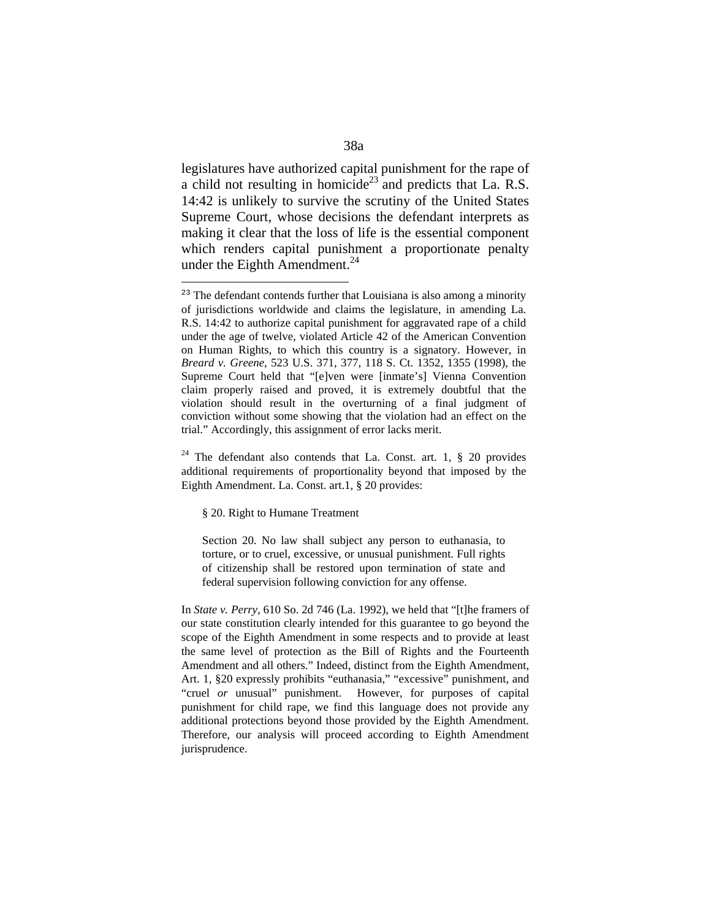legislatures have authorized capital punishment for the rape of a child not resulting in homicide[23] and predicts that La. R.S. 14:42 is unlikely to survive the scrutiny of the United States Supreme Court, whose decisions the defendant interprets as making it clear that the loss of life is the essential component which renders capital punishment a proportionate penalty under the Eighth Amendment.[24]

---

[23] The defendant contends further that Louisiana is also among a minority of jurisdictions worldwide and claims the legislature, in amending La. R.S. 14:42 to authorize capital punishment for aggravated rape of a child under the age of twelve, violated Article 42 of the American Convention on Human Rights, to which this country is a signatory. However, in *Breard v. Greene*, 523 U.S. 371, 377, 118 S. Ct. 1352, 1355 (1998), the Supreme Court held that "[e]ven were [inmate's] Vienna Convention claim properly raised and proved, it is extremely doubtful that the violation should result in the overturning of a final judgment of conviction without some showing that the violation had an effect on the trial." Accordingly, this assignment of error lacks merit.

[24] The defendant also contends that La. Const. art. 1, § 20 provides additional requirements of proportionality beyond that imposed by the Eighth Amendment. La. Const. art.1, § 20 provides:

> § 20. Right to Humane Treatment
>
> Section 20. No law shall subject any person to euthanasia, to torture, or to cruel, excessive, or unusual punishment. Full rights of citizenship shall be restored upon termination of state and federal supervision following conviction for any offense.

In *State v. Perry*, 610 So. 2d 746 (La. 1992), we held that "[t]he framers of our state constitution clearly intended for this guarantee to go beyond the scope of the Eighth Amendment in some respects and to provide at least the same level of protection as the Bill of Rights and the Fourteenth Amendment and all others." Indeed, distinct from the Eighth Amendment, Art. 1, §20 expressly prohibits "euthanasia," "excessive" punishment, and "cruel *or* unusual" punishment. However, for purposes of capital punishment for child rape, we find this language does not provide any additional protections beyond those provided by the Eighth Amendment. Therefore, our analysis will proceed according to Eighth Amendment jurisprudence.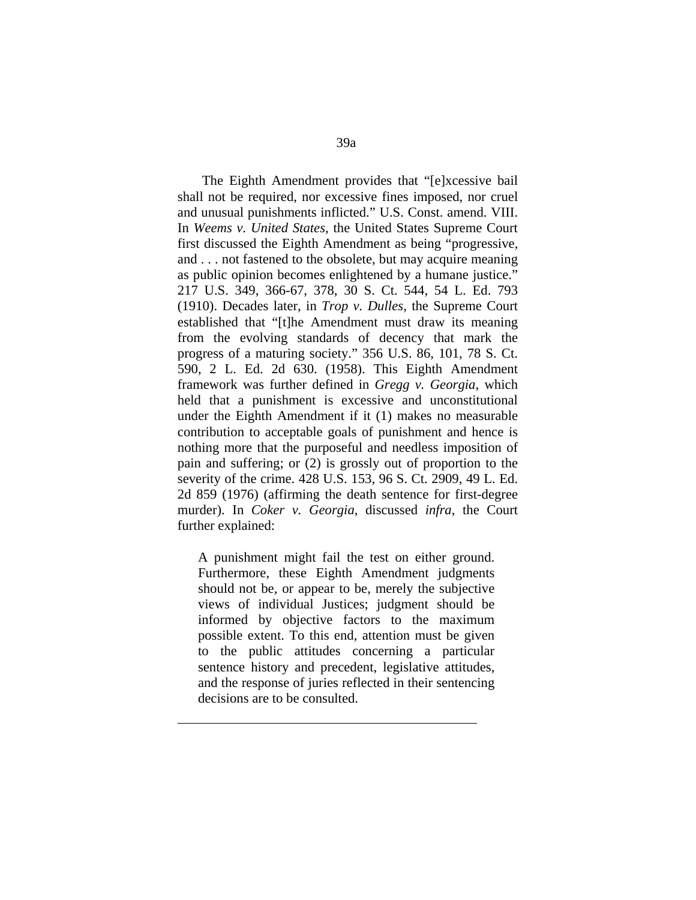The Eighth Amendment provides that "[e]xcessive bail shall not be required, nor excessive fines imposed, nor cruel and unusual punishments inflicted." U.S. Const. amend. VIII. In *Weems v. United States*, the United States Supreme Court first discussed the Eighth Amendment as being "progressive, and . . . not fastened to the obsolete, but may acquire meaning as public opinion becomes enlightened by a humane justice." 217 U.S. 349, 366-67, 378, 30 S. Ct. 544, 54 L. Ed. 793 (1910). Decades later, in *Trop v. Dulles*, the Supreme Court established that "[t]he Amendment must draw its meaning from the evolving standards of decency that mark the progress of a maturing society." 356 U.S. 86, 101, 78 S. Ct. 590, 2 L. Ed. 2d 630. (1958). This Eighth Amendment framework was further defined in *Gregg v. Georgia*, which held that a punishment is excessive and unconstitutional under the Eighth Amendment if it (1) makes no measurable contribution to acceptable goals of punishment and hence is nothing more that the purposeful and needless imposition of pain and suffering; or (2) is grossly out of proportion to the severity of the crime. 428 U.S. 153, 96 S. Ct. 2909, 49 L. Ed. 2d 859 (1976) (affirming the death sentence for first-degree murder). In *Coker v. Georgia*, discussed *infra*, the Court further explained:

> A punishment might fail the test on either ground. Furthermore, these Eighth Amendment judgments should not be, or appear to be, merely the subjective views of individual Justices; judgment should be informed by objective factors to the maximum possible extent. To this end, attention must be given to the public attitudes concerning a particular sentence history and precedent, legislative attitudes, and the response of juries reflected in their sentencing decisions are to be consulted.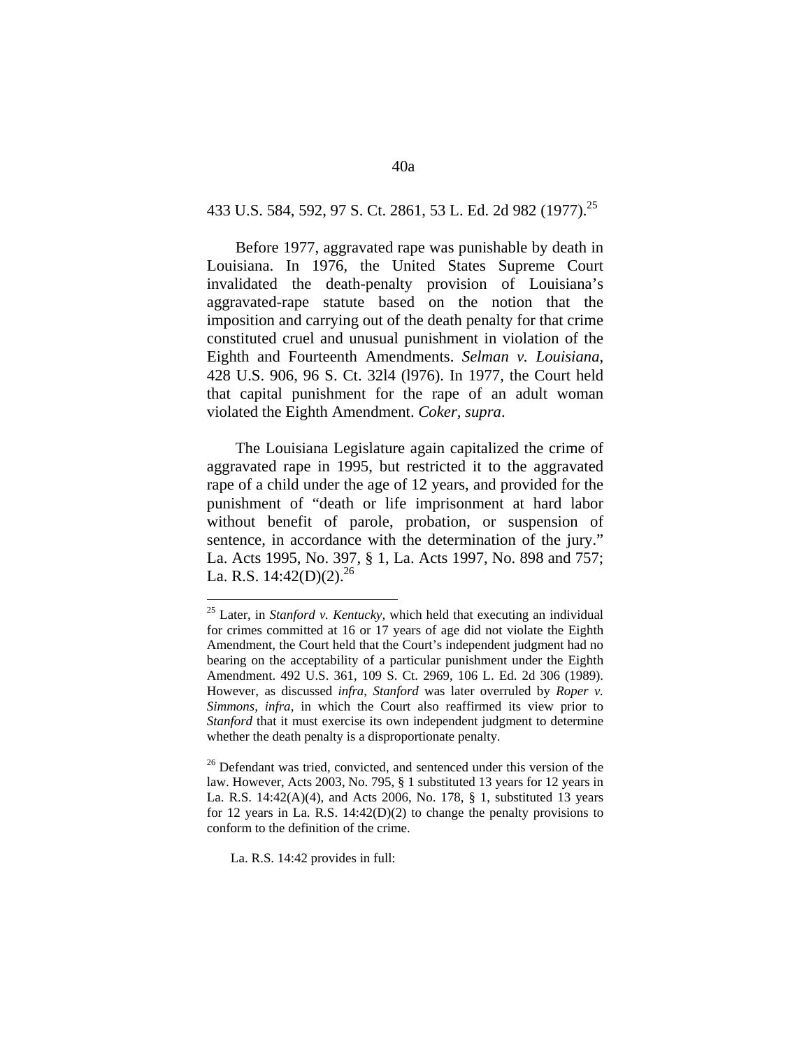433 U.S. 584, 592, 97 S. Ct. 2861, 53 L. Ed. 2d 982 (1977).[25]

Before 1977, aggravated rape was punishable by death in Louisiana. In 1976, the United States Supreme Court invalidated the death-penalty provision of Louisiana's aggravated-rape statute based on the notion that the imposition and carrying out of the death penalty for that crime constituted cruel and unusual punishment in violation of the Eighth and Fourteenth Amendments. *Selman v. Louisiana*, 428 U.S. 906, 96 S. Ct. 32l4 (l976). In 1977, the Court held that capital punishment for the rape of an adult woman violated the Eighth Amendment. *Coker*, *supra*.

The Louisiana Legislature again capitalized the crime of aggravated rape in 1995, but restricted it to the aggravated rape of a child under the age of 12 years, and provided for the punishment of "death or life imprisonment at hard labor without benefit of parole, probation, or suspension of sentence, in accordance with the determination of the jury." La. Acts 1995, No. 397, § 1, La. Acts 1997, No. 898 and 757; La. R.S. 14:42(D)(2).[26]

---

[25] Later, in *Stanford v. Kentucky,* which held that executing an individual for crimes committed at 16 or 17 years of age did not violate the Eighth Amendment, the Court held that the Court's independent judgment had no bearing on the acceptability of a particular punishment under the Eighth Amendment. 492 U.S. 361, 109 S. Ct. 2969, 106 L. Ed. 2d 306 (1989). However, as discussed *infra*, *Stanford* was later overruled by *Roper v. Simmons, infra*, in which the Court also reaffirmed its view prior to *Stanford* that it must exercise its own independent judgment to determine whether the death penalty is a disproportionate penalty.

[26] Defendant was tried, convicted, and sentenced under this version of the law. However, Acts 2003, No. 795, § 1 substituted 13 years for 12 years in La. R.S. 14:42(A)(4), and Acts 2006, No. 178, § 1, substituted 13 years for 12 years in La. R.S. 14:42(D)(2) to change the penalty provisions to conform to the definition of the crime.

La. R.S. 14:42 provides in full: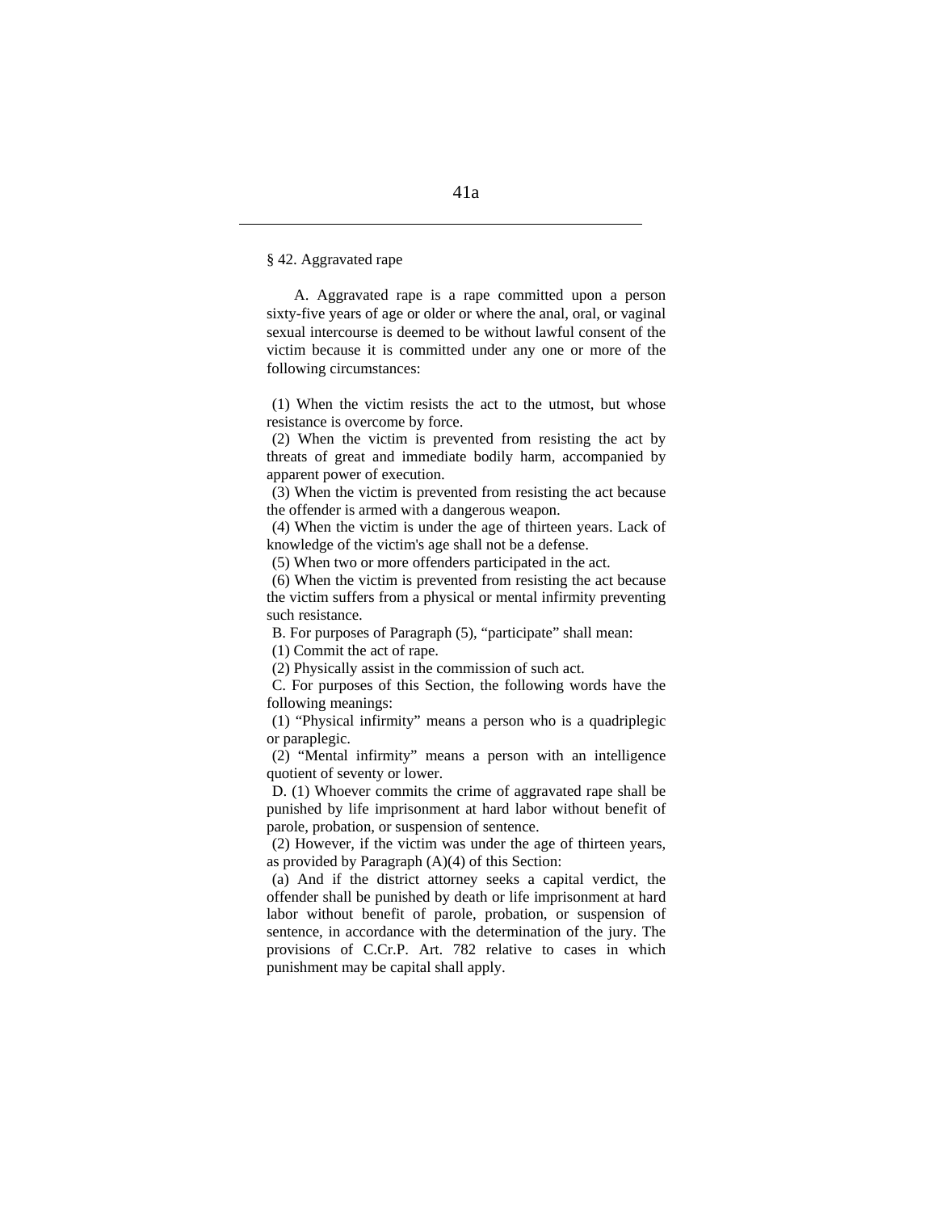§ 42. Aggravated rape

A. Aggravated rape is a rape committed upon a person sixty-five years of age or older or where the anal, oral, or vaginal sexual intercourse is deemed to be without lawful consent of the victim because it is committed under any one or more of the following circumstances:

(1) When the victim resists the act to the utmost, but whose resistance is overcome by force.

(2) When the victim is prevented from resisting the act by threats of great and immediate bodily harm, accompanied by apparent power of execution.

(3) When the victim is prevented from resisting the act because the offender is armed with a dangerous weapon.

(4) When the victim is under the age of thirteen years. Lack of knowledge of the victim's age shall not be a defense.

(5) When two or more offenders participated in the act.

(6) When the victim is prevented from resisting the act because the victim suffers from a physical or mental infirmity preventing such resistance.

B. For purposes of Paragraph (5), "participate" shall mean:

(1) Commit the act of rape.

(2) Physically assist in the commission of such act.

C. For purposes of this Section, the following words have the following meanings:

(1) "Physical infirmity" means a person who is a quadriplegic or paraplegic.

(2) "Mental infirmity" means a person with an intelligence quotient of seventy or lower.

D. (1) Whoever commits the crime of aggravated rape shall be punished by life imprisonment at hard labor without benefit of parole, probation, or suspension of sentence.

(2) However, if the victim was under the age of thirteen years, as provided by Paragraph (A)(4) of this Section:

(a) And if the district attorney seeks a capital verdict, the offender shall be punished by death or life imprisonment at hard labor without benefit of parole, probation, or suspension of sentence, in accordance with the determination of the jury. The provisions of C.Cr.P. Art. 782 relative to cases in which punishment may be capital shall apply.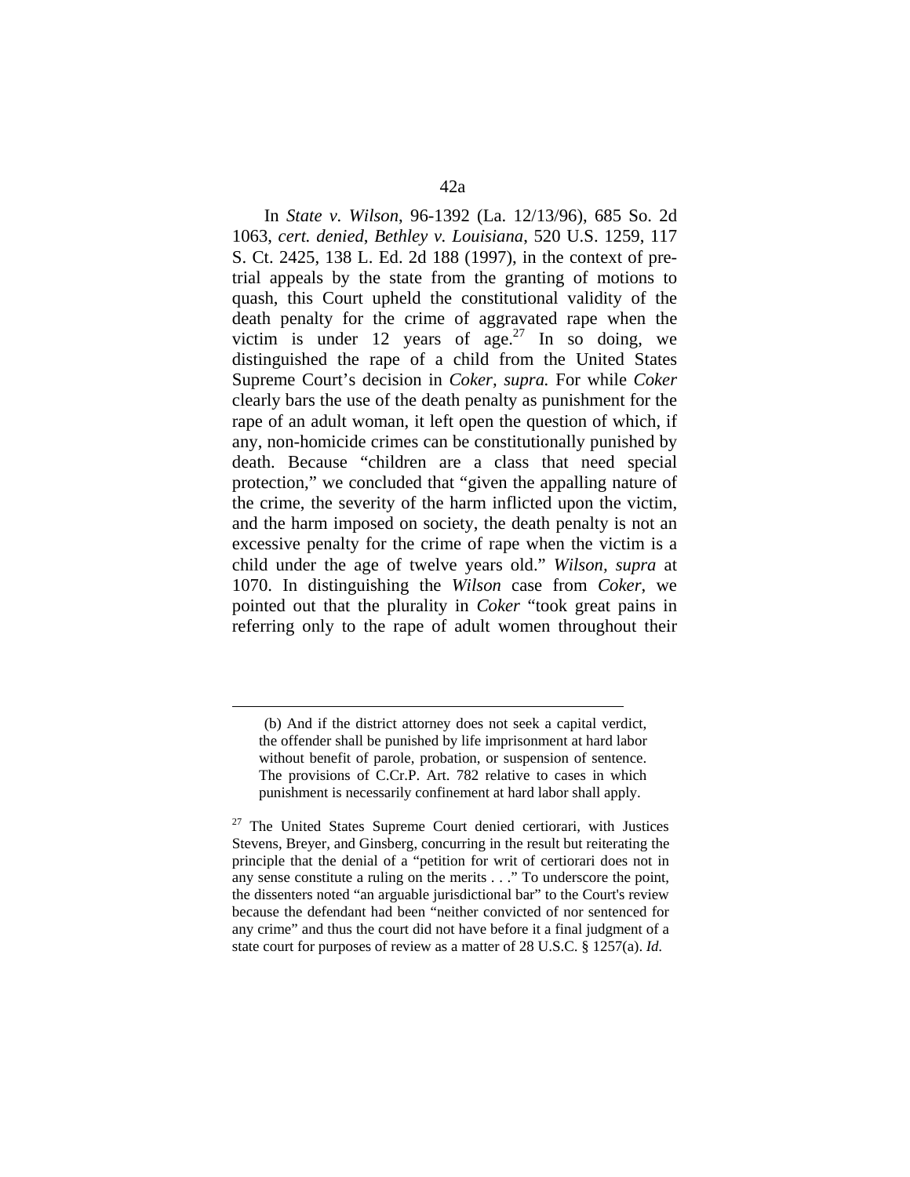In *State v. Wilson*, 96-1392 (La. 12/13/96), 685 So. 2d 1063, *cert. denied*, *Bethley v. Louisiana*, 520 U.S. 1259, 117 S. Ct. 2425, 138 L. Ed. 2d 188 (1997), in the context of pre-trial appeals by the state from the granting of motions to quash, this Court upheld the constitutional validity of the death penalty for the crime of aggravated rape when the victim is under 12 years of age.[27] In so doing, we distinguished the rape of a child from the United States Supreme Court's decision in *Coker, supra.* For while *Coker* clearly bars the use of the death penalty as punishment for the rape of an adult woman, it left open the question of which, if any, non-homicide crimes can be constitutionally punished by death. Because "children are a class that need special protection," we concluded that "given the appalling nature of the crime, the severity of the harm inflicted upon the victim, and the harm imposed on society, the death penalty is not an excessive penalty for the crime of rape when the victim is a child under the age of twelve years old." *Wilson, supra* at 1070. In distinguishing the *Wilson* case from *Coker*, we pointed out that the plurality in *Coker* "took great pains in referring only to the rape of adult women throughout their

---

(b) And if the district attorney does not seek a capital verdict, the offender shall be punished by life imprisonment at hard labor without benefit of parole, probation, or suspension of sentence. The provisions of C.Cr.P. Art. 782 relative to cases in which punishment is necessarily confinement at hard labor shall apply.

[27] The United States Supreme Court denied certiorari, with Justices Stevens, Breyer, and Ginsberg, concurring in the result but reiterating the principle that the denial of a "petition for writ of certiorari does not in any sense constitute a ruling on the merits . . ." To underscore the point, the dissenters noted "an arguable jurisdictional bar" to the Court's review because the defendant had been "neither convicted of nor sentenced for any crime" and thus the court did not have before it a final judgment of a state court for purposes of review as a matter of 28 U.S.C. § 1257(a). *Id.*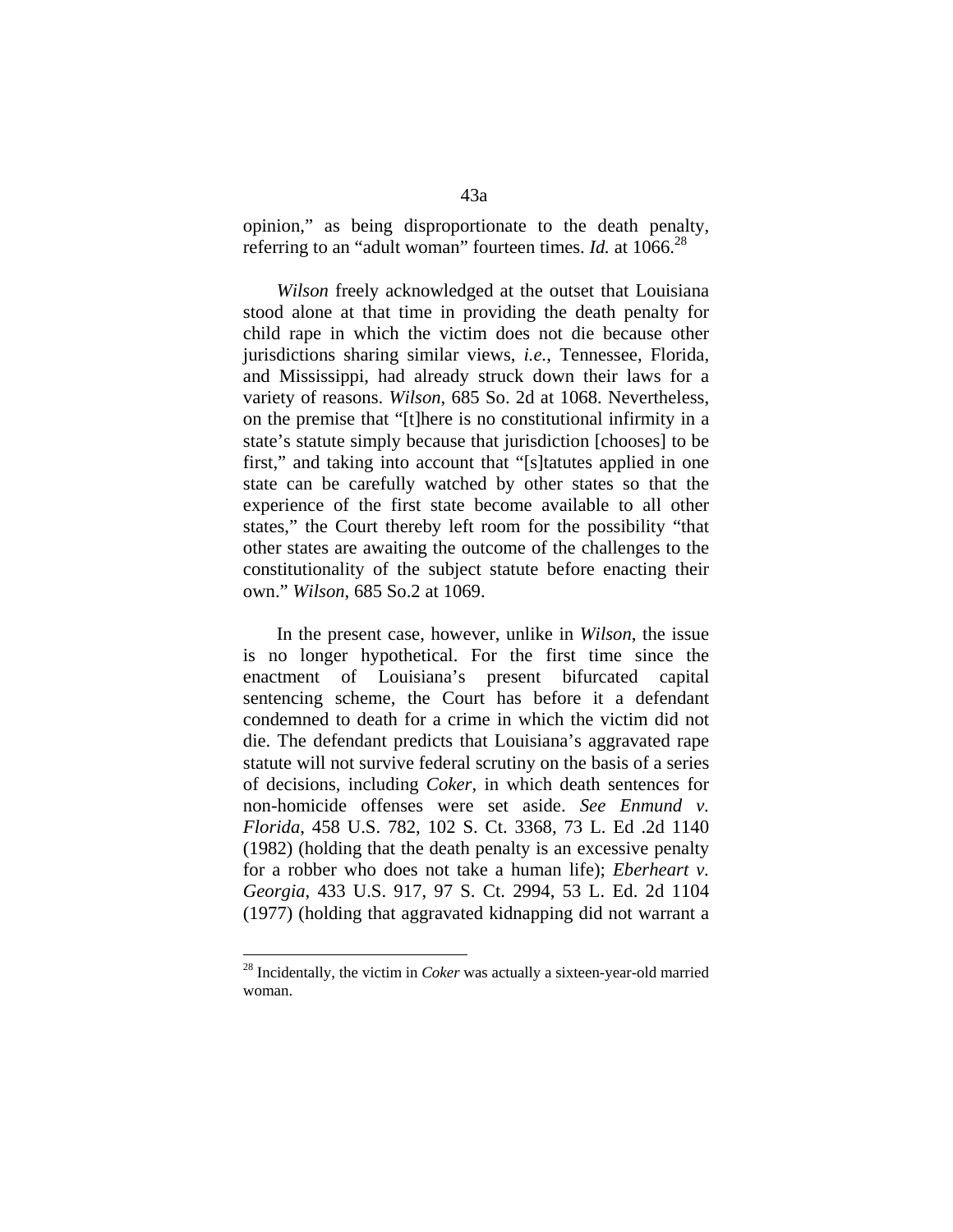opinion," as being disproportionate to the death penalty, referring to an "adult woman" fourteen times. *Id.* at 1066.[28]

*Wilson* freely acknowledged at the outset that Louisiana stood alone at that time in providing the death penalty for child rape in which the victim does not die because other jurisdictions sharing similar views, *i.e.*, Tennessee, Florida, and Mississippi, had already struck down their laws for a variety of reasons. *Wilson*, 685 So. 2d at 1068. Nevertheless, on the premise that "[t]here is no constitutional infirmity in a state's statute simply because that jurisdiction [chooses] to be first," and taking into account that "[s]tatutes applied in one state can be carefully watched by other states so that the experience of the first state become available to all other states," the Court thereby left room for the possibility "that other states are awaiting the outcome of the challenges to the constitutionality of the subject statute before enacting their own." *Wilson*, 685 So.2 at 1069.

In the present case, however, unlike in *Wilson*, the issue is no longer hypothetical. For the first time since the enactment of Louisiana's present bifurcated capital sentencing scheme, the Court has before it a defendant condemned to death for a crime in which the victim did not die. The defendant predicts that Louisiana's aggravated rape statute will not survive federal scrutiny on the basis of a series of decisions, including *Coker*, in which death sentences for non-homicide offenses were set aside. *See Enmund v. Florida*, 458 U.S. 782, 102 S. Ct. 3368, 73 L. Ed .2d 1140 (1982) (holding that the death penalty is an excessive penalty for a robber who does not take a human life); *Eberheart v. Georgia*, 433 U.S. 917, 97 S. Ct. 2994, 53 L. Ed. 2d 1104 (1977) (holding that aggravated kidnapping did not warrant a

[28] Incidentally, the victim in *Coker* was actually a sixteen-year-old married woman.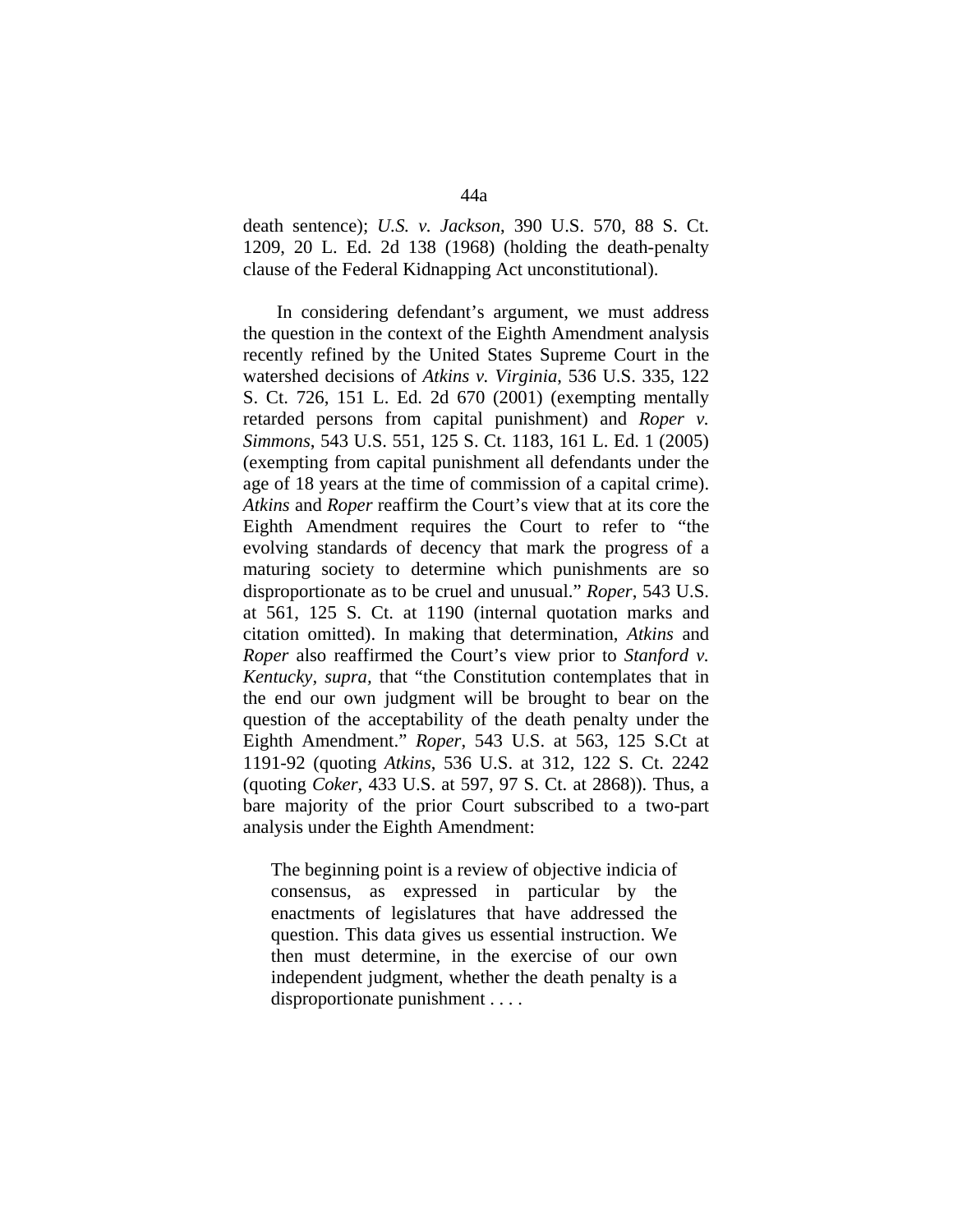death sentence); *U.S. v. Jackson*, 390 U.S. 570, 88 S. Ct. 1209, 20 L. Ed. 2d 138 (1968) (holding the death-penalty clause of the Federal Kidnapping Act unconstitutional).

In considering defendant's argument, we must address the question in the context of the Eighth Amendment analysis recently refined by the United States Supreme Court in the watershed decisions of *Atkins v. Virginia*, 536 U.S. 335, 122 S. Ct. 726, 151 L. Ed. 2d 670 (2001) (exempting mentally retarded persons from capital punishment) and *Roper v. Simmons*, 543 U.S. 551, 125 S. Ct. 1183, 161 L. Ed. 1 (2005) (exempting from capital punishment all defendants under the age of 18 years at the time of commission of a capital crime). *Atkins* and *Roper* reaffirm the Court's view that at its core the Eighth Amendment requires the Court to refer to "the evolving standards of decency that mark the progress of a maturing society to determine which punishments are so disproportionate as to be cruel and unusual." *Roper*, 543 U.S. at 561, 125 S. Ct. at 1190 (internal quotation marks and citation omitted). In making that determination, *Atkins* and *Roper* also reaffirmed the Court's view prior to *Stanford v. Kentucky, supra,* that "the Constitution contemplates that in the end our own judgment will be brought to bear on the question of the acceptability of the death penalty under the Eighth Amendment." *Roper*, 543 U.S. at 563, 125 S.Ct at 1191-92 (quoting *Atkins*, 536 U.S. at 312, 122 S. Ct. 2242 (quoting *Coker*, 433 U.S. at 597, 97 S. Ct. at 2868)). Thus, a bare majority of the prior Court subscribed to a two-part analysis under the Eighth Amendment:

> The beginning point is a review of objective indicia of consensus, as expressed in particular by the enactments of legislatures that have addressed the question. This data gives us essential instruction. We then must determine, in the exercise of our own independent judgment, whether the death penalty is a disproportionate punishment . . . .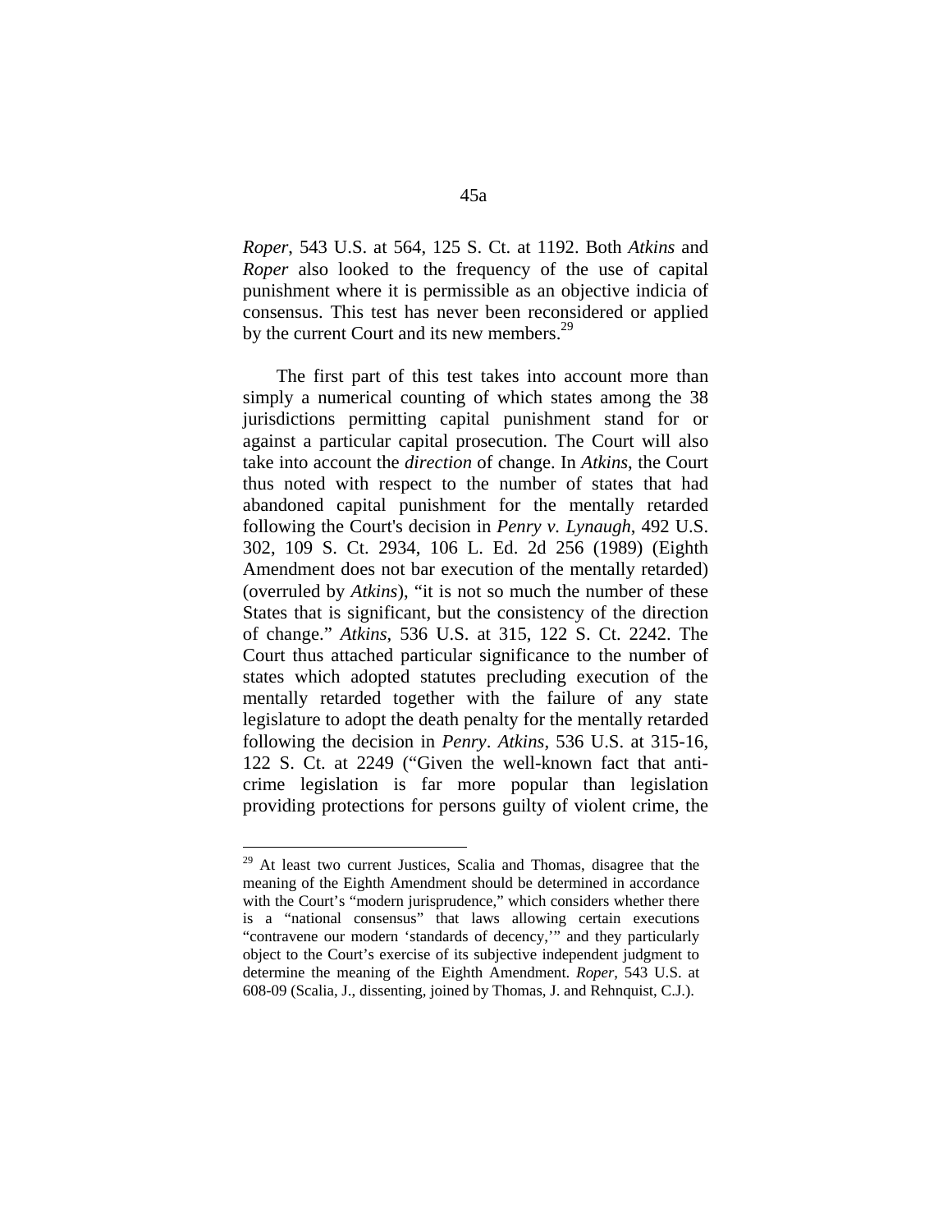*Roper*, 543 U.S. at 564, 125 S. Ct. at 1192. Both *Atkins* and *Roper* also looked to the frequency of the use of capital punishment where it is permissible as an objective indicia of consensus. This test has never been reconsidered or applied by the current Court and its new members.[29]

The first part of this test takes into account more than simply a numerical counting of which states among the 38 jurisdictions permitting capital punishment stand for or against a particular capital prosecution. The Court will also take into account the *direction* of change. In *Atkins*, the Court thus noted with respect to the number of states that had abandoned capital punishment for the mentally retarded following the Court's decision in *Penry v. Lynaugh*, 492 U.S. 302, 109 S. Ct. 2934, 106 L. Ed. 2d 256 (1989) (Eighth Amendment does not bar execution of the mentally retarded) (overruled by *Atkins*), "it is not so much the number of these States that is significant, but the consistency of the direction of change." *Atkins*, 536 U.S. at 315, 122 S. Ct. 2242. The Court thus attached particular significance to the number of states which adopted statutes precluding execution of the mentally retarded together with the failure of any state legislature to adopt the death penalty for the mentally retarded following the decision in *Penry*. *Atkins*, 536 U.S. at 315-16, 122 S. Ct. at 2249 ("Given the well-known fact that anti-crime legislation is far more popular than legislation providing protections for persons guilty of violent crime, the

---

[29] At least two current Justices, Scalia and Thomas, disagree that the meaning of the Eighth Amendment should be determined in accordance with the Court's "modern jurisprudence," which considers whether there is a "national consensus" that laws allowing certain executions "contravene our modern 'standards of decency,'" and they particularly object to the Court's exercise of its subjective independent judgment to determine the meaning of the Eighth Amendment. *Roper*, 543 U.S. at 608-09 (Scalia, J., dissenting, joined by Thomas, J. and Rehnquist, C.J.).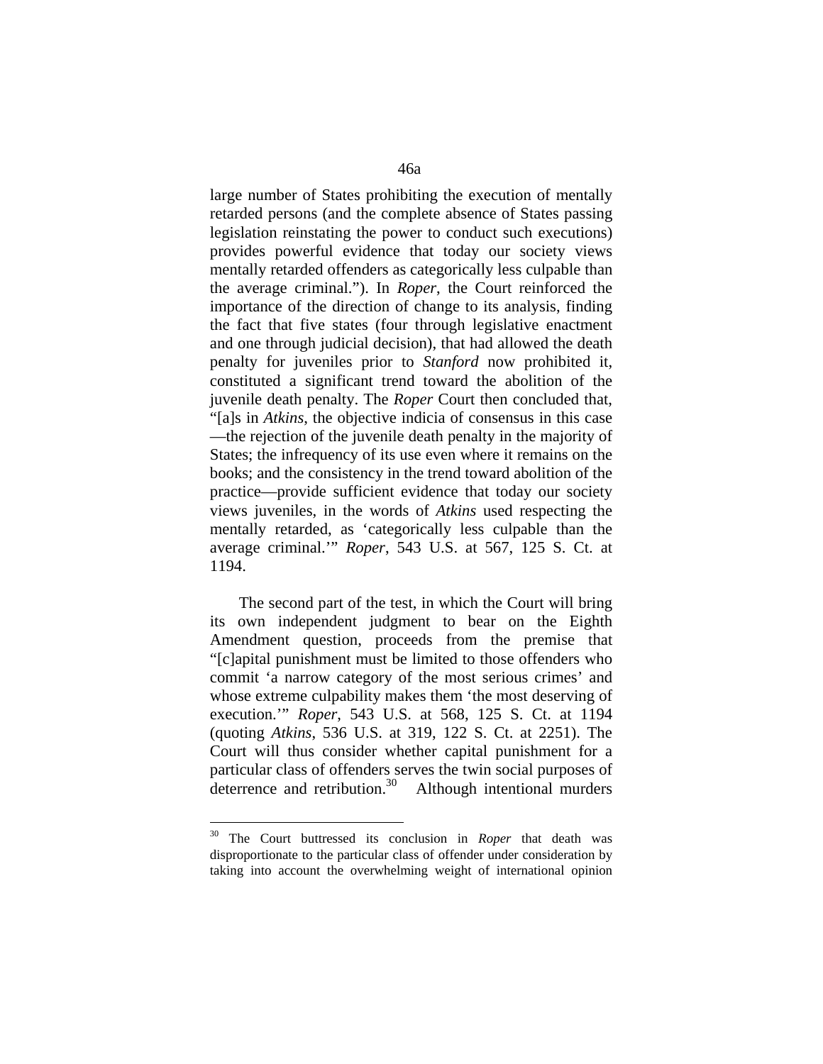large number of States prohibiting the execution of mentally retarded persons (and the complete absence of States passing legislation reinstating the power to conduct such executions) provides powerful evidence that today our society views mentally retarded offenders as categorically less culpable than the average criminal."). In *Roper*, the Court reinforced the importance of the direction of change to its analysis, finding the fact that five states (four through legislative enactment and one through judicial decision), that had allowed the death penalty for juveniles prior to *Stanford* now prohibited it, constituted a significant trend toward the abolition of the juvenile death penalty. The *Roper* Court then concluded that, "[a]s in *Atkins*, the objective indicia of consensus in this case —the rejection of the juvenile death penalty in the majority of States; the infrequency of its use even where it remains on the books; and the consistency in the trend toward abolition of the practice—provide sufficient evidence that today our society views juveniles, in the words of *Atkins* used respecting the mentally retarded, as 'categorically less culpable than the average criminal.'" *Roper*, 543 U.S. at 567, 125 S. Ct. at 1194.

The second part of the test, in which the Court will bring its own independent judgment to bear on the Eighth Amendment question, proceeds from the premise that "[c]apital punishment must be limited to those offenders who commit 'a narrow category of the most serious crimes' and whose extreme culpability makes them 'the most deserving of execution.'" *Roper*, 543 U.S. at 568, 125 S. Ct. at 1194 (quoting *Atkins*, 536 U.S. at 319, 122 S. Ct. at 2251). The Court will thus consider whether capital punishment for a particular class of offenders serves the twin social purposes of deterrence and retribution.[30] Although intentional murders

[30] The Court buttressed its conclusion in *Roper* that death was disproportionate to the particular class of offender under consideration by taking into account the overwhelming weight of international opinion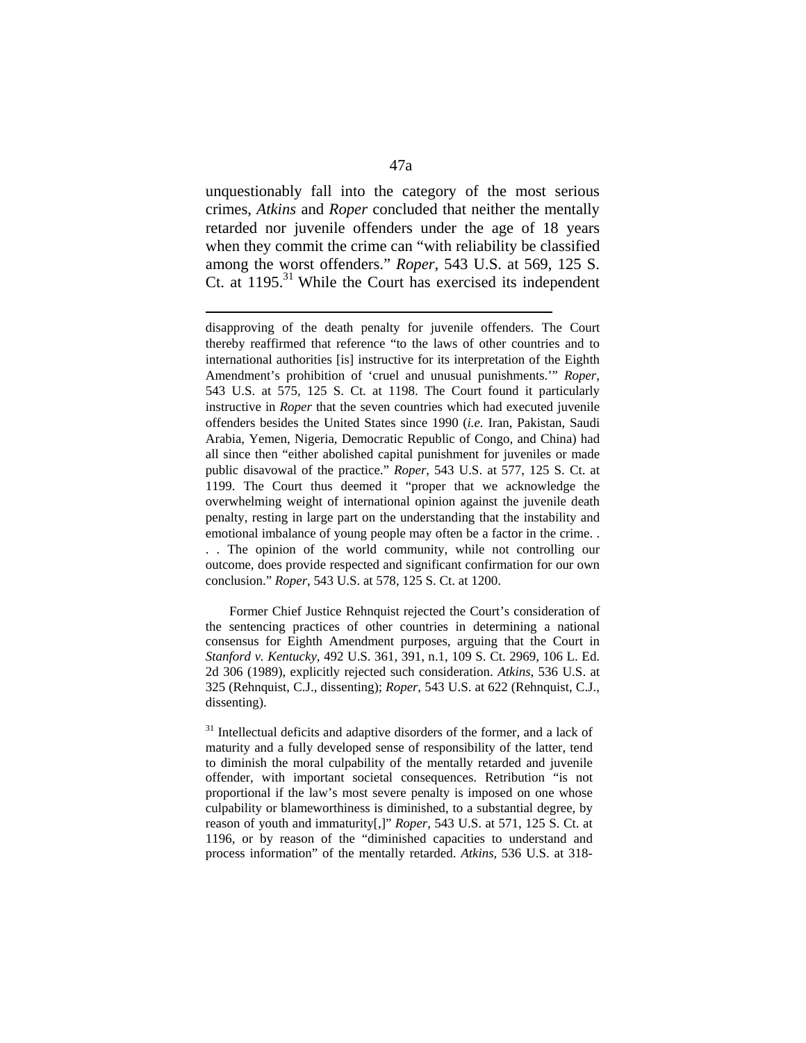unquestionably fall into the category of the most serious crimes, *Atkins* and *Roper* concluded that neither the mentally retarded nor juvenile offenders under the age of 18 years when they commit the crime can "with reliability be classified among the worst offenders." *Roper*, 543 U.S. at 569, 125 S. Ct. at 1195.[31] While the Court has exercised its independent

---

disapproving of the death penalty for juvenile offenders. The Court thereby reaffirmed that reference "to the laws of other countries and to international authorities [is] instructive for its interpretation of the Eighth Amendment's prohibition of 'cruel and unusual punishments.'" *Roper*, 543 U.S. at 575, 125 S. Ct. at 1198. The Court found it particularly instructive in *Roper* that the seven countries which had executed juvenile offenders besides the United States since 1990 (*i.e.* Iran, Pakistan, Saudi Arabia, Yemen, Nigeria, Democratic Republic of Congo, and China) had all since then "either abolished capital punishment for juveniles or made public disavowal of the practice." *Roper*, 543 U.S. at 577, 125 S. Ct. at 1199. The Court thus deemed it "proper that we acknowledge the overwhelming weight of international opinion against the juvenile death penalty, resting in large part on the understanding that the instability and emotional imbalance of young people may often be a factor in the crime. . . . The opinion of the world community, while not controlling our outcome, does provide respected and significant confirmation for our own conclusion." *Roper*, 543 U.S. at 578, 125 S. Ct. at 1200.

Former Chief Justice Rehnquist rejected the Court's consideration of the sentencing practices of other countries in determining a national consensus for Eighth Amendment purposes, arguing that the Court in *Stanford v. Kentucky*, 492 U.S. 361, 391, n.1, 109 S. Ct. 2969, 106 L. Ed. 2d 306 (1989), explicitly rejected such consideration. *Atkins*, 536 U.S. at 325 (Rehnquist, C.J., dissenting); *Roper*, 543 U.S. at 622 (Rehnquist, C.J., dissenting).

[31] Intellectual deficits and adaptive disorders of the former, and a lack of maturity and a fully developed sense of responsibility of the latter, tend to diminish the moral culpability of the mentally retarded and juvenile offender, with important societal consequences. Retribution "is not proportional if the law's most severe penalty is imposed on one whose culpability or blameworthiness is diminished, to a substantial degree, by reason of youth and immaturity[,]" *Roper*, 543 U.S. at 571, 125 S. Ct. at 1196, or by reason of the "diminished capacities to understand and process information" of the mentally retarded. *Atkins*, 536 U.S. at 318-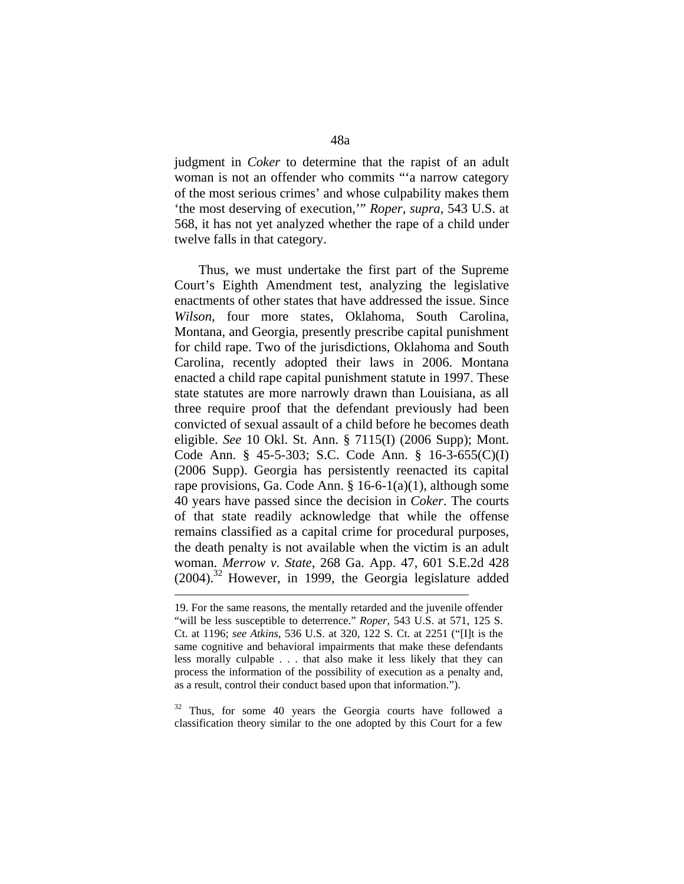judgment in *Coker* to determine that the rapist of an adult woman is not an offender who commits "'a narrow category of the most serious crimes' and whose culpability makes them 'the most deserving of execution,'" *Roper*, *supra*, 543 U.S. at 568, it has not yet analyzed whether the rape of a child under twelve falls in that category.

Thus, we must undertake the first part of the Supreme Court's Eighth Amendment test, analyzing the legislative enactments of other states that have addressed the issue. Since *Wilson*, four more states, Oklahoma, South Carolina, Montana, and Georgia, presently prescribe capital punishment for child rape. Two of the jurisdictions, Oklahoma and South Carolina, recently adopted their laws in 2006. Montana enacted a child rape capital punishment statute in 1997. These state statutes are more narrowly drawn than Louisiana, as all three require proof that the defendant previously had been convicted of sexual assault of a child before he becomes death eligible. *See* 10 Okl. St. Ann. § 7115(I) (2006 Supp); Mont. Code Ann. § 45-5-303; S.C. Code Ann. § 16-3-655(C)(I) (2006 Supp). Georgia has persistently reenacted its capital rape provisions, Ga. Code Ann. § 16-6-1(a)(1), although some 40 years have passed since the decision in *Coker*. The courts of that state readily acknowledge that while the offense remains classified as a capital crime for procedural purposes, the death penalty is not available when the victim is an adult woman. *Merrow v. State*, 268 Ga. App. 47, 601 S.E.2d 428 (2004).[32] However, in 1999, the Georgia legislature added

---

19. For the same reasons, the mentally retarded and the juvenile offender "will be less susceptible to deterrence." *Roper*, 543 U.S. at 571, 125 S. Ct. at 1196; *see Atkins*, 536 U.S. at 320, 122 S. Ct. at 2251 ("[I]t is the same cognitive and behavioral impairments that make these defendants less morally culpable . . . that also make it less likely that they can process the information of the possibility of execution as a penalty and, as a result, control their conduct based upon that information.").

[32] Thus, for some 40 years the Georgia courts have followed a classification theory similar to the one adopted by this Court for a few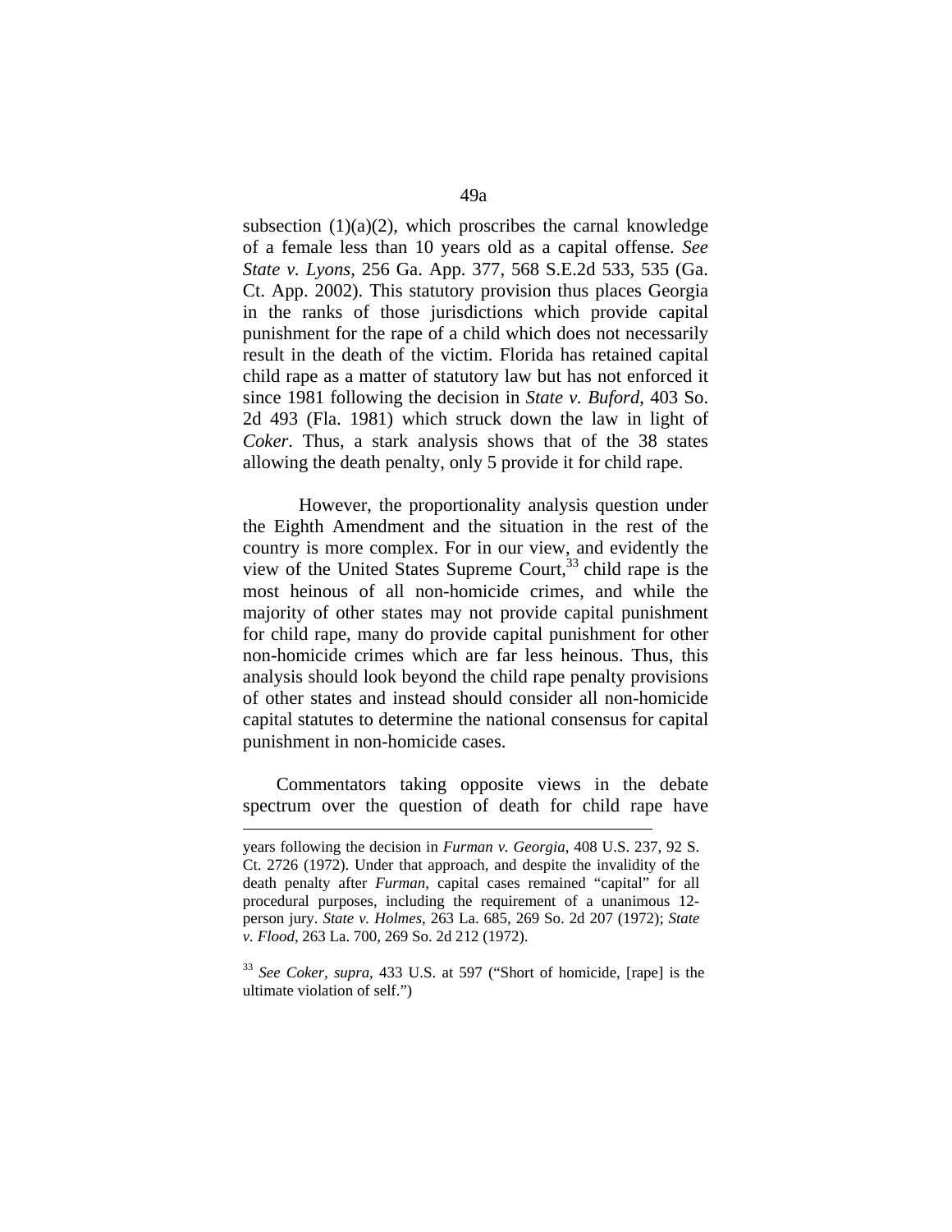subsection (1)(a)(2), which proscribes the carnal knowledge of a female less than 10 years old as a capital offense. *See State v. Lyons*, 256 Ga. App. 377, 568 S.E.2d 533, 535 (Ga. Ct. App. 2002). This statutory provision thus places Georgia in the ranks of those jurisdictions which provide capital punishment for the rape of a child which does not necessarily result in the death of the victim. Florida has retained capital child rape as a matter of statutory law but has not enforced it since 1981 following the decision in *State v. Buford*, 403 So. 2d 493 (Fla. 1981) which struck down the law in light of *Coker*. Thus, a stark analysis shows that of the 38 states allowing the death penalty, only 5 provide it for child rape.

However, the proportionality analysis question under the Eighth Amendment and the situation in the rest of the country is more complex. For in our view, and evidently the view of the United States Supreme Court,[33] child rape is the most heinous of all non-homicide crimes, and while the majority of other states may not provide capital punishment for child rape, many do provide capital punishment for other non-homicide crimes which are far less heinous. Thus, this analysis should look beyond the child rape penalty provisions of other states and instead should consider all non-homicide capital statutes to determine the national consensus for capital punishment in non-homicide cases.

Commentators taking opposite views in the debate spectrum over the question of death for child rape have

---

years following the decision in *Furman v. Georgia*, 408 U.S. 237, 92 S. Ct. 2726 (1972). Under that approach, and despite the invalidity of the death penalty after *Furman*, capital cases remained "capital" for all procedural purposes, including the requirement of a unanimous 12-person jury. *State v. Holmes*, 263 La. 685, 269 So. 2d 207 (1972); *State v. Flood*, 263 La. 700, 269 So. 2d 212 (1972).

[33] *See Coker*, *supra*, 433 U.S. at 597 ("Short of homicide, [rape] is the ultimate violation of self.")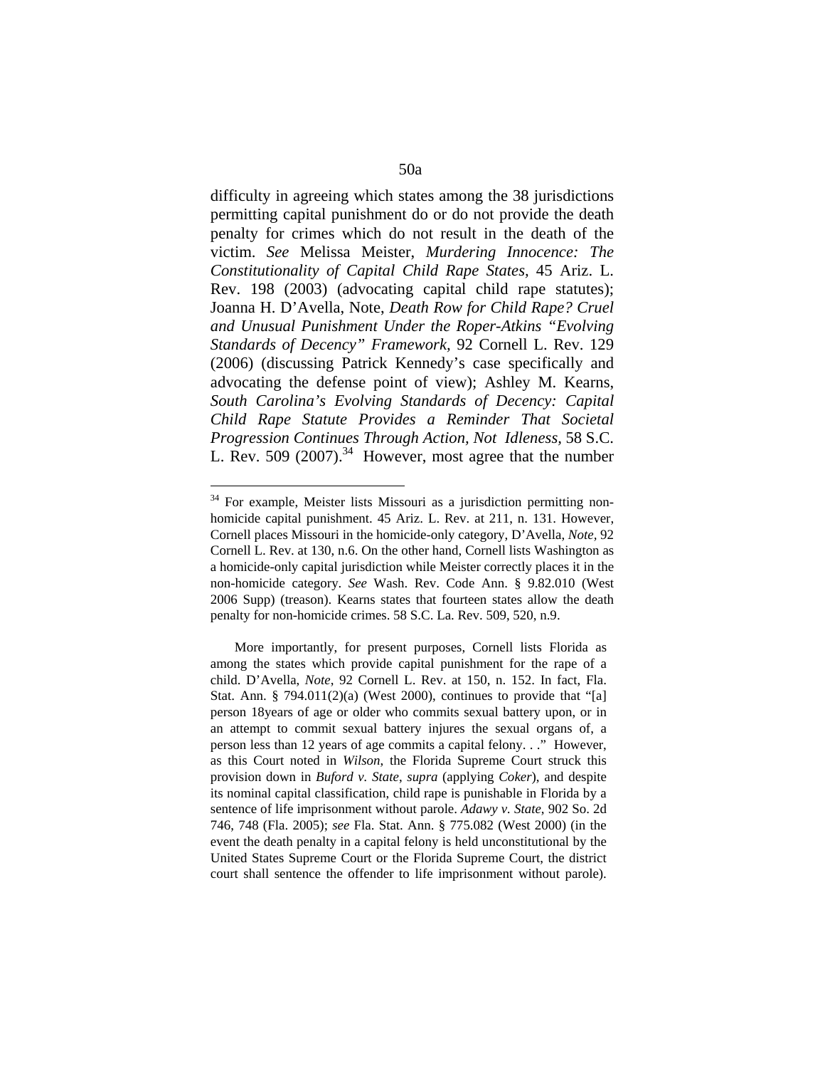difficulty in agreeing which states among the 38 jurisdictions permitting capital punishment do or do not provide the death penalty for crimes which do not result in the death of the victim. *See* Melissa Meister, *Murdering Innocence: The Constitutionality of Capital Child Rape States*, 45 Ariz. L. Rev. 198 (2003) (advocating capital child rape statutes); Joanna H. D'Avella, Note, *Death Row for Child Rape? Cruel and Unusual Punishment Under the Roper-Atkins "Evolving Standards of Decency" Framework*, 92 Cornell L. Rev. 129 (2006) (discussing Patrick Kennedy's case specifically and advocating the defense point of view); Ashley M. Kearns, *South Carolina's Evolving Standards of Decency: Capital Child Rape Statute Provides a Reminder That Societal Progression Continues Through Action, Not Idleness*, 58 S.C. L. Rev. 509 (2007).[34] However, most agree that the number

---

[34] For example, Meister lists Missouri as a jurisdiction permitting non-homicide capital punishment. 45 Ariz. L. Rev. at 211, n. 131. However, Cornell places Missouri in the homicide-only category, D'Avella, *Note*, 92 Cornell L. Rev. at 130, n.6. On the other hand, Cornell lists Washington as a homicide-only capital jurisdiction while Meister correctly places it in the non-homicide category. *See* Wash. Rev. Code Ann. § 9.82.010 (West 2006 Supp) (treason). Kearns states that fourteen states allow the death penalty for non-homicide crimes. 58 S.C. La. Rev. 509, 520, n.9.

More importantly, for present purposes, Cornell lists Florida as among the states which provide capital punishment for the rape of a child. D'Avella, *Note*, 92 Cornell L. Rev. at 150, n. 152. In fact, Fla. Stat. Ann. § 794.011(2)(a) (West 2000), continues to provide that "[a] person 18years of age or older who commits sexual battery upon, or in an attempt to commit sexual battery injures the sexual organs of, a person less than 12 years of age commits a capital felony. . ." However, as this Court noted in *Wilson*, the Florida Supreme Court struck this provision down in *Buford v. State*, *supra* (applying *Coker*), and despite its nominal capital classification, child rape is punishable in Florida by a sentence of life imprisonment without parole. *Adawy v. State*, 902 So. 2d 746, 748 (Fla. 2005); *see* Fla. Stat. Ann. § 775.082 (West 2000) (in the event the death penalty in a capital felony is held unconstitutional by the United States Supreme Court or the Florida Supreme Court, the district court shall sentence the offender to life imprisonment without parole).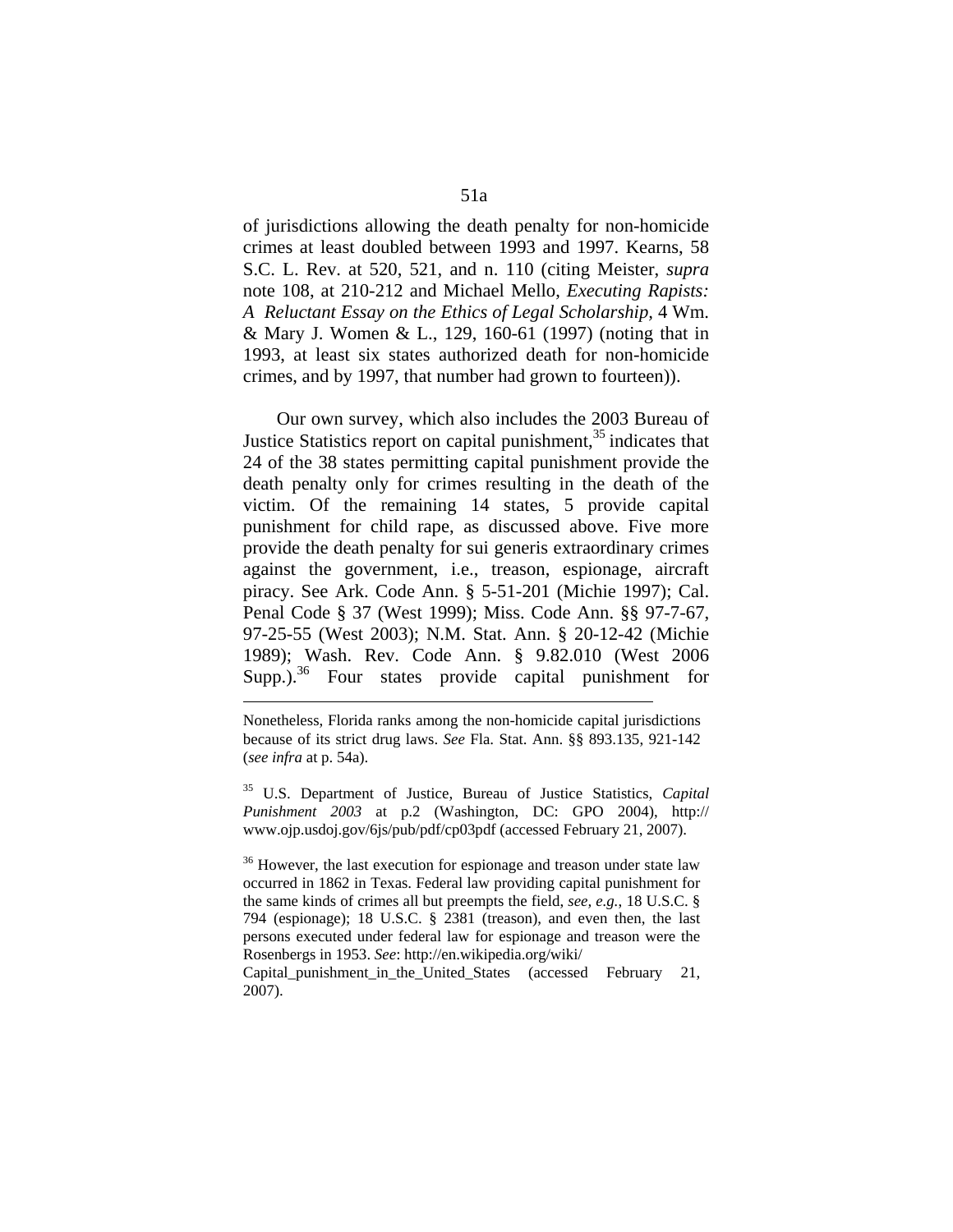of jurisdictions allowing the death penalty for non-homicide crimes at least doubled between 1993 and 1997. Kearns, 58 S.C. L. Rev. at 520, 521, and n. 110 (citing Meister, *supra* note 108, at 210-212 and Michael Mello, *Executing Rapists: A Reluctant Essay on the Ethics of Legal Scholarship,* 4 Wm. & Mary J. Women & L., 129, 160-61 (1997) (noting that in 1993, at least six states authorized death for non-homicide crimes, and by 1997, that number had grown to fourteen)).

Our own survey, which also includes the 2003 Bureau of Justice Statistics report on capital punishment,[35] indicates that 24 of the 38 states permitting capital punishment provide the death penalty only for crimes resulting in the death of the victim. Of the remaining 14 states, 5 provide capital punishment for child rape, as discussed above. Five more provide the death penalty for sui generis extraordinary crimes against the government, i.e., treason, espionage, aircraft piracy. See Ark. Code Ann. § 5-51-201 (Michie 1997); Cal. Penal Code § 37 (West 1999); Miss. Code Ann. §§ 97-7-67, 97-25-55 (West 2003); N.M. Stat. Ann. § 20-12-42 (Michie 1989); Wash. Rev. Code Ann. § 9.82.010 (West 2006 Supp.).[36] Four states provide capital punishment for

---

Nonetheless, Florida ranks among the non-homicide capital jurisdictions because of its strict drug laws. *See* Fla. Stat. Ann. §§ 893.135, 921-142 (*see infra* at p. 54a).

[35] U.S. Department of Justice, Bureau of Justice Statistics, *Capital Punishment 2003* at p.2 (Washington, DC: GPO 2004), http:// www.ojp.usdoj.gov/6js/pub/pdf/cp03pdf (accessed February 21, 2007).

[36] However, the last execution for espionage and treason under state law occurred in 1862 in Texas. Federal law providing capital punishment for the same kinds of crimes all but preempts the field, *see, e.g.*, 18 U.S.C. § 794 (espionage); 18 U.S.C. § 2381 (treason), and even then, the last persons executed under federal law for espionage and treason were the Rosenbergs in 1953. *See*: http://en.wikipedia.org/wiki/ Capital_punishment_in_the_United_States (accessed February 21, 2007).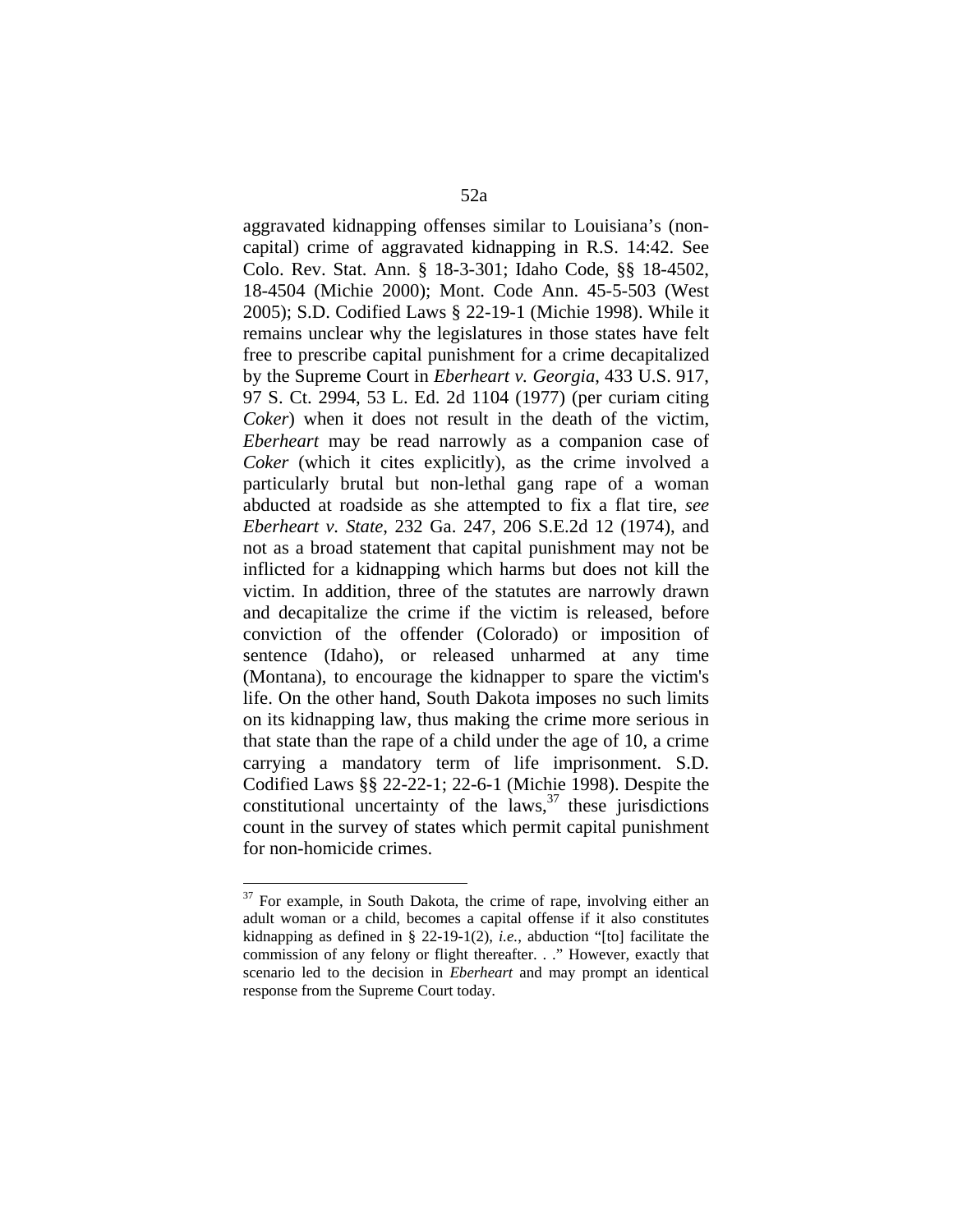aggravated kidnapping offenses similar to Louisiana's (non-capital) crime of aggravated kidnapping in R.S. 14:42. See Colo. Rev. Stat. Ann. § 18-3-301; Idaho Code, §§ 18-4502, 18-4504 (Michie 2000); Mont. Code Ann. 45-5-503 (West 2005); S.D. Codified Laws § 22-19-1 (Michie 1998). While it remains unclear why the legislatures in those states have felt free to prescribe capital punishment for a crime decapitalized by the Supreme Court in *Eberheart v. Georgia*, 433 U.S. 917, 97 S. Ct. 2994, 53 L. Ed. 2d 1104 (1977) (per curiam citing *Coker*) when it does not result in the death of the victim, *Eberheart* may be read narrowly as a companion case of *Coker* (which it cites explicitly), as the crime involved a particularly brutal but non-lethal gang rape of a woman abducted at roadside as she attempted to fix a flat tire, *see Eberheart v. State*, 232 Ga. 247, 206 S.E.2d 12 (1974), and not as a broad statement that capital punishment may not be inflicted for a kidnapping which harms but does not kill the victim. In addition, three of the statutes are narrowly drawn and decapitalize the crime if the victim is released, before conviction of the offender (Colorado) or imposition of sentence (Idaho), or released unharmed at any time (Montana), to encourage the kidnapper to spare the victim's life. On the other hand, South Dakota imposes no such limits on its kidnapping law, thus making the crime more serious in that state than the rape of a child under the age of 10, a crime carrying a mandatory term of life imprisonment. S.D. Codified Laws §§ 22-22-1; 22-6-1 (Michie 1998). Despite the constitutional uncertainty of the laws,[37] these jurisdictions count in the survey of states which permit capital punishment for non-homicide crimes.

---

[37] For example, in South Dakota, the crime of rape, involving either an adult woman or a child, becomes a capital offense if it also constitutes kidnapping as defined in § 22-19-1(2), *i.e.*, abduction "[to] facilitate the commission of any felony or flight thereafter. . ." However, exactly that scenario led to the decision in *Eberheart* and may prompt an identical response from the Supreme Court today.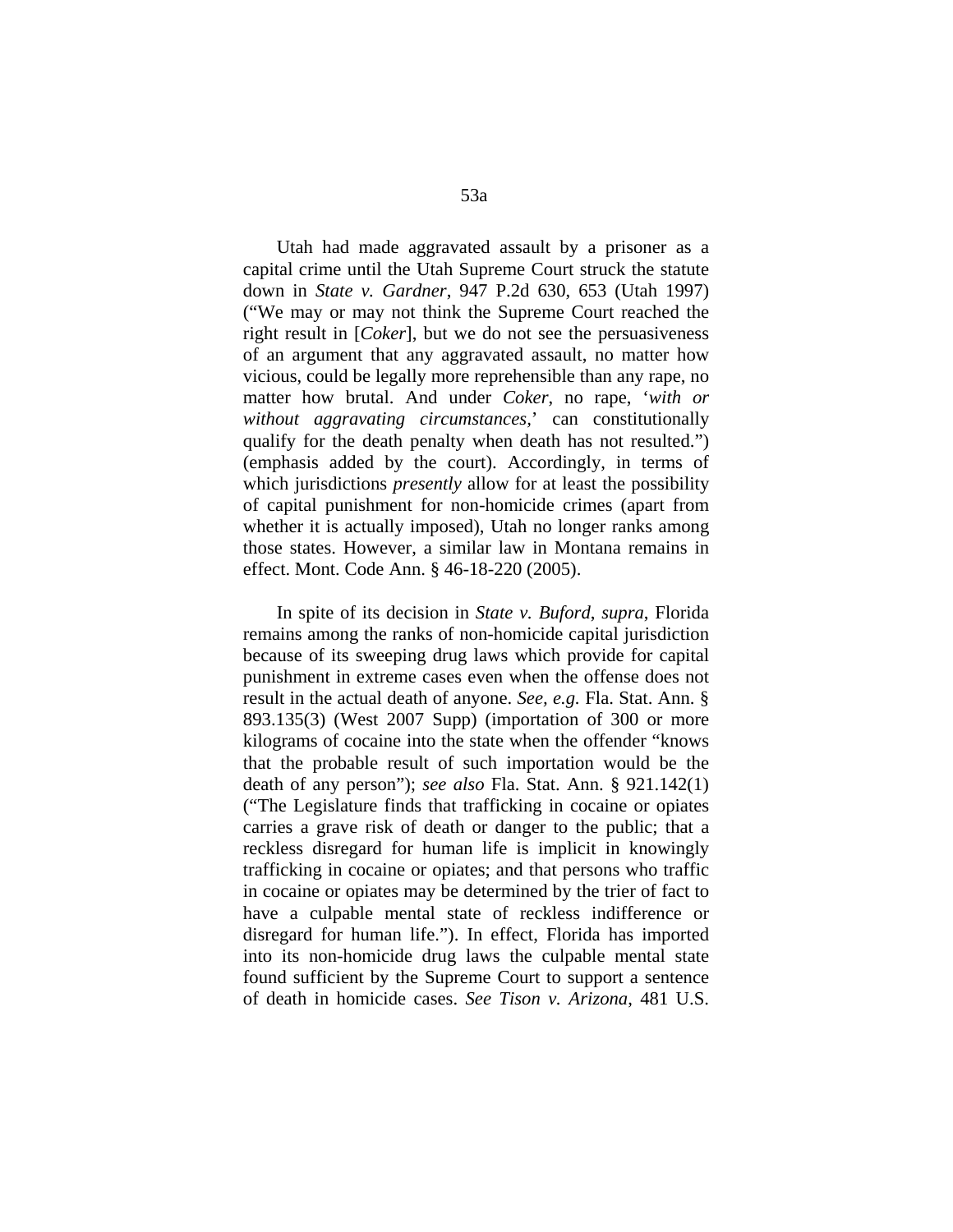Utah had made aggravated assault by a prisoner as a capital crime until the Utah Supreme Court struck the statute down in *State v. Gardner*, 947 P.2d 630, 653 (Utah 1997) ("We may or may not think the Supreme Court reached the right result in [*Coker*], but we do not see the persuasiveness of an argument that any aggravated assault, no matter how vicious, could be legally more reprehensible than any rape, no matter how brutal. And under *Coker*, no rape, '*with or without aggravating circumstances*,' can constitutionally qualify for the death penalty when death has not resulted.") (emphasis added by the court). Accordingly, in terms of which jurisdictions *presently* allow for at least the possibility of capital punishment for non-homicide crimes (apart from whether it is actually imposed), Utah no longer ranks among those states. However, a similar law in Montana remains in effect. Mont. Code Ann. § 46-18-220 (2005).

In spite of its decision in *State v. Buford*, *supra*, Florida remains among the ranks of non-homicide capital jurisdiction because of its sweeping drug laws which provide for capital punishment in extreme cases even when the offense does not result in the actual death of anyone. *See, e.g.* Fla. Stat. Ann. § 893.135(3) (West 2007 Supp) (importation of 300 or more kilograms of cocaine into the state when the offender "knows that the probable result of such importation would be the death of any person"); *see also* Fla. Stat. Ann. § 921.142(1) ("The Legislature finds that trafficking in cocaine or opiates carries a grave risk of death or danger to the public; that a reckless disregard for human life is implicit in knowingly trafficking in cocaine or opiates; and that persons who traffic in cocaine or opiates may be determined by the trier of fact to have a culpable mental state of reckless indifference or disregard for human life."). In effect, Florida has imported into its non-homicide drug laws the culpable mental state found sufficient by the Supreme Court to support a sentence of death in homicide cases. *See Tison v. Arizona*, 481 U.S.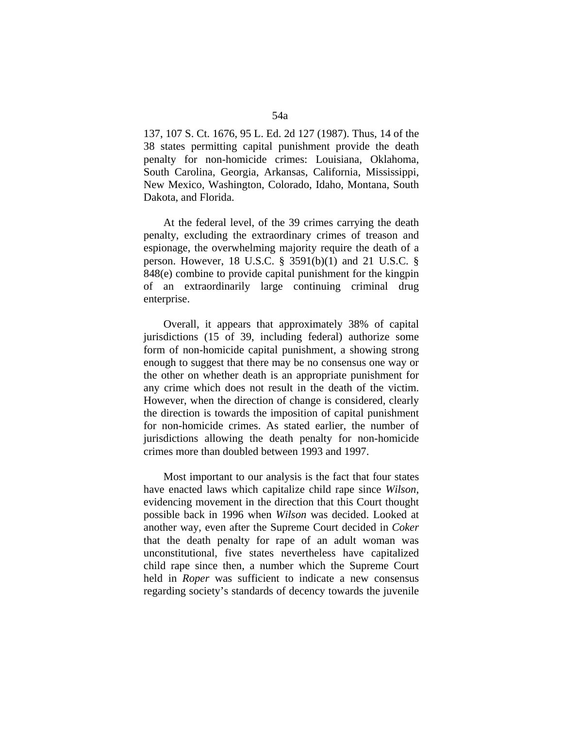137, 107 S. Ct. 1676, 95 L. Ed. 2d 127 (1987). Thus, 14 of the 38 states permitting capital punishment provide the death penalty for non-homicide crimes: Louisiana, Oklahoma, South Carolina, Georgia, Arkansas, California, Mississippi, New Mexico, Washington, Colorado, Idaho, Montana, South Dakota, and Florida.

At the federal level, of the 39 crimes carrying the death penalty, excluding the extraordinary crimes of treason and espionage, the overwhelming majority require the death of a person. However, 18 U.S.C. § 3591(b)(1) and 21 U.S.C. § 848(e) combine to provide capital punishment for the kingpin of an extraordinarily large continuing criminal drug enterprise.

Overall, it appears that approximately 38% of capital jurisdictions (15 of 39, including federal) authorize some form of non-homicide capital punishment, a showing strong enough to suggest that there may be no consensus one way or the other on whether death is an appropriate punishment for any crime which does not result in the death of the victim. However, when the direction of change is considered, clearly the direction is towards the imposition of capital punishment for non-homicide crimes. As stated earlier, the number of jurisdictions allowing the death penalty for non-homicide crimes more than doubled between 1993 and 1997.

Most important to our analysis is the fact that four states have enacted laws which capitalize child rape since *Wilson*, evidencing movement in the direction that this Court thought possible back in 1996 when *Wilson* was decided. Looked at another way, even after the Supreme Court decided in *Coker* that the death penalty for rape of an adult woman was unconstitutional, five states nevertheless have capitalized child rape since then, a number which the Supreme Court held in *Roper* was sufficient to indicate a new consensus regarding society's standards of decency towards the juvenile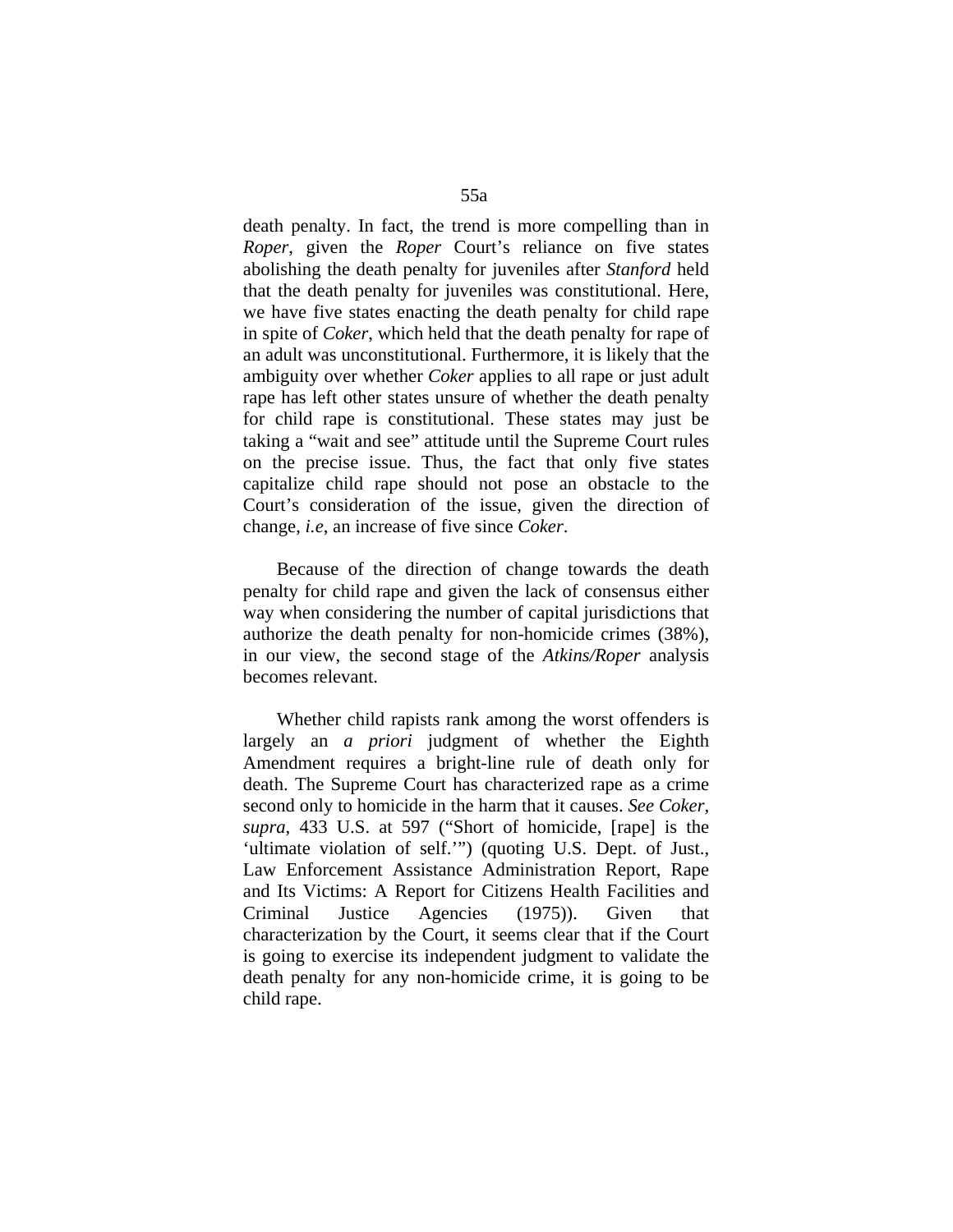death penalty. In fact, the trend is more compelling than in *Roper*, given the *Roper* Court's reliance on five states abolishing the death penalty for juveniles after *Stanford* held that the death penalty for juveniles was constitutional. Here, we have five states enacting the death penalty for child rape in spite of *Coker*, which held that the death penalty for rape of an adult was unconstitutional. Furthermore, it is likely that the ambiguity over whether *Coker* applies to all rape or just adult rape has left other states unsure of whether the death penalty for child rape is constitutional. These states may just be taking a "wait and see" attitude until the Supreme Court rules on the precise issue. Thus, the fact that only five states capitalize child rape should not pose an obstacle to the Court's consideration of the issue, given the direction of change, *i.e*, an increase of five since *Coker*.

Because of the direction of change towards the death penalty for child rape and given the lack of consensus either way when considering the number of capital jurisdictions that authorize the death penalty for non-homicide crimes (38%), in our view, the second stage of the *Atkins/Roper* analysis becomes relevant.

Whether child rapists rank among the worst offenders is largely an *a priori* judgment of whether the Eighth Amendment requires a bright-line rule of death only for death. The Supreme Court has characterized rape as a crime second only to homicide in the harm that it causes. *See Coker, supra*, 433 U.S. at 597 ("Short of homicide, [rape] is the 'ultimate violation of self.'") (quoting U.S. Dept. of Just., Law Enforcement Assistance Administration Report, Rape and Its Victims: A Report for Citizens Health Facilities and Criminal Justice Agencies (1975)). Given that characterization by the Court, it seems clear that if the Court is going to exercise its independent judgment to validate the death penalty for any non-homicide crime, it is going to be child rape.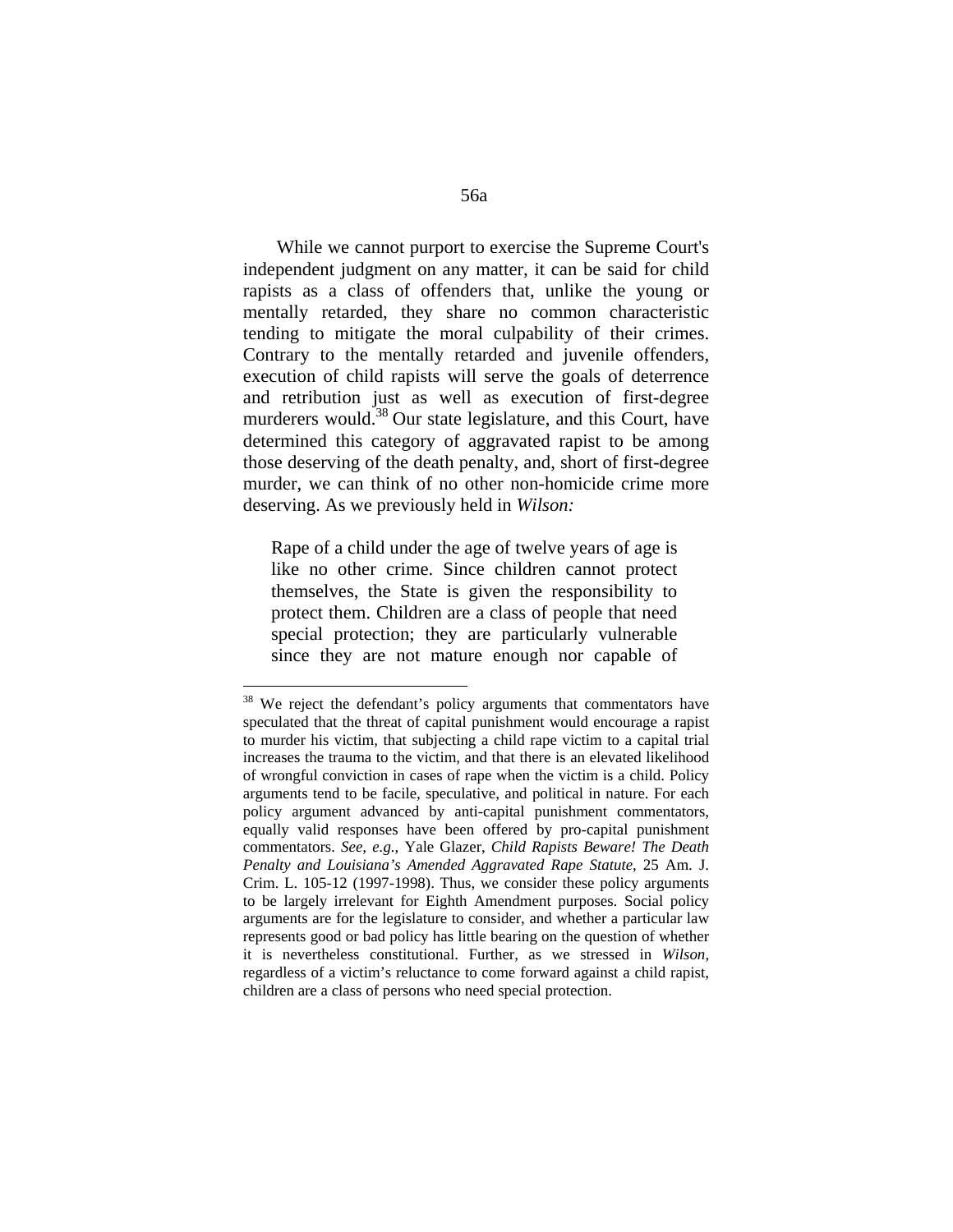While we cannot purport to exercise the Supreme Court's independent judgment on any matter, it can be said for child rapists as a class of offenders that, unlike the young or mentally retarded, they share no common characteristic tending to mitigate the moral culpability of their crimes. Contrary to the mentally retarded and juvenile offenders, execution of child rapists will serve the goals of deterrence and retribution just as well as execution of first-degree murderers would.[38] Our state legislature, and this Court, have determined this category of aggravated rapist to be among those deserving of the death penalty, and, short of first-degree murder, we can think of no other non-homicide crime more deserving. As we previously held in *Wilson:*

> Rape of a child under the age of twelve years of age is like no other crime. Since children cannot protect themselves, the State is given the responsibility to protect them. Children are a class of people that need special protection; they are particularly vulnerable since they are not mature enough nor capable of

---

[38] We reject the defendant's policy arguments that commentators have speculated that the threat of capital punishment would encourage a rapist to murder his victim, that subjecting a child rape victim to a capital trial increases the trauma to the victim, and that there is an elevated likelihood of wrongful conviction in cases of rape when the victim is a child. Policy arguments tend to be facile, speculative, and political in nature. For each policy argument advanced by anti-capital punishment commentators, equally valid responses have been offered by pro-capital punishment commentators. *See, e.g.*, Yale Glazer, *Child Rapists Beware! The Death Penalty and Louisiana's Amended Aggravated Rape Statute*, 25 Am. J. Crim. L. 105-12 (1997-1998). Thus, we consider these policy arguments to be largely irrelevant for Eighth Amendment purposes. Social policy arguments are for the legislature to consider, and whether a particular law represents good or bad policy has little bearing on the question of whether it is nevertheless constitutional. Further, as we stressed in *Wilson*, regardless of a victim's reluctance to come forward against a child rapist, children are a class of persons who need special protection.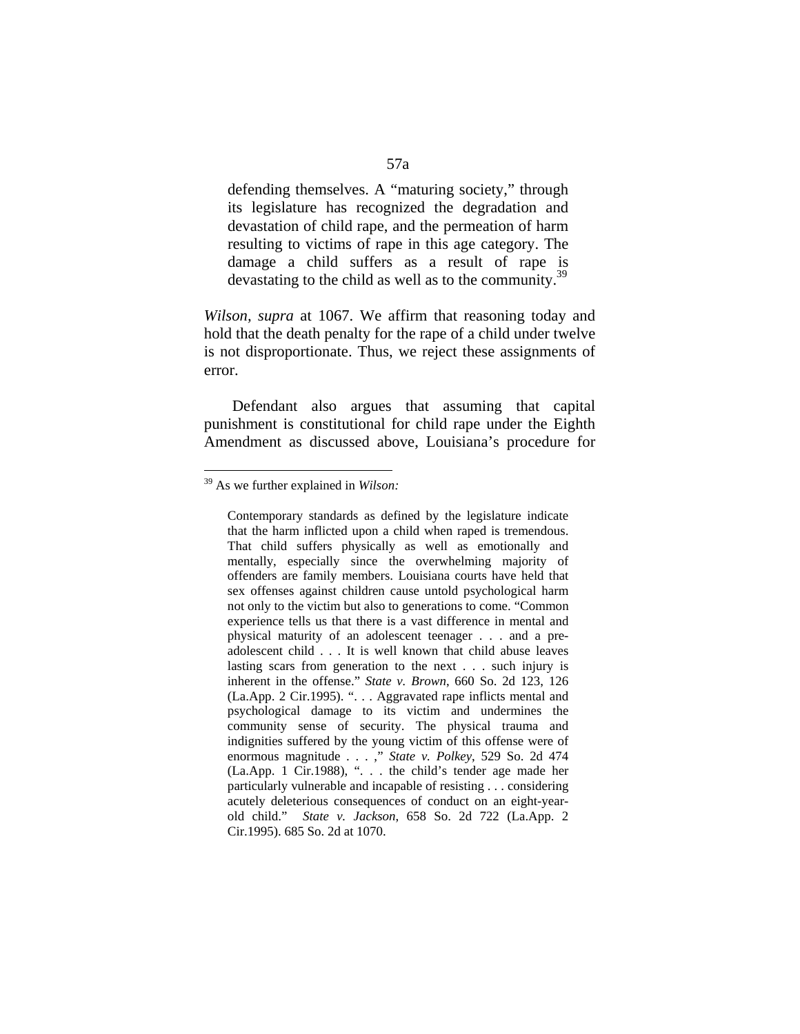> defending themselves. A "maturing society," through its legislature has recognized the degradation and devastation of child rape, and the permeation of harm resulting to victims of rape in this age category. The damage a child suffers as a result of rape is devastating to the child as well as to the community.[39]

*Wilson*, *supra* at 1067. We affirm that reasoning today and hold that the death penalty for the rape of a child under twelve is not disproportionate. Thus, we reject these assignments of error.

Defendant also argues that assuming that capital punishment is constitutional for child rape under the Eighth Amendment as discussed above, Louisiana's procedure for

---

[39] As we further explained in *Wilson:*

> Contemporary standards as defined by the legislature indicate that the harm inflicted upon a child when raped is tremendous. That child suffers physically as well as emotionally and mentally, especially since the overwhelming majority of offenders are family members. Louisiana courts have held that sex offenses against children cause untold psychological harm not only to the victim but also to generations to come. "Common experience tells us that there is a vast difference in mental and physical maturity of an adolescent teenager . . . and a pre-adolescent child . . . It is well known that child abuse leaves lasting scars from generation to the next . . . such injury is inherent in the offense." *State v. Brown*, 660 So. 2d 123, 126 (La.App. 2 Cir.1995). ". . . Aggravated rape inflicts mental and psychological damage to its victim and undermines the community sense of security. The physical trauma and indignities suffered by the young victim of this offense were of enormous magnitude . . . ," *State v. Polkey*, 529 So. 2d 474 (La.App. 1 Cir.1988), ". . . the child's tender age made her particularly vulnerable and incapable of resisting . . . considering acutely deleterious consequences of conduct on an eight-year-old child." *State v. Jackson*, 658 So. 2d 722 (La.App. 2 Cir.1995). 685 So. 2d at 1070.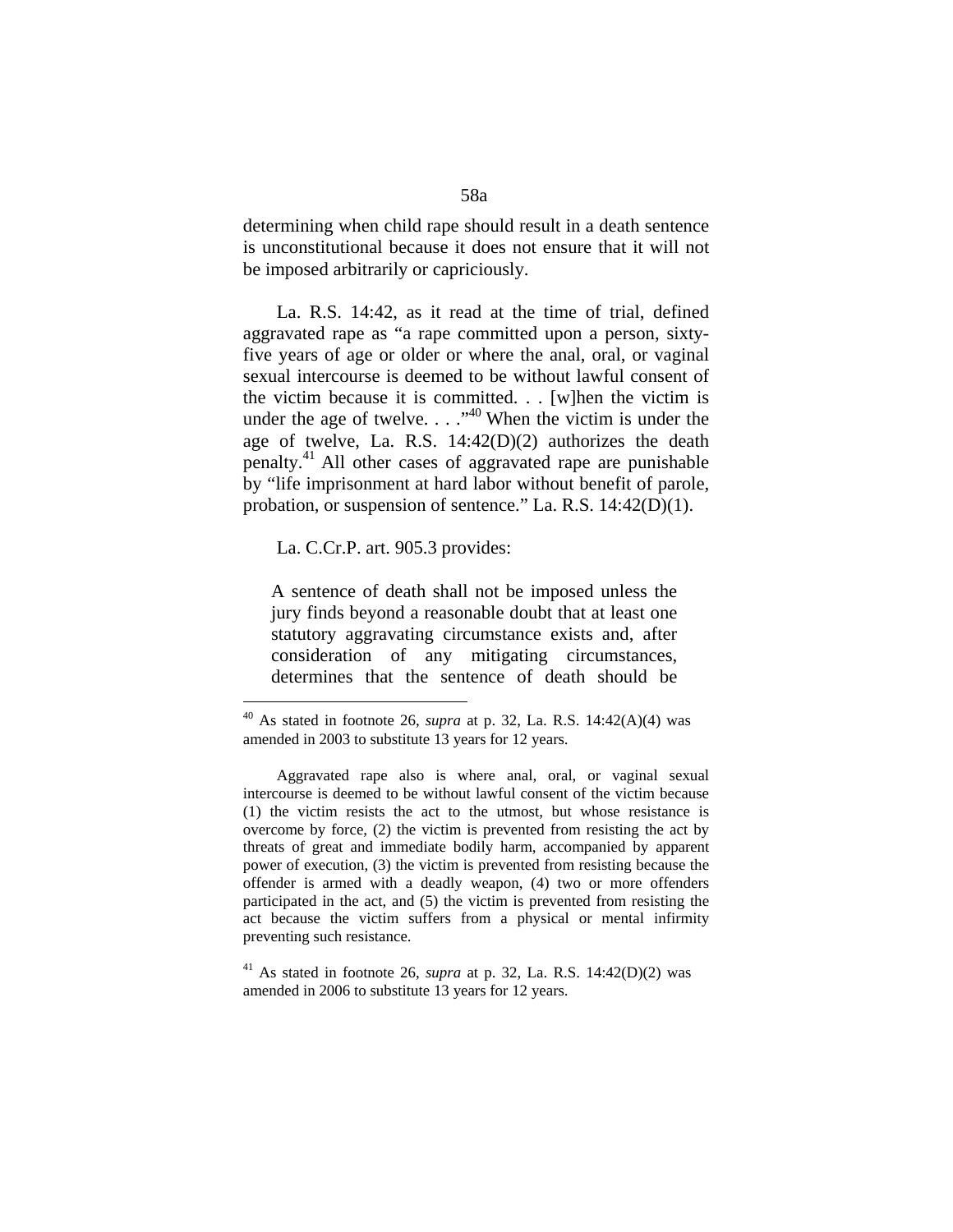determining when child rape should result in a death sentence is unconstitutional because it does not ensure that it will not be imposed arbitrarily or capriciously.

La. R.S. 14:42, as it read at the time of trial, defined aggravated rape as "a rape committed upon a person, sixty-five years of age or older or where the anal, oral, or vaginal sexual intercourse is deemed to be without lawful consent of the victim because it is committed. . . [w]hen the victim is under the age of twelve. . . ."[40] When the victim is under the age of twelve, La. R.S. 14:42(D)(2) authorizes the death penalty.[41] All other cases of aggravated rape are punishable by "life imprisonment at hard labor without benefit of parole, probation, or suspension of sentence." La. R.S. 14:42(D)(1).

La. C.Cr.P. art. 905.3 provides:

> A sentence of death shall not be imposed unless the jury finds beyond a reasonable doubt that at least one statutory aggravating circumstance exists and, after consideration of any mitigating circumstances, determines that the sentence of death should be

---

[40] As stated in footnote 26, *supra* at p. 32, La. R.S. 14:42(A)(4) was amended in 2003 to substitute 13 years for 12 years.

Aggravated rape also is where anal, oral, or vaginal sexual intercourse is deemed to be without lawful consent of the victim because (1) the victim resists the act to the utmost, but whose resistance is overcome by force, (2) the victim is prevented from resisting the act by threats of great and immediate bodily harm, accompanied by apparent power of execution, (3) the victim is prevented from resisting because the offender is armed with a deadly weapon, (4) two or more offenders participated in the act, and (5) the victim is prevented from resisting the act because the victim suffers from a physical or mental infirmity preventing such resistance.

[41] As stated in footnote 26, *supra* at p. 32, La. R.S. 14:42(D)(2) was amended in 2006 to substitute 13 years for 12 years.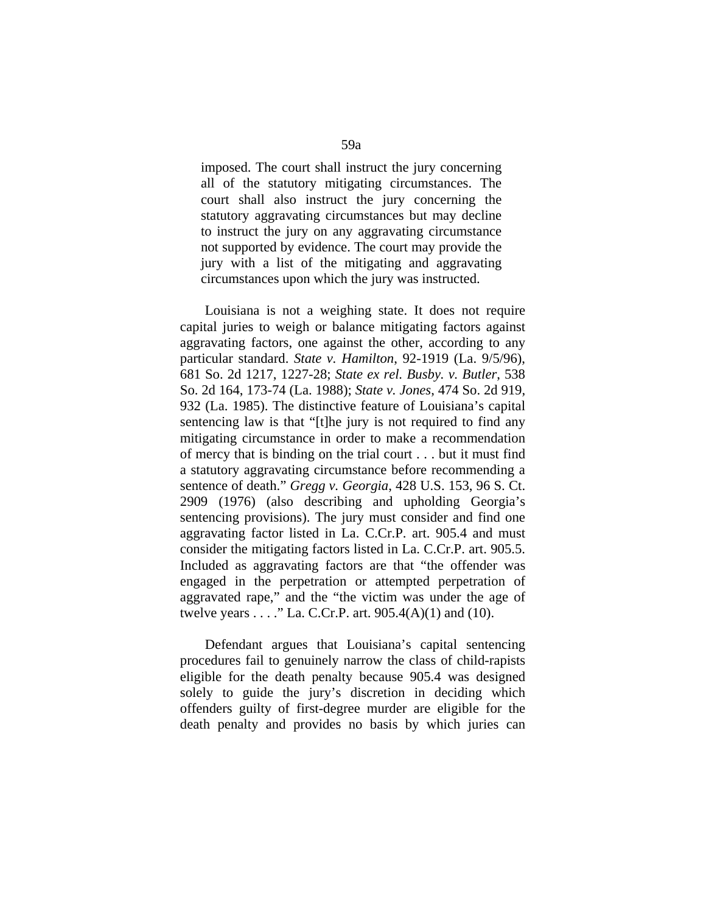> imposed. The court shall instruct the jury concerning all of the statutory mitigating circumstances. The court shall also instruct the jury concerning the statutory aggravating circumstances but may decline to instruct the jury on any aggravating circumstance not supported by evidence. The court may provide the jury with a list of the mitigating and aggravating circumstances upon which the jury was instructed.

Louisiana is not a weighing state. It does not require capital juries to weigh or balance mitigating factors against aggravating factors, one against the other, according to any particular standard. *State v. Hamilton*, 92-1919 (La. 9/5/96), 681 So. 2d 1217, 1227-28; *State ex rel. Busby. v. Butler*, 538 So. 2d 164, 173-74 (La. 1988); *State v. Jones*, 474 So. 2d 919, 932 (La. 1985). The distinctive feature of Louisiana's capital sentencing law is that "[t]he jury is not required to find any mitigating circumstance in order to make a recommendation of mercy that is binding on the trial court . . . but it must find a statutory aggravating circumstance before recommending a sentence of death." *Gregg v. Georgia*, 428 U.S. 153, 96 S. Ct. 2909 (1976) (also describing and upholding Georgia's sentencing provisions). The jury must consider and find one aggravating factor listed in La. C.Cr.P. art. 905.4 and must consider the mitigating factors listed in La. C.Cr.P. art. 905.5. Included as aggravating factors are that "the offender was engaged in the perpetration or attempted perpetration of aggravated rape," and the "the victim was under the age of twelve years . . . ." La. C.Cr.P. art. 905.4(A)(1) and (10).

Defendant argues that Louisiana's capital sentencing procedures fail to genuinely narrow the class of child-rapists eligible for the death penalty because 905.4 was designed solely to guide the jury's discretion in deciding which offenders guilty of first-degree murder are eligible for the death penalty and provides no basis by which juries can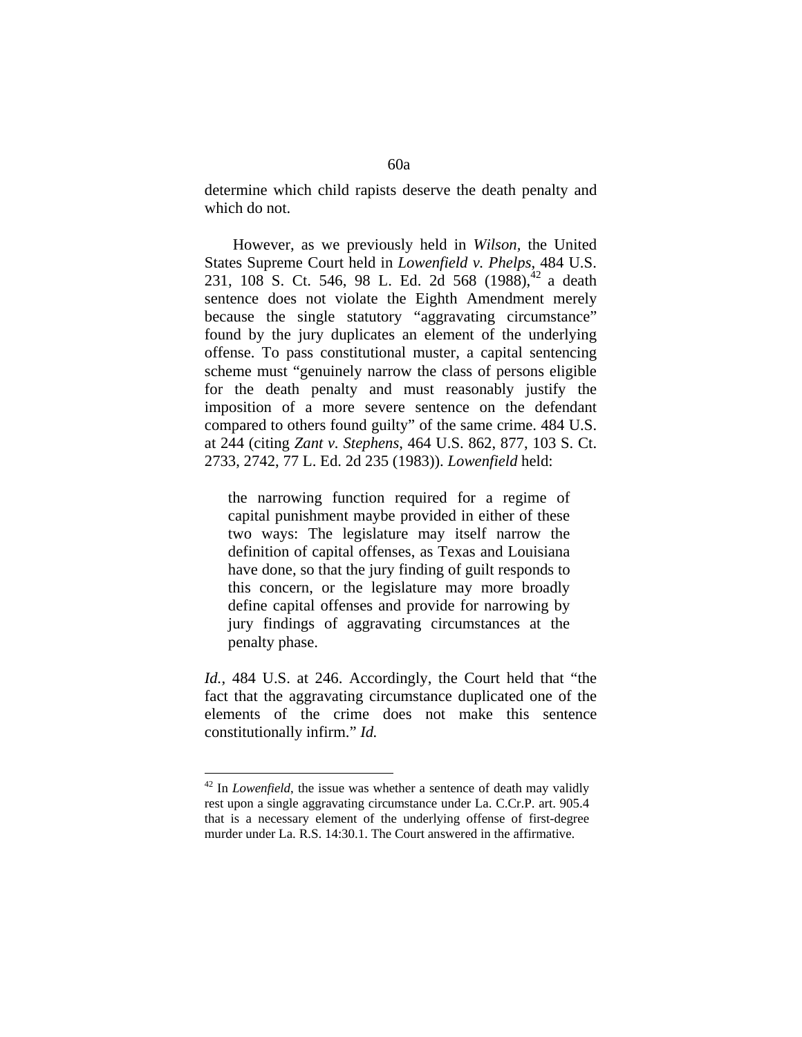determine which child rapists deserve the death penalty and which do not.

However, as we previously held in *Wilson*, the United States Supreme Court held in *Lowenfield v. Phelps*, 484 U.S. 231, 108 S. Ct. 546, 98 L. Ed. 2d 568 (1988),[42] a death sentence does not violate the Eighth Amendment merely because the single statutory "aggravating circumstance" found by the jury duplicates an element of the underlying offense. To pass constitutional muster, a capital sentencing scheme must "genuinely narrow the class of persons eligible for the death penalty and must reasonably justify the imposition of a more severe sentence on the defendant compared to others found guilty" of the same crime. 484 U.S. at 244 (citing *Zant v. Stephens*, 464 U.S. 862, 877, 103 S. Ct. 2733, 2742, 77 L. Ed. 2d 235 (1983)). *Lowenfield* held:

> the narrowing function required for a regime of capital punishment maybe provided in either of these two ways: The legislature may itself narrow the definition of capital offenses, as Texas and Louisiana have done, so that the jury finding of guilt responds to this concern, or the legislature may more broadly define capital offenses and provide for narrowing by jury findings of aggravating circumstances at the penalty phase.

*Id.*, 484 U.S. at 246. Accordingly, the Court held that "the fact that the aggravating circumstance duplicated one of the elements of the crime does not make this sentence constitutionally infirm." *Id.*

---

[42] In *Lowenfield*, the issue was whether a sentence of death may validly rest upon a single aggravating circumstance under La. C.Cr.P. art. 905.4 that is a necessary element of the underlying offense of first-degree murder under La. R.S. 14:30.1. The Court answered in the affirmative.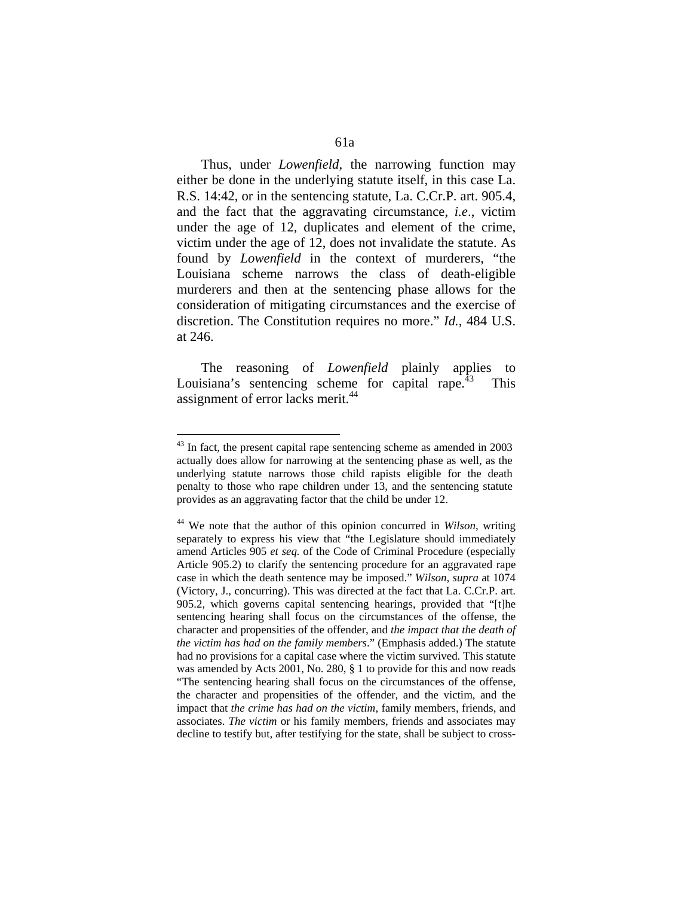Thus, under *Lowenfield*, the narrowing function may either be done in the underlying statute itself, in this case La. R.S. 14:42, or in the sentencing statute, La. C.Cr.P. art. 905.4, and the fact that the aggravating circumstance, *i.e*., victim under the age of 12, duplicates and element of the crime, victim under the age of 12, does not invalidate the statute. As found by *Lowenfield* in the context of murderers, "the Louisiana scheme narrows the class of death-eligible murderers and then at the sentencing phase allows for the consideration of mitigating circumstances and the exercise of discretion. The Constitution requires no more." *Id.*, 484 U.S. at 246.

The reasoning of *Lowenfield* plainly applies to Louisiana's sentencing scheme for capital rape.[43] This assignment of error lacks merit.[44]

---

[43] In fact, the present capital rape sentencing scheme as amended in 2003 actually does allow for narrowing at the sentencing phase as well, as the underlying statute narrows those child rapists eligible for the death penalty to those who rape children under 13, and the sentencing statute provides as an aggravating factor that the child be under 12.

[44] We note that the author of this opinion concurred in *Wilson*, writing separately to express his view that "the Legislature should immediately amend Articles 905 *et seq.* of the Code of Criminal Procedure (especially Article 905.2) to clarify the sentencing procedure for an aggravated rape case in which the death sentence may be imposed." *Wilson, supra* at 1074 (Victory, J., concurring). This was directed at the fact that La. C.Cr.P. art. 905.2, which governs capital sentencing hearings, provided that "[t]he sentencing hearing shall focus on the circumstances of the offense, the character and propensities of the offender, and *the impact that the death of the victim has had on the family members*." (Emphasis added.) The statute had no provisions for a capital case where the victim survived. This statute was amended by Acts 2001, No. 280, § 1 to provide for this and now reads "The sentencing hearing shall focus on the circumstances of the offense, the character and propensities of the offender, and the victim, and the impact that *the crime has had on the victim*, family members, friends, and associates. *The victim* or his family members, friends and associates may decline to testify but, after testifying for the state, shall be subject to cross-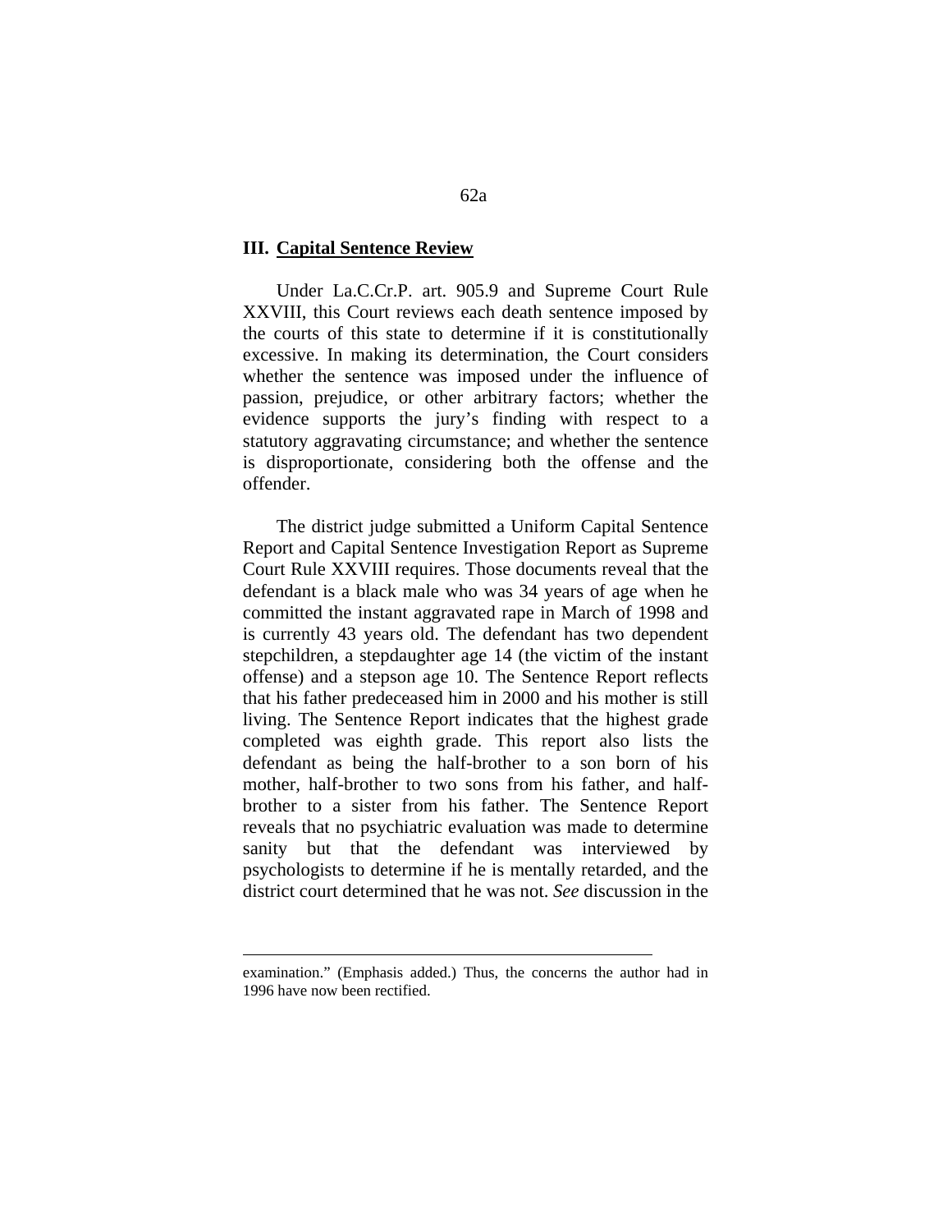### III. Capital Sentence Review

Under La.C.Cr.P. art. 905.9 and Supreme Court Rule XXVIII, this Court reviews each death sentence imposed by the courts of this state to determine if it is constitutionally excessive. In making its determination, the Court considers whether the sentence was imposed under the influence of passion, prejudice, or other arbitrary factors; whether the evidence supports the jury's finding with respect to a statutory aggravating circumstance; and whether the sentence is disproportionate, considering both the offense and the offender.

The district judge submitted a Uniform Capital Sentence Report and Capital Sentence Investigation Report as Supreme Court Rule XXVIII requires. Those documents reveal that the defendant is a black male who was 34 years of age when he committed the instant aggravated rape in March of 1998 and is currently 43 years old. The defendant has two dependent stepchildren, a stepdaughter age 14 (the victim of the instant offense) and a stepson age 10. The Sentence Report reflects that his father predeceased him in 2000 and his mother is still living. The Sentence Report indicates that the highest grade completed was eighth grade. This report also lists the defendant as being the half-brother to a son born of his mother, half-brother to two sons from his father, and half-brother to a sister from his father. The Sentence Report reveals that no psychiatric evaluation was made to determine sanity but that the defendant was interviewed by psychologists to determine if he is mentally retarded, and the district court determined that he was not. *See* discussion in the

---

examination." (Emphasis added.) Thus, the concerns the author had in 1996 have now been rectified.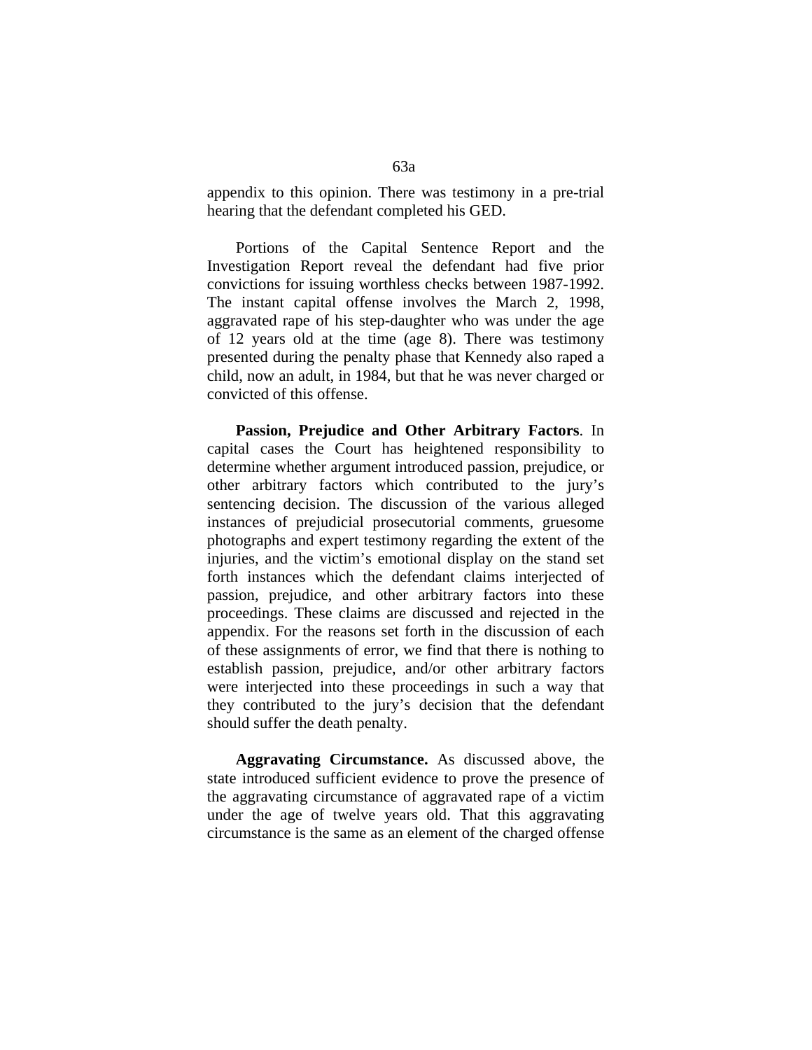appendix to this opinion. There was testimony in a pre-trial hearing that the defendant completed his GED.

Portions of the Capital Sentence Report and the Investigation Report reveal the defendant had five prior convictions for issuing worthless checks between 1987-1992. The instant capital offense involves the March 2, 1998, aggravated rape of his step-daughter who was under the age of 12 years old at the time (age 8). There was testimony presented during the penalty phase that Kennedy also raped a child, now an adult, in 1984, but that he was never charged or convicted of this offense.

**Passion, Prejudice and Other Arbitrary Factors**. In capital cases the Court has heightened responsibility to determine whether argument introduced passion, prejudice, or other arbitrary factors which contributed to the jury's sentencing decision. The discussion of the various alleged instances of prejudicial prosecutorial comments, gruesome photographs and expert testimony regarding the extent of the injuries, and the victim's emotional display on the stand set forth instances which the defendant claims interjected of passion, prejudice, and other arbitrary factors into these proceedings. These claims are discussed and rejected in the appendix. For the reasons set forth in the discussion of each of these assignments of error, we find that there is nothing to establish passion, prejudice, and/or other arbitrary factors were interjected into these proceedings in such a way that they contributed to the jury's decision that the defendant should suffer the death penalty.

**Aggravating Circumstance.** As discussed above, the state introduced sufficient evidence to prove the presence of the aggravating circumstance of aggravated rape of a victim under the age of twelve years old. That this aggravating circumstance is the same as an element of the charged offense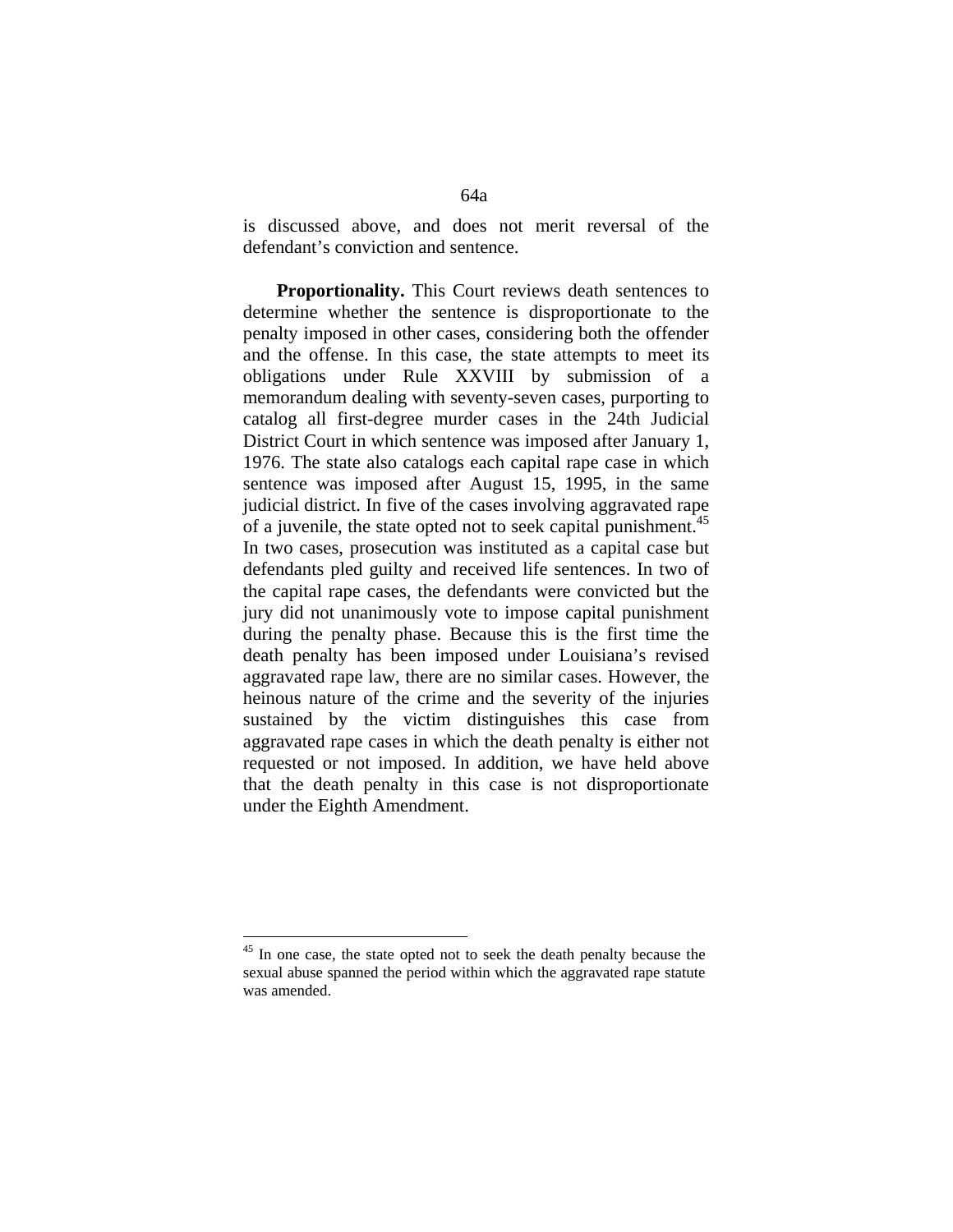is discussed above, and does not merit reversal of the defendant's conviction and sentence.

**Proportionality.** This Court reviews death sentences to determine whether the sentence is disproportionate to the penalty imposed in other cases, considering both the offender and the offense. In this case, the state attempts to meet its obligations under Rule XXVIII by submission of a memorandum dealing with seventy-seven cases, purporting to catalog all first-degree murder cases in the 24th Judicial District Court in which sentence was imposed after January 1, 1976. The state also catalogs each capital rape case in which sentence was imposed after August 15, 1995, in the same judicial district. In five of the cases involving aggravated rape of a juvenile, the state opted not to seek capital punishment.[45] In two cases, prosecution was instituted as a capital case but defendants pled guilty and received life sentences. In two of the capital rape cases, the defendants were convicted but the jury did not unanimously vote to impose capital punishment during the penalty phase. Because this is the first time the death penalty has been imposed under Louisiana's revised aggravated rape law, there are no similar cases. However, the heinous nature of the crime and the severity of the injuries sustained by the victim distinguishes this case from aggravated rape cases in which the death penalty is either not requested or not imposed. In addition, we have held above that the death penalty in this case is not disproportionate under the Eighth Amendment.

---

[45] In one case, the state opted not to seek the death penalty because the sexual abuse spanned the period within which the aggravated rape statute was amended.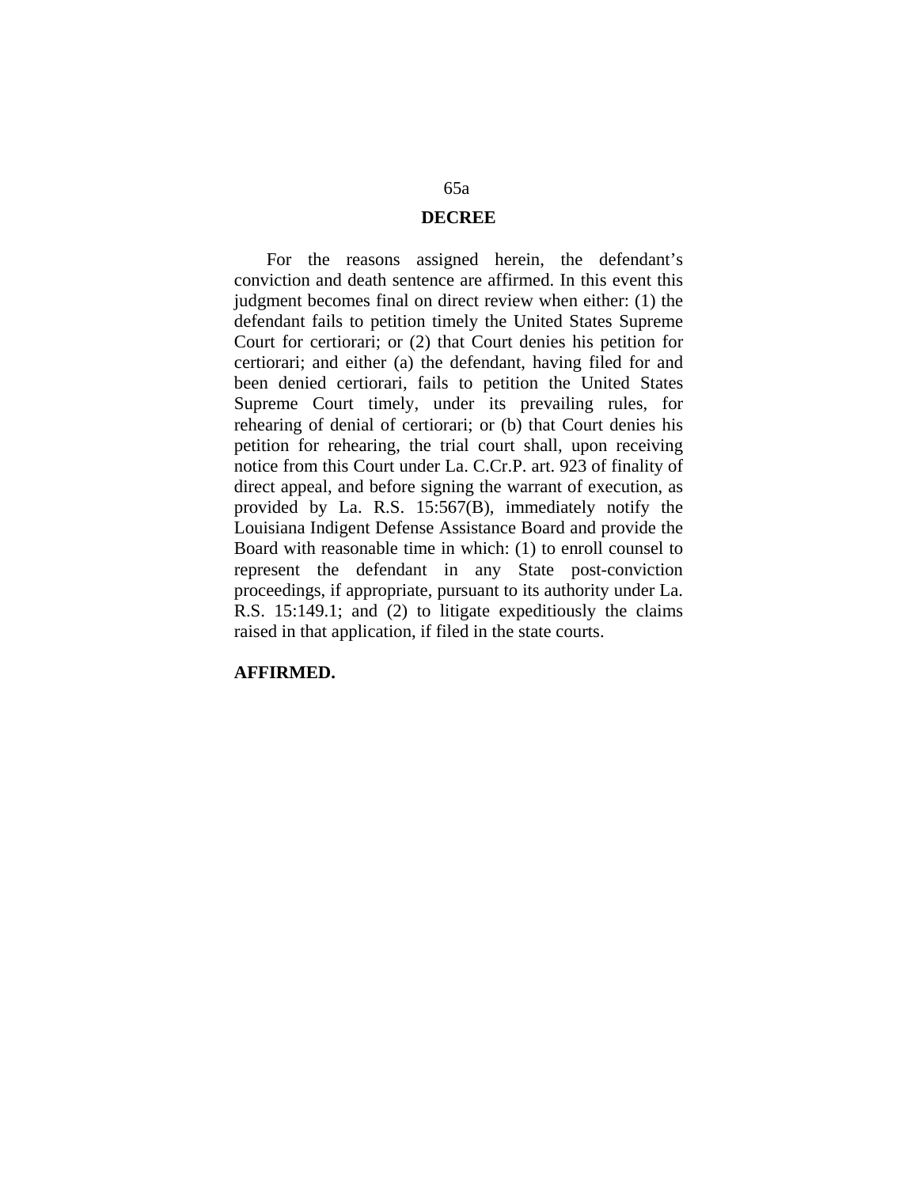## DECREE

For the reasons assigned herein, the defendant's conviction and death sentence are affirmed. In this event this judgment becomes final on direct review when either: (1) the defendant fails to petition timely the United States Supreme Court for certiorari; or (2) that Court denies his petition for certiorari; and either (a) the defendant, having filed for and been denied certiorari, fails to petition the United States Supreme Court timely, under its prevailing rules, for rehearing of denial of certiorari; or (b) that Court denies his petition for rehearing, the trial court shall, upon receiving notice from this Court under La. C.Cr.P. art. 923 of finality of direct appeal, and before signing the warrant of execution, as provided by La. R.S. 15:567(B), immediately notify the Louisiana Indigent Defense Assistance Board and provide the Board with reasonable time in which: (1) to enroll counsel to represent the defendant in any State post-conviction proceedings, if appropriate, pursuant to its authority under La. R.S. 15:149.1; and (2) to litigate expeditiously the claims raised in that application, if filed in the state courts.

**AFFIRMED.**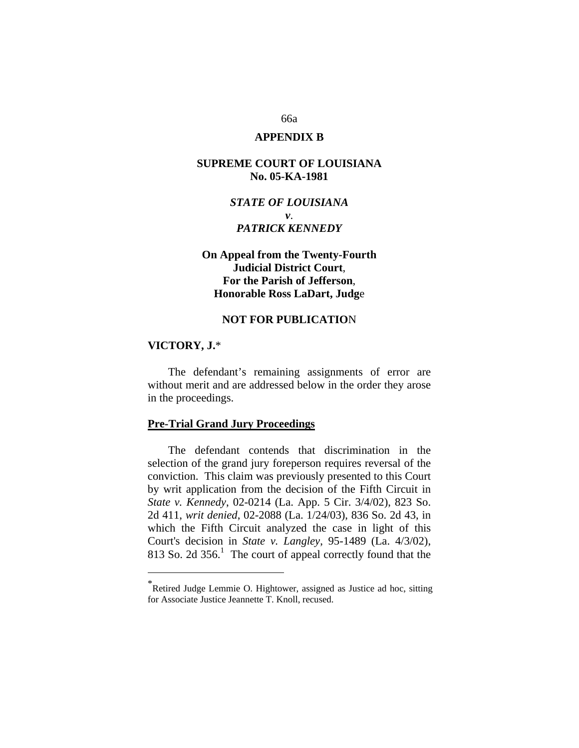**APPENDIX B**

**SUPREME COURT OF LOUISIANA**
**No. 05-KA-1981**

***STATE OF LOUISIANA***
***v.***
***PATRICK KENNEDY***

**On Appeal from the Twenty-Fourth Judicial District Court, For the Parish of Jefferson, Honorable Ross LaDart, Judge**

**NOT FOR PUBLICATION**

**VICTORY, J.***

The defendant's remaining assignments of error are without merit and are addressed below in the order they arose in the proceedings.

**Pre-Trial Grand Jury Proceedings**

The defendant contends that discrimination in the selection of the grand jury foreperson requires reversal of the conviction. This claim was previously presented to this Court by writ application from the decision of the Fifth Circuit in *State v. Kennedy*, 02-0214 (La. App. 5 Cir. 3/4/02), 823 So. 2d 411, *writ denied*, 02-2088 (La. 1/24/03), 836 So. 2d 43, in which the Fifth Circuit analyzed the case in light of this Court's decision in *State v. Langley*, 95-1489 (La. 4/3/02), 813 So. 2d 356.[1] The court of appeal correctly found that the

---

* Retired Judge Lemmie O. Hightower, assigned as Justice ad hoc, sitting for Associate Justice Jeannette T. Knoll, recused.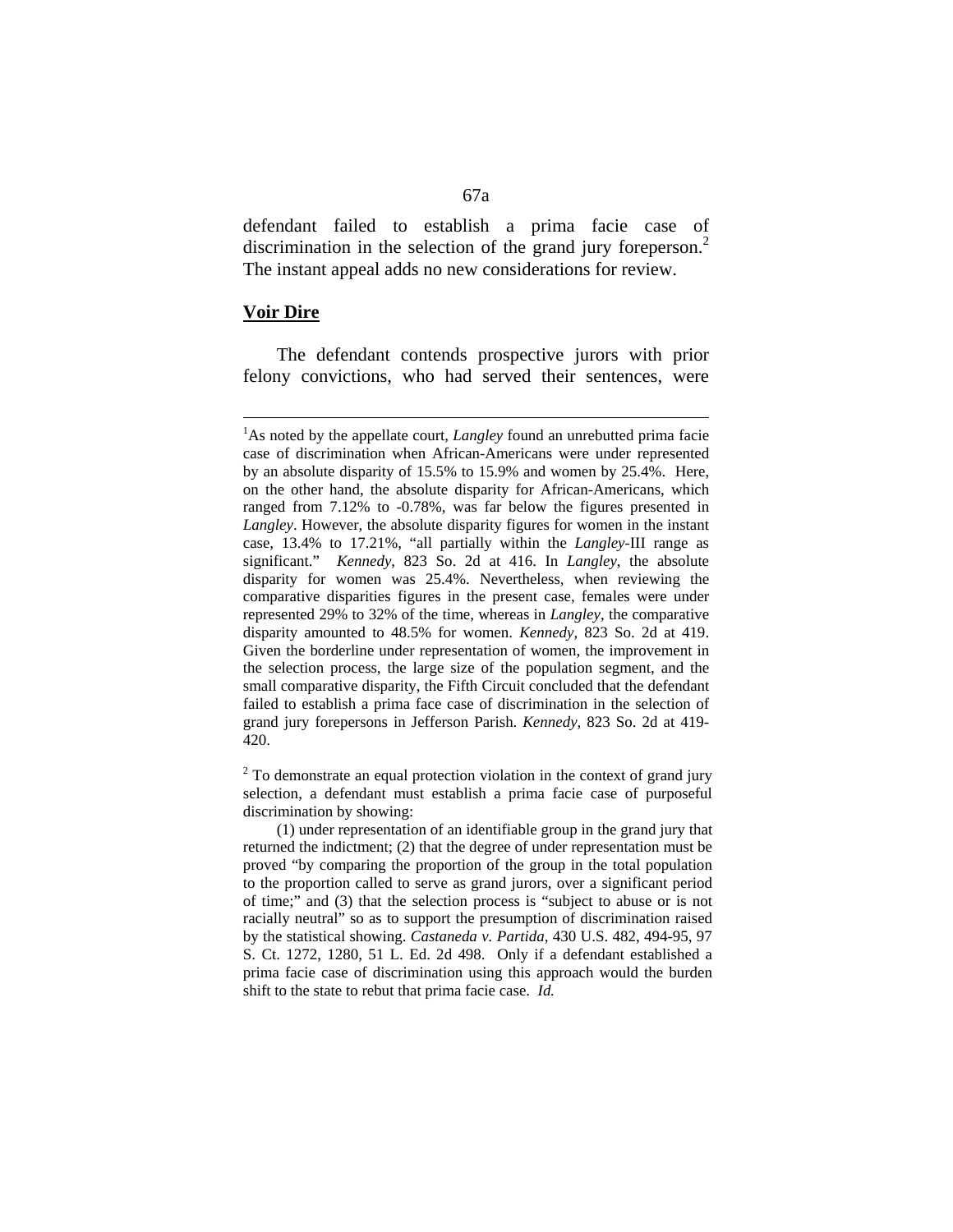defendant failed to establish a prima facie case of discrimination in the selection of the grand jury foreperson.[2] The instant appeal adds no new considerations for review.

**Voir Dire**

The defendant contends prospective jurors with prior felony convictions, who had served their sentences, were

---

[1]As noted by the appellate court, *Langley* found an unrebutted prima facie case of discrimination when African-Americans were under represented by an absolute disparity of 15.5% to 15.9% and women by 25.4%. Here, on the other hand, the absolute disparity for African-Americans, which ranged from 7.12% to -0.78%, was far below the figures presented in *Langley*. However, the absolute disparity figures for women in the instant case, 13.4% to 17.21%, "all partially within the *Langley*-III range as significant." *Kennedy*, 823 So. 2d at 416. In *Langley*, the absolute disparity for women was 25.4%. Nevertheless, when reviewing the comparative disparities figures in the present case, females were under represented 29% to 32% of the time, whereas in *Langley*, the comparative disparity amounted to 48.5% for women. *Kennedy*, 823 So. 2d at 419. Given the borderline under representation of women, the improvement in the selection process, the large size of the population segment, and the small comparative disparity, the Fifth Circuit concluded that the defendant failed to establish a prima face case of discrimination in the selection of grand jury forepersons in Jefferson Parish. *Kennedy*, 823 So. 2d at 419-420.

[2] To demonstrate an equal protection violation in the context of grand jury selection, a defendant must establish a prima facie case of purposeful discrimination by showing:

(1) under representation of an identifiable group in the grand jury that returned the indictment; (2) that the degree of under representation must be proved "by comparing the proportion of the group in the total population to the proportion called to serve as grand jurors, over a significant period of time;" and (3) that the selection process is "subject to abuse or is not racially neutral" so as to support the presumption of discrimination raised by the statistical showing. *Castaneda v. Partida*, 430 U.S. 482, 494-95, 97 S. Ct. 1272, 1280, 51 L. Ed. 2d 498. Only if a defendant established a prima facie case of discrimination using this approach would the burden shift to the state to rebut that prima facie case. *Id.*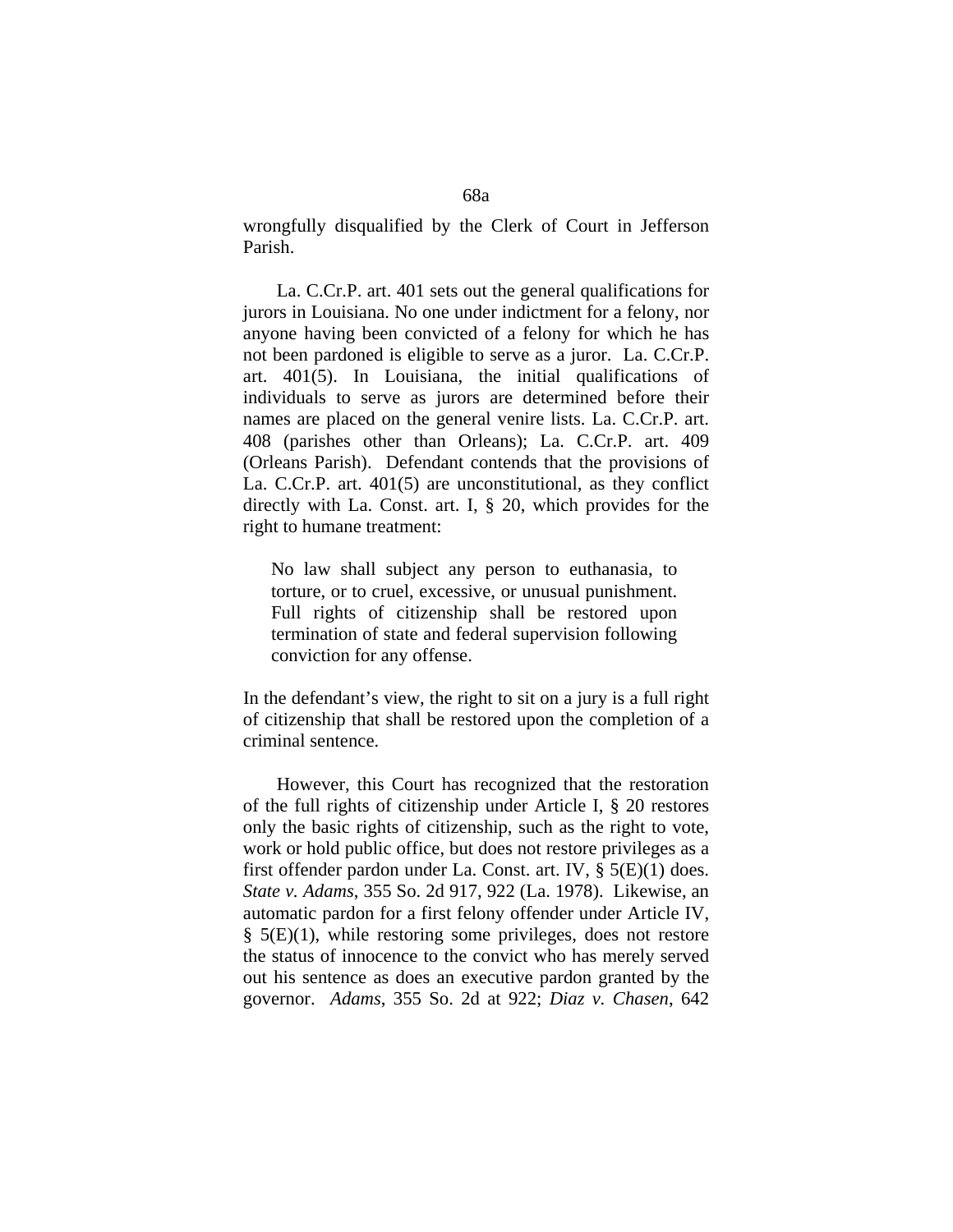wrongfully disqualified by the Clerk of Court in Jefferson Parish.

La. C.Cr.P. art. 401 sets out the general qualifications for jurors in Louisiana. No one under indictment for a felony, nor anyone having been convicted of a felony for which he has not been pardoned is eligible to serve as a juror. La. C.Cr.P. art. 401(5). In Louisiana, the initial qualifications of individuals to serve as jurors are determined before their names are placed on the general venire lists. La. C.Cr.P. art. 408 (parishes other than Orleans); La. C.Cr.P. art. 409 (Orleans Parish). Defendant contends that the provisions of La. C.Cr.P. art. 401(5) are unconstitutional, as they conflict directly with La. Const. art. I, § 20, which provides for the right to humane treatment:

> No law shall subject any person to euthanasia, to torture, or to cruel, excessive, or unusual punishment. Full rights of citizenship shall be restored upon termination of state and federal supervision following conviction for any offense.

In the defendant's view, the right to sit on a jury is a full right of citizenship that shall be restored upon the completion of a criminal sentence.

However, this Court has recognized that the restoration of the full rights of citizenship under Article I, § 20 restores only the basic rights of citizenship, such as the right to vote, work or hold public office, but does not restore privileges as a first offender pardon under La. Const. art. IV, § 5(E)(1) does. *State v. Adams*, 355 So. 2d 917, 922 (La. 1978). Likewise, an automatic pardon for a first felony offender under Article IV, § 5(E)(1), while restoring some privileges, does not restore the status of innocence to the convict who has merely served out his sentence as does an executive pardon granted by the governor. *Adams*, 355 So. 2d at 922; *Diaz v. Chasen*, 642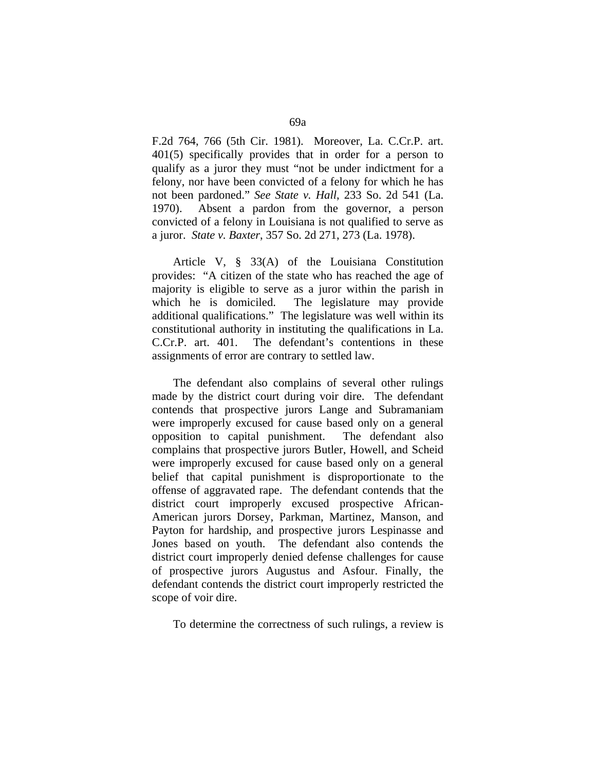F.2d 764, 766 (5th Cir. 1981). Moreover, La. C.Cr.P. art. 401(5) specifically provides that in order for a person to qualify as a juror they must "not be under indictment for a felony, nor have been convicted of a felony for which he has not been pardoned." *See State v. Hall*, 233 So. 2d 541 (La. 1970). Absent a pardon from the governor, a person convicted of a felony in Louisiana is not qualified to serve as a juror. *State v. Baxter*, 357 So. 2d 271, 273 (La. 1978).

Article V, § 33(A) of the Louisiana Constitution provides: "A citizen of the state who has reached the age of majority is eligible to serve as a juror within the parish in which he is domiciled. The legislature may provide additional qualifications." The legislature was well within its constitutional authority in instituting the qualifications in La. C.Cr.P. art. 401. The defendant's contentions in these assignments of error are contrary to settled law.

The defendant also complains of several other rulings made by the district court during voir dire. The defendant contends that prospective jurors Lange and Subramaniam were improperly excused for cause based only on a general opposition to capital punishment. The defendant also complains that prospective jurors Butler, Howell, and Scheid were improperly excused for cause based only on a general belief that capital punishment is disproportionate to the offense of aggravated rape. The defendant contends that the district court improperly excused prospective African-American jurors Dorsey, Parkman, Martinez, Manson, and Payton for hardship, and prospective jurors Lespinasse and Jones based on youth. The defendant also contends the district court improperly denied defense challenges for cause of prospective jurors Augustus and Asfour. Finally, the defendant contends the district court improperly restricted the scope of voir dire.

To determine the correctness of such rulings, a review is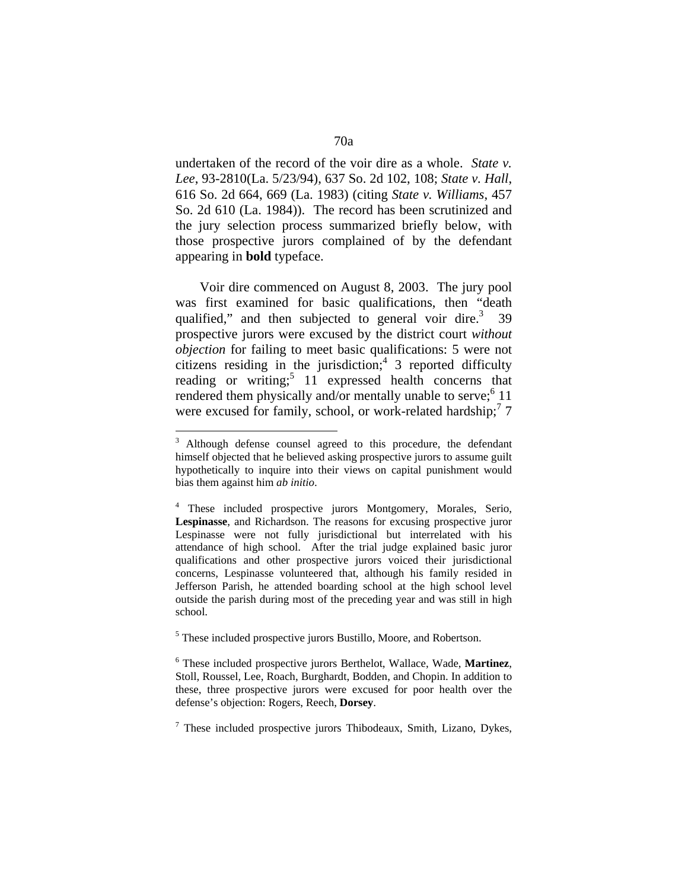undertaken of the record of the voir dire as a whole. *State v. Lee*, 93-2810(La. 5/23/94), 637 So. 2d 102, 108; *State v. Hall*, 616 So. 2d 664, 669 (La. 1983) (citing *State v. Williams*, 457 So. 2d 610 (La. 1984)). The record has been scrutinized and the jury selection process summarized briefly below, with those prospective jurors complained of by the defendant appearing in **bold** typeface.

Voir dire commenced on August 8, 2003. The jury pool was first examined for basic qualifications, then "death qualified," and then subjected to general voir dire.[3] 39 prospective jurors were excused by the district court *without objection* for failing to meet basic qualifications: 5 were not citizens residing in the jurisdiction;[4] 3 reported difficulty reading or writing;[5] 11 expressed health concerns that rendered them physically and/or mentally unable to serve;[6] 11 were excused for family, school, or work-related hardship;[7] 7

---

[3] Although defense counsel agreed to this procedure, the defendant himself objected that he believed asking prospective jurors to assume guilt hypothetically to inquire into their views on capital punishment would bias them against him *ab initio*.

[4] These included prospective jurors Montgomery, Morales, Serio, **Lespinasse**, and Richardson. The reasons for excusing prospective juror Lespinasse were not fully jurisdictional but interrelated with his attendance of high school. After the trial judge explained basic juror qualifications and other prospective jurors voiced their jurisdictional concerns, Lespinasse volunteered that, although his family resided in Jefferson Parish, he attended boarding school at the high school level outside the parish during most of the preceding year and was still in high school.

[5] These included prospective jurors Bustillo, Moore, and Robertson.

[6] These included prospective jurors Berthelot, Wallace, Wade, **Martinez**, Stoll, Roussel, Lee, Roach, Burghardt, Bodden, and Chopin. In addition to these, three prospective jurors were excused for poor health over the defense's objection: Rogers, Reech, **Dorsey**.

[7] These included prospective jurors Thibodeaux, Smith, Lizano, Dykes,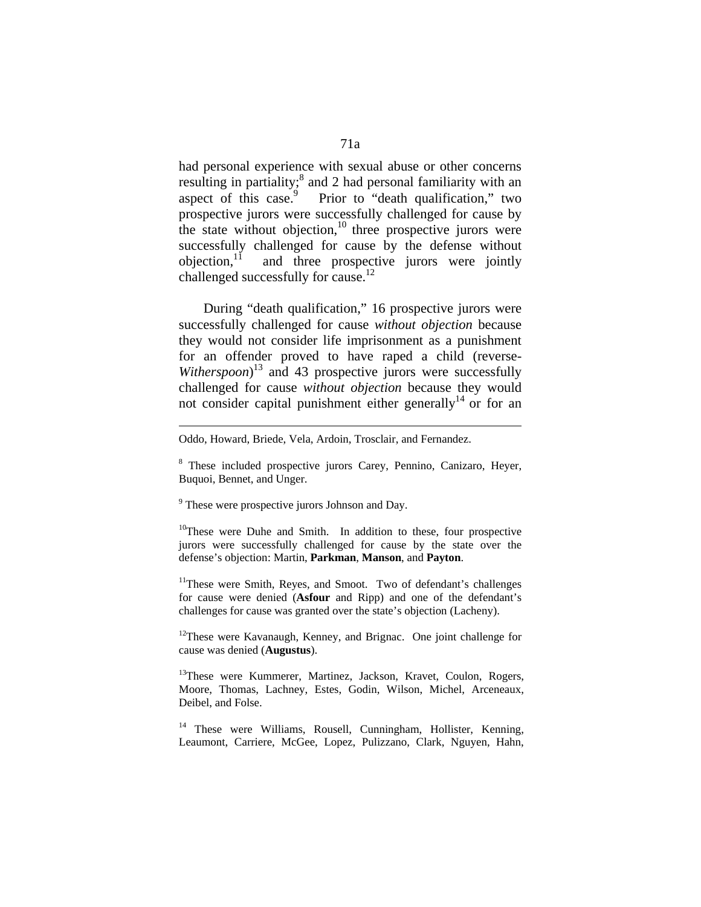had personal experience with sexual abuse or other concerns resulting in partiality;[8] and 2 had personal familiarity with an aspect of this case.[9] Prior to "death qualification," two prospective jurors were successfully challenged for cause by the state without objection,[10] three prospective jurors were successfully challenged for cause by the defense without objection,[11] and three prospective jurors were jointly challenged successfully for cause.[12]

During "death qualification," 16 prospective jurors were successfully challenged for cause *without objection* because they would not consider life imprisonment as a punishment for an offender proved to have raped a child (reverse-*Witherspoon*)[13] and 43 prospective jurors were successfully challenged for cause *without objection* because they would not consider capital punishment either generally[14] or for an

---

Oddo, Howard, Briede, Vela, Ardoin, Trosclair, and Fernandez.

[8] These included prospective jurors Carey, Pennino, Canizaro, Heyer, Buquoi, Bennet, and Unger.

[9] These were prospective jurors Johnson and Day.

[10] These were Duhe and Smith. In addition to these, four prospective jurors were successfully challenged for cause by the state over the defense's objection: Martin, **Parkman**, **Manson**, and **Payton**.

[11] These were Smith, Reyes, and Smoot. Two of defendant's challenges for cause were denied (**Asfour** and Ripp) and one of the defendant's challenges for cause was granted over the state's objection (Lacheny).

[12] These were Kavanaugh, Kenney, and Brignac. One joint challenge for cause was denied (**Augustus**).

[13] These were Kummerer, Martinez, Jackson, Kravet, Coulon, Rogers, Moore, Thomas, Lachney, Estes, Godin, Wilson, Michel, Arceneaux, Deibel, and Folse.

[14] These were Williams, Rousell, Cunningham, Hollister, Kenning, Leaumont, Carriere, McGee, Lopez, Pulizzano, Clark, Nguyen, Hahn,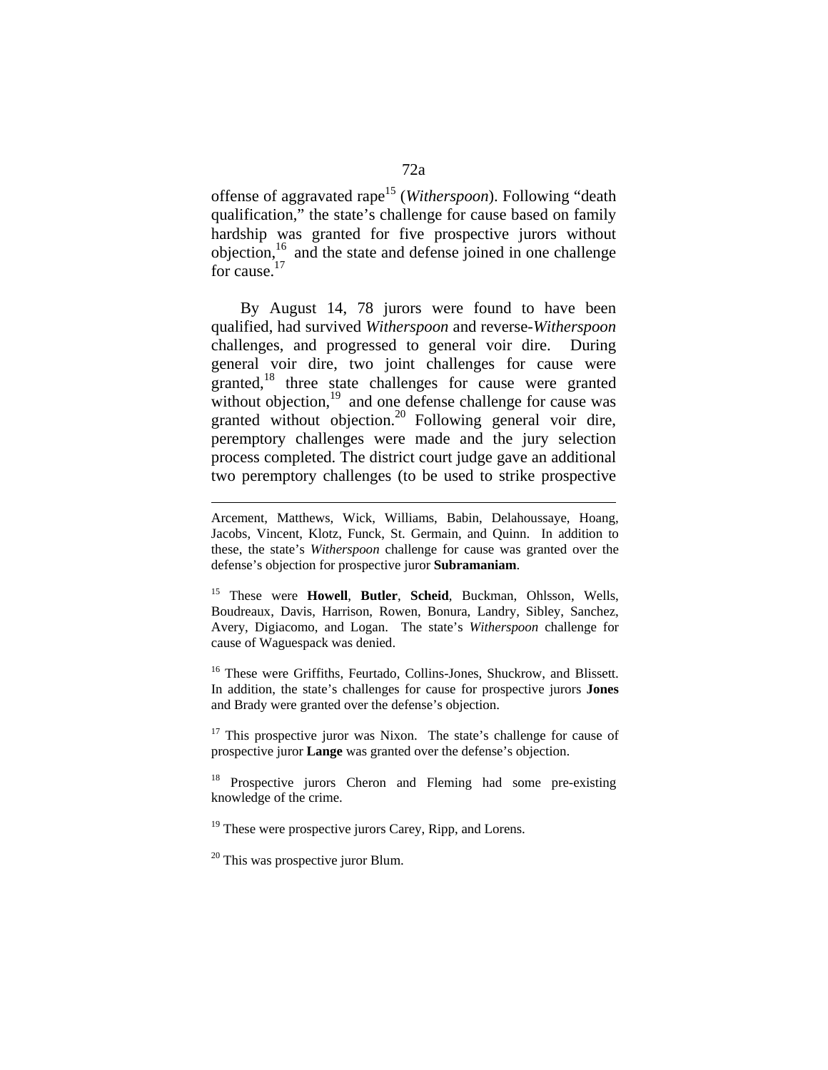offense of aggravated rape[15] (*Witherspoon*). Following "death qualification," the state's challenge for cause based on family hardship was granted for five prospective jurors without objection,[16] and the state and defense joined in one challenge for cause.[17]

By August 14, 78 jurors were found to have been qualified, had survived *Witherspoon* and reverse-*Witherspoon* challenges, and progressed to general voir dire. During general voir dire, two joint challenges for cause were granted,[18] three state challenges for cause were granted without objection,[19] and one defense challenge for cause was granted without objection.[20] Following general voir dire, peremptory challenges were made and the jury selection process completed. The district court judge gave an additional two peremptory challenges (to be used to strike prospective

---

Arcement, Matthews, Wick, Williams, Babin, Delahoussaye, Hoang, Jacobs, Vincent, Klotz, Funck, St. Germain, and Quinn. In addition to these, the state's *Witherspoon* challenge for cause was granted over the defense's objection for prospective juror **Subramaniam**.

[15] These were **Howell**, **Butler**, **Scheid**, Buckman, Ohlsson, Wells, Boudreaux, Davis, Harrison, Rowen, Bonura, Landry, Sibley, Sanchez, Avery, Digiacomo, and Logan. The state's *Witherspoon* challenge for cause of Waguespack was denied.

[16] These were Griffiths, Feurtado, Collins-Jones, Shuckrow, and Blissett. In addition, the state's challenges for cause for prospective jurors **Jones** and Brady were granted over the defense's objection.

[17] This prospective juror was Nixon. The state's challenge for cause of prospective juror **Lange** was granted over the defense's objection.

[18] Prospective jurors Cheron and Fleming had some pre-existing knowledge of the crime.

[19] These were prospective jurors Carey, Ripp, and Lorens.

[20] This was prospective juror Blum.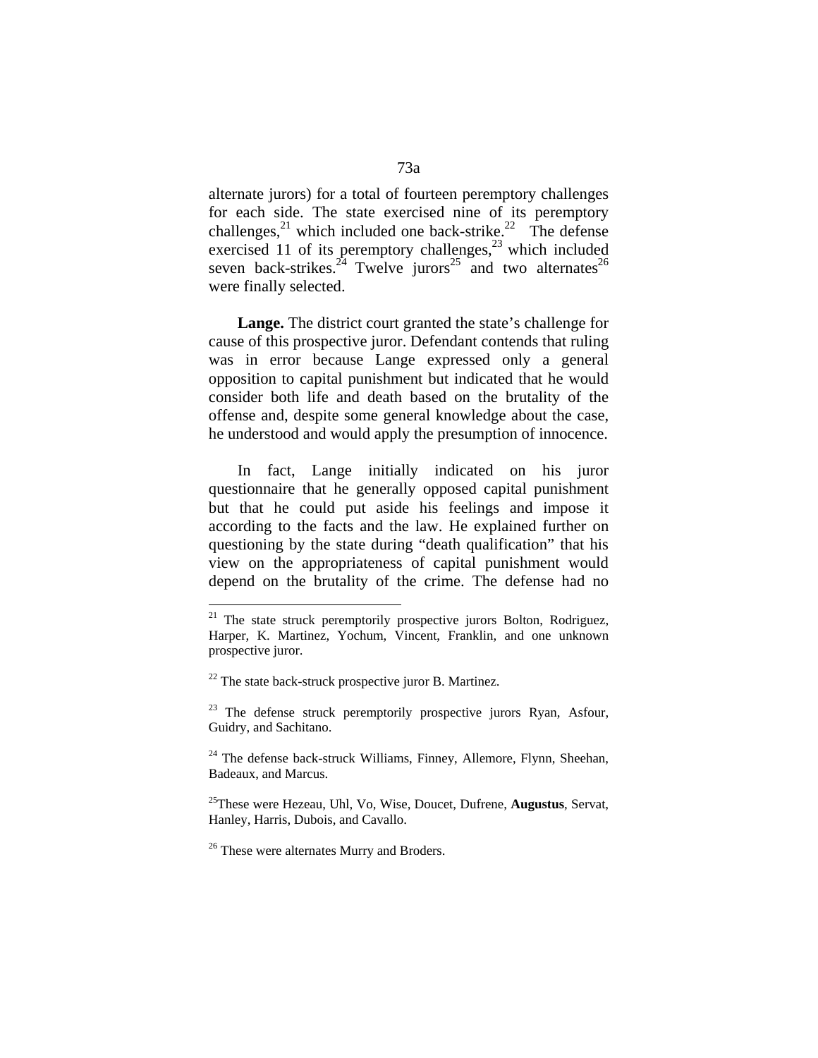alternate jurors) for a total of fourteen peremptory challenges for each side. The state exercised nine of its peremptory challenges,[21] which included one back-strike.[22] The defense exercised 11 of its peremptory challenges,[23] which included seven back-strikes.[24] Twelve jurors[25] and two alternates[26] were finally selected.

**Lange.** The district court granted the state's challenge for cause of this prospective juror. Defendant contends that ruling was in error because Lange expressed only a general opposition to capital punishment but indicated that he would consider both life and death based on the brutality of the offense and, despite some general knowledge about the case, he understood and would apply the presumption of innocence.

In fact, Lange initially indicated on his juror questionnaire that he generally opposed capital punishment but that he could put aside his feelings and impose it according to the facts and the law. He explained further on questioning by the state during "death qualification" that his view on the appropriateness of capital punishment would depend on the brutality of the crime. The defense had no

---

[21] The state struck peremptorily prospective jurors Bolton, Rodriguez, Harper, K. Martinez, Yochum, Vincent, Franklin, and one unknown prospective juror.

[22] The state back-struck prospective juror B. Martinez.

[23] The defense struck peremptorily prospective jurors Ryan, Asfour, Guidry, and Sachitano.

[24] The defense back-struck Williams, Finney, Allemore, Flynn, Sheehan, Badeaux, and Marcus.

[25] These were Hezeau, Uhl, Vo, Wise, Doucet, Dufrene, **Augustus**, Servat, Hanley, Harris, Dubois, and Cavallo.

[26] These were alternates Murry and Broders.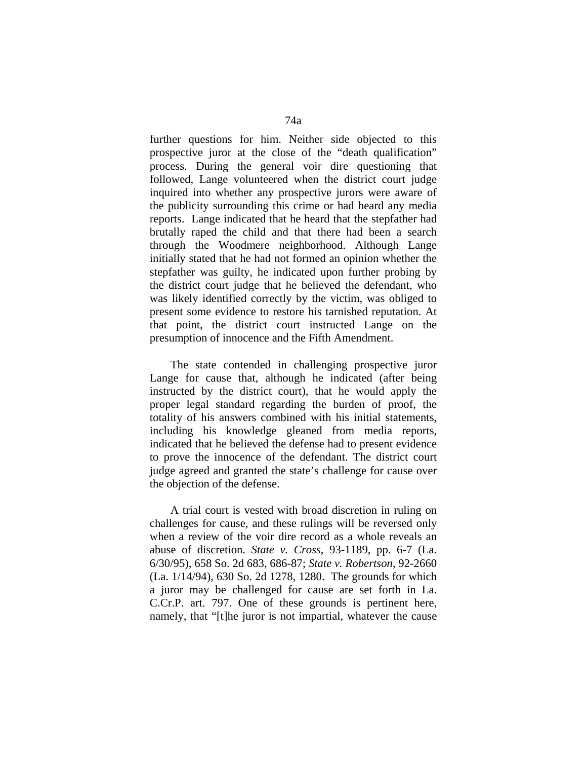further questions for him. Neither side objected to this prospective juror at the close of the "death qualification" process. During the general voir dire questioning that followed, Lange volunteered when the district court judge inquired into whether any prospective jurors were aware of the publicity surrounding this crime or had heard any media reports. Lange indicated that he heard that the stepfather had brutally raped the child and that there had been a search through the Woodmere neighborhood. Although Lange initially stated that he had not formed an opinion whether the stepfather was guilty, he indicated upon further probing by the district court judge that he believed the defendant, who was likely identified correctly by the victim, was obliged to present some evidence to restore his tarnished reputation. At that point, the district court instructed Lange on the presumption of innocence and the Fifth Amendment.

The state contended in challenging prospective juror Lange for cause that, although he indicated (after being instructed by the district court), that he would apply the proper legal standard regarding the burden of proof, the totality of his answers combined with his initial statements, including his knowledge gleaned from media reports, indicated that he believed the defense had to present evidence to prove the innocence of the defendant. The district court judge agreed and granted the state's challenge for cause over the objection of the defense.

A trial court is vested with broad discretion in ruling on challenges for cause, and these rulings will be reversed only when a review of the voir dire record as a whole reveals an abuse of discretion. *State v. Cross*, 93-1189, pp. 6-7 (La. 6/30/95), 658 So. 2d 683, 686-87; *State v. Robertson*, 92-2660 (La. 1/14/94), 630 So. 2d 1278, 1280. The grounds for which a juror may be challenged for cause are set forth in La. C.Cr.P. art. 797. One of these grounds is pertinent here, namely, that "[t]he juror is not impartial, whatever the cause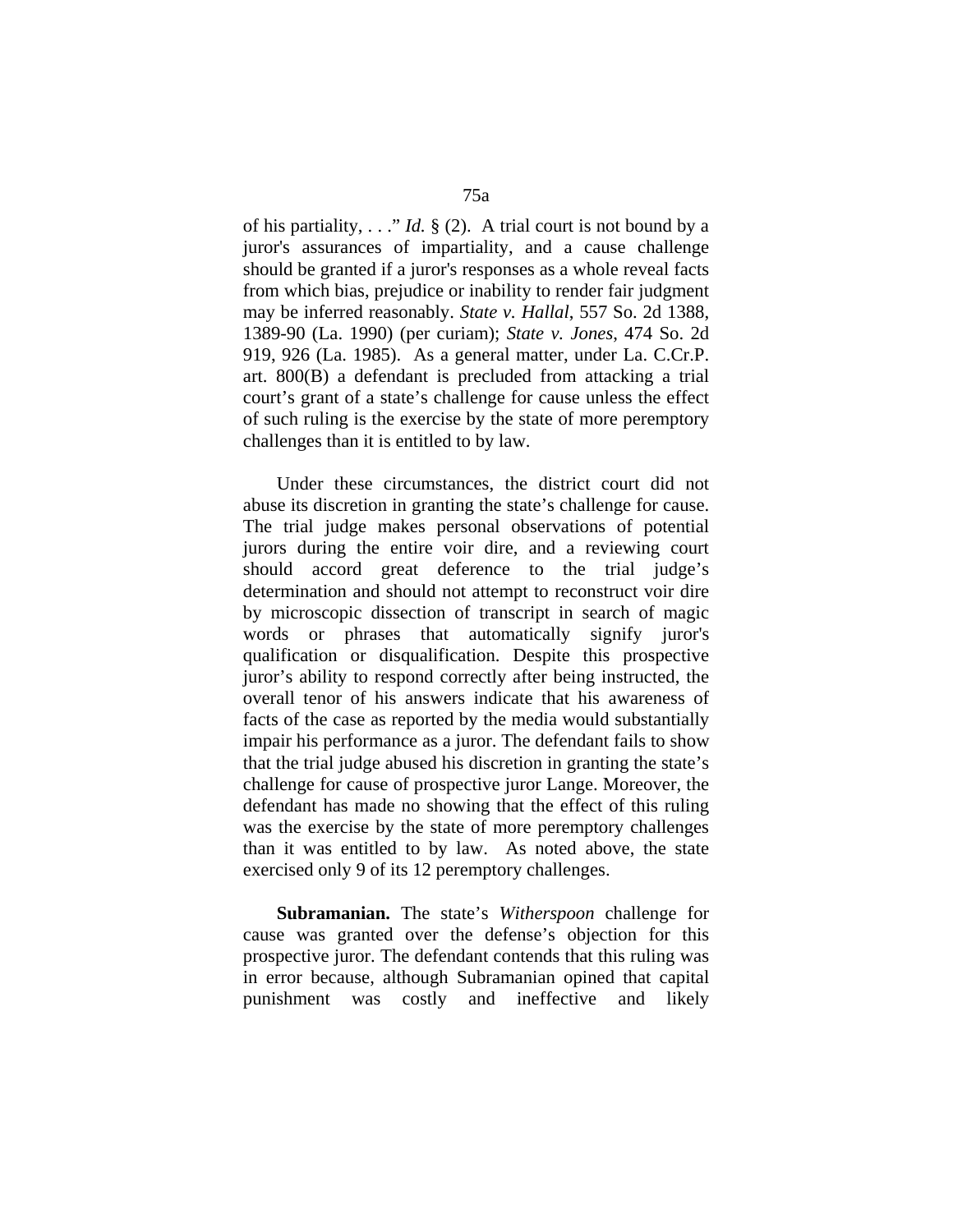of his partiality, . . ." *Id.* § (2). A trial court is not bound by a juror's assurances of impartiality, and a cause challenge should be granted if a juror's responses as a whole reveal facts from which bias, prejudice or inability to render fair judgment may be inferred reasonably. *State v. Hallal*, 557 So. 2d 1388, 1389-90 (La. 1990) (per curiam); *State v. Jones*, 474 So. 2d 919, 926 (La. 1985). As a general matter, under La. C.Cr.P. art. 800(B) a defendant is precluded from attacking a trial court's grant of a state's challenge for cause unless the effect of such ruling is the exercise by the state of more peremptory challenges than it is entitled to by law.

Under these circumstances, the district court did not abuse its discretion in granting the state's challenge for cause. The trial judge makes personal observations of potential jurors during the entire voir dire, and a reviewing court should accord great deference to the trial judge's determination and should not attempt to reconstruct voir dire by microscopic dissection of transcript in search of magic words or phrases that automatically signify juror's qualification or disqualification. Despite this prospective juror's ability to respond correctly after being instructed, the overall tenor of his answers indicate that his awareness of facts of the case as reported by the media would substantially impair his performance as a juror. The defendant fails to show that the trial judge abused his discretion in granting the state's challenge for cause of prospective juror Lange. Moreover, the defendant has made no showing that the effect of this ruling was the exercise by the state of more peremptory challenges than it was entitled to by law. As noted above, the state exercised only 9 of its 12 peremptory challenges.

**Subramanian.** The state's *Witherspoon* challenge for cause was granted over the defense's objection for this prospective juror. The defendant contends that this ruling was in error because, although Subramanian opined that capital punishment was costly and ineffective and likely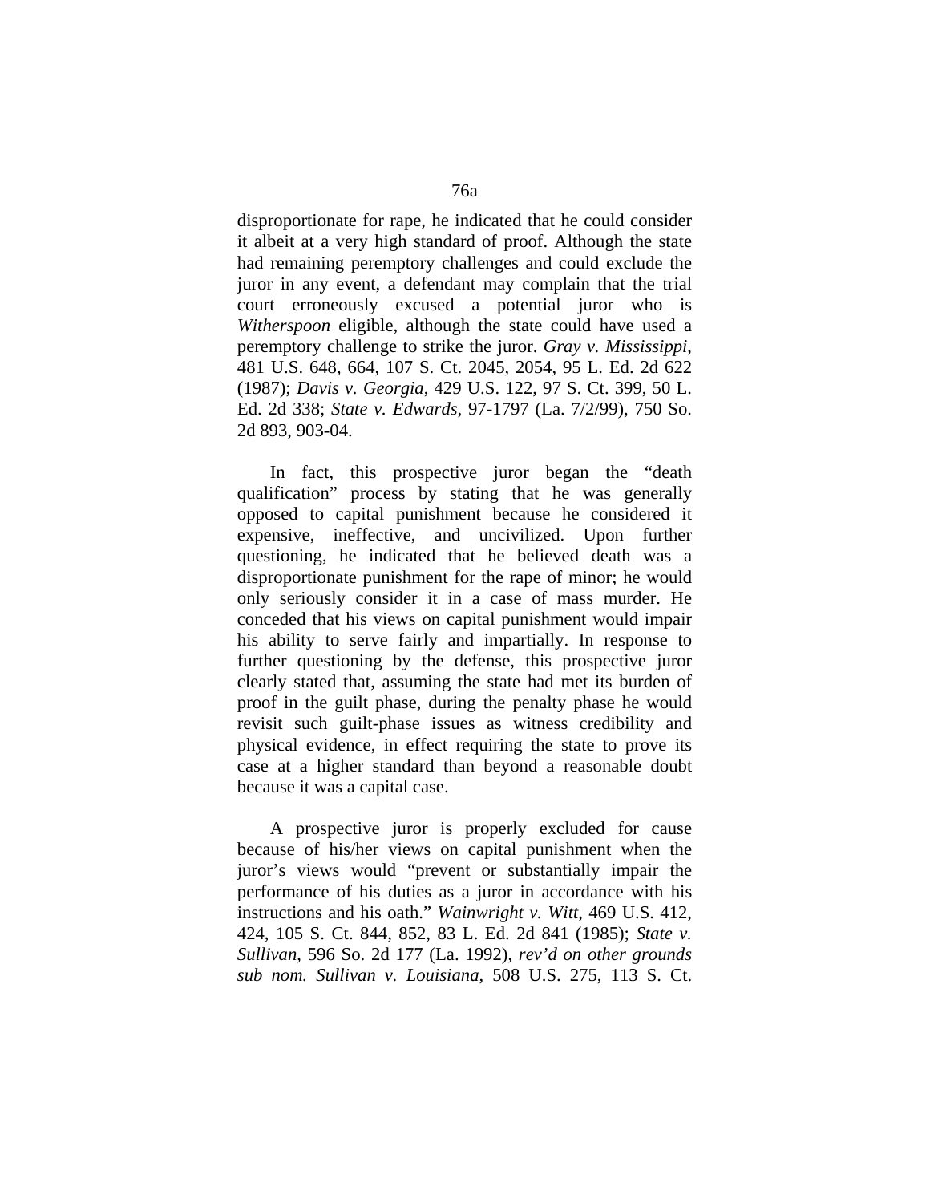disproportionate for rape, he indicated that he could consider it albeit at a very high standard of proof. Although the state had remaining peremptory challenges and could exclude the juror in any event, a defendant may complain that the trial court erroneously excused a potential juror who is *Witherspoon* eligible, although the state could have used a peremptory challenge to strike the juror. *Gray v. Mississippi*, 481 U.S. 648, 664, 107 S. Ct. 2045, 2054, 95 L. Ed. 2d 622 (1987); *Davis v. Georgia*, 429 U.S. 122, 97 S. Ct. 399, 50 L. Ed. 2d 338; *State v. Edwards*, 97-1797 (La. 7/2/99), 750 So. 2d 893, 903-04.

In fact, this prospective juror began the "death qualification" process by stating that he was generally opposed to capital punishment because he considered it expensive, ineffective, and uncivilized. Upon further questioning, he indicated that he believed death was a disproportionate punishment for the rape of minor; he would only seriously consider it in a case of mass murder. He conceded that his views on capital punishment would impair his ability to serve fairly and impartially. In response to further questioning by the defense, this prospective juror clearly stated that, assuming the state had met its burden of proof in the guilt phase, during the penalty phase he would revisit such guilt-phase issues as witness credibility and physical evidence, in effect requiring the state to prove its case at a higher standard than beyond a reasonable doubt because it was a capital case.

A prospective juror is properly excluded for cause because of his/her views on capital punishment when the juror's views would "prevent or substantially impair the performance of his duties as a juror in accordance with his instructions and his oath." *Wainwright v. Witt*, 469 U.S. 412, 424, 105 S. Ct. 844, 852, 83 L. Ed. 2d 841 (1985); *State v. Sullivan*, 596 So. 2d 177 (La. 1992), *rev'd on other grounds sub nom. Sullivan v. Louisiana*, 508 U.S. 275, 113 S. Ct.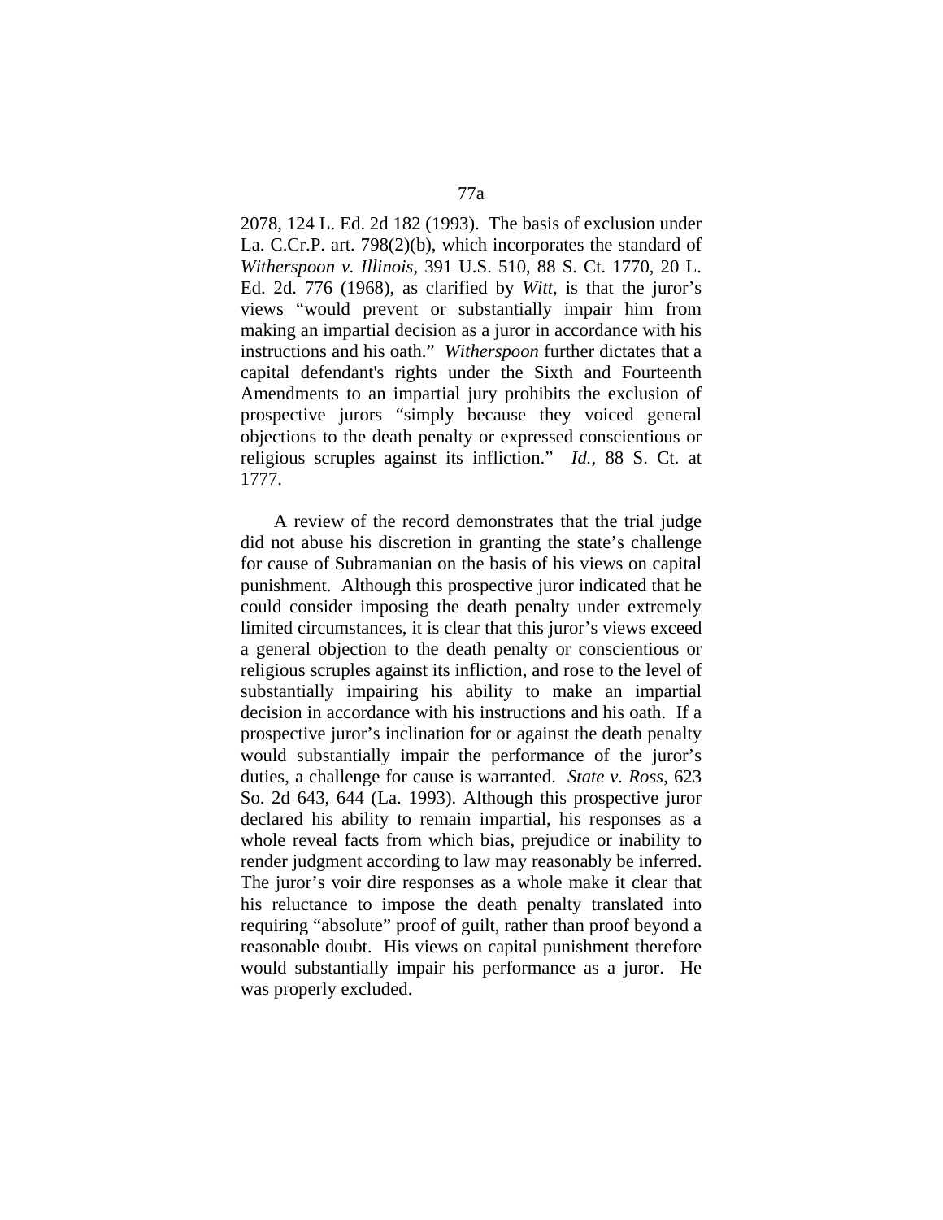2078, 124 L. Ed. 2d 182 (1993). The basis of exclusion under La. C.Cr.P. art. 798(2)(b), which incorporates the standard of *Witherspoon v. Illinois*, 391 U.S. 510, 88 S. Ct. 1770, 20 L. Ed. 2d. 776 (1968), as clarified by *Witt*, is that the juror's views "would prevent or substantially impair him from making an impartial decision as a juror in accordance with his instructions and his oath." *Witherspoon* further dictates that a capital defendant's rights under the Sixth and Fourteenth Amendments to an impartial jury prohibits the exclusion of prospective jurors "simply because they voiced general objections to the death penalty or expressed conscientious or religious scruples against its infliction." *Id.*, 88 S. Ct. at 1777.

A review of the record demonstrates that the trial judge did not abuse his discretion in granting the state's challenge for cause of Subramanian on the basis of his views on capital punishment. Although this prospective juror indicated that he could consider imposing the death penalty under extremely limited circumstances, it is clear that this juror's views exceed a general objection to the death penalty or conscientious or religious scruples against its infliction, and rose to the level of substantially impairing his ability to make an impartial decision in accordance with his instructions and his oath. If a prospective juror's inclination for or against the death penalty would substantially impair the performance of the juror's duties, a challenge for cause is warranted. *State v. Ross*, 623 So. 2d 643, 644 (La. 1993). Although this prospective juror declared his ability to remain impartial, his responses as a whole reveal facts from which bias, prejudice or inability to render judgment according to law may reasonably be inferred. The juror's voir dire responses as a whole make it clear that his reluctance to impose the death penalty translated into requiring "absolute" proof of guilt, rather than proof beyond a reasonable doubt. His views on capital punishment therefore would substantially impair his performance as a juror. He was properly excluded.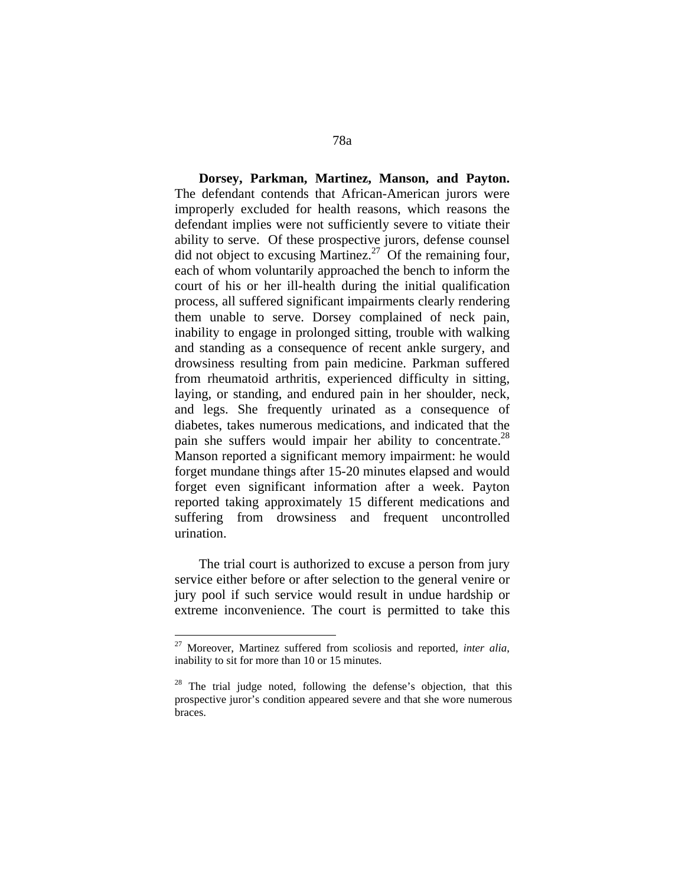**Dorsey, Parkman, Martinez, Manson, and Payton.** The defendant contends that African-American jurors were improperly excluded for health reasons, which reasons the defendant implies were not sufficiently severe to vitiate their ability to serve. Of these prospective jurors, defense counsel did not object to excusing Martinez.[27] Of the remaining four, each of whom voluntarily approached the bench to inform the court of his or her ill-health during the initial qualification process, all suffered significant impairments clearly rendering them unable to serve. Dorsey complained of neck pain, inability to engage in prolonged sitting, trouble with walking and standing as a consequence of recent ankle surgery, and drowsiness resulting from pain medicine. Parkman suffered from rheumatoid arthritis, experienced difficulty in sitting, laying, or standing, and endured pain in her shoulder, neck, and legs. She frequently urinated as a consequence of diabetes, takes numerous medications, and indicated that the pain she suffers would impair her ability to concentrate.[28] Manson reported a significant memory impairment: he would forget mundane things after 15-20 minutes elapsed and would forget even significant information after a week. Payton reported taking approximately 15 different medications and suffering from drowsiness and frequent uncontrolled urination.

The trial court is authorized to excuse a person from jury service either before or after selection to the general venire or jury pool if such service would result in undue hardship or extreme inconvenience. The court is permitted to take this

---

[27] Moreover, Martinez suffered from scoliosis and reported, *inter alia*, inability to sit for more than 10 or 15 minutes.

[28] The trial judge noted, following the defense's objection, that this prospective juror's condition appeared severe and that she wore numerous braces.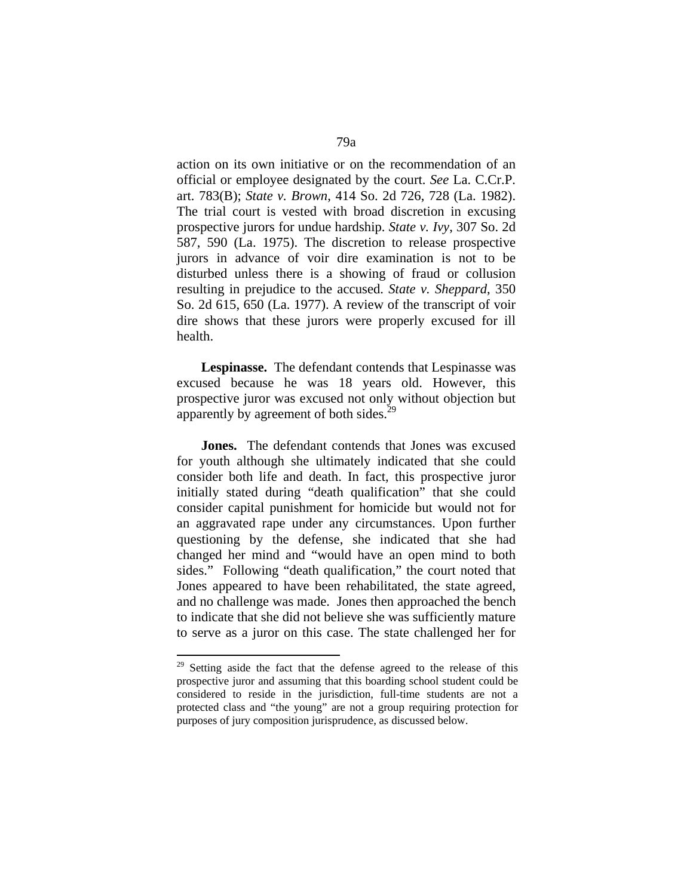action on its own initiative or on the recommendation of an official or employee designated by the court. *See* La. C.Cr.P. art. 783(B); *State v. Brown*, 414 So. 2d 726, 728 (La. 1982). The trial court is vested with broad discretion in excusing prospective jurors for undue hardship. *State v. Ivy*, 307 So. 2d 587, 590 (La. 1975). The discretion to release prospective jurors in advance of voir dire examination is not to be disturbed unless there is a showing of fraud or collusion resulting in prejudice to the accused. *State v. Sheppard*, 350 So. 2d 615, 650 (La. 1977). A review of the transcript of voir dire shows that these jurors were properly excused for ill health.

**Lespinasse.** The defendant contends that Lespinasse was excused because he was 18 years old. However, this prospective juror was excused not only without objection but apparently by agreement of both sides.[29]

**Jones.** The defendant contends that Jones was excused for youth although she ultimately indicated that she could consider both life and death. In fact, this prospective juror initially stated during "death qualification" that she could consider capital punishment for homicide but would not for an aggravated rape under any circumstances. Upon further questioning by the defense, she indicated that she had changed her mind and "would have an open mind to both sides." Following "death qualification," the court noted that Jones appeared to have been rehabilitated, the state agreed, and no challenge was made. Jones then approached the bench to indicate that she did not believe she was sufficiently mature to serve as a juror on this case. The state challenged her for

---

[29] Setting aside the fact that the defense agreed to the release of this prospective juror and assuming that this boarding school student could be considered to reside in the jurisdiction, full-time students are not a protected class and "the young" are not a group requiring protection for purposes of jury composition jurisprudence, as discussed below.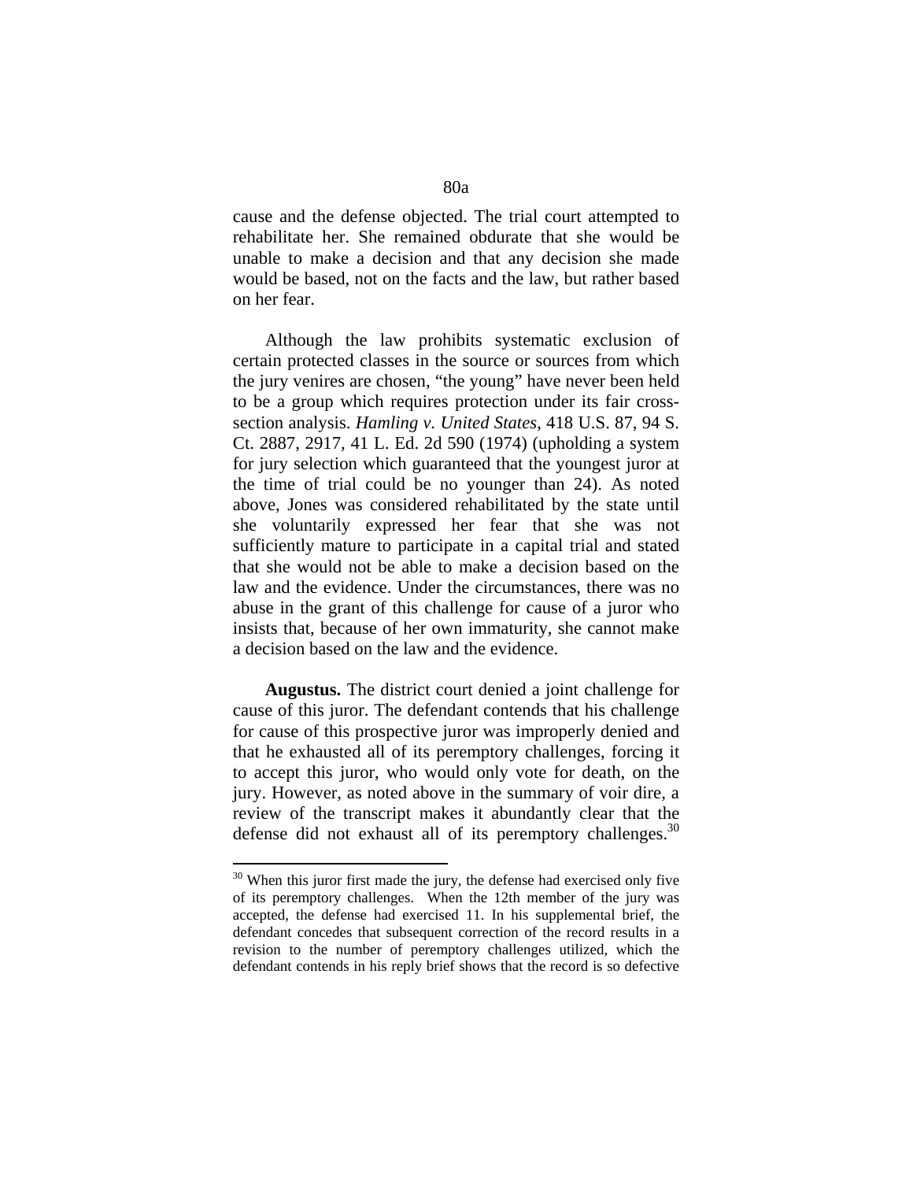cause and the defense objected. The trial court attempted to rehabilitate her. She remained obdurate that she would be unable to make a decision and that any decision she made would be based, not on the facts and the law, but rather based on her fear.

Although the law prohibits systematic exclusion of certain protected classes in the source or sources from which the jury venires are chosen, "the young" have never been held to be a group which requires protection under its fair cross-section analysis. *Hamling v. United States*, 418 U.S. 87, 94 S. Ct. 2887, 2917, 41 L. Ed. 2d 590 (1974) (upholding a system for jury selection which guaranteed that the youngest juror at the time of trial could be no younger than 24). As noted above, Jones was considered rehabilitated by the state until she voluntarily expressed her fear that she was not sufficiently mature to participate in a capital trial and stated that she would not be able to make a decision based on the law and the evidence. Under the circumstances, there was no abuse in the grant of this challenge for cause of a juror who insists that, because of her own immaturity, she cannot make a decision based on the law and the evidence.

**Augustus.** The district court denied a joint challenge for cause of this juror. The defendant contends that his challenge for cause of this prospective juror was improperly denied and that he exhausted all of its peremptory challenges, forcing it to accept this juror, who would only vote for death, on the jury. However, as noted above in the summary of voir dire, a review of the transcript makes it abundantly clear that the defense did not exhaust all of its peremptory challenges.[30]

---

[30] When this juror first made the jury, the defense had exercised only five of its peremptory challenges. When the 12th member of the jury was accepted, the defense had exercised 11. In his supplemental brief, the defendant concedes that subsequent correction of the record results in a revision to the number of peremptory challenges utilized, which the defendant contends in his reply brief shows that the record is so defective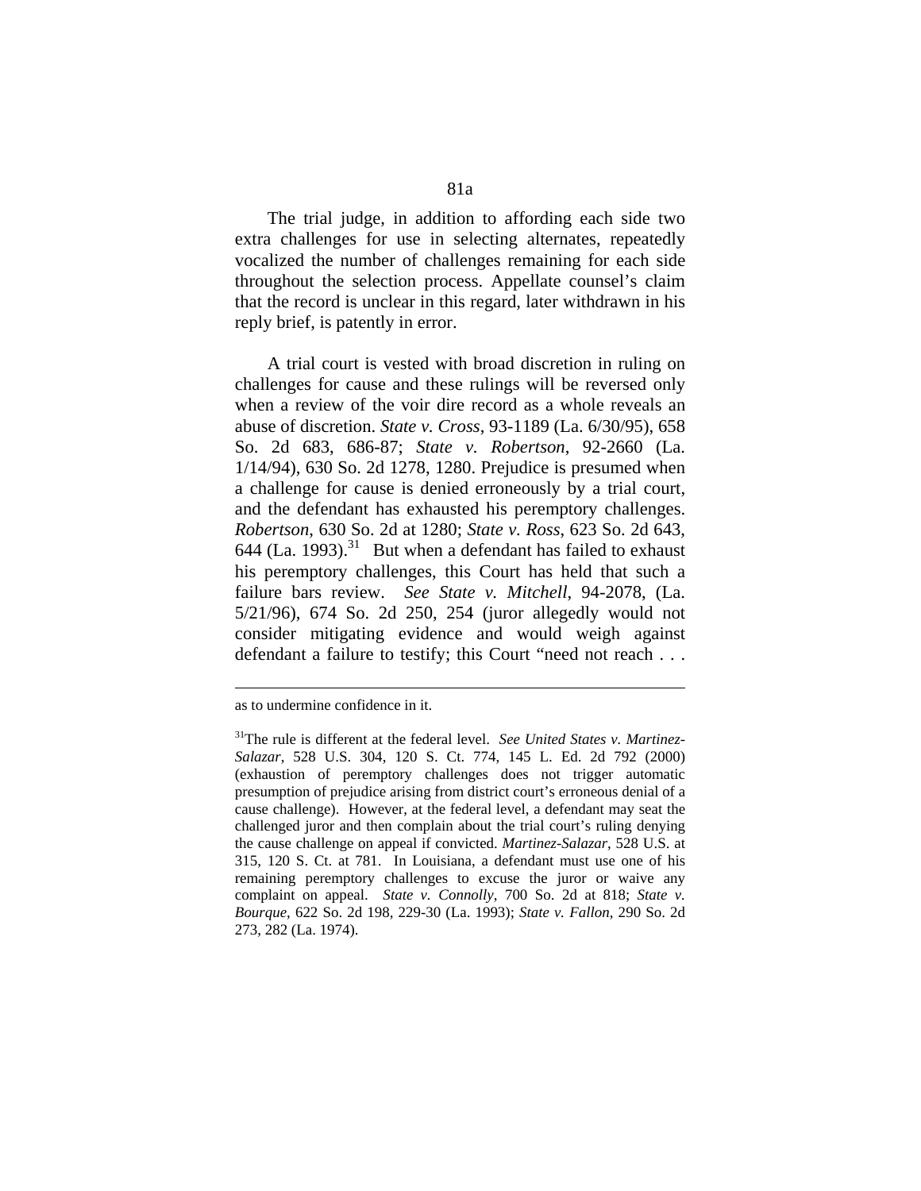The trial judge, in addition to affording each side two extra challenges for use in selecting alternates, repeatedly vocalized the number of challenges remaining for each side throughout the selection process. Appellate counsel's claim that the record is unclear in this regard, later withdrawn in his reply brief, is patently in error.

A trial court is vested with broad discretion in ruling on challenges for cause and these rulings will be reversed only when a review of the voir dire record as a whole reveals an abuse of discretion. *State v. Cross*, 93-1189 (La. 6/30/95), 658 So. 2d 683, 686-87; *State v. Robertson*, 92-2660 (La. 1/14/94), 630 So. 2d 1278, 1280. Prejudice is presumed when a challenge for cause is denied erroneously by a trial court, and the defendant has exhausted his peremptory challenges. *Robertson*, 630 So. 2d at 1280; *State v. Ross*, 623 So. 2d 643, 644 (La. 1993).[31] But when a defendant has failed to exhaust his peremptory challenges, this Court has held that such a failure bars review. *See State v. Mitchell*, 94-2078, (La. 5/21/96), 674 So. 2d 250, 254 (juror allegedly would not consider mitigating evidence and would weigh against defendant a failure to testify; this Court "need not reach . . .

---

as to undermine confidence in it.

[31]The rule is different at the federal level. *See United States v. Martinez-Salazar*, 528 U.S. 304, 120 S. Ct. 774, 145 L. Ed. 2d 792 (2000) (exhaustion of peremptory challenges does not trigger automatic presumption of prejudice arising from district court's erroneous denial of a cause challenge). However, at the federal level, a defendant may seat the challenged juror and then complain about the trial court's ruling denying the cause challenge on appeal if convicted. *Martinez-Salazar*, 528 U.S. at 315, 120 S. Ct. at 781. In Louisiana, a defendant must use one of his remaining peremptory challenges to excuse the juror or waive any complaint on appeal. *State v. Connolly*, 700 So. 2d at 818; *State v. Bourque*, 622 So. 2d 198, 229-30 (La. 1993); *State v. Fallon*, 290 So. 2d 273, 282 (La. 1974).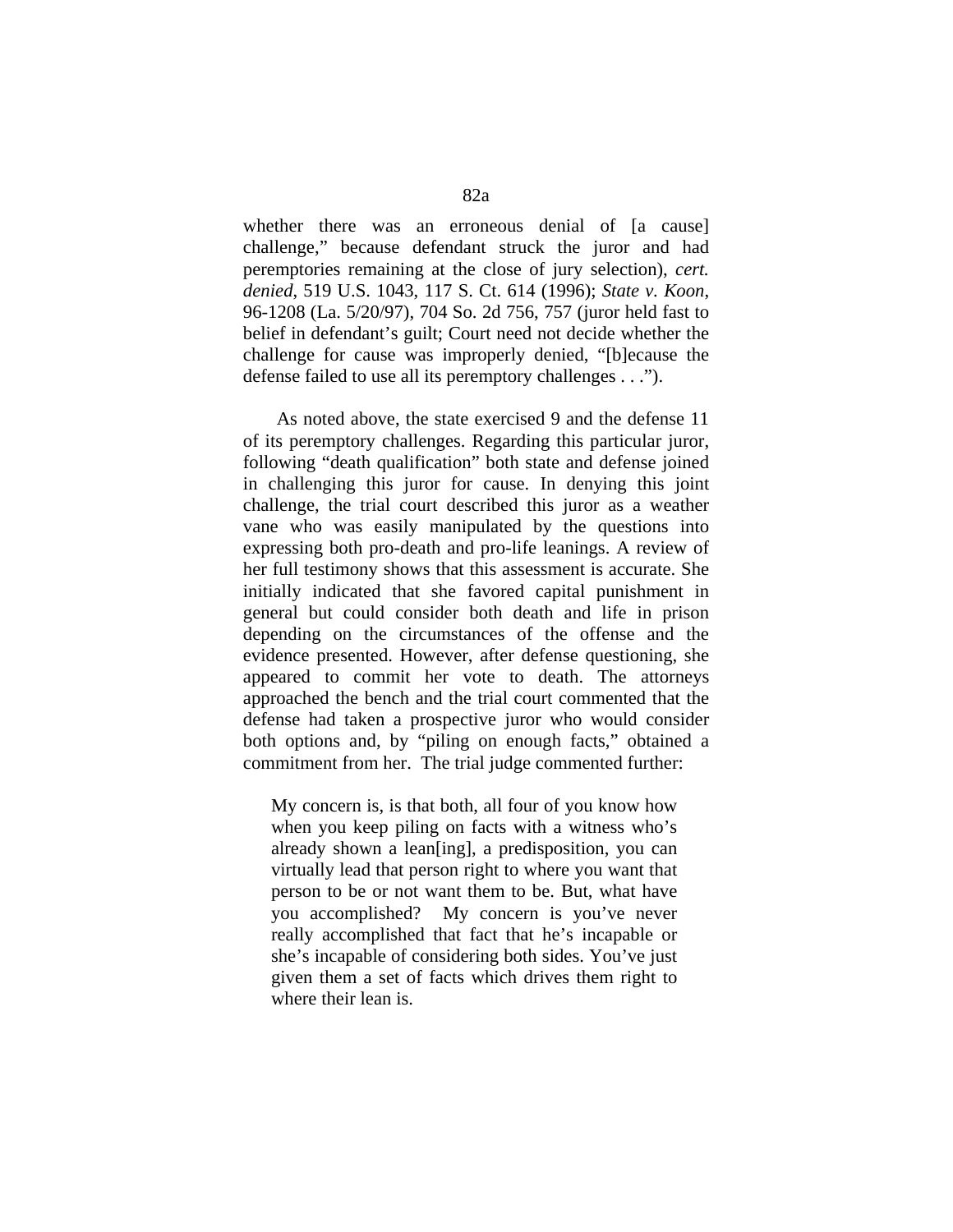whether there was an erroneous denial of [a cause] challenge," because defendant struck the juror and had peremptories remaining at the close of jury selection), *cert. denied*, 519 U.S. 1043, 117 S. Ct. 614 (1996); *State v. Koon*, 96-1208 (La. 5/20/97), 704 So. 2d 756, 757 (juror held fast to belief in defendant's guilt; Court need not decide whether the challenge for cause was improperly denied, "[b]ecause the defense failed to use all its peremptory challenges . . .").

As noted above, the state exercised 9 and the defense 11 of its peremptory challenges. Regarding this particular juror, following "death qualification" both state and defense joined in challenging this juror for cause. In denying this joint challenge, the trial court described this juror as a weather vane who was easily manipulated by the questions into expressing both pro-death and pro-life leanings. A review of her full testimony shows that this assessment is accurate. She initially indicated that she favored capital punishment in general but could consider both death and life in prison depending on the circumstances of the offense and the evidence presented. However, after defense questioning, she appeared to commit her vote to death. The attorneys approached the bench and the trial court commented that the defense had taken a prospective juror who would consider both options and, by "piling on enough facts," obtained a commitment from her. The trial judge commented further:

> My concern is, is that both, all four of you know how when you keep piling on facts with a witness who's already shown a lean[ing], a predisposition, you can virtually lead that person right to where you want that person to be or not want them to be. But, what have you accomplished? My concern is you've never really accomplished that fact that he's incapable or she's incapable of considering both sides. You've just given them a set of facts which drives them right to where their lean is.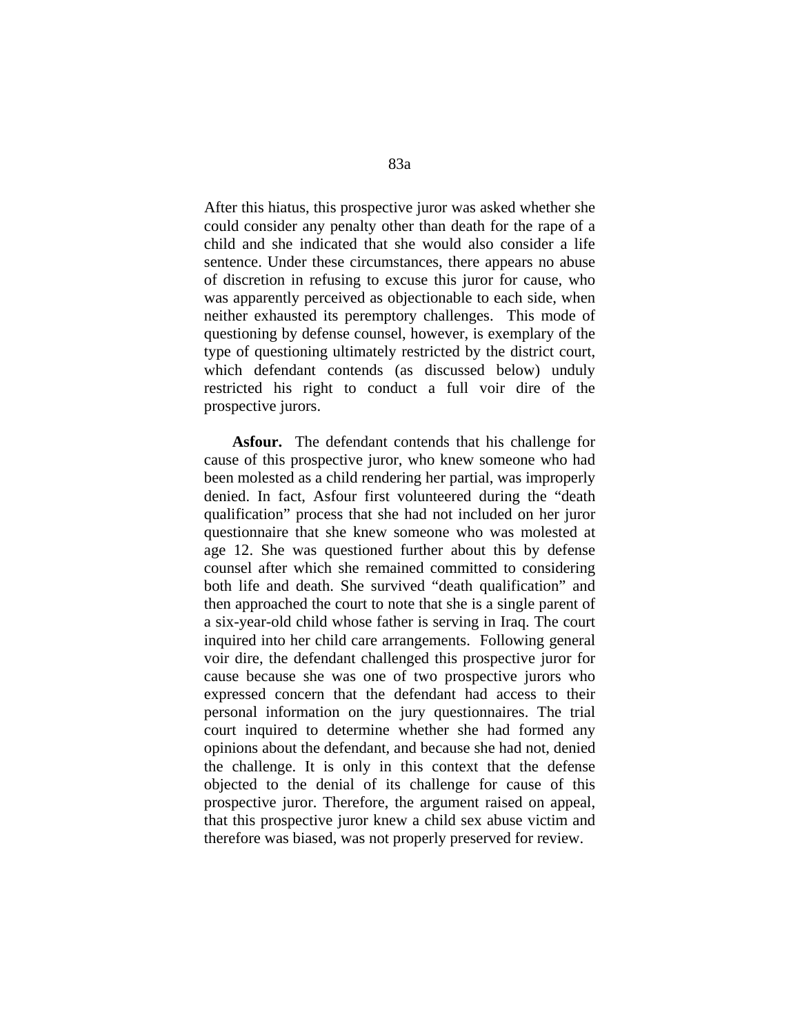After this hiatus, this prospective juror was asked whether she could consider any penalty other than death for the rape of a child and she indicated that she would also consider a life sentence. Under these circumstances, there appears no abuse of discretion in refusing to excuse this juror for cause, who was apparently perceived as objectionable to each side, when neither exhausted its peremptory challenges. This mode of questioning by defense counsel, however, is exemplary of the type of questioning ultimately restricted by the district court, which defendant contends (as discussed below) unduly restricted his right to conduct a full voir dire of the prospective jurors.

**Asfour.** The defendant contends that his challenge for cause of this prospective juror, who knew someone who had been molested as a child rendering her partial, was improperly denied. In fact, Asfour first volunteered during the "death qualification" process that she had not included on her juror questionnaire that she knew someone who was molested at age 12. She was questioned further about this by defense counsel after which she remained committed to considering both life and death. She survived "death qualification" and then approached the court to note that she is a single parent of a six-year-old child whose father is serving in Iraq. The court inquired into her child care arrangements. Following general voir dire, the defendant challenged this prospective juror for cause because she was one of two prospective jurors who expressed concern that the defendant had access to their personal information on the jury questionnaires. The trial court inquired to determine whether she had formed any opinions about the defendant, and because she had not, denied the challenge. It is only in this context that the defense objected to the denial of its challenge for cause of this prospective juror. Therefore, the argument raised on appeal, that this prospective juror knew a child sex abuse victim and therefore was biased, was not properly preserved for review.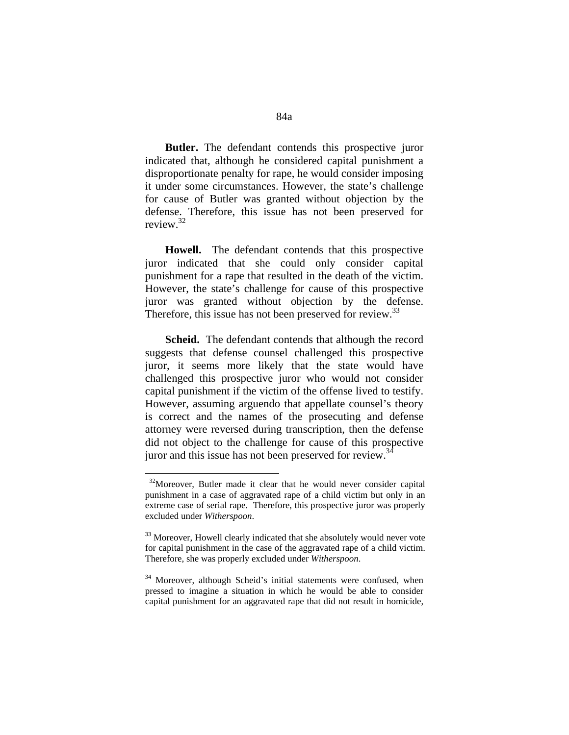**Butler.** The defendant contends this prospective juror indicated that, although he considered capital punishment a disproportionate penalty for rape, he would consider imposing it under some circumstances. However, the state's challenge for cause of Butler was granted without objection by the defense. Therefore, this issue has not been preserved for review.[32]

**Howell.** The defendant contends that this prospective juror indicated that she could only consider capital punishment for a rape that resulted in the death of the victim. However, the state's challenge for cause of this prospective juror was granted without objection by the defense. Therefore, this issue has not been preserved for review.[33]

**Scheid.** The defendant contends that although the record suggests that defense counsel challenged this prospective juror, it seems more likely that the state would have challenged this prospective juror who would not consider capital punishment if the victim of the offense lived to testify. However, assuming arguendo that appellate counsel's theory is correct and the names of the prosecuting and defense attorney were reversed during transcription, then the defense did not object to the challenge for cause of this prospective juror and this issue has not been preserved for review.[34]

---

[32] Moreover, Butler made it clear that he would never consider capital punishment in a case of aggravated rape of a child victim but only in an extreme case of serial rape. Therefore, this prospective juror was properly excluded under *Witherspoon*.

[33] Moreover, Howell clearly indicated that she absolutely would never vote for capital punishment in the case of the aggravated rape of a child victim. Therefore, she was properly excluded under *Witherspoon*.

[34] Moreover, although Scheid's initial statements were confused, when pressed to imagine a situation in which he would be able to consider capital punishment for an aggravated rape that did not result in homicide,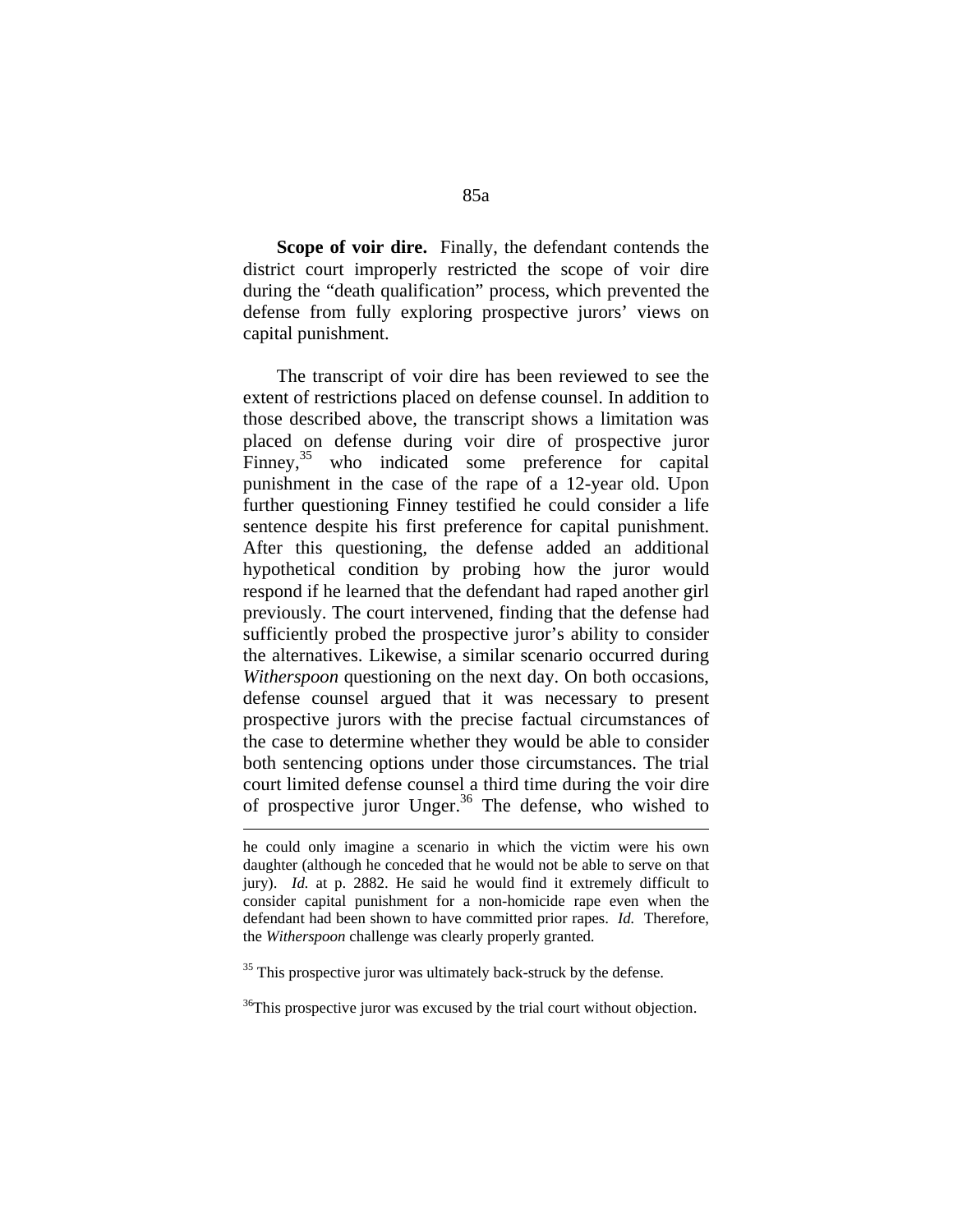**Scope of voir dire.** Finally, the defendant contends the district court improperly restricted the scope of voir dire during the "death qualification" process, which prevented the defense from fully exploring prospective jurors' views on capital punishment.

The transcript of voir dire has been reviewed to see the extent of restrictions placed on defense counsel. In addition to those described above, the transcript shows a limitation was placed on defense during voir dire of prospective juror Finney,[35] who indicated some preference for capital punishment in the case of the rape of a 12-year old. Upon further questioning Finney testified he could consider a life sentence despite his first preference for capital punishment. After this questioning, the defense added an additional hypothetical condition by probing how the juror would respond if he learned that the defendant had raped another girl previously. The court intervened, finding that the defense had sufficiently probed the prospective juror's ability to consider the alternatives. Likewise, a similar scenario occurred during *Witherspoon* questioning on the next day. On both occasions, defense counsel argued that it was necessary to present prospective jurors with the precise factual circumstances of the case to determine whether they would be able to consider both sentencing options under those circumstances. The trial court limited defense counsel a third time during the voir dire of prospective juror Unger.[36] The defense, who wished to

---

he could only imagine a scenario in which the victim were his own daughter (although he conceded that he would not be able to serve on that jury). *Id.* at p. 2882. He said he would find it extremely difficult to consider capital punishment for a non-homicide rape even when the defendant had been shown to have committed prior rapes. *Id.* Therefore, the *Witherspoon* challenge was clearly properly granted.

[35] This prospective juror was ultimately back-struck by the defense.

[36] This prospective juror was excused by the trial court without objection.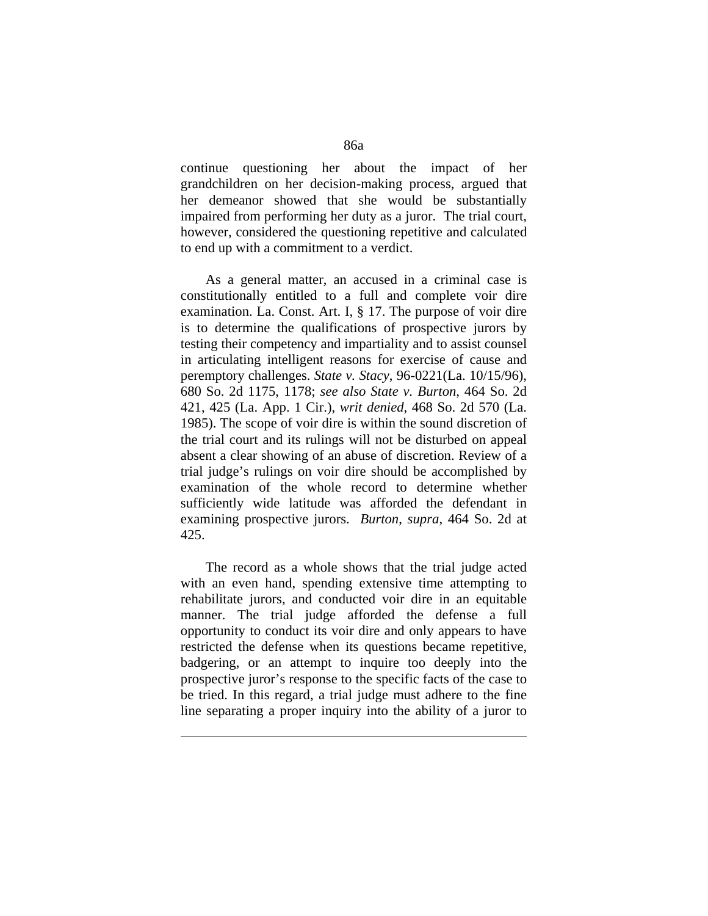continue questioning her about the impact of her grandchildren on her decision-making process, argued that her demeanor showed that she would be substantially impaired from performing her duty as a juror. The trial court, however, considered the questioning repetitive and calculated to end up with a commitment to a verdict.

As a general matter, an accused in a criminal case is constitutionally entitled to a full and complete voir dire examination. La. Const. Art. I, § 17. The purpose of voir dire is to determine the qualifications of prospective jurors by testing their competency and impartiality and to assist counsel in articulating intelligent reasons for exercise of cause and peremptory challenges. *State v. Stacy*, 96-0221(La. 10/15/96), 680 So. 2d 1175, 1178; *see also State v. Burton*, 464 So. 2d 421, 425 (La. App. 1 Cir.), *writ denied*, 468 So. 2d 570 (La. 1985). The scope of voir dire is within the sound discretion of the trial court and its rulings will not be disturbed on appeal absent a clear showing of an abuse of discretion. Review of a trial judge's rulings on voir dire should be accomplished by examination of the whole record to determine whether sufficiently wide latitude was afforded the defendant in examining prospective jurors. *Burton*, *supra*, 464 So. 2d at 425.

The record as a whole shows that the trial judge acted with an even hand, spending extensive time attempting to rehabilitate jurors, and conducted voir dire in an equitable manner. The trial judge afforded the defense a full opportunity to conduct its voir dire and only appears to have restricted the defense when its questions became repetitive, badgering, or an attempt to inquire too deeply into the prospective juror's response to the specific facts of the case to be tried. In this regard, a trial judge must adhere to the fine line separating a proper inquiry into the ability of a juror to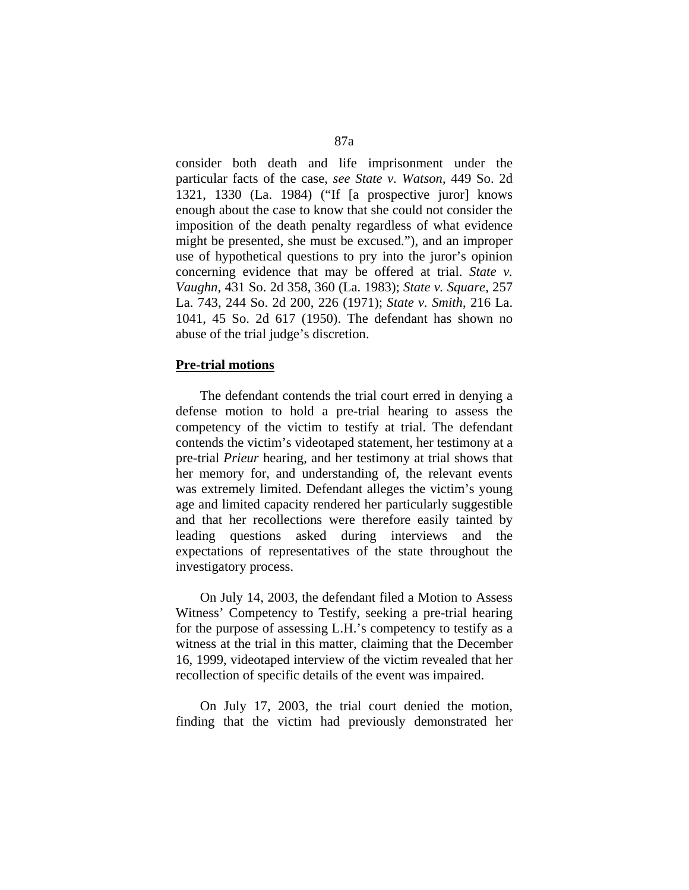consider both death and life imprisonment under the particular facts of the case, *see State v. Watson*, 449 So. 2d 1321, 1330 (La. 1984) ("If [a prospective juror] knows enough about the case to know that she could not consider the imposition of the death penalty regardless of what evidence might be presented, she must be excused."), and an improper use of hypothetical questions to pry into the juror's opinion concerning evidence that may be offered at trial. *State v. Vaughn*, 431 So. 2d 358, 360 (La. 1983); *State v. Square*, 257 La. 743, 244 So. 2d 200, 226 (1971); *State v. Smith*, 216 La. 1041, 45 So. 2d 617 (1950). The defendant has shown no abuse of the trial judge's discretion.

**Pre-trial motions**

The defendant contends the trial court erred in denying a defense motion to hold a pre-trial hearing to assess the competency of the victim to testify at trial. The defendant contends the victim's videotaped statement, her testimony at a pre-trial *Prieur* hearing, and her testimony at trial shows that her memory for, and understanding of, the relevant events was extremely limited. Defendant alleges the victim's young age and limited capacity rendered her particularly suggestible and that her recollections were therefore easily tainted by leading questions asked during interviews and the expectations of representatives of the state throughout the investigatory process.

On July 14, 2003, the defendant filed a Motion to Assess Witness' Competency to Testify, seeking a pre-trial hearing for the purpose of assessing L.H.'s competency to testify as a witness at the trial in this matter, claiming that the December 16, 1999, videotaped interview of the victim revealed that her recollection of specific details of the event was impaired.

On July 17, 2003, the trial court denied the motion, finding that the victim had previously demonstrated her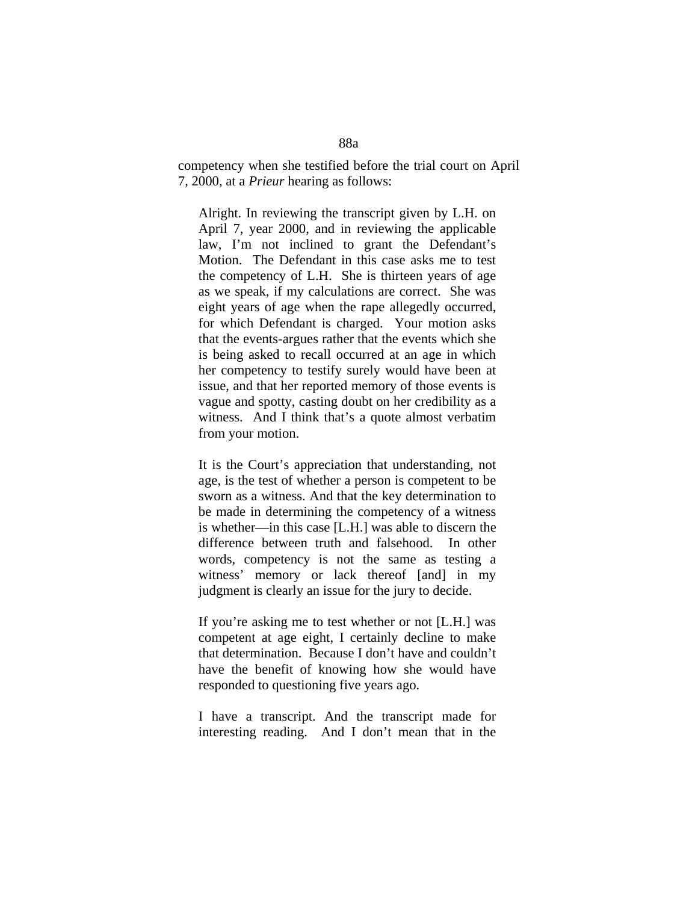competency when she testified before the trial court on April 7, 2000, at a *Prieur* hearing as follows:

> Alright. In reviewing the transcript given by L.H. on April 7, year 2000, and in reviewing the applicable law, I'm not inclined to grant the Defendant's Motion. The Defendant in this case asks me to test the competency of L.H. She is thirteen years of age as we speak, if my calculations are correct. She was eight years of age when the rape allegedly occurred, for which Defendant is charged. Your motion asks that the events-argues rather that the events which she is being asked to recall occurred at an age in which her competency to testify surely would have been at issue, and that her reported memory of those events is vague and spotty, casting doubt on her credibility as a witness. And I think that's a quote almost verbatim from your motion.
>
> It is the Court's appreciation that understanding, not age, is the test of whether a person is competent to be sworn as a witness. And that the key determination to be made in determining the competency of a witness is whether—in this case [L.H.] was able to discern the difference between truth and falsehood. In other words, competency is not the same as testing a witness' memory or lack thereof [and] in my judgment is clearly an issue for the jury to decide.
>
> If you're asking me to test whether or not [L.H.] was competent at age eight, I certainly decline to make that determination. Because I don't have and couldn't have the benefit of knowing how she would have responded to questioning five years ago.
>
> I have a transcript. And the transcript made for interesting reading. And I don't mean that in the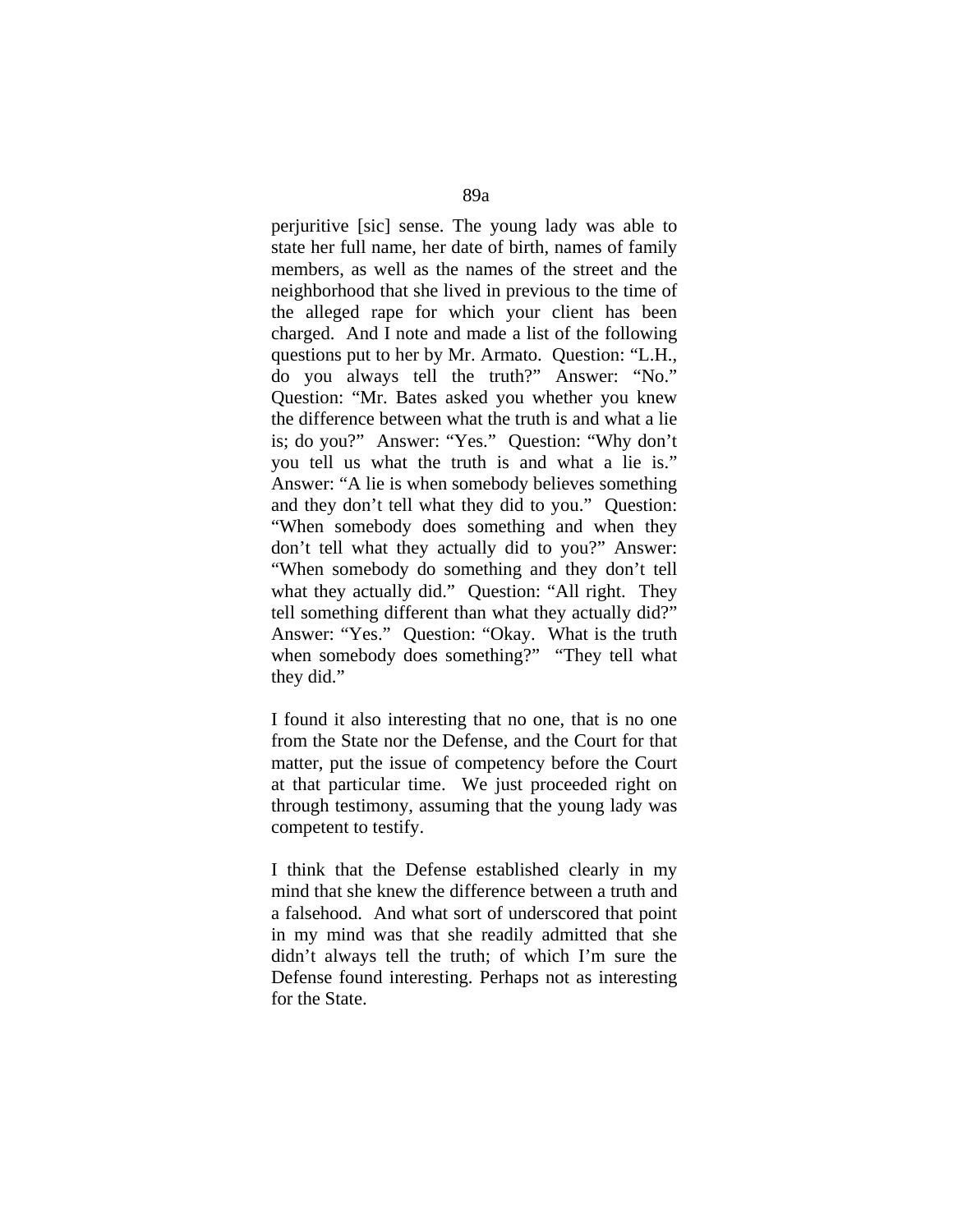perjuritive [sic] sense. The young lady was able to state her full name, her date of birth, names of family members, as well as the names of the street and the neighborhood that she lived in previous to the time of the alleged rape for which your client has been charged. And I note and made a list of the following questions put to her by Mr. Armato. Question: "L.H., do you always tell the truth?" Answer: "No." Question: "Mr. Bates asked you whether you knew the difference between what the truth is and what a lie is; do you?" Answer: "Yes." Question: "Why don't you tell us what the truth is and what a lie is." Answer: "A lie is when somebody believes something and they don't tell what they did to you." Question: "When somebody does something and when they don't tell what they actually did to you?" Answer: "When somebody do something and they don't tell what they actually did." Question: "All right. They tell something different than what they actually did?" Answer: "Yes." Question: "Okay. What is the truth when somebody does something?" "They tell what they did."

I found it also interesting that no one, that is no one from the State nor the Defense, and the Court for that matter, put the issue of competency before the Court at that particular time. We just proceeded right on through testimony, assuming that the young lady was competent to testify.

I think that the Defense established clearly in my mind that she knew the difference between a truth and a falsehood. And what sort of underscored that point in my mind was that she readily admitted that she didn't always tell the truth; of which I'm sure the Defense found interesting. Perhaps not as interesting for the State.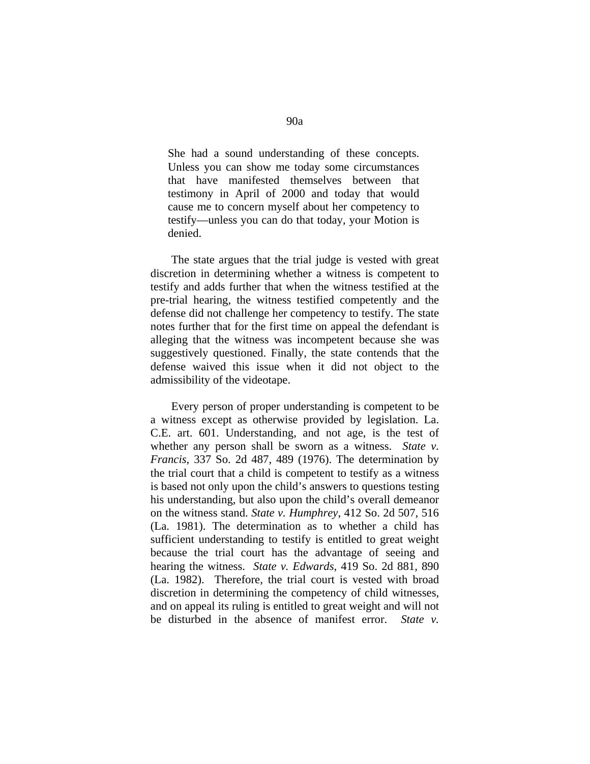> She had a sound understanding of these concepts. Unless you can show me today some circumstances that have manifested themselves between that testimony in April of 2000 and today that would cause me to concern myself about her competency to testify—unless you can do that today, your Motion is denied.

The state argues that the trial judge is vested with great discretion in determining whether a witness is competent to testify and adds further that when the witness testified at the pre-trial hearing, the witness testified competently and the defense did not challenge her competency to testify. The state notes further that for the first time on appeal the defendant is alleging that the witness was incompetent because she was suggestively questioned. Finally, the state contends that the defense waived this issue when it did not object to the admissibility of the videotape.

Every person of proper understanding is competent to be a witness except as otherwise provided by legislation. La. C.E. art. 601. Understanding, and not age, is the test of whether any person shall be sworn as a witness. *State v. Francis*, 337 So. 2d 487, 489 (1976). The determination by the trial court that a child is competent to testify as a witness is based not only upon the child's answers to questions testing his understanding, but also upon the child's overall demeanor on the witness stand. *State v. Humphrey*, 412 So. 2d 507, 516 (La. 1981). The determination as to whether a child has sufficient understanding to testify is entitled to great weight because the trial court has the advantage of seeing and hearing the witness. *State v. Edwards*, 419 So. 2d 881, 890 (La. 1982). Therefore, the trial court is vested with broad discretion in determining the competency of child witnesses, and on appeal its ruling is entitled to great weight and will not be disturbed in the absence of manifest error. *State v.*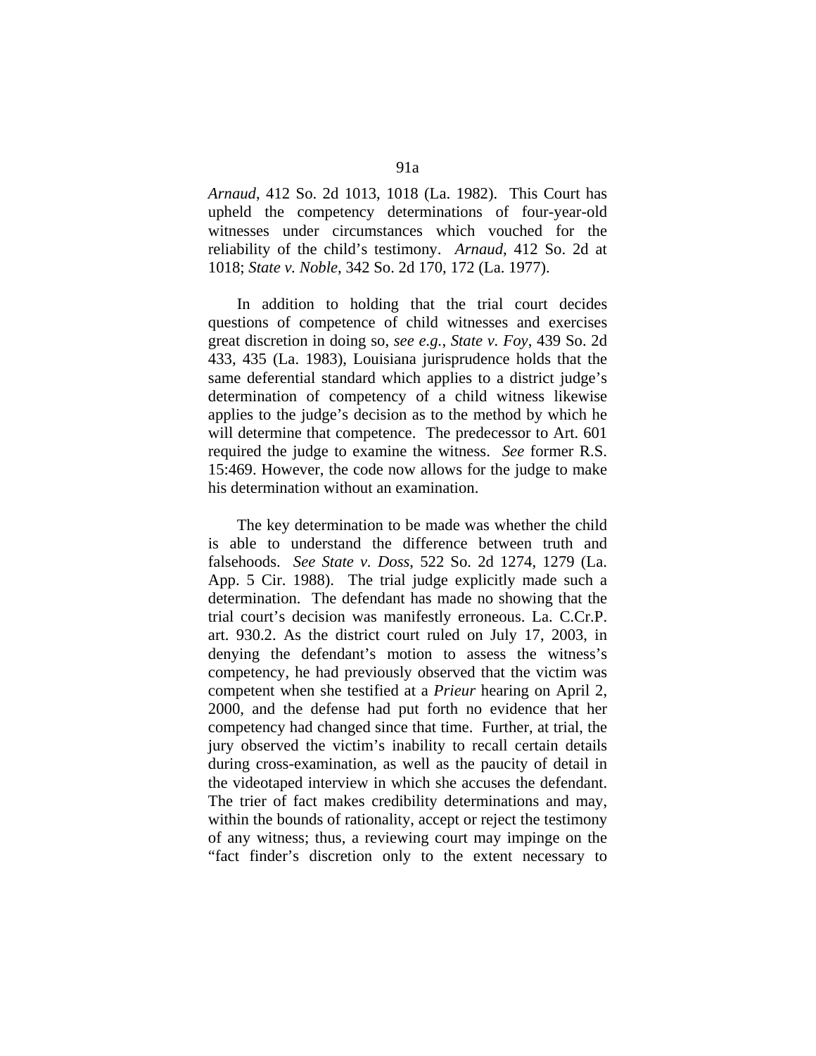*Arnaud*, 412 So. 2d 1013, 1018 (La. 1982). This Court has upheld the competency determinations of four-year-old witnesses under circumstances which vouched for the reliability of the child's testimony. *Arnaud*, 412 So. 2d at 1018; *State v. Noble*, 342 So. 2d 170, 172 (La. 1977).

In addition to holding that the trial court decides questions of competence of child witnesses and exercises great discretion in doing so, *see e.g., State v. Foy*, 439 So. 2d 433, 435 (La. 1983), Louisiana jurisprudence holds that the same deferential standard which applies to a district judge's determination of competency of a child witness likewise applies to the judge's decision as to the method by which he will determine that competence. The predecessor to Art. 601 required the judge to examine the witness. *See* former R.S. 15:469. However, the code now allows for the judge to make his determination without an examination.

The key determination to be made was whether the child is able to understand the difference between truth and falsehoods. *See State v. Doss*, 522 So. 2d 1274, 1279 (La. App. 5 Cir. 1988). The trial judge explicitly made such a determination. The defendant has made no showing that the trial court's decision was manifestly erroneous. La. C.Cr.P. art. 930.2. As the district court ruled on July 17, 2003, in denying the defendant's motion to assess the witness's competency, he had previously observed that the victim was competent when she testified at a *Prieur* hearing on April 2, 2000, and the defense had put forth no evidence that her competency had changed since that time. Further, at trial, the jury observed the victim's inability to recall certain details during cross-examination, as well as the paucity of detail in the videotaped interview in which she accuses the defendant. The trier of fact makes credibility determinations and may, within the bounds of rationality, accept or reject the testimony of any witness; thus, a reviewing court may impinge on the "fact finder's discretion only to the extent necessary to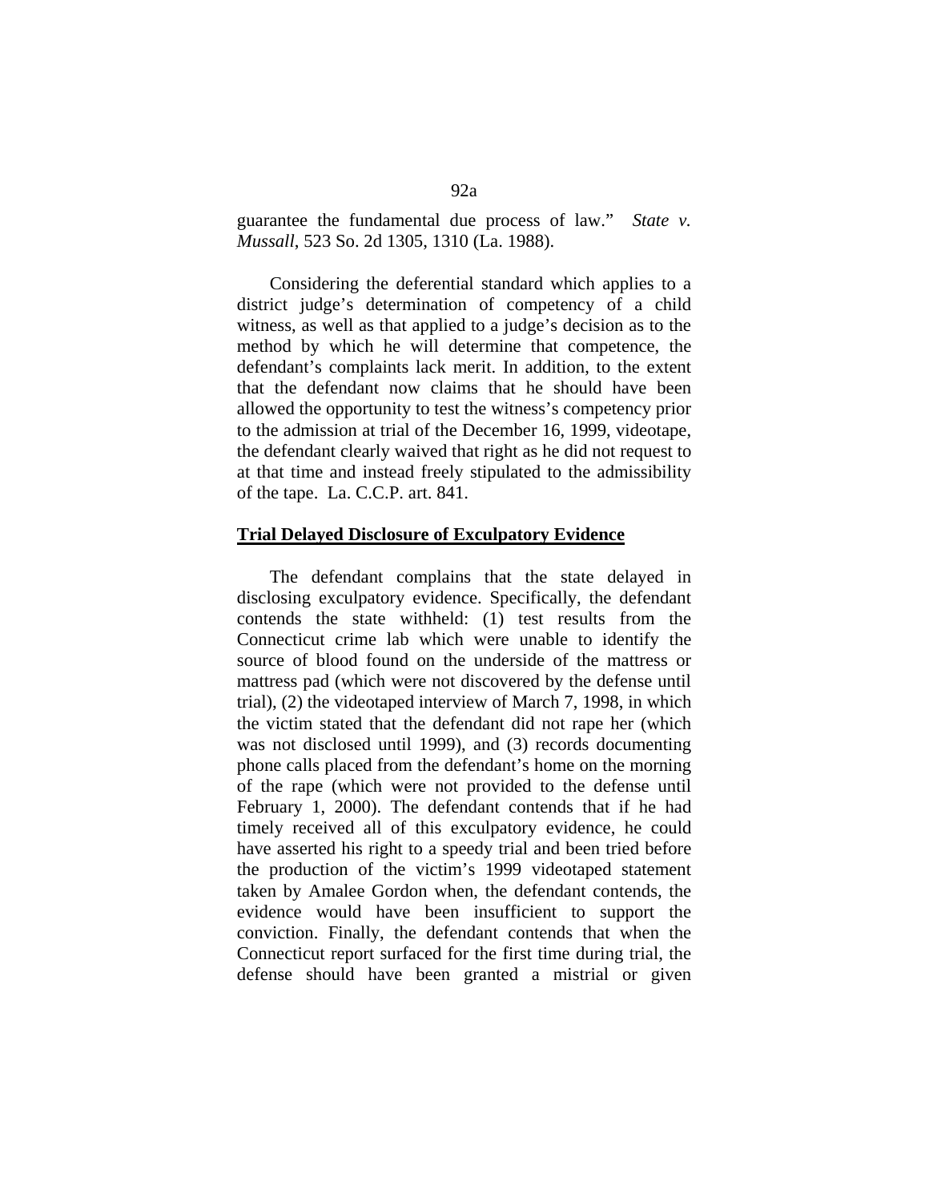guarantee the fundamental due process of law." *State v. Mussall*, 523 So. 2d 1305, 1310 (La. 1988).

Considering the deferential standard which applies to a district judge's determination of competency of a child witness, as well as that applied to a judge's decision as to the method by which he will determine that competence, the defendant's complaints lack merit. In addition, to the extent that the defendant now claims that he should have been allowed the opportunity to test the witness's competency prior to the admission at trial of the December 16, 1999, videotape, the defendant clearly waived that right as he did not request to at that time and instead freely stipulated to the admissibility of the tape. La. C.C.P. art. 841.

**Trial Delayed Disclosure of Exculpatory Evidence**

The defendant complains that the state delayed in disclosing exculpatory evidence. Specifically, the defendant contends the state withheld: (1) test results from the Connecticut crime lab which were unable to identify the source of blood found on the underside of the mattress or mattress pad (which were not discovered by the defense until trial), (2) the videotaped interview of March 7, 1998, in which the victim stated that the defendant did not rape her (which was not disclosed until 1999), and (3) records documenting phone calls placed from the defendant's home on the morning of the rape (which were not provided to the defense until February 1, 2000). The defendant contends that if he had timely received all of this exculpatory evidence, he could have asserted his right to a speedy trial and been tried before the production of the victim's 1999 videotaped statement taken by Amalee Gordon when, the defendant contends, the evidence would have been insufficient to support the conviction. Finally, the defendant contends that when the Connecticut report surfaced for the first time during trial, the defense should have been granted a mistrial or given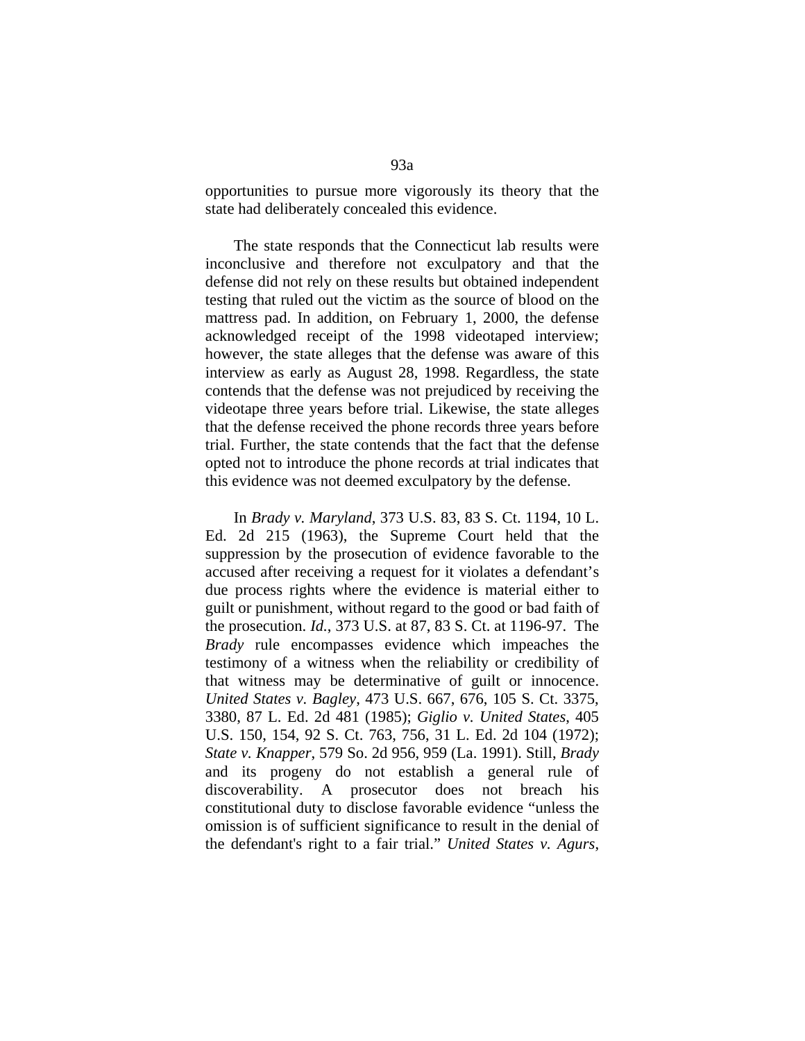opportunities to pursue more vigorously its theory that the state had deliberately concealed this evidence.

The state responds that the Connecticut lab results were inconclusive and therefore not exculpatory and that the defense did not rely on these results but obtained independent testing that ruled out the victim as the source of blood on the mattress pad. In addition, on February 1, 2000, the defense acknowledged receipt of the 1998 videotaped interview; however, the state alleges that the defense was aware of this interview as early as August 28, 1998. Regardless, the state contends that the defense was not prejudiced by receiving the videotape three years before trial. Likewise, the state alleges that the defense received the phone records three years before trial. Further, the state contends that the fact that the defense opted not to introduce the phone records at trial indicates that this evidence was not deemed exculpatory by the defense.

In *Brady v. Maryland*, 373 U.S. 83, 83 S. Ct. 1194, 10 L. Ed. 2d 215 (1963), the Supreme Court held that the suppression by the prosecution of evidence favorable to the accused after receiving a request for it violates a defendant's due process rights where the evidence is material either to guilt or punishment, without regard to the good or bad faith of the prosecution. *Id.*, 373 U.S. at 87, 83 S. Ct. at 1196-97. The *Brady* rule encompasses evidence which impeaches the testimony of a witness when the reliability or credibility of that witness may be determinative of guilt or innocence. *United States v. Bagley*, 473 U.S. 667, 676, 105 S. Ct. 3375, 3380, 87 L. Ed. 2d 481 (1985); *Giglio v. United States*, 405 U.S. 150, 154, 92 S. Ct. 763, 756, 31 L. Ed. 2d 104 (1972); *State v. Knapper*, 579 So. 2d 956, 959 (La. 1991). Still, *Brady* and its progeny do not establish a general rule of discoverability. A prosecutor does not breach his constitutional duty to disclose favorable evidence "unless the omission is of sufficient significance to result in the denial of the defendant's right to a fair trial." *United States v. Agurs*,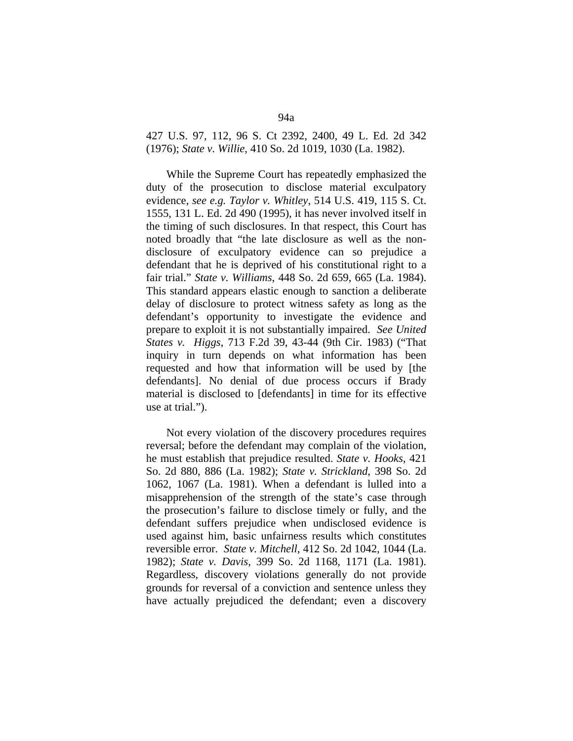427 U.S. 97, 112, 96 S. Ct 2392, 2400, 49 L. Ed. 2d 342 (1976); *State v. Willie*, 410 So. 2d 1019, 1030 (La. 1982).

While the Supreme Court has repeatedly emphasized the duty of the prosecution to disclose material exculpatory evidence, *see e.g. Taylor v. Whitley*, 514 U.S. 419, 115 S. Ct. 1555, 131 L. Ed. 2d 490 (1995), it has never involved itself in the timing of such disclosures. In that respect, this Court has noted broadly that "the late disclosure as well as the non-disclosure of exculpatory evidence can so prejudice a defendant that he is deprived of his constitutional right to a fair trial." *State v. Williams*, 448 So. 2d 659, 665 (La. 1984). This standard appears elastic enough to sanction a deliberate delay of disclosure to protect witness safety as long as the defendant's opportunity to investigate the evidence and prepare to exploit it is not substantially impaired. *See United States v. Higgs*, 713 F.2d 39, 43-44 (9th Cir. 1983) ("That inquiry in turn depends on what information has been requested and how that information will be used by [the defendants]. No denial of due process occurs if Brady material is disclosed to [defendants] in time for its effective use at trial.").

Not every violation of the discovery procedures requires reversal; before the defendant may complain of the violation, he must establish that prejudice resulted. *State v. Hooks*, 421 So. 2d 880, 886 (La. 1982); *State v. Strickland*, 398 So. 2d 1062, 1067 (La. 1981). When a defendant is lulled into a misapprehension of the strength of the state's case through the prosecution's failure to disclose timely or fully, and the defendant suffers prejudice when undisclosed evidence is used against him, basic unfairness results which constitutes reversible error. *State v. Mitchell*, 412 So. 2d 1042, 1044 (La. 1982); *State v. Davis*, 399 So. 2d 1168, 1171 (La. 1981). Regardless, discovery violations generally do not provide grounds for reversal of a conviction and sentence unless they have actually prejudiced the defendant; even a discovery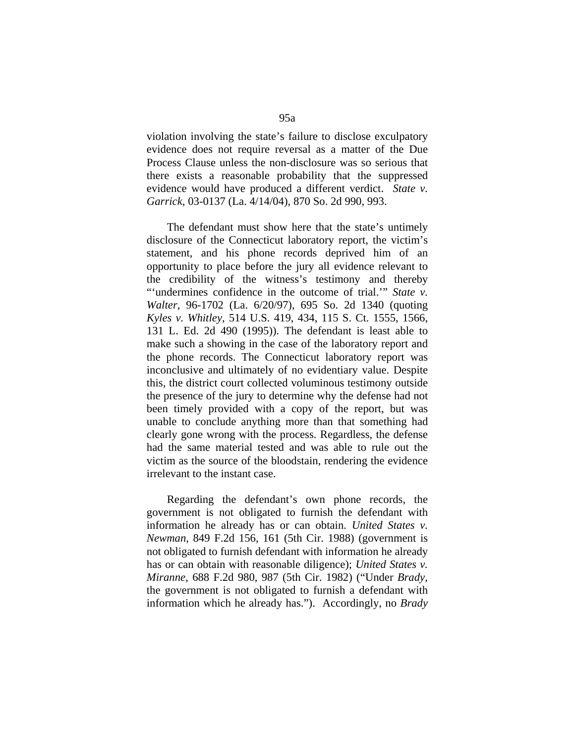violation involving the state's failure to disclose exculpatory evidence does not require reversal as a matter of the Due Process Clause unless the non-disclosure was so serious that there exists a reasonable probability that the suppressed evidence would have produced a different verdict. *State v. Garrick*, 03-0137 (La. 4/14/04), 870 So. 2d 990, 993.

The defendant must show here that the state's untimely disclosure of the Connecticut laboratory report, the victim's statement, and his phone records deprived him of an opportunity to place before the jury all evidence relevant to the credibility of the witness's testimony and thereby "'undermines confidence in the outcome of trial.'" *State v. Walter*, 96-1702 (La. 6/20/97), 695 So. 2d 1340 (quoting *Kyles v. Whitley*, 514 U.S. 419, 434, 115 S. Ct. 1555, 1566, 131 L. Ed. 2d 490 (1995)). The defendant is least able to make such a showing in the case of the laboratory report and the phone records. The Connecticut laboratory report was inconclusive and ultimately of no evidentiary value. Despite this, the district court collected voluminous testimony outside the presence of the jury to determine why the defense had not been timely provided with a copy of the report, but was unable to conclude anything more than that something had clearly gone wrong with the process. Regardless, the defense had the same material tested and was able to rule out the victim as the source of the bloodstain, rendering the evidence irrelevant to the instant case.

Regarding the defendant's own phone records, the government is not obligated to furnish the defendant with information he already has or can obtain. *United States v. Newman*, 849 F.2d 156, 161 (5th Cir. 1988) (government is not obligated to furnish defendant with information he already has or can obtain with reasonable diligence); *United States v. Miranne*, 688 F.2d 980, 987 (5th Cir. 1982) ("Under *Brady*, the government is not obligated to furnish a defendant with information which he already has."). Accordingly, no *Brady*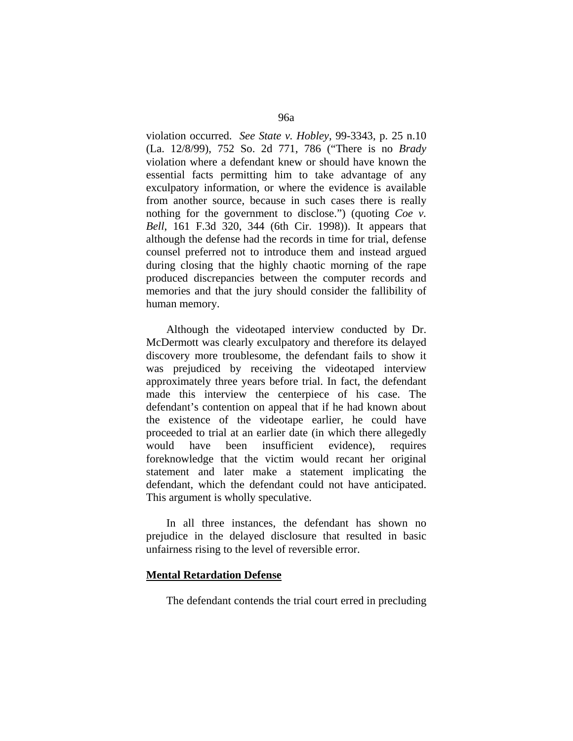violation occurred. *See State v. Hobley*, 99-3343, p. 25 n.10 (La. 12/8/99), 752 So. 2d 771, 786 ("There is no *Brady* violation where a defendant knew or should have known the essential facts permitting him to take advantage of any exculpatory information, or where the evidence is available from another source, because in such cases there is really nothing for the government to disclose.") (quoting *Coe v. Bell*, 161 F.3d 320, 344 (6th Cir. 1998)). It appears that although the defense had the records in time for trial, defense counsel preferred not to introduce them and instead argued during closing that the highly chaotic morning of the rape produced discrepancies between the computer records and memories and that the jury should consider the fallibility of human memory.

Although the videotaped interview conducted by Dr. McDermott was clearly exculpatory and therefore its delayed discovery more troublesome, the defendant fails to show it was prejudiced by receiving the videotaped interview approximately three years before trial. In fact, the defendant made this interview the centerpiece of his case. The defendant's contention on appeal that if he had known about the existence of the videotape earlier, he could have proceeded to trial at an earlier date (in which there allegedly would have been insufficient evidence), requires foreknowledge that the victim would recant her original statement and later make a statement implicating the defendant, which the defendant could not have anticipated. This argument is wholly speculative.

In all three instances, the defendant has shown no prejudice in the delayed disclosure that resulted in basic unfairness rising to the level of reversible error.

**Mental Retardation Defense**

The defendant contends the trial court erred in precluding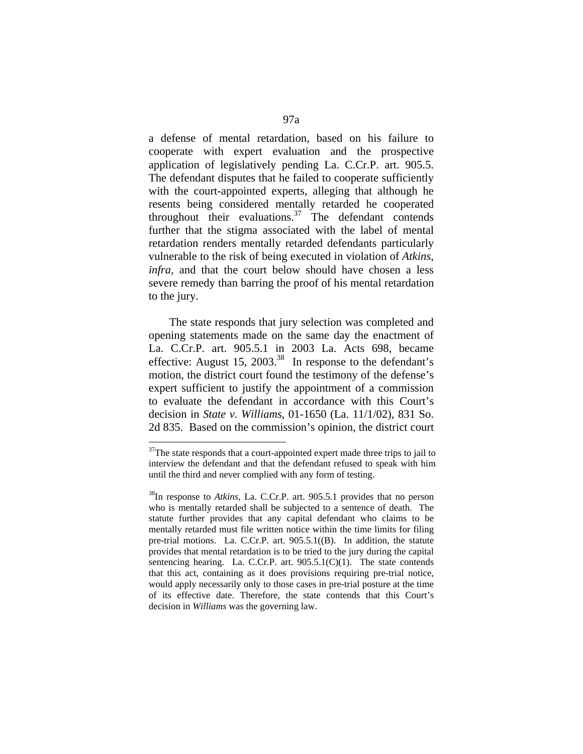a defense of mental retardation, based on his failure to cooperate with expert evaluation and the prospective application of legislatively pending La. C.Cr.P. art. 905.5. The defendant disputes that he failed to cooperate sufficiently with the court-appointed experts, alleging that although he resents being considered mentally retarded he cooperated throughout their evaluations.[37] The defendant contends further that the stigma associated with the label of mental retardation renders mentally retarded defendants particularly vulnerable to the risk of being executed in violation of *Atkins*, *infra,* and that the court below should have chosen a less severe remedy than barring the proof of his mental retardation to the jury.

The state responds that jury selection was completed and opening statements made on the same day the enactment of La. C.Cr.P. art. 905.5.1 in 2003 La. Acts 698, became effective: August 15, 2003.[38] In response to the defendant's motion, the district court found the testimony of the defense's expert sufficient to justify the appointment of a commission to evaluate the defendant in accordance with this Court's decision in *State v. Williams*, 01-1650 (La. 11/1/02), 831 So. 2d 835. Based on the commission's opinion, the district court

---

[37]The state responds that a court-appointed expert made three trips to jail to interview the defendant and that the defendant refused to speak with him until the third and never complied with any form of testing.

[38]In response to *Atkins*, La. C.Cr.P. art. 905.5.1 provides that no person who is mentally retarded shall be subjected to a sentence of death. The statute further provides that any capital defendant who claims to be mentally retarded must file written notice within the time limits for filing pre-trial motions. La. C.Cr.P. art. 905.5.1((B). In addition, the statute provides that mental retardation is to be tried to the jury during the capital sentencing hearing. La. C.Cr.P. art. 905.5.1(C)(1). The state contends that this act, containing as it does provisions requiring pre-trial notice, would apply necessarily only to those cases in pre-trial posture at the time of its effective date. Therefore, the state contends that this Court's decision in *Williams* was the governing law.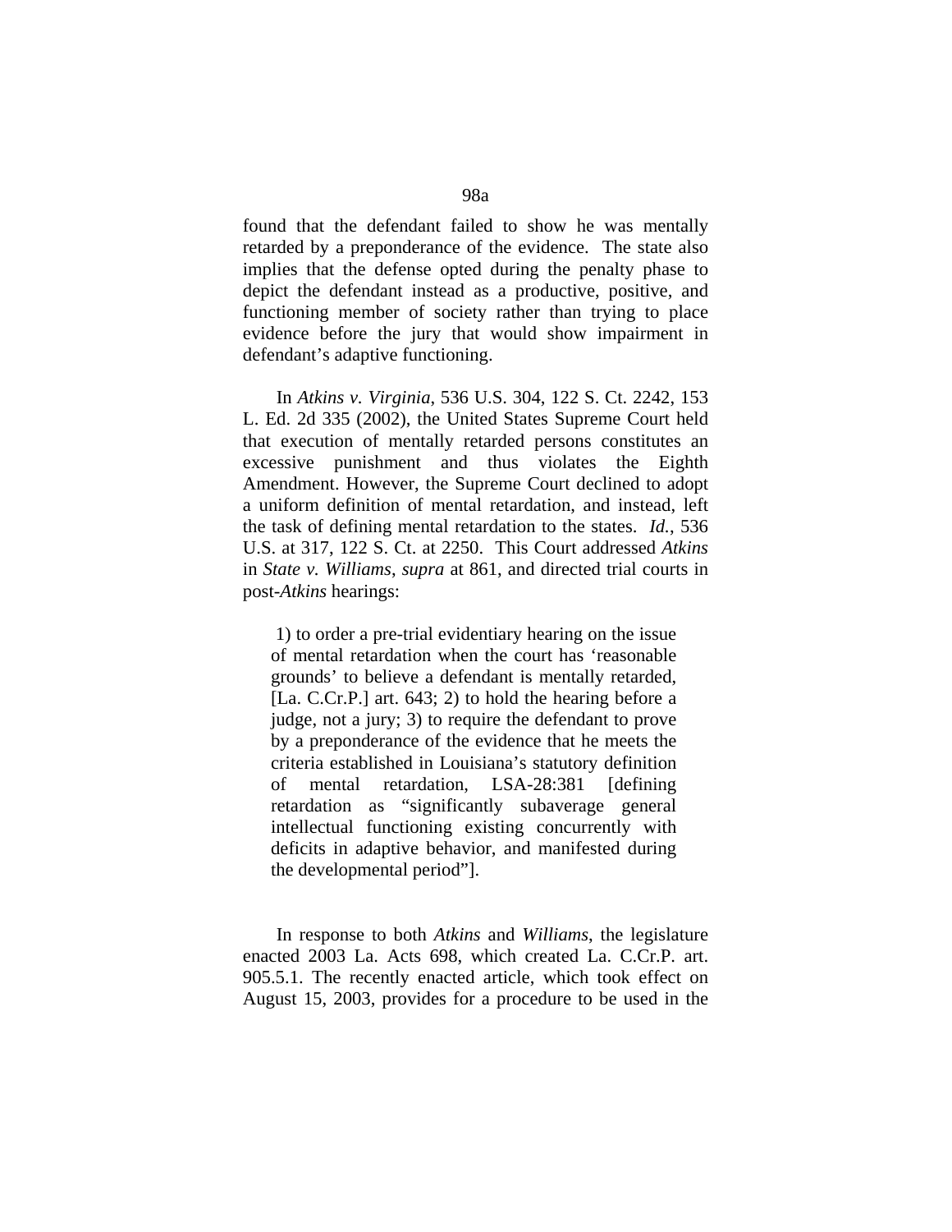found that the defendant failed to show he was mentally retarded by a preponderance of the evidence. The state also implies that the defense opted during the penalty phase to depict the defendant instead as a productive, positive, and functioning member of society rather than trying to place evidence before the jury that would show impairment in defendant's adaptive functioning.

In *Atkins v. Virginia*, 536 U.S. 304, 122 S. Ct. 2242, 153 L. Ed. 2d 335 (2002), the United States Supreme Court held that execution of mentally retarded persons constitutes an excessive punishment and thus violates the Eighth Amendment. However, the Supreme Court declined to adopt a uniform definition of mental retardation, and instead, left the task of defining mental retardation to the states. *Id.*, 536 U.S. at 317, 122 S. Ct. at 2250. This Court addressed *Atkins* in *State v. Williams*, *supra* at 861, and directed trial courts in post-*Atkins* hearings:

> 1) to order a pre-trial evidentiary hearing on the issue of mental retardation when the court has 'reasonable grounds' to believe a defendant is mentally retarded, [La. C.Cr.P.] art. 643; 2) to hold the hearing before a judge, not a jury; 3) to require the defendant to prove by a preponderance of the evidence that he meets the criteria established in Louisiana's statutory definition of mental retardation, LSA-28:381 [defining retardation as "significantly subaverage general intellectual functioning existing concurrently with deficits in adaptive behavior, and manifested during the developmental period"].

In response to both *Atkins* and *Williams*, the legislature enacted 2003 La. Acts 698, which created La. C.Cr.P. art. 905.5.1. The recently enacted article, which took effect on August 15, 2003, provides for a procedure to be used in the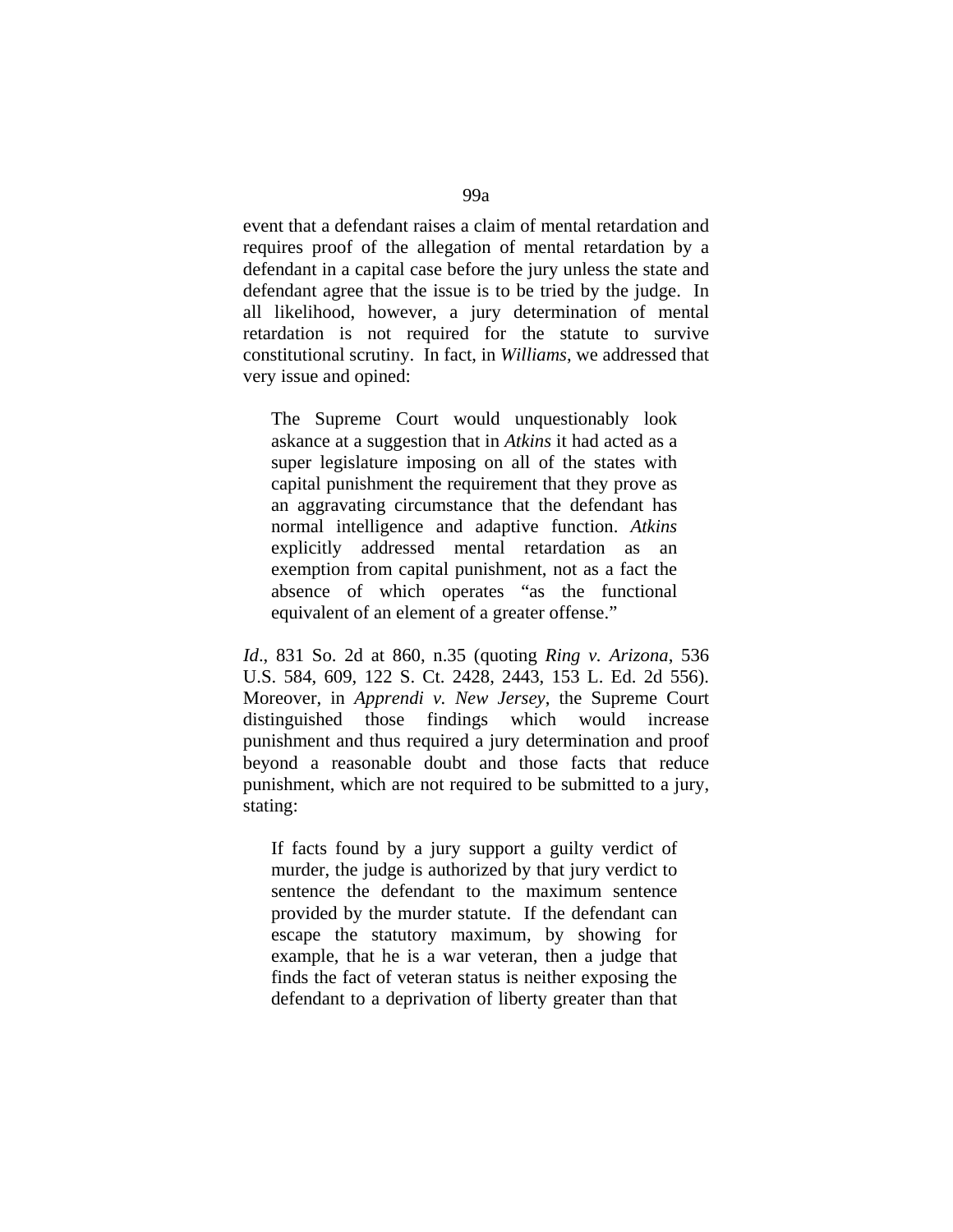event that a defendant raises a claim of mental retardation and requires proof of the allegation of mental retardation by a defendant in a capital case before the jury unless the state and defendant agree that the issue is to be tried by the judge. In all likelihood, however, a jury determination of mental retardation is not required for the statute to survive constitutional scrutiny. In fact, in *Williams*, we addressed that very issue and opined:

> The Supreme Court would unquestionably look askance at a suggestion that in *Atkins* it had acted as a super legislature imposing on all of the states with capital punishment the requirement that they prove as an aggravating circumstance that the defendant has normal intelligence and adaptive function. *Atkins* explicitly addressed mental retardation as an exemption from capital punishment, not as a fact the absence of which operates "as the functional equivalent of an element of a greater offense."

*Id*., 831 So. 2d at 860, n.35 (quoting *Ring v. Arizona*, 536 U.S. 584, 609, 122 S. Ct. 2428, 2443, 153 L. Ed. 2d 556). Moreover, in *Apprendi v. New Jersey*, the Supreme Court distinguished those findings which would increase punishment and thus required a jury determination and proof beyond a reasonable doubt and those facts that reduce punishment, which are not required to be submitted to a jury, stating:

> If facts found by a jury support a guilty verdict of murder, the judge is authorized by that jury verdict to sentence the defendant to the maximum sentence provided by the murder statute. If the defendant can escape the statutory maximum, by showing for example, that he is a war veteran, then a judge that finds the fact of veteran status is neither exposing the defendant to a deprivation of liberty greater than that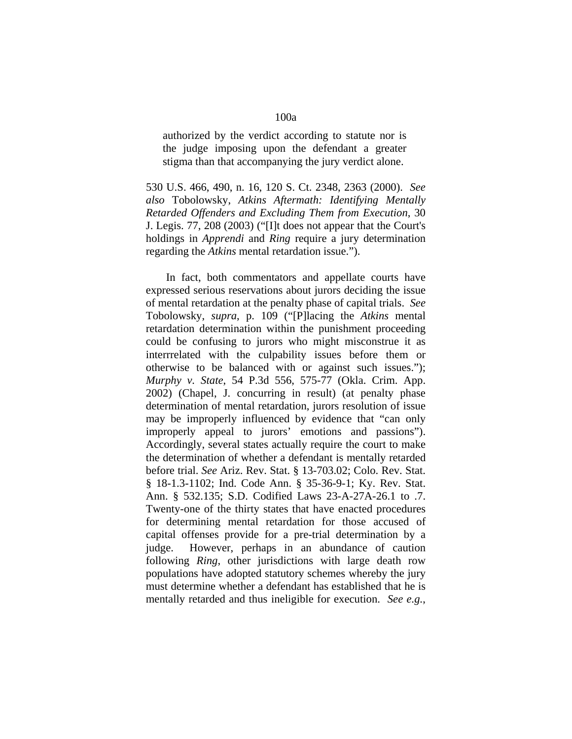> authorized by the verdict according to statute nor is the judge imposing upon the defendant a greater stigma than that accompanying the jury verdict alone.

530 U.S. 466, 490, n. 16, 120 S. Ct. 2348, 2363 (2000). *See also* Tobolowsky, *Atkins Aftermath: Identifying Mentally Retarded Offenders and Excluding Them from Execution*, 30 J. Legis. 77, 208 (2003) ("[I]t does not appear that the Court's holdings in *Apprendi* and *Ring* require a jury determination regarding the *Atkins* mental retardation issue.").

In fact, both commentators and appellate courts have expressed serious reservations about jurors deciding the issue of mental retardation at the penalty phase of capital trials. *See* Tobolowsky, *supra*, p. 109 ("[P]lacing the *Atkins* mental retardation determination within the punishment proceeding could be confusing to jurors who might misconstrue it as interrrelated with the culpability issues before them or otherwise to be balanced with or against such issues."); *Murphy v. State*, 54 P.3d 556, 575-77 (Okla. Crim. App. 2002) (Chapel, J. concurring in result) (at penalty phase determination of mental retardation, jurors resolution of issue may be improperly influenced by evidence that "can only improperly appeal to jurors' emotions and passions"). Accordingly, several states actually require the court to make the determination of whether a defendant is mentally retarded before trial. *See* Ariz. Rev. Stat. § 13-703.02; Colo. Rev. Stat. § 18-1.3-1102; Ind. Code Ann. § 35-36-9-1; Ky. Rev. Stat. Ann. § 532.135; S.D. Codified Laws 23-A-27A-26.1 to .7. Twenty-one of the thirty states that have enacted procedures for determining mental retardation for those accused of capital offenses provide for a pre-trial determination by a judge. However, perhaps in an abundance of caution following *Ring*, other jurisdictions with large death row populations have adopted statutory schemes whereby the jury must determine whether a defendant has established that he is mentally retarded and thus ineligible for execution. *See e.g.*,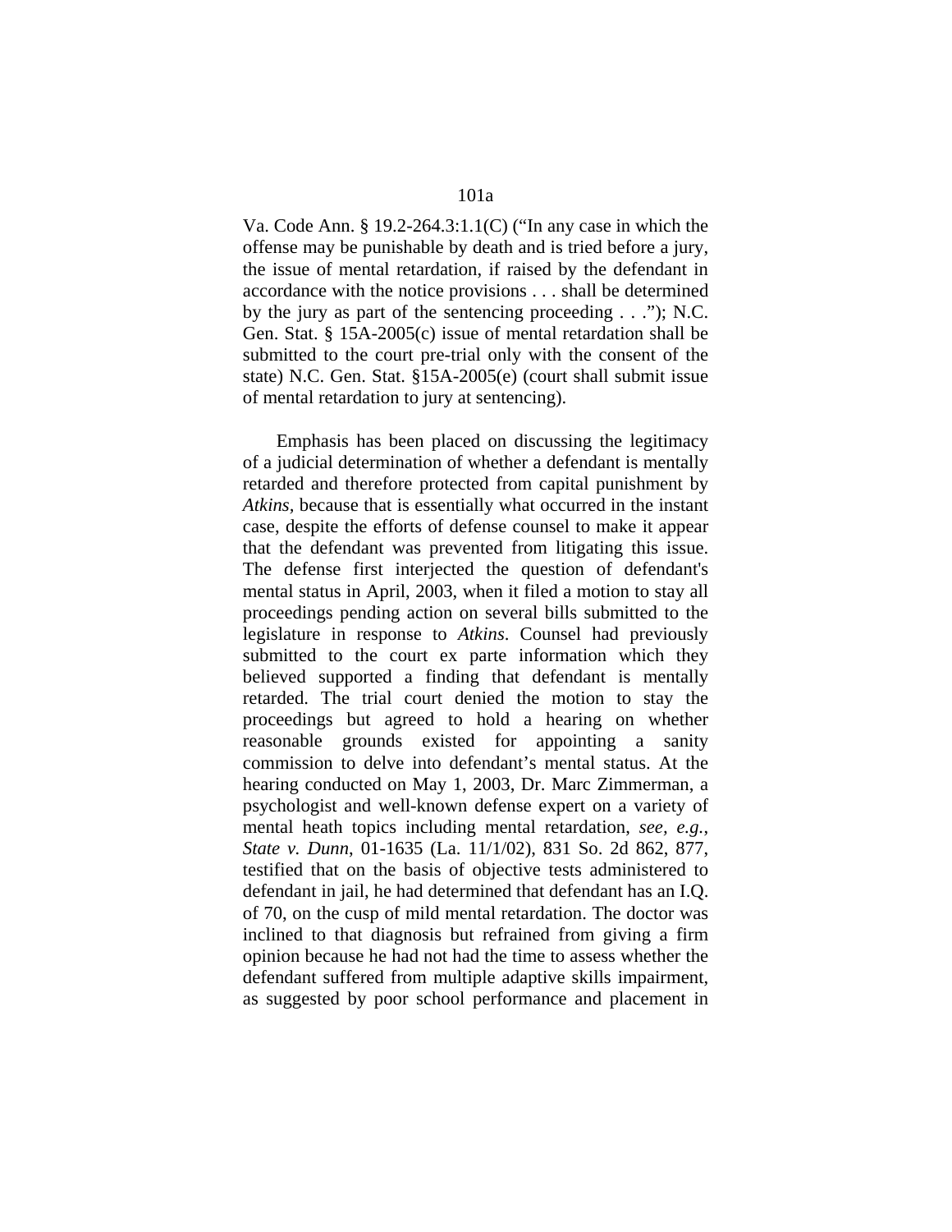Va. Code Ann. § 19.2-264.3:1.1(C) ("In any case in which the offense may be punishable by death and is tried before a jury, the issue of mental retardation, if raised by the defendant in accordance with the notice provisions . . . shall be determined by the jury as part of the sentencing proceeding . . ."); N.C. Gen. Stat. § 15A-2005(c) issue of mental retardation shall be submitted to the court pre-trial only with the consent of the state) N.C. Gen. Stat. §15A-2005(e) (court shall submit issue of mental retardation to jury at sentencing).

Emphasis has been placed on discussing the legitimacy of a judicial determination of whether a defendant is mentally retarded and therefore protected from capital punishment by *Atkins*, because that is essentially what occurred in the instant case, despite the efforts of defense counsel to make it appear that the defendant was prevented from litigating this issue. The defense first interjected the question of defendant's mental status in April, 2003, when it filed a motion to stay all proceedings pending action on several bills submitted to the legislature in response to *Atkins*. Counsel had previously submitted to the court ex parte information which they believed supported a finding that defendant is mentally retarded. The trial court denied the motion to stay the proceedings but agreed to hold a hearing on whether reasonable grounds existed for appointing a sanity commission to delve into defendant's mental status. At the hearing conducted on May 1, 2003, Dr. Marc Zimmerman, a psychologist and well-known defense expert on a variety of mental heath topics including mental retardation, *see, e.g.*, *State v. Dunn*, 01-1635 (La. 11/1/02), 831 So. 2d 862, 877, testified that on the basis of objective tests administered to defendant in jail, he had determined that defendant has an I.Q. of 70, on the cusp of mild mental retardation. The doctor was inclined to that diagnosis but refrained from giving a firm opinion because he had not had the time to assess whether the defendant suffered from multiple adaptive skills impairment, as suggested by poor school performance and placement in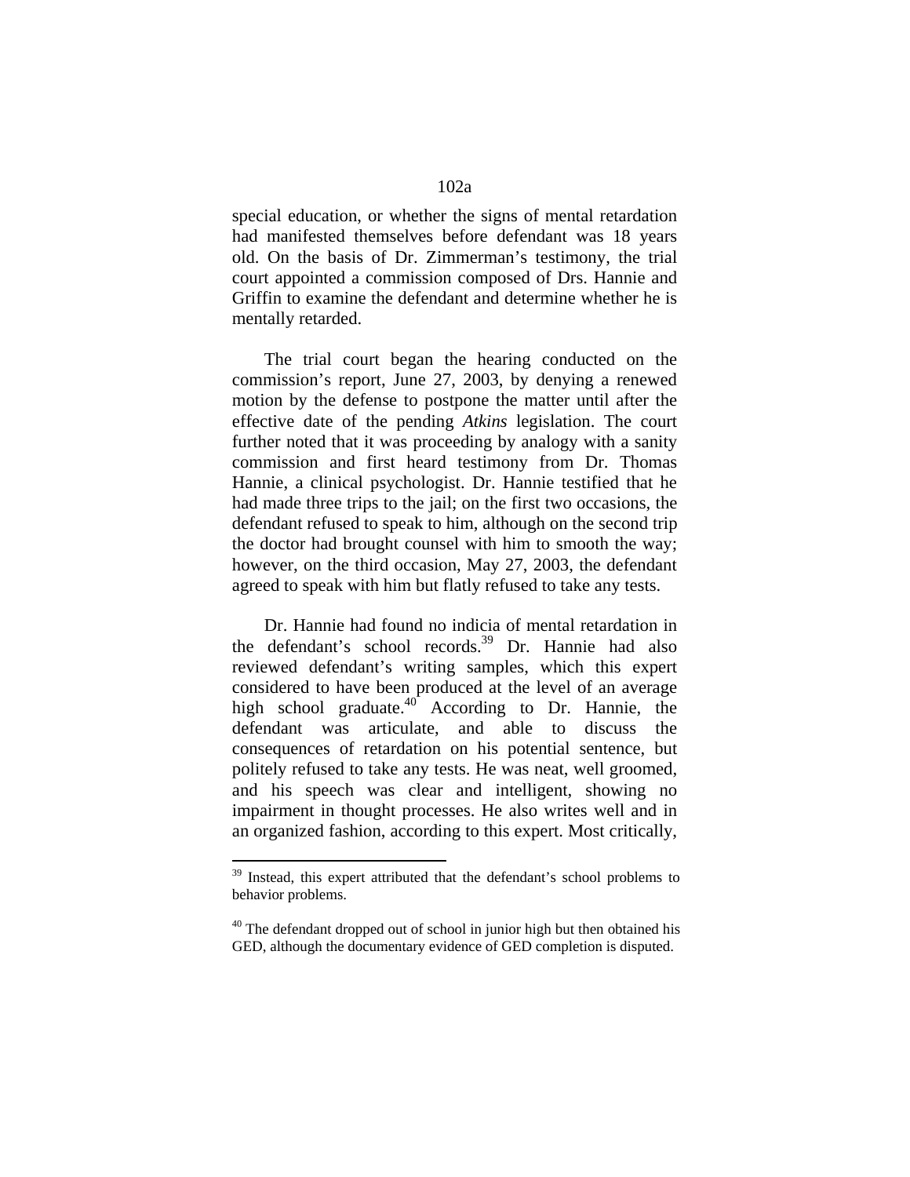special education, or whether the signs of mental retardation had manifested themselves before defendant was 18 years old. On the basis of Dr. Zimmerman's testimony, the trial court appointed a commission composed of Drs. Hannie and Griffin to examine the defendant and determine whether he is mentally retarded.

The trial court began the hearing conducted on the commission's report, June 27, 2003, by denying a renewed motion by the defense to postpone the matter until after the effective date of the pending *Atkins* legislation. The court further noted that it was proceeding by analogy with a sanity commission and first heard testimony from Dr. Thomas Hannie, a clinical psychologist. Dr. Hannie testified that he had made three trips to the jail; on the first two occasions, the defendant refused to speak to him, although on the second trip the doctor had brought counsel with him to smooth the way; however, on the third occasion, May 27, 2003, the defendant agreed to speak with him but flatly refused to take any tests.

Dr. Hannie had found no indicia of mental retardation in the defendant's school records.[39] Dr. Hannie had also reviewed defendant's writing samples, which this expert considered to have been produced at the level of an average high school graduate.[40] According to Dr. Hannie, the defendant was articulate, and able to discuss the consequences of retardation on his potential sentence, but politely refused to take any tests. He was neat, well groomed, and his speech was clear and intelligent, showing no impairment in thought processes. He also writes well and in an organized fashion, according to this expert. Most critically,

---

[39] Instead, this expert attributed that the defendant's school problems to behavior problems.

[40] The defendant dropped out of school in junior high but then obtained his GED, although the documentary evidence of GED completion is disputed.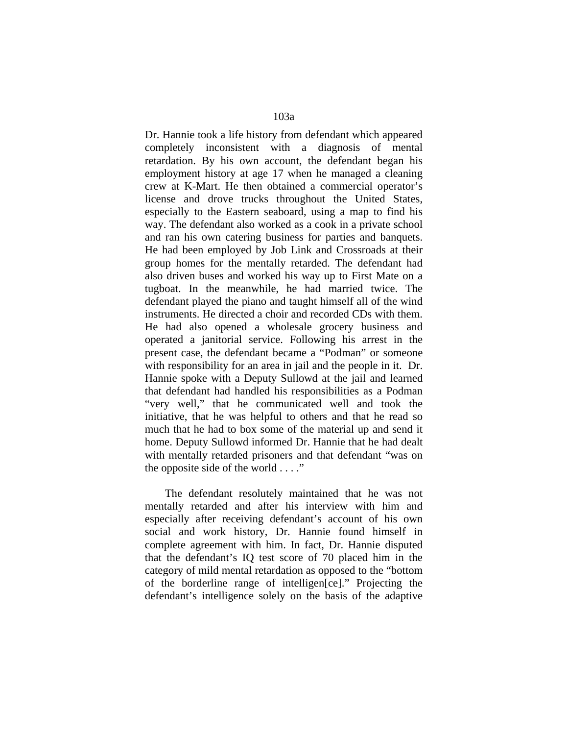Dr. Hannie took a life history from defendant which appeared completely inconsistent with a diagnosis of mental retardation. By his own account, the defendant began his employment history at age 17 when he managed a cleaning crew at K-Mart. He then obtained a commercial operator's license and drove trucks throughout the United States, especially to the Eastern seaboard, using a map to find his way. The defendant also worked as a cook in a private school and ran his own catering business for parties and banquets. He had been employed by Job Link and Crossroads at their group homes for the mentally retarded. The defendant had also driven buses and worked his way up to First Mate on a tugboat. In the meanwhile, he had married twice. The defendant played the piano and taught himself all of the wind instruments. He directed a choir and recorded CDs with them. He had also opened a wholesale grocery business and operated a janitorial service. Following his arrest in the present case, the defendant became a "Podman" or someone with responsibility for an area in jail and the people in it. Dr. Hannie spoke with a Deputy Sullowd at the jail and learned that defendant had handled his responsibilities as a Podman "very well," that he communicated well and took the initiative, that he was helpful to others and that he read so much that he had to box some of the material up and send it home. Deputy Sullowd informed Dr. Hannie that he had dealt with mentally retarded prisoners and that defendant "was on the opposite side of the world . . . ."

The defendant resolutely maintained that he was not mentally retarded and after his interview with him and especially after receiving defendant's account of his own social and work history, Dr. Hannie found himself in complete agreement with him. In fact, Dr. Hannie disputed that the defendant's IQ test score of 70 placed him in the category of mild mental retardation as opposed to the "bottom of the borderline range of intelligen[ce]." Projecting the defendant's intelligence solely on the basis of the adaptive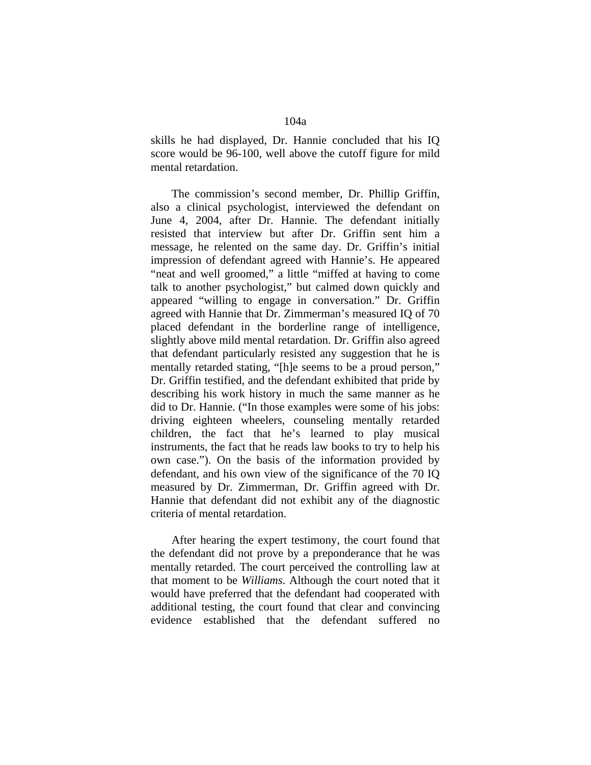skills he had displayed, Dr. Hannie concluded that his IQ score would be 96-100, well above the cutoff figure for mild mental retardation.

The commission's second member, Dr. Phillip Griffin, also a clinical psychologist, interviewed the defendant on June 4, 2004, after Dr. Hannie. The defendant initially resisted that interview but after Dr. Griffin sent him a message, he relented on the same day. Dr. Griffin's initial impression of defendant agreed with Hannie's. He appeared "neat and well groomed," a little "miffed at having to come talk to another psychologist," but calmed down quickly and appeared "willing to engage in conversation." Dr. Griffin agreed with Hannie that Dr. Zimmerman's measured IQ of 70 placed defendant in the borderline range of intelligence, slightly above mild mental retardation. Dr. Griffin also agreed that defendant particularly resisted any suggestion that he is mentally retarded stating, "[h]e seems to be a proud person," Dr. Griffin testified, and the defendant exhibited that pride by describing his work history in much the same manner as he did to Dr. Hannie. ("In those examples were some of his jobs: driving eighteen wheelers, counseling mentally retarded children, the fact that he's learned to play musical instruments, the fact that he reads law books to try to help his own case."). On the basis of the information provided by defendant, and his own view of the significance of the 70 IQ measured by Dr. Zimmerman, Dr. Griffin agreed with Dr. Hannie that defendant did not exhibit any of the diagnostic criteria of mental retardation.

After hearing the expert testimony, the court found that the defendant did not prove by a preponderance that he was mentally retarded. The court perceived the controlling law at that moment to be *Williams*. Although the court noted that it would have preferred that the defendant had cooperated with additional testing, the court found that clear and convincing evidence established that the defendant suffered no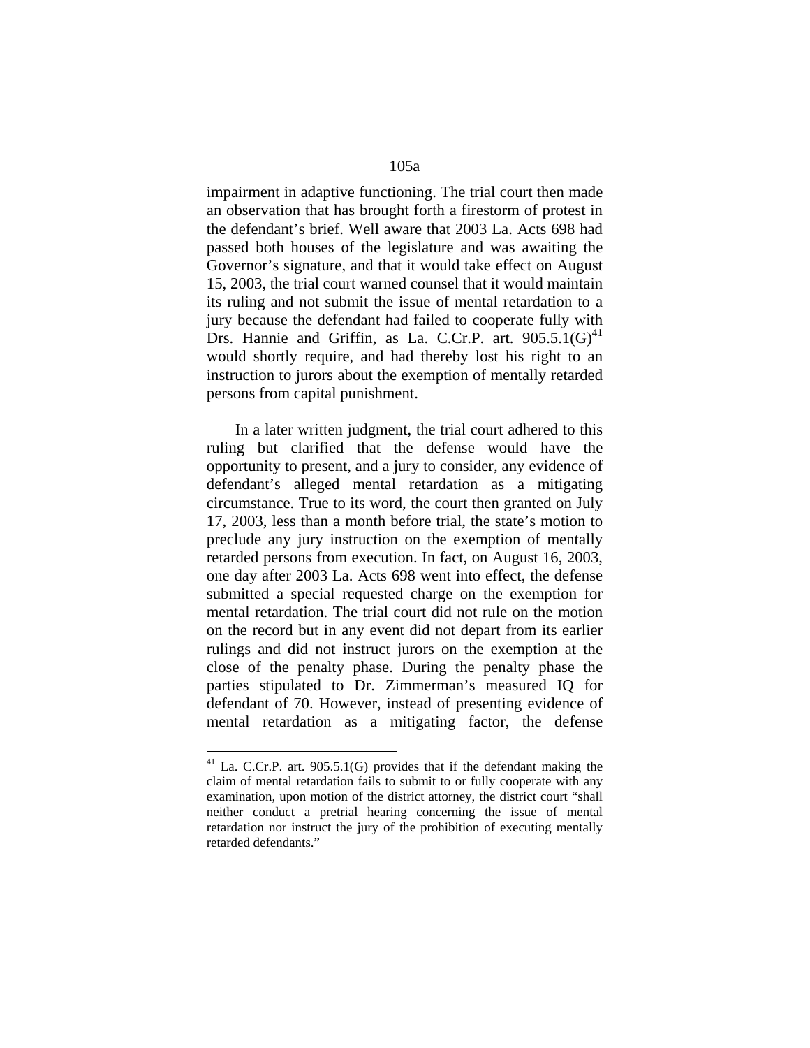impairment in adaptive functioning. The trial court then made an observation that has brought forth a firestorm of protest in the defendant's brief. Well aware that 2003 La. Acts 698 had passed both houses of the legislature and was awaiting the Governor's signature, and that it would take effect on August 15, 2003, the trial court warned counsel that it would maintain its ruling and not submit the issue of mental retardation to a jury because the defendant had failed to cooperate fully with Drs. Hannie and Griffin, as La. C.Cr.P. art. 905.5.1(G)[41] would shortly require, and had thereby lost his right to an instruction to jurors about the exemption of mentally retarded persons from capital punishment.

In a later written judgment, the trial court adhered to this ruling but clarified that the defense would have the opportunity to present, and a jury to consider, any evidence of defendant's alleged mental retardation as a mitigating circumstance. True to its word, the court then granted on July 17, 2003, less than a month before trial, the state's motion to preclude any jury instruction on the exemption of mentally retarded persons from execution. In fact, on August 16, 2003, one day after 2003 La. Acts 698 went into effect, the defense submitted a special requested charge on the exemption for mental retardation. The trial court did not rule on the motion on the record but in any event did not depart from its earlier rulings and did not instruct jurors on the exemption at the close of the penalty phase. During the penalty phase the parties stipulated to Dr. Zimmerman's measured IQ for defendant of 70. However, instead of presenting evidence of mental retardation as a mitigating factor, the defense

[41] La. C.Cr.P. art. 905.5.1(G) provides that if the defendant making the claim of mental retardation fails to submit to or fully cooperate with any examination, upon motion of the district attorney, the district court "shall neither conduct a pretrial hearing concerning the issue of mental retardation nor instruct the jury of the prohibition of executing mentally retarded defendants."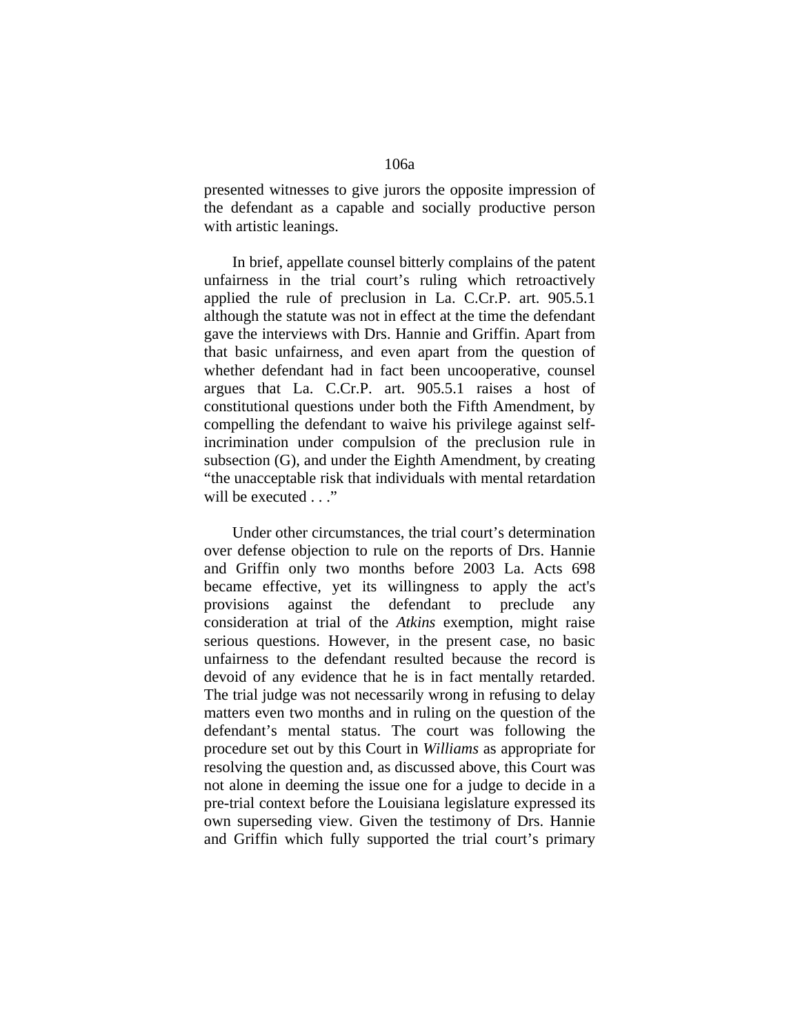presented witnesses to give jurors the opposite impression of the defendant as a capable and socially productive person with artistic leanings.

In brief, appellate counsel bitterly complains of the patent unfairness in the trial court's ruling which retroactively applied the rule of preclusion in La. C.Cr.P. art. 905.5.1 although the statute was not in effect at the time the defendant gave the interviews with Drs. Hannie and Griffin. Apart from that basic unfairness, and even apart from the question of whether defendant had in fact been uncooperative, counsel argues that La. C.Cr.P. art. 905.5.1 raises a host of constitutional questions under both the Fifth Amendment, by compelling the defendant to waive his privilege against self-incrimination under compulsion of the preclusion rule in subsection (G), and under the Eighth Amendment, by creating "the unacceptable risk that individuals with mental retardation will be executed . . ."

Under other circumstances, the trial court's determination over defense objection to rule on the reports of Drs. Hannie and Griffin only two months before 2003 La. Acts 698 became effective, yet its willingness to apply the act's provisions against the defendant to preclude any consideration at trial of the *Atkins* exemption, might raise serious questions. However, in the present case, no basic unfairness to the defendant resulted because the record is devoid of any evidence that he is in fact mentally retarded. The trial judge was not necessarily wrong in refusing to delay matters even two months and in ruling on the question of the defendant's mental status. The court was following the procedure set out by this Court in *Williams* as appropriate for resolving the question and, as discussed above, this Court was not alone in deeming the issue one for a judge to decide in a pre-trial context before the Louisiana legislature expressed its own superseding view. Given the testimony of Drs. Hannie and Griffin which fully supported the trial court's primary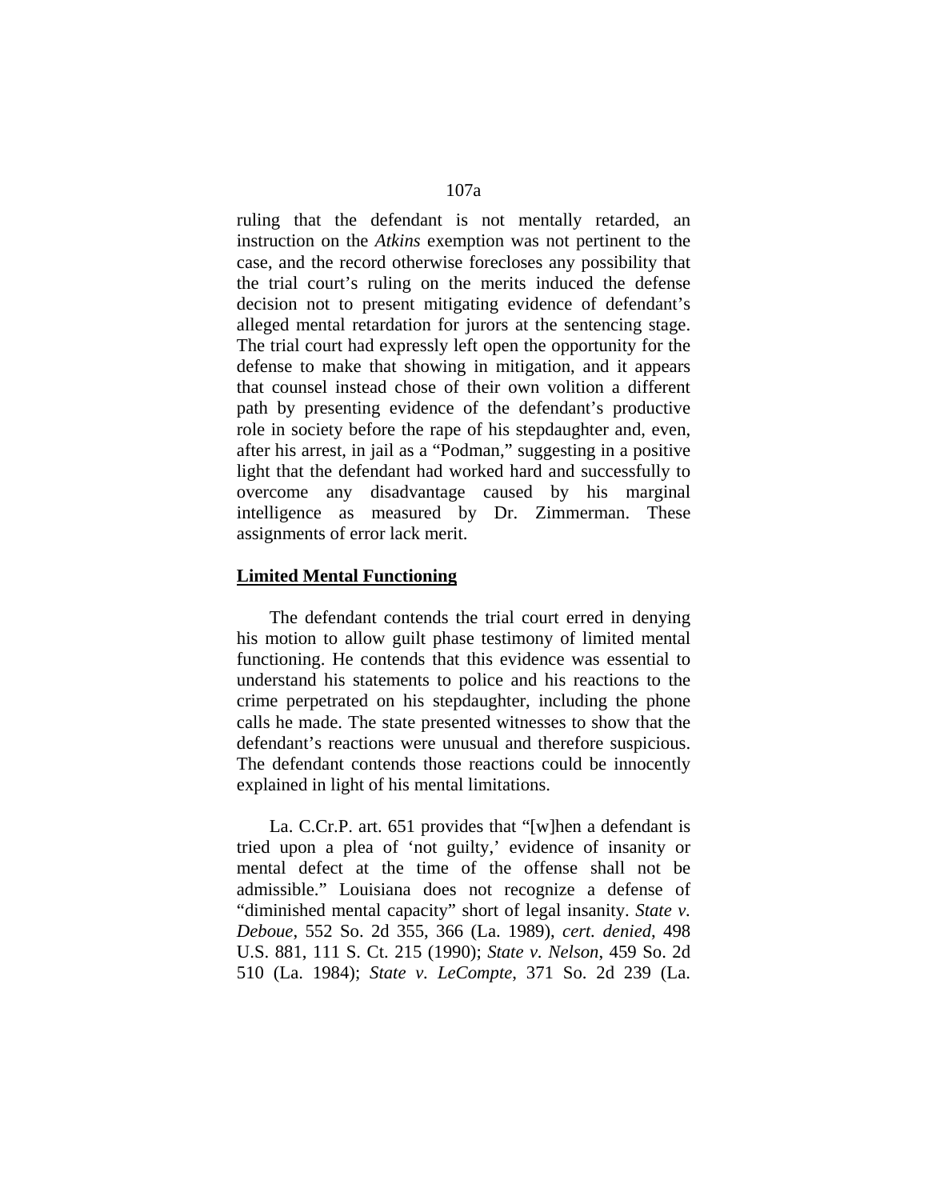ruling that the defendant is not mentally retarded, an instruction on the *Atkins* exemption was not pertinent to the case, and the record otherwise forecloses any possibility that the trial court's ruling on the merits induced the defense decision not to present mitigating evidence of defendant's alleged mental retardation for jurors at the sentencing stage. The trial court had expressly left open the opportunity for the defense to make that showing in mitigation, and it appears that counsel instead chose of their own volition a different path by presenting evidence of the defendant's productive role in society before the rape of his stepdaughter and, even, after his arrest, in jail as a "Podman," suggesting in a positive light that the defendant had worked hard and successfully to overcome any disadvantage caused by his marginal intelligence as measured by Dr. Zimmerman. These assignments of error lack merit.

**Limited Mental Functioning**

The defendant contends the trial court erred in denying his motion to allow guilt phase testimony of limited mental functioning. He contends that this evidence was essential to understand his statements to police and his reactions to the crime perpetrated on his stepdaughter, including the phone calls he made. The state presented witnesses to show that the defendant's reactions were unusual and therefore suspicious. The defendant contends those reactions could be innocently explained in light of his mental limitations.

La. C.Cr.P. art. 651 provides that "[w]hen a defendant is tried upon a plea of 'not guilty,' evidence of insanity or mental defect at the time of the offense shall not be admissible." Louisiana does not recognize a defense of "diminished mental capacity" short of legal insanity. *State v. Deboue*, 552 So. 2d 355, 366 (La. 1989), *cert. denied*, 498 U.S. 881, 111 S. Ct. 215 (1990); *State v. Nelson*, 459 So. 2d 510 (La. 1984); *State v. LeCompte*, 371 So. 2d 239 (La.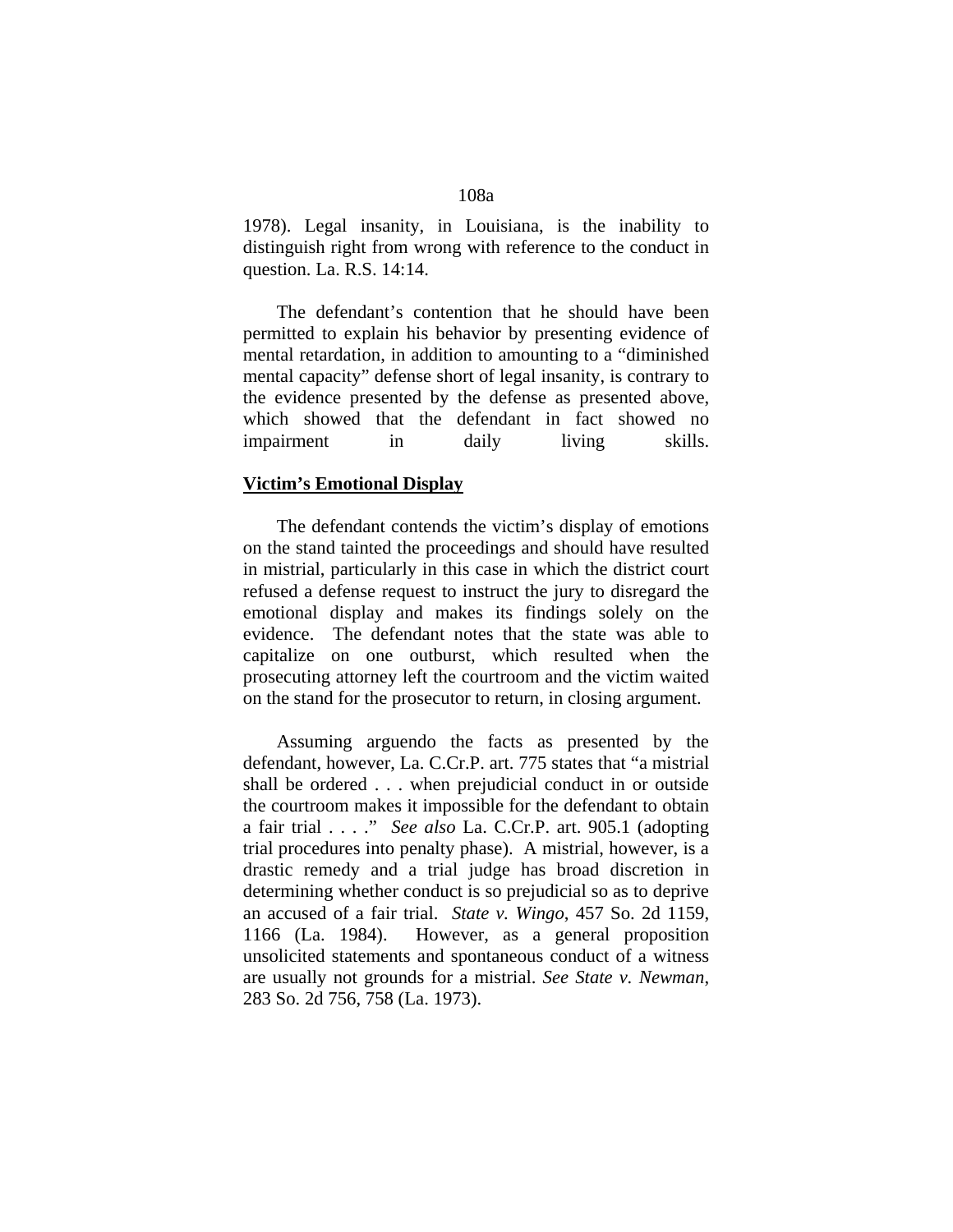1978). Legal insanity, in Louisiana, is the inability to distinguish right from wrong with reference to the conduct in question. La. R.S. 14:14.

The defendant's contention that he should have been permitted to explain his behavior by presenting evidence of mental retardation, in addition to amounting to a "diminished mental capacity" defense short of legal insanity, is contrary to the evidence presented by the defense as presented above, which showed that the defendant in fact showed no impairment in daily living skills.

**Victim's Emotional Display**

The defendant contends the victim's display of emotions on the stand tainted the proceedings and should have resulted in mistrial, particularly in this case in which the district court refused a defense request to instruct the jury to disregard the emotional display and makes its findings solely on the evidence. The defendant notes that the state was able to capitalize on one outburst, which resulted when the prosecuting attorney left the courtroom and the victim waited on the stand for the prosecutor to return, in closing argument.

Assuming arguendo the facts as presented by the defendant, however, La. C.Cr.P. art. 775 states that "a mistrial shall be ordered . . . when prejudicial conduct in or outside the courtroom makes it impossible for the defendant to obtain a fair trial . . . ." *See also* La. C.Cr.P. art. 905.1 (adopting trial procedures into penalty phase). A mistrial, however, is a drastic remedy and a trial judge has broad discretion in determining whether conduct is so prejudicial so as to deprive an accused of a fair trial. *State v. Wingo*, 457 So. 2d 1159, 1166 (La. 1984). However, as a general proposition unsolicited statements and spontaneous conduct of a witness are usually not grounds for a mistrial. *See State v. Newman*, 283 So. 2d 756, 758 (La. 1973).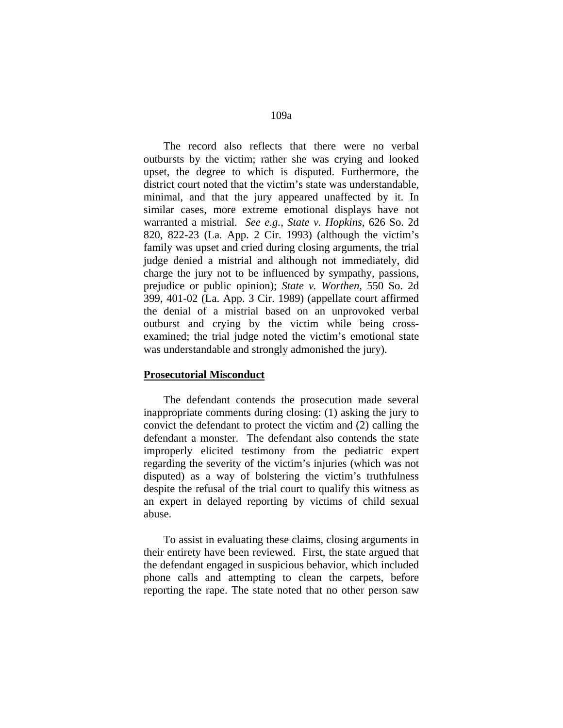The record also reflects that there were no verbal outbursts by the victim; rather she was crying and looked upset, the degree to which is disputed. Furthermore, the district court noted that the victim's state was understandable, minimal, and that the jury appeared unaffected by it. In similar cases, more extreme emotional displays have not warranted a mistrial. *See e.g.*, *State v. Hopkins*, 626 So. 2d 820, 822-23 (La. App. 2 Cir. 1993) (although the victim's family was upset and cried during closing arguments, the trial judge denied a mistrial and although not immediately, did charge the jury not to be influenced by sympathy, passions, prejudice or public opinion); *State v. Worthen*, 550 So. 2d 399, 401-02 (La. App. 3 Cir. 1989) (appellate court affirmed the denial of a mistrial based on an unprovoked verbal outburst and crying by the victim while being cross-examined; the trial judge noted the victim's emotional state was understandable and strongly admonished the jury).

**<u>Prosecutorial Misconduct</u>**

The defendant contends the prosecution made several inappropriate comments during closing: (1) asking the jury to convict the defendant to protect the victim and (2) calling the defendant a monster. The defendant also contends the state improperly elicited testimony from the pediatric expert regarding the severity of the victim's injuries (which was not disputed) as a way of bolstering the victim's truthfulness despite the refusal of the trial court to qualify this witness as an expert in delayed reporting by victims of child sexual abuse.

To assist in evaluating these claims, closing arguments in their entirety have been reviewed. First, the state argued that the defendant engaged in suspicious behavior, which included phone calls and attempting to clean the carpets, before reporting the rape. The state noted that no other person saw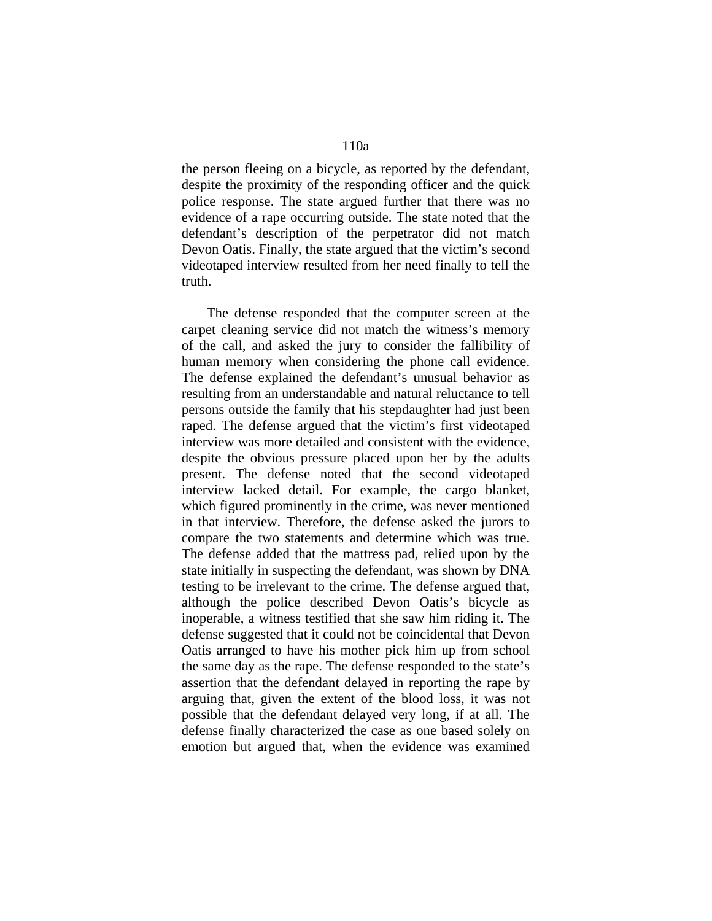the person fleeing on a bicycle, as reported by the defendant, despite the proximity of the responding officer and the quick police response. The state argued further that there was no evidence of a rape occurring outside. The state noted that the defendant's description of the perpetrator did not match Devon Oatis. Finally, the state argued that the victim's second videotaped interview resulted from her need finally to tell the truth.

The defense responded that the computer screen at the carpet cleaning service did not match the witness's memory of the call, and asked the jury to consider the fallibility of human memory when considering the phone call evidence. The defense explained the defendant's unusual behavior as resulting from an understandable and natural reluctance to tell persons outside the family that his stepdaughter had just been raped. The defense argued that the victim's first videotaped interview was more detailed and consistent with the evidence, despite the obvious pressure placed upon her by the adults present. The defense noted that the second videotaped interview lacked detail. For example, the cargo blanket, which figured prominently in the crime, was never mentioned in that interview. Therefore, the defense asked the jurors to compare the two statements and determine which was true. The defense added that the mattress pad, relied upon by the state initially in suspecting the defendant, was shown by DNA testing to be irrelevant to the crime. The defense argued that, although the police described Devon Oatis's bicycle as inoperable, a witness testified that she saw him riding it. The defense suggested that it could not be coincidental that Devon Oatis arranged to have his mother pick him up from school the same day as the rape. The defense responded to the state's assertion that the defendant delayed in reporting the rape by arguing that, given the extent of the blood loss, it was not possible that the defendant delayed very long, if at all. The defense finally characterized the case as one based solely on emotion but argued that, when the evidence was examined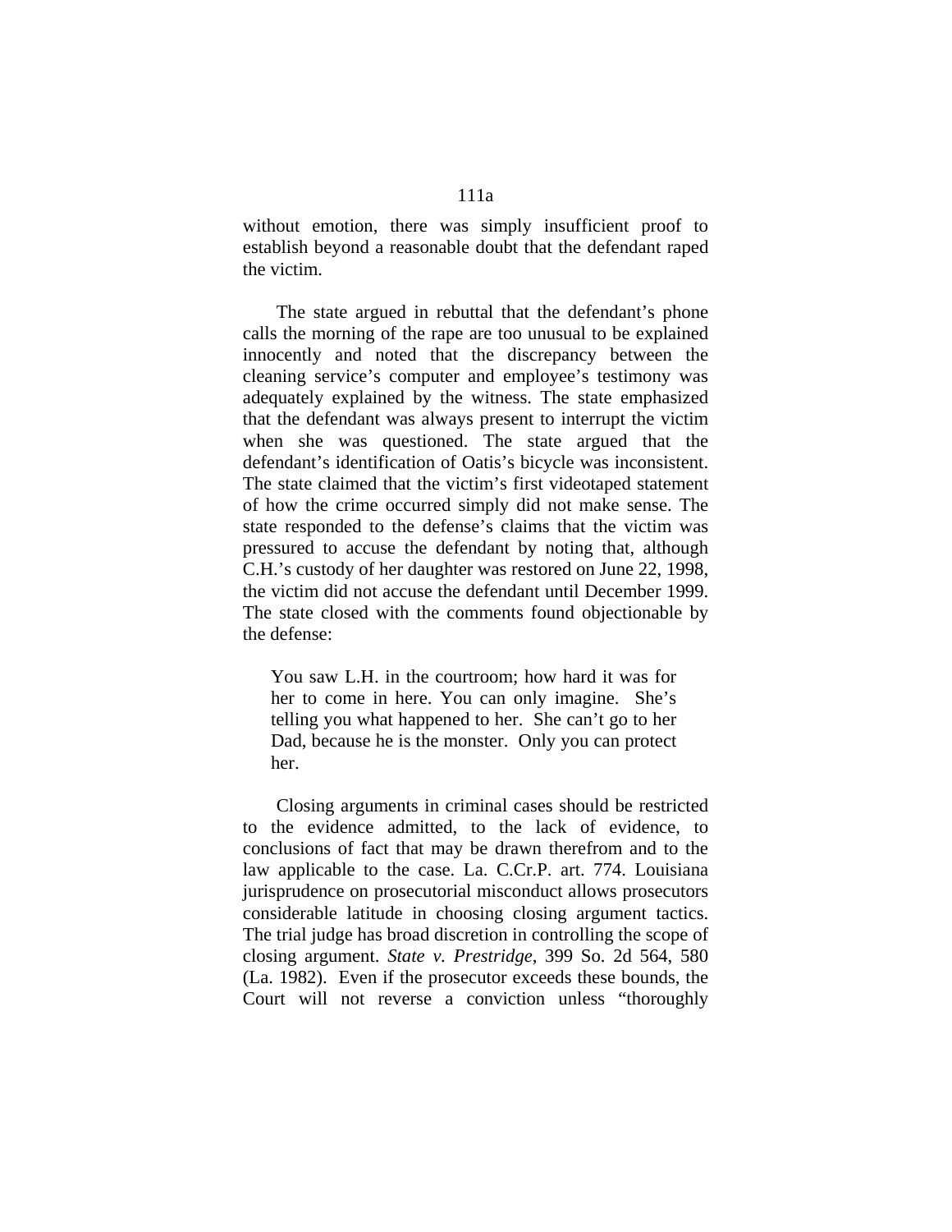without emotion, there was simply insufficient proof to establish beyond a reasonable doubt that the defendant raped the victim.

The state argued in rebuttal that the defendant's phone calls the morning of the rape are too unusual to be explained innocently and noted that the discrepancy between the cleaning service's computer and employee's testimony was adequately explained by the witness. The state emphasized that the defendant was always present to interrupt the victim when she was questioned. The state argued that the defendant's identification of Oatis's bicycle was inconsistent. The state claimed that the victim's first videotaped statement of how the crime occurred simply did not make sense. The state responded to the defense's claims that the victim was pressured to accuse the defendant by noting that, although C.H.'s custody of her daughter was restored on June 22, 1998, the victim did not accuse the defendant until December 1999. The state closed with the comments found objectionable by the defense:

> You saw L.H. in the courtroom; how hard it was for her to come in here. You can only imagine. She's telling you what happened to her. She can't go to her Dad, because he is the monster. Only you can protect her.

Closing arguments in criminal cases should be restricted to the evidence admitted, to the lack of evidence, to conclusions of fact that may be drawn therefrom and to the law applicable to the case. La. C.Cr.P. art. 774. Louisiana jurisprudence on prosecutorial misconduct allows prosecutors considerable latitude in choosing closing argument tactics. The trial judge has broad discretion in controlling the scope of closing argument. *State v. Prestridge*, 399 So. 2d 564, 580 (La. 1982). Even if the prosecutor exceeds these bounds, the Court will not reverse a conviction unless "thoroughly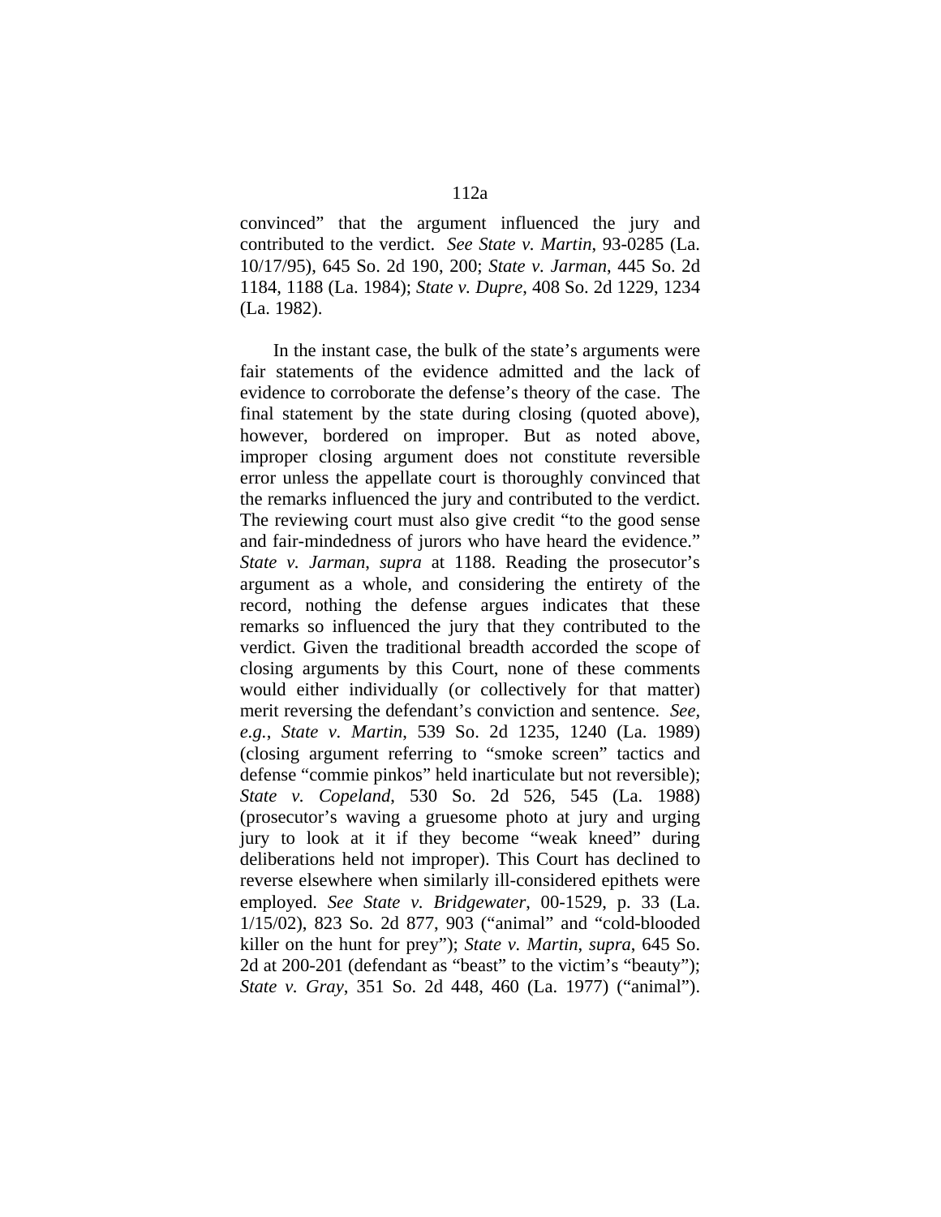convinced" that the argument influenced the jury and contributed to the verdict. *See State v. Martin*, 93-0285 (La. 10/17/95), 645 So. 2d 190, 200; *State v. Jarman*, 445 So. 2d 1184, 1188 (La. 1984); *State v. Dupre*, 408 So. 2d 1229, 1234 (La. 1982).

In the instant case, the bulk of the state's arguments were fair statements of the evidence admitted and the lack of evidence to corroborate the defense's theory of the case. The final statement by the state during closing (quoted above), however, bordered on improper. But as noted above, improper closing argument does not constitute reversible error unless the appellate court is thoroughly convinced that the remarks influenced the jury and contributed to the verdict. The reviewing court must also give credit "to the good sense and fair-mindedness of jurors who have heard the evidence." *State v. Jarman*, *supra* at 1188. Reading the prosecutor's argument as a whole, and considering the entirety of the record, nothing the defense argues indicates that these remarks so influenced the jury that they contributed to the verdict. Given the traditional breadth accorded the scope of closing arguments by this Court, none of these comments would either individually (or collectively for that matter) merit reversing the defendant's conviction and sentence. *See, e.g.*, *State v. Martin*, 539 So. 2d 1235, 1240 (La. 1989) (closing argument referring to "smoke screen" tactics and defense "commie pinkos" held inarticulate but not reversible); *State v. Copeland*, 530 So. 2d 526, 545 (La. 1988) (prosecutor's waving a gruesome photo at jury and urging jury to look at it if they become "weak kneed" during deliberations held not improper). This Court has declined to reverse elsewhere when similarly ill-considered epithets were employed. *See State v. Bridgewater*, 00-1529, p. 33 (La. 1/15/02), 823 So. 2d 877, 903 ("animal" and "cold-blooded killer on the hunt for prey"); *State v. Martin*, *supra*, 645 So. 2d at 200-201 (defendant as "beast" to the victim's "beauty"); *State v. Gray*, 351 So. 2d 448, 460 (La. 1977) ("animal").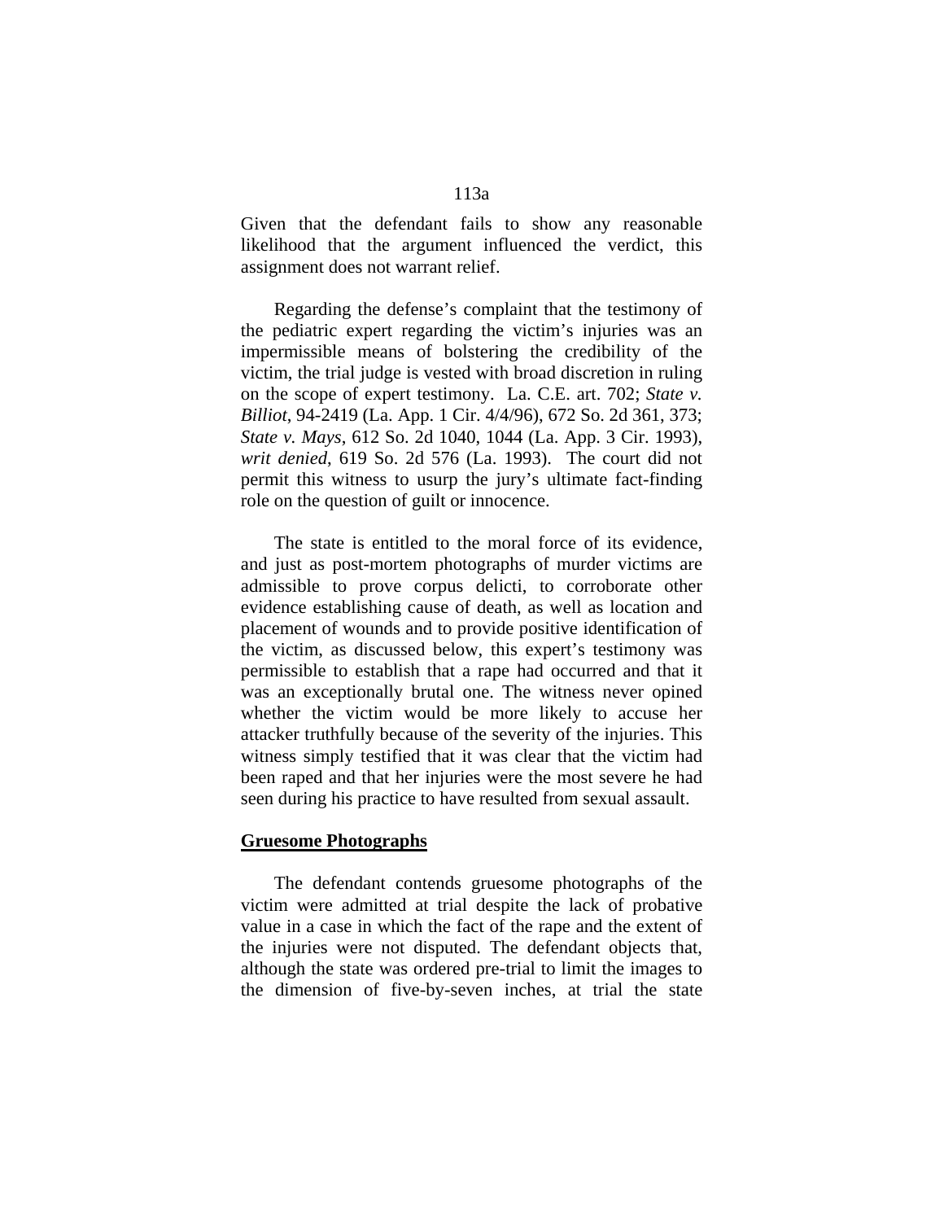Given that the defendant fails to show any reasonable likelihood that the argument influenced the verdict, this assignment does not warrant relief.

Regarding the defense's complaint that the testimony of the pediatric expert regarding the victim's injuries was an impermissible means of bolstering the credibility of the victim, the trial judge is vested with broad discretion in ruling on the scope of expert testimony. La. C.E. art. 702; *State v. Billiot*, 94-2419 (La. App. 1 Cir. 4/4/96), 672 So. 2d 361, 373; *State v. Mays*, 612 So. 2d 1040, 1044 (La. App. 3 Cir. 1993), *writ denied*, 619 So. 2d 576 (La. 1993). The court did not permit this witness to usurp the jury's ultimate fact-finding role on the question of guilt or innocence.

The state is entitled to the moral force of its evidence, and just as post-mortem photographs of murder victims are admissible to prove corpus delicti, to corroborate other evidence establishing cause of death, as well as location and placement of wounds and to provide positive identification of the victim, as discussed below, this expert's testimony was permissible to establish that a rape had occurred and that it was an exceptionally brutal one. The witness never opined whether the victim would be more likely to accuse her attacker truthfully because of the severity of the injuries. This witness simply testified that it was clear that the victim had been raped and that her injuries were the most severe he had seen during his practice to have resulted from sexual assault.

**Gruesome Photographs**

The defendant contends gruesome photographs of the victim were admitted at trial despite the lack of probative value in a case in which the fact of the rape and the extent of the injuries were not disputed. The defendant objects that, although the state was ordered pre-trial to limit the images to the dimension of five-by-seven inches, at trial the state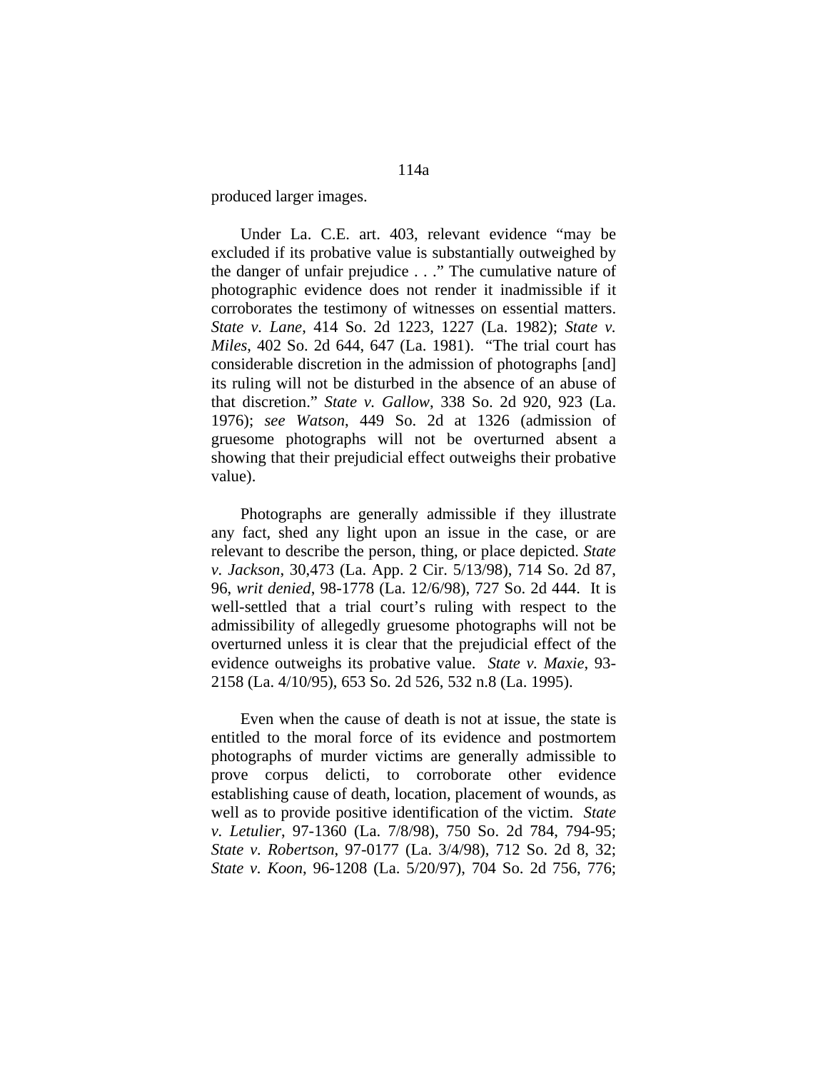produced larger images.

Under La. C.E. art. 403, relevant evidence "may be excluded if its probative value is substantially outweighed by the danger of unfair prejudice . . ." The cumulative nature of photographic evidence does not render it inadmissible if it corroborates the testimony of witnesses on essential matters. *State v. Lane*, 414 So. 2d 1223, 1227 (La. 1982); *State v. Miles*, 402 So. 2d 644, 647 (La. 1981). "The trial court has considerable discretion in the admission of photographs [and] its ruling will not be disturbed in the absence of an abuse of that discretion." *State v. Gallow*, 338 So. 2d 920, 923 (La. 1976); *see Watson*, 449 So. 2d at 1326 (admission of gruesome photographs will not be overturned absent a showing that their prejudicial effect outweighs their probative value).

Photographs are generally admissible if they illustrate any fact, shed any light upon an issue in the case, or are relevant to describe the person, thing, or place depicted. *State v. Jackson*, 30,473 (La. App. 2 Cir. 5/13/98), 714 So. 2d 87, 96, *writ denied*, 98-1778 (La. 12/6/98), 727 So. 2d 444. It is well-settled that a trial court's ruling with respect to the admissibility of allegedly gruesome photographs will not be overturned unless it is clear that the prejudicial effect of the evidence outweighs its probative value. *State v. Maxie*, 93-2158 (La. 4/10/95), 653 So. 2d 526, 532 n.8 (La. 1995).

Even when the cause of death is not at issue, the state is entitled to the moral force of its evidence and postmortem photographs of murder victims are generally admissible to prove corpus delicti, to corroborate other evidence establishing cause of death, location, placement of wounds, as well as to provide positive identification of the victim. *State v. Letulier*, 97-1360 (La. 7/8/98), 750 So. 2d 784, 794-95; *State v. Robertson*, 97-0177 (La. 3/4/98), 712 So. 2d 8, 32; *State v. Koon*, 96-1208 (La. 5/20/97), 704 So. 2d 756, 776;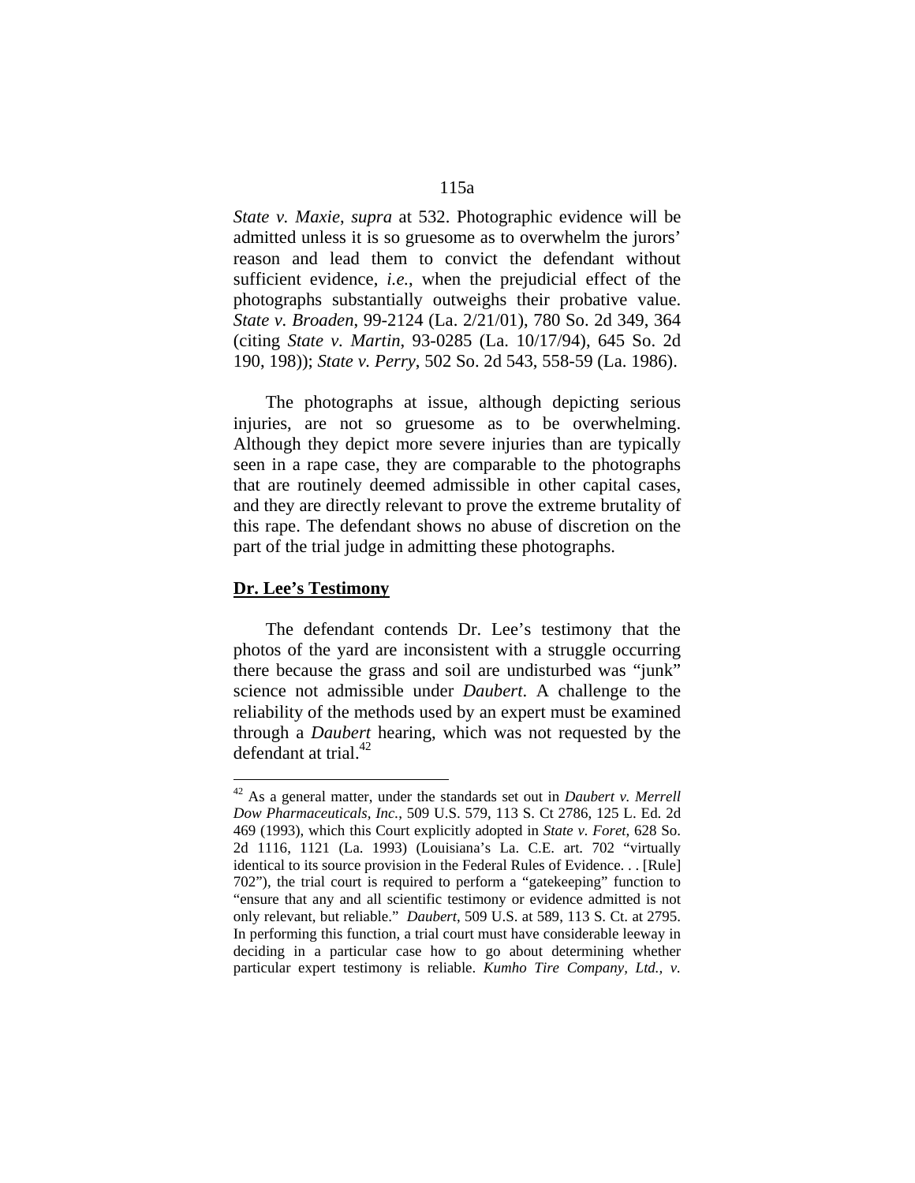*State v. Maxie*, *supra* at 532. Photographic evidence will be admitted unless it is so gruesome as to overwhelm the jurors' reason and lead them to convict the defendant without sufficient evidence, *i.e.*, when the prejudicial effect of the photographs substantially outweighs their probative value. *State v. Broaden*, 99-2124 (La. 2/21/01), 780 So. 2d 349, 364 (citing *State v. Martin*, 93-0285 (La. 10/17/94), 645 So. 2d 190, 198)); *State v. Perry*, 502 So. 2d 543, 558-59 (La. 1986).

The photographs at issue, although depicting serious injuries, are not so gruesome as to be overwhelming. Although they depict more severe injuries than are typically seen in a rape case, they are comparable to the photographs that are routinely deemed admissible in other capital cases, and they are directly relevant to prove the extreme brutality of this rape. The defendant shows no abuse of discretion on the part of the trial judge in admitting these photographs.

**Dr. Lee's Testimony**

The defendant contends Dr. Lee's testimony that the photos of the yard are inconsistent with a struggle occurring there because the grass and soil are undisturbed was "junk" science not admissible under *Daubert*. A challenge to the reliability of the methods used by an expert must be examined through a *Daubert* hearing, which was not requested by the defendant at trial.[42]

---

[42] As a general matter, under the standards set out in *Daubert v. Merrell Dow Pharmaceuticals, Inc.*, 509 U.S. 579, 113 S. Ct 2786, 125 L. Ed. 2d 469 (1993), which this Court explicitly adopted in *State v. Foret*, 628 So. 2d 1116, 1121 (La. 1993) (Louisiana's La. C.E. art. 702 "virtually identical to its source provision in the Federal Rules of Evidence. . . [Rule] 702"), the trial court is required to perform a "gatekeeping" function to "ensure that any and all scientific testimony or evidence admitted is not only relevant, but reliable." *Daubert*, 509 U.S. at 589, 113 S. Ct. at 2795. In performing this function, a trial court must have considerable leeway in deciding in a particular case how to go about determining whether particular expert testimony is reliable. *Kumho Tire Company, Ltd., v.*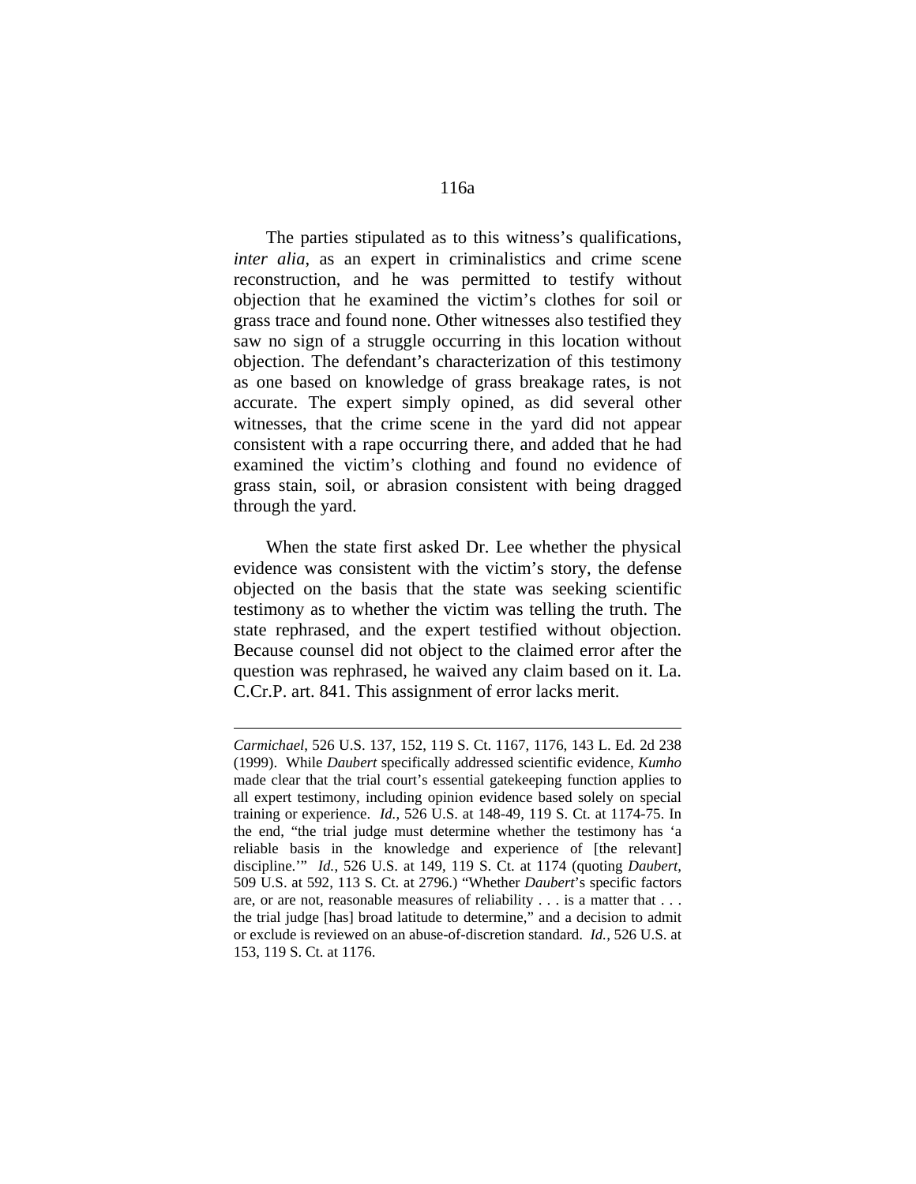The parties stipulated as to this witness's qualifications, *inter alia*, as an expert in criminalistics and crime scene reconstruction, and he was permitted to testify without objection that he examined the victim's clothes for soil or grass trace and found none. Other witnesses also testified they saw no sign of a struggle occurring in this location without objection. The defendant's characterization of this testimony as one based on knowledge of grass breakage rates, is not accurate. The expert simply opined, as did several other witnesses, that the crime scene in the yard did not appear consistent with a rape occurring there, and added that he had examined the victim's clothing and found no evidence of grass stain, soil, or abrasion consistent with being dragged through the yard.

When the state first asked Dr. Lee whether the physical evidence was consistent with the victim's story, the defense objected on the basis that the state was seeking scientific testimony as to whether the victim was telling the truth. The state rephrased, and the expert testified without objection. Because counsel did not object to the claimed error after the question was rephrased, he waived any claim based on it. La. C.Cr.P. art. 841. This assignment of error lacks merit.

---

*Carmichael*, 526 U.S. 137, 152, 119 S. Ct. 1167, 1176, 143 L. Ed. 2d 238 (1999). While *Daubert* specifically addressed scientific evidence, *Kumho* made clear that the trial court's essential gatekeeping function applies to all expert testimony, including opinion evidence based solely on special training or experience. *Id.*, 526 U.S. at 148-49, 119 S. Ct. at 1174-75. In the end, "the trial judge must determine whether the testimony has 'a reliable basis in the knowledge and experience of [the relevant] discipline.'" *Id.*, 526 U.S. at 149, 119 S. Ct. at 1174 (quoting *Daubert*, 509 U.S. at 592, 113 S. Ct. at 2796.) "Whether *Daubert*'s specific factors are, or are not, reasonable measures of reliability . . . is a matter that . . . the trial judge [has] broad latitude to determine," and a decision to admit or exclude is reviewed on an abuse-of-discretion standard. *Id.*, 526 U.S. at 153, 119 S. Ct. at 1176.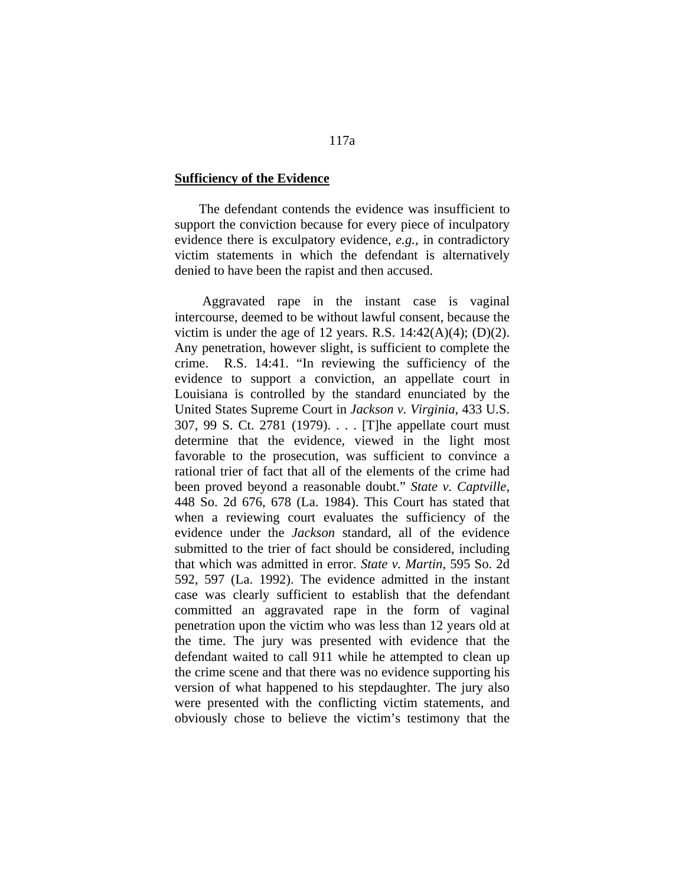**Sufficiency of the Evidence**

The defendant contends the evidence was insufficient to support the conviction because for every piece of inculpatory evidence there is exculpatory evidence, *e.g.*, in contradictory victim statements in which the defendant is alternatively denied to have been the rapist and then accused.

Aggravated rape in the instant case is vaginal intercourse, deemed to be without lawful consent, because the victim is under the age of 12 years. R.S. 14:42(A)(4); (D)(2). Any penetration, however slight, is sufficient to complete the crime. R.S. 14:41. "In reviewing the sufficiency of the evidence to support a conviction, an appellate court in Louisiana is controlled by the standard enunciated by the United States Supreme Court in *Jackson v. Virginia*, 433 U.S. 307, 99 S. Ct. 2781 (1979). . . . [T]he appellate court must determine that the evidence, viewed in the light most favorable to the prosecution, was sufficient to convince a rational trier of fact that all of the elements of the crime had been proved beyond a reasonable doubt." *State v. Captville*, 448 So. 2d 676, 678 (La. 1984). This Court has stated that when a reviewing court evaluates the sufficiency of the evidence under the *Jackson* standard, all of the evidence submitted to the trier of fact should be considered, including that which was admitted in error. *State v. Martin*, 595 So. 2d 592, 597 (La. 1992). The evidence admitted in the instant case was clearly sufficient to establish that the defendant committed an aggravated rape in the form of vaginal penetration upon the victim who was less than 12 years old at the time. The jury was presented with evidence that the defendant waited to call 911 while he attempted to clean up the crime scene and that there was no evidence supporting his version of what happened to his stepdaughter. The jury also were presented with the conflicting victim statements, and obviously chose to believe the victim's testimony that the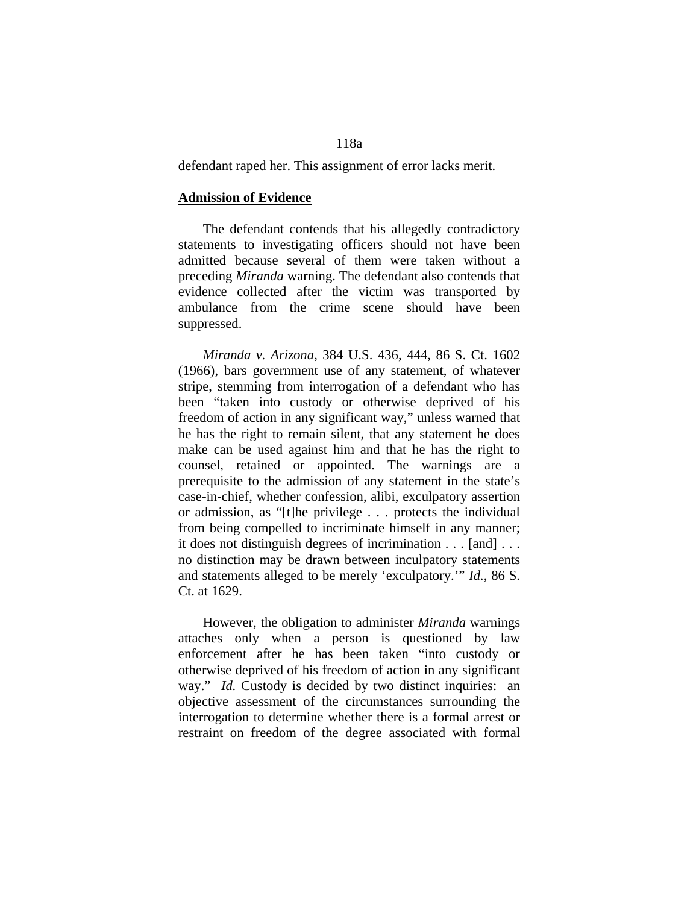defendant raped her. This assignment of error lacks merit.

**Admission of Evidence**

The defendant contends that his allegedly contradictory statements to investigating officers should not have been admitted because several of them were taken without a preceding *Miranda* warning. The defendant also contends that evidence collected after the victim was transported by ambulance from the crime scene should have been suppressed.

*Miranda v. Arizona*, 384 U.S. 436, 444, 86 S. Ct. 1602 (1966), bars government use of any statement, of whatever stripe, stemming from interrogation of a defendant who has been "taken into custody or otherwise deprived of his freedom of action in any significant way," unless warned that he has the right to remain silent, that any statement he does make can be used against him and that he has the right to counsel, retained or appointed. The warnings are a prerequisite to the admission of any statement in the state's case-in-chief, whether confession, alibi, exculpatory assertion or admission, as "[t]he privilege . . . protects the individual from being compelled to incriminate himself in any manner; it does not distinguish degrees of incrimination . . . [and] . . . no distinction may be drawn between inculpatory statements and statements alleged to be merely 'exculpatory.'" *Id.*, 86 S. Ct. at 1629.

However, the obligation to administer *Miranda* warnings attaches only when a person is questioned by law enforcement after he has been taken "into custody or otherwise deprived of his freedom of action in any significant way." *Id.* Custody is decided by two distinct inquiries: an objective assessment of the circumstances surrounding the interrogation to determine whether there is a formal arrest or restraint on freedom of the degree associated with formal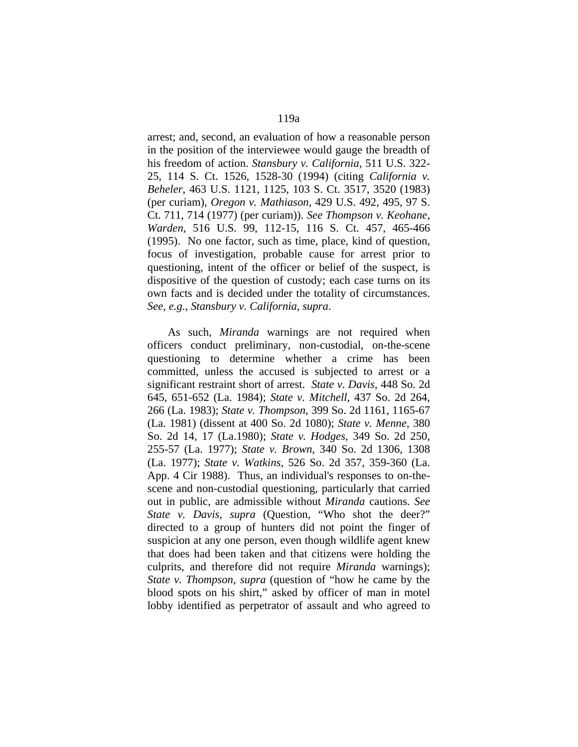arrest; and, second, an evaluation of how a reasonable person in the position of the interviewee would gauge the breadth of his freedom of action. *Stansbury v. California*, 511 U.S. 322-25, 114 S. Ct. 1526, 1528-30 (1994) (citing *California v. Beheler*, 463 U.S. 1121, 1125, 103 S. Ct. 3517, 3520 (1983) (per curiam), *Oregon v. Mathiason*, 429 U.S. 492, 495, 97 S. Ct. 711, 714 (1977) (per curiam)). *See Thompson v. Keohane, Warden*, 516 U.S. 99, 112-15, 116 S. Ct. 457, 465-466 (1995). No one factor, such as time, place, kind of question, focus of investigation, probable cause for arrest prior to questioning, intent of the officer or belief of the suspect, is dispositive of the question of custody; each case turns on its own facts and is decided under the totality of circumstances. *See, e.g.*, *Stansbury v. California*, *supra*.

As such, *Miranda* warnings are not required when officers conduct preliminary, non-custodial, on-the-scene questioning to determine whether a crime has been committed, unless the accused is subjected to arrest or a significant restraint short of arrest. *State v. Davis*, 448 So. 2d 645, 651-652 (La. 1984); *State v. Mitchell*, 437 So. 2d 264, 266 (La. 1983); *State v. Thompson*, 399 So. 2d 1161, 1165-67 (La. 1981) (dissent at 400 So. 2d 1080); *State v. Menne*, 380 So. 2d 14, 17 (La.1980); *State v. Hodges*, 349 So. 2d 250, 255-57 (La. 1977); *State v. Brown*, 340 So. 2d 1306, 1308 (La. 1977); *State v. Watkins*, 526 So. 2d 357, 359-360 (La. App. 4 Cir 1988). Thus, an individual's responses to on-the-scene and non-custodial questioning, particularly that carried out in public, are admissible without *Miranda* cautions. *See State v. Davis*, *supra* (Question, "Who shot the deer?" directed to a group of hunters did not point the finger of suspicion at any one person, even though wildlife agent knew that does had been taken and that citizens were holding the culprits, and therefore did not require *Miranda* warnings); *State v. Thompson*, *supra* (question of "how he came by the blood spots on his shirt," asked by officer of man in motel lobby identified as perpetrator of assault and who agreed to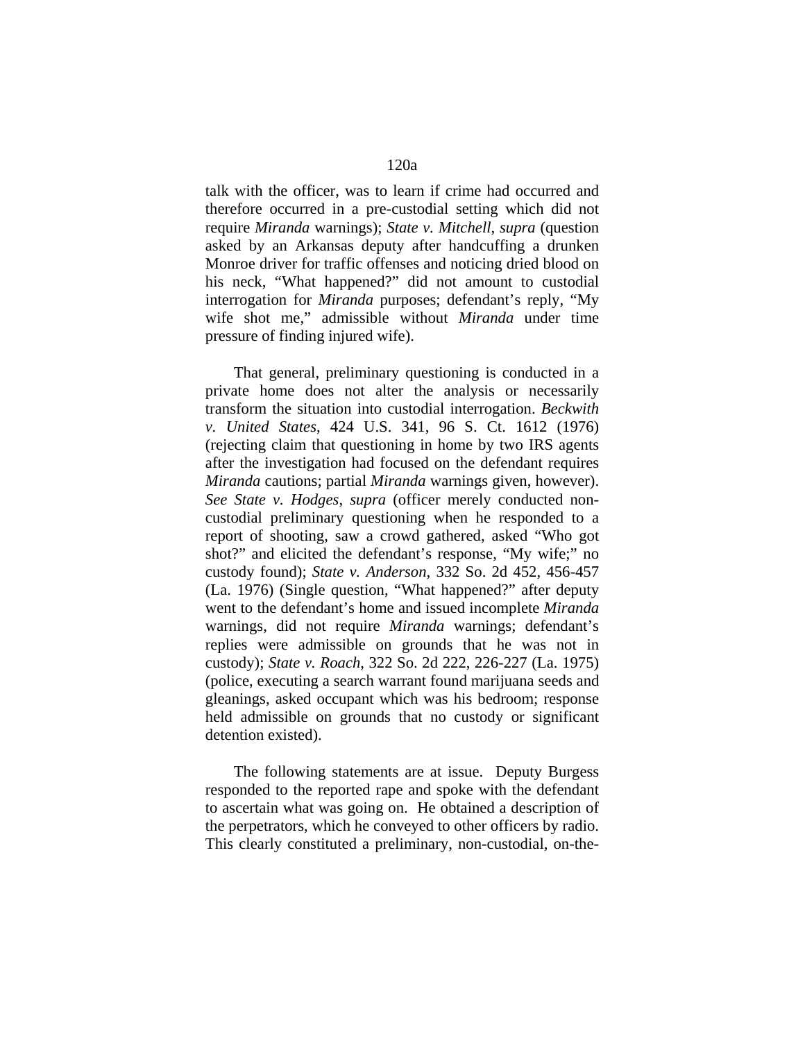talk with the officer, was to learn if crime had occurred and therefore occurred in a pre-custodial setting which did not require *Miranda* warnings); *State v. Mitchell*, *supra* (question asked by an Arkansas deputy after handcuffing a drunken Monroe driver for traffic offenses and noticing dried blood on his neck, "What happened?" did not amount to custodial interrogation for *Miranda* purposes; defendant's reply, "My wife shot me," admissible without *Miranda* under time pressure of finding injured wife).

That general, preliminary questioning is conducted in a private home does not alter the analysis or necessarily transform the situation into custodial interrogation. *Beckwith v. United States*, 424 U.S. 341, 96 S. Ct. 1612 (1976) (rejecting claim that questioning in home by two IRS agents after the investigation had focused on the defendant requires *Miranda* cautions; partial *Miranda* warnings given, however). *See State v. Hodges*, *supra* (officer merely conducted non-custodial preliminary questioning when he responded to a report of shooting, saw a crowd gathered, asked "Who got shot?" and elicited the defendant's response, "My wife;" no custody found); *State v. Anderson*, 332 So. 2d 452, 456-457 (La. 1976) (Single question, "What happened?" after deputy went to the defendant's home and issued incomplete *Miranda* warnings, did not require *Miranda* warnings; defendant's replies were admissible on grounds that he was not in custody); *State v. Roach*, 322 So. 2d 222, 226-227 (La. 1975) (police, executing a search warrant found marijuana seeds and gleanings, asked occupant which was his bedroom; response held admissible on grounds that no custody or significant detention existed).

The following statements are at issue. Deputy Burgess responded to the reported rape and spoke with the defendant to ascertain what was going on. He obtained a description of the perpetrators, which he conveyed to other officers by radio. This clearly constituted a preliminary, non-custodial, on-the-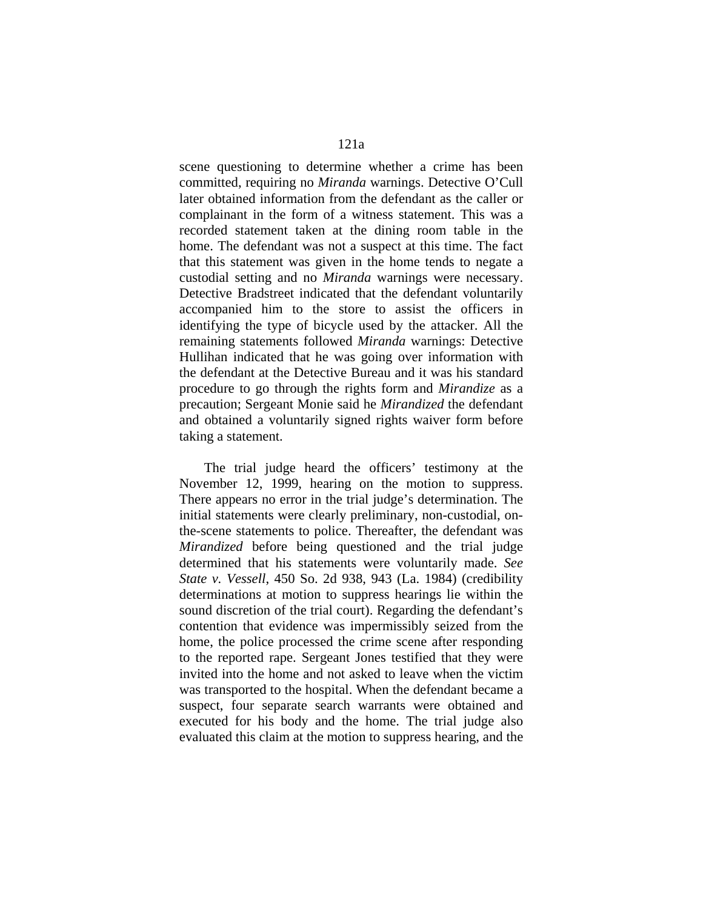scene questioning to determine whether a crime has been committed, requiring no *Miranda* warnings. Detective O'Cull later obtained information from the defendant as the caller or complainant in the form of a witness statement. This was a recorded statement taken at the dining room table in the home. The defendant was not a suspect at this time. The fact that this statement was given in the home tends to negate a custodial setting and no *Miranda* warnings were necessary. Detective Bradstreet indicated that the defendant voluntarily accompanied him to the store to assist the officers in identifying the type of bicycle used by the attacker. All the remaining statements followed *Miranda* warnings: Detective Hullihan indicated that he was going over information with the defendant at the Detective Bureau and it was his standard procedure to go through the rights form and *Mirandize* as a precaution; Sergeant Monie said he *Mirandized* the defendant and obtained a voluntarily signed rights waiver form before taking a statement.

The trial judge heard the officers' testimony at the November 12, 1999, hearing on the motion to suppress. There appears no error in the trial judge's determination. The initial statements were clearly preliminary, non-custodial, on-the-scene statements to police. Thereafter, the defendant was *Mirandized* before being questioned and the trial judge determined that his statements were voluntarily made. *See State v. Vessell*, 450 So. 2d 938, 943 (La. 1984) (credibility determinations at motion to suppress hearings lie within the sound discretion of the trial court). Regarding the defendant's contention that evidence was impermissibly seized from the home, the police processed the crime scene after responding to the reported rape. Sergeant Jones testified that they were invited into the home and not asked to leave when the victim was transported to the hospital. When the defendant became a suspect, four separate search warrants were obtained and executed for his body and the home. The trial judge also evaluated this claim at the motion to suppress hearing, and the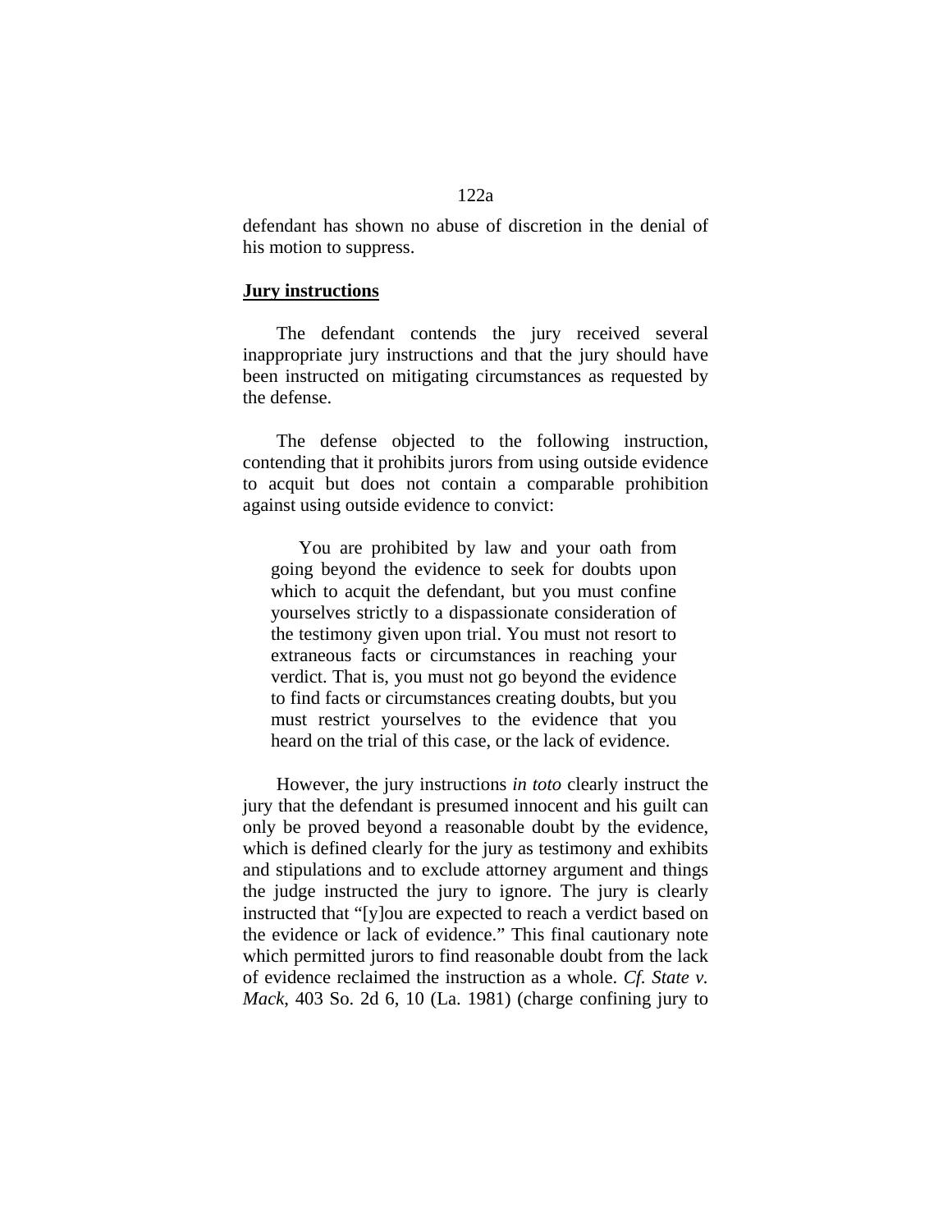defendant has shown no abuse of discretion in the denial of his motion to suppress.

**Jury instructions**

The defendant contends the jury received several inappropriate jury instructions and that the jury should have been instructed on mitigating circumstances as requested by the defense.

The defense objected to the following instruction, contending that it prohibits jurors from using outside evidence to acquit but does not contain a comparable prohibition against using outside evidence to convict:

> You are prohibited by law and your oath from going beyond the evidence to seek for doubts upon which to acquit the defendant, but you must confine yourselves strictly to a dispassionate consideration of the testimony given upon trial. You must not resort to extraneous facts or circumstances in reaching your verdict. That is, you must not go beyond the evidence to find facts or circumstances creating doubts, but you must restrict yourselves to the evidence that you heard on the trial of this case, or the lack of evidence.

However, the jury instructions *in toto* clearly instruct the jury that the defendant is presumed innocent and his guilt can only be proved beyond a reasonable doubt by the evidence, which is defined clearly for the jury as testimony and exhibits and stipulations and to exclude attorney argument and things the judge instructed the jury to ignore. The jury is clearly instructed that "[y]ou are expected to reach a verdict based on the evidence or lack of evidence." This final cautionary note which permitted jurors to find reasonable doubt from the lack of evidence reclaimed the instruction as a whole. *Cf. State v. Mack*, 403 So. 2d 6, 10 (La. 1981) (charge confining jury to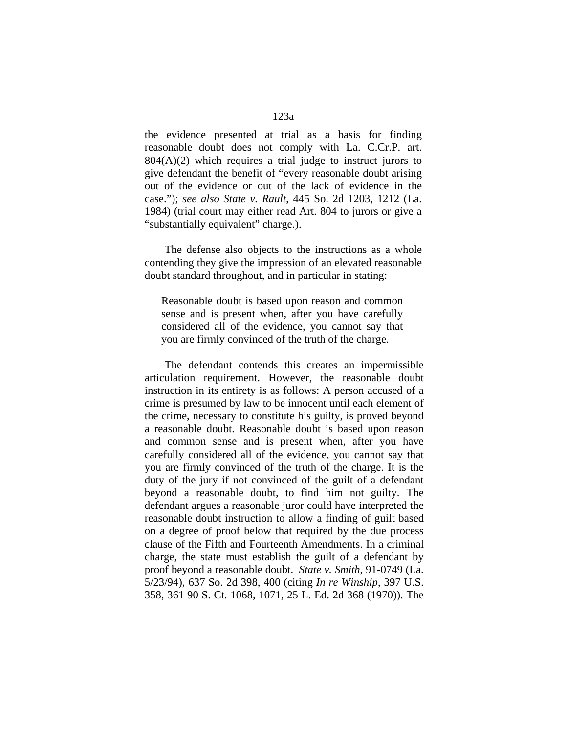the evidence presented at trial as a basis for finding reasonable doubt does not comply with La. C.Cr.P. art. 804(A)(2) which requires a trial judge to instruct jurors to give defendant the benefit of "every reasonable doubt arising out of the evidence or out of the lack of evidence in the case."); *see also State v. Rault*, 445 So. 2d 1203, 1212 (La. 1984) (trial court may either read Art. 804 to jurors or give a "substantially equivalent" charge.).

The defense also objects to the instructions as a whole contending they give the impression of an elevated reasonable doubt standard throughout, and in particular in stating:

> Reasonable doubt is based upon reason and common sense and is present when, after you have carefully considered all of the evidence, you cannot say that you are firmly convinced of the truth of the charge.

The defendant contends this creates an impermissible articulation requirement. However, the reasonable doubt instruction in its entirety is as follows: A person accused of a crime is presumed by law to be innocent until each element of the crime, necessary to constitute his guilty, is proved beyond a reasonable doubt. Reasonable doubt is based upon reason and common sense and is present when, after you have carefully considered all of the evidence, you cannot say that you are firmly convinced of the truth of the charge. It is the duty of the jury if not convinced of the guilt of a defendant beyond a reasonable doubt, to find him not guilty. The defendant argues a reasonable juror could have interpreted the reasonable doubt instruction to allow a finding of guilt based on a degree of proof below that required by the due process clause of the Fifth and Fourteenth Amendments. In a criminal charge, the state must establish the guilt of a defendant by proof beyond a reasonable doubt. *State v. Smith*, 91-0749 (La. 5/23/94), 637 So. 2d 398, 400 (citing *In re Winship*, 397 U.S. 358, 361 90 S. Ct. 1068, 1071, 25 L. Ed. 2d 368 (1970)). The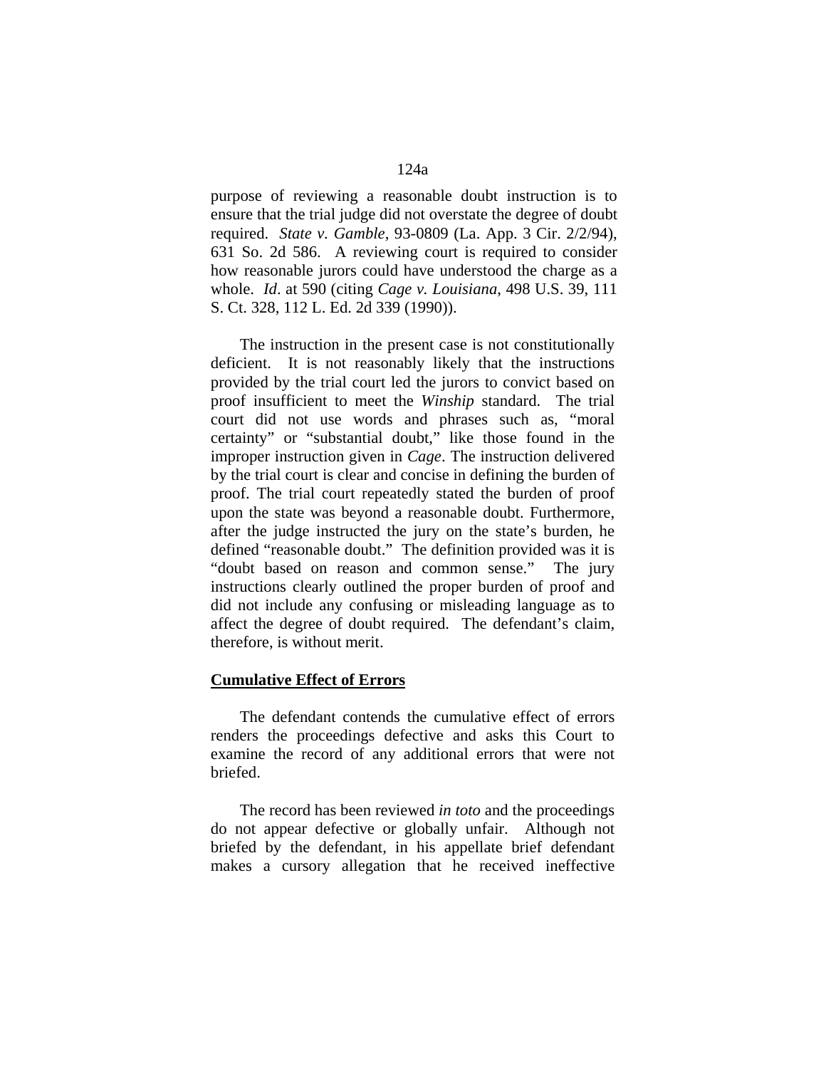purpose of reviewing a reasonable doubt instruction is to ensure that the trial judge did not overstate the degree of doubt required. *State v. Gamble*, 93-0809 (La. App. 3 Cir. 2/2/94), 631 So. 2d 586. A reviewing court is required to consider how reasonable jurors could have understood the charge as a whole. *Id*. at 590 (citing *Cage v. Louisiana*, 498 U.S. 39, 111 S. Ct. 328, 112 L. Ed. 2d 339 (1990)).

The instruction in the present case is not constitutionally deficient. It is not reasonably likely that the instructions provided by the trial court led the jurors to convict based on proof insufficient to meet the *Winship* standard. The trial court did not use words and phrases such as, "moral certainty" or "substantial doubt," like those found in the improper instruction given in *Cage*. The instruction delivered by the trial court is clear and concise in defining the burden of proof. The trial court repeatedly stated the burden of proof upon the state was beyond a reasonable doubt. Furthermore, after the judge instructed the jury on the state's burden, he defined "reasonable doubt." The definition provided was it is "doubt based on reason and common sense." The jury instructions clearly outlined the proper burden of proof and did not include any confusing or misleading language as to affect the degree of doubt required. The defendant's claim, therefore, is without merit.

**Cumulative Effect of Errors**

The defendant contends the cumulative effect of errors renders the proceedings defective and asks this Court to examine the record of any additional errors that were not briefed.

The record has been reviewed *in toto* and the proceedings do not appear defective or globally unfair. Although not briefed by the defendant, in his appellate brief defendant makes a cursory allegation that he received ineffective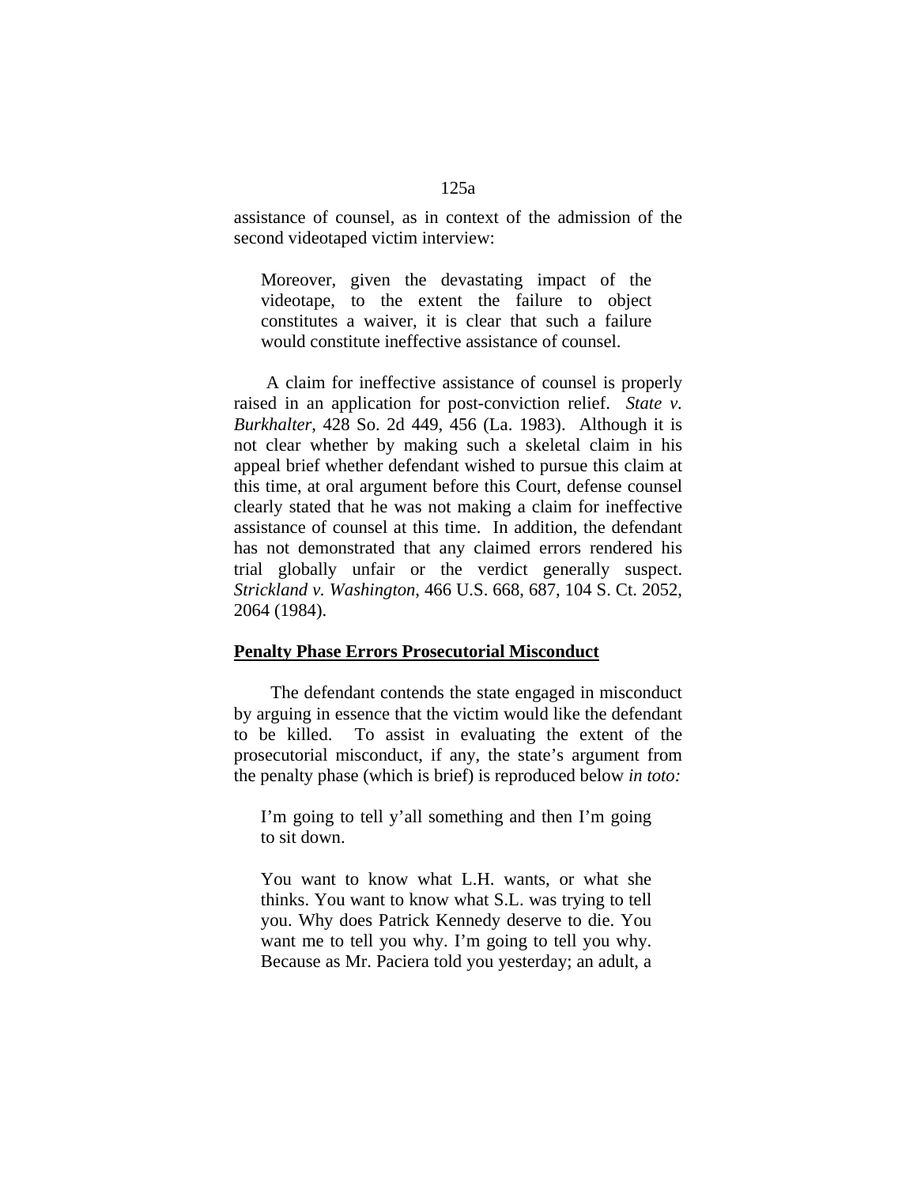assistance of counsel, as in context of the admission of the second videotaped victim interview:

> Moreover, given the devastating impact of the videotape, to the extent the failure to object constitutes a waiver, it is clear that such a failure would constitute ineffective assistance of counsel.

A claim for ineffective assistance of counsel is properly raised in an application for post-conviction relief. *State v. Burkhalter*, 428 So. 2d 449, 456 (La. 1983). Although it is not clear whether by making such a skeletal claim in his appeal brief whether defendant wished to pursue this claim at this time, at oral argument before this Court, defense counsel clearly stated that he was not making a claim for ineffective assistance of counsel at this time. In addition, the defendant has not demonstrated that any claimed errors rendered his trial globally unfair or the verdict generally suspect. *Strickland v. Washington*, 466 U.S. 668, 687, 104 S. Ct. 2052, 2064 (1984).

**<u>Penalty Phase Errors Prosecutorial Misconduct</u>**

The defendant contends the state engaged in misconduct by arguing in essence that the victim would like the defendant to be killed. To assist in evaluating the extent of the prosecutorial misconduct, if any, the state's argument from the penalty phase (which is brief) is reproduced below *in toto:*

> I'm going to tell y'all something and then I'm going to sit down.
>
> You want to know what L.H. wants, or what she thinks. You want to know what S.L. was trying to tell you. Why does Patrick Kennedy deserve to die. You want me to tell you why. I'm going to tell you why. Because as Mr. Paciera told you yesterday; an adult, a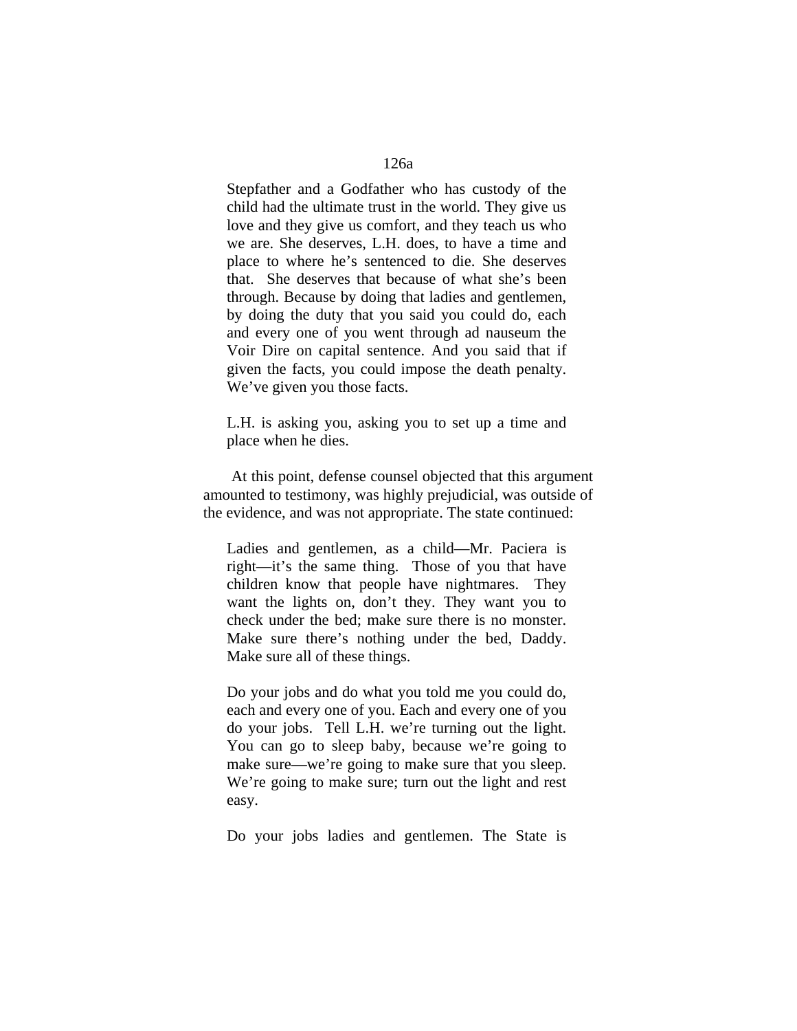> Stepfather and a Godfather who has custody of the child had the ultimate trust in the world. They give us love and they give us comfort, and they teach us who we are. She deserves, L.H. does, to have a time and place to where he's sentenced to die. She deserves that. She deserves that because of what she's been through. Because by doing that ladies and gentlemen, by doing the duty that you said you could do, each and every one of you went through ad nauseum the Voir Dire on capital sentence. And you said that if given the facts, you could impose the death penalty. We've given you those facts.
>
> L.H. is asking you, asking you to set up a time and place when he dies.

At this point, defense counsel objected that this argument amounted to testimony, was highly prejudicial, was outside of the evidence, and was not appropriate. The state continued:

> Ladies and gentlemen, as a child—Mr. Paciera is right—it's the same thing. Those of you that have children know that people have nightmares. They want the lights on, don't they. They want you to check under the bed; make sure there is no monster. Make sure there's nothing under the bed, Daddy. Make sure all of these things.
>
> Do your jobs and do what you told me you could do, each and every one of you. Each and every one of you do your jobs. Tell L.H. we're turning out the light. You can go to sleep baby, because we're going to make sure—we're going to make sure that you sleep. We're going to make sure; turn out the light and rest easy.
>
> Do your jobs ladies and gentlemen. The State is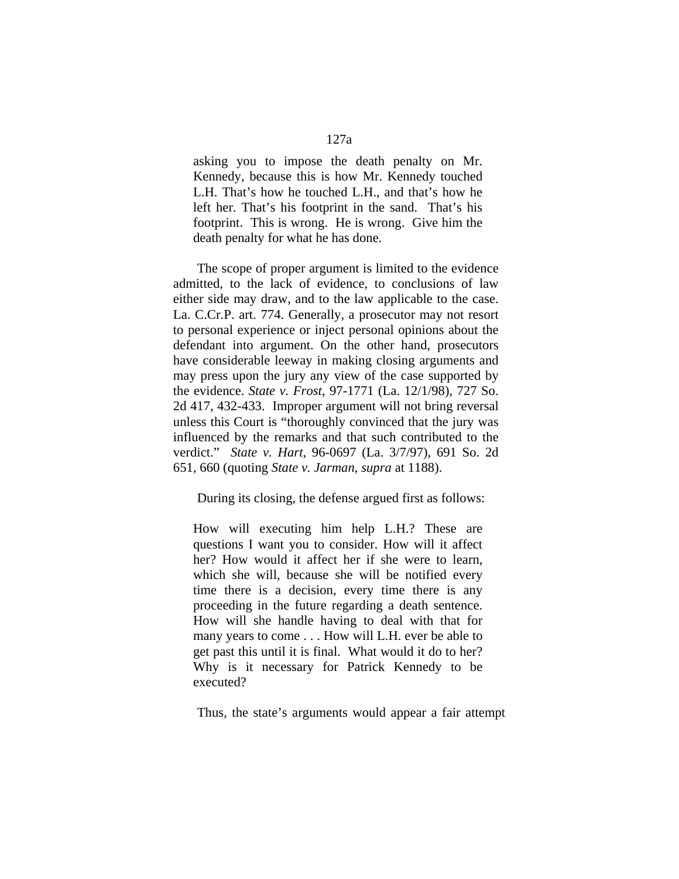> asking you to impose the death penalty on Mr. Kennedy, because this is how Mr. Kennedy touched L.H. That's how he touched L.H., and that's how he left her. That's his footprint in the sand. That's his footprint. This is wrong. He is wrong. Give him the death penalty for what he has done.

The scope of proper argument is limited to the evidence admitted, to the lack of evidence, to conclusions of law either side may draw, and to the law applicable to the case. La. C.Cr.P. art. 774. Generally, a prosecutor may not resort to personal experience or inject personal opinions about the defendant into argument. On the other hand, prosecutors have considerable leeway in making closing arguments and may press upon the jury any view of the case supported by the evidence. *State v. Frost*, 97-1771 (La. 12/1/98), 727 So. 2d 417, 432-433. Improper argument will not bring reversal unless this Court is "thoroughly convinced that the jury was influenced by the remarks and that such contributed to the verdict." *State v. Hart*, 96-0697 (La. 3/7/97), 691 So. 2d 651, 660 (quoting *State v. Jarman*, *supra* at 1188).

During its closing, the defense argued first as follows:

> How will executing him help L.H.? These are questions I want you to consider. How will it affect her? How would it affect her if she were to learn, which she will, because she will be notified every time there is a decision, every time there is any proceeding in the future regarding a death sentence. How will she handle having to deal with that for many years to come . . . How will L.H. ever be able to get past this until it is final. What would it do to her? Why is it necessary for Patrick Kennedy to be executed?

Thus, the state's arguments would appear a fair attempt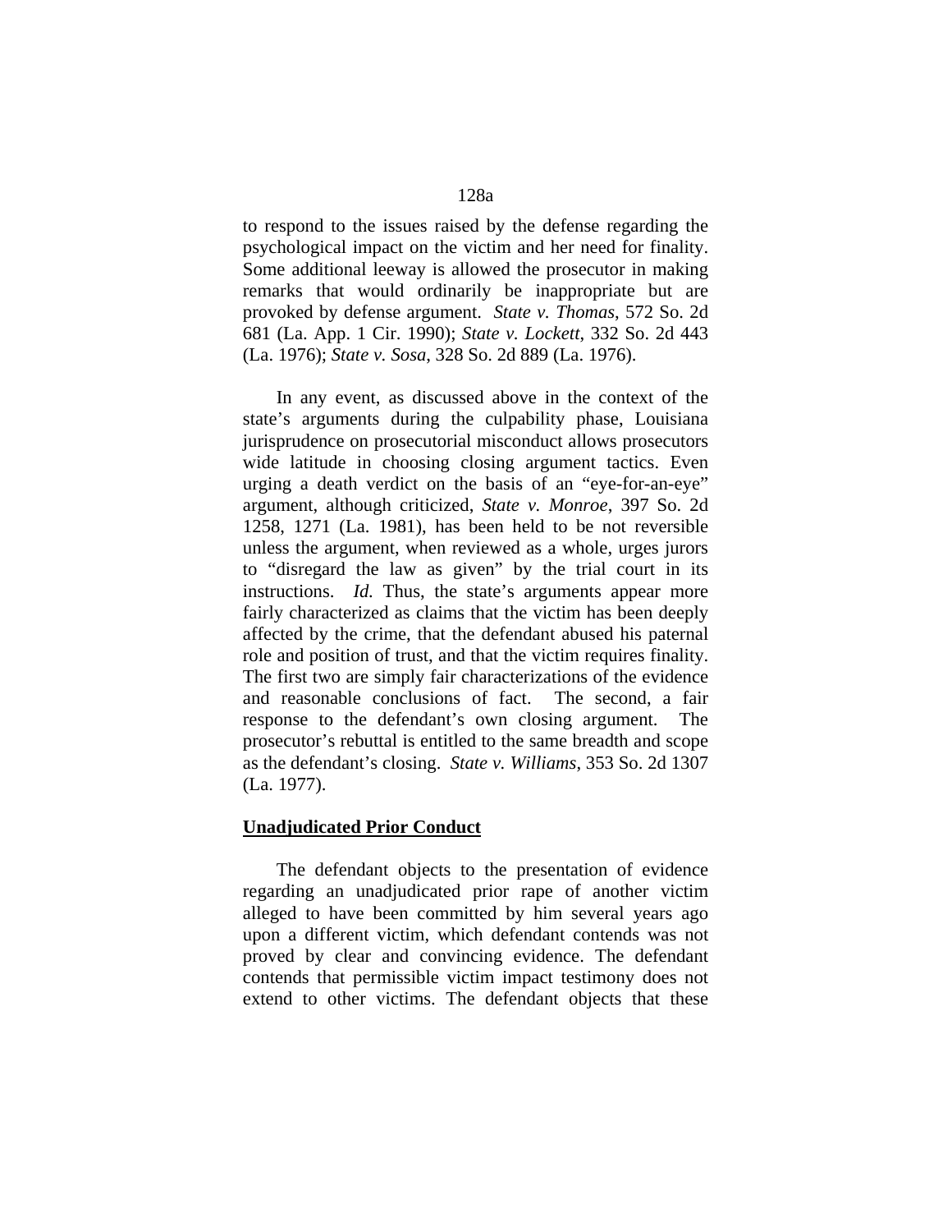to respond to the issues raised by the defense regarding the psychological impact on the victim and her need for finality. Some additional leeway is allowed the prosecutor in making remarks that would ordinarily be inappropriate but are provoked by defense argument. *State v. Thomas*, 572 So. 2d 681 (La. App. 1 Cir. 1990); *State v. Lockett*, 332 So. 2d 443 (La. 1976); *State v. Sosa*, 328 So. 2d 889 (La. 1976).

In any event, as discussed above in the context of the state's arguments during the culpability phase, Louisiana jurisprudence on prosecutorial misconduct allows prosecutors wide latitude in choosing closing argument tactics. Even urging a death verdict on the basis of an "eye-for-an-eye" argument, although criticized, *State v. Monroe*, 397 So. 2d 1258, 1271 (La. 1981), has been held to be not reversible unless the argument, when reviewed as a whole, urges jurors to "disregard the law as given" by the trial court in its instructions. *Id.* Thus, the state's arguments appear more fairly characterized as claims that the victim has been deeply affected by the crime, that the defendant abused his paternal role and position of trust, and that the victim requires finality. The first two are simply fair characterizations of the evidence and reasonable conclusions of fact. The second, a fair response to the defendant's own closing argument. The prosecutor's rebuttal is entitled to the same breadth and scope as the defendant's closing. *State v. Williams*, 353 So. 2d 1307 (La. 1977).

**Unadjudicated Prior Conduct**

The defendant objects to the presentation of evidence regarding an unadjudicated prior rape of another victim alleged to have been committed by him several years ago upon a different victim, which defendant contends was not proved by clear and convincing evidence. The defendant contends that permissible victim impact testimony does not extend to other victims. The defendant objects that these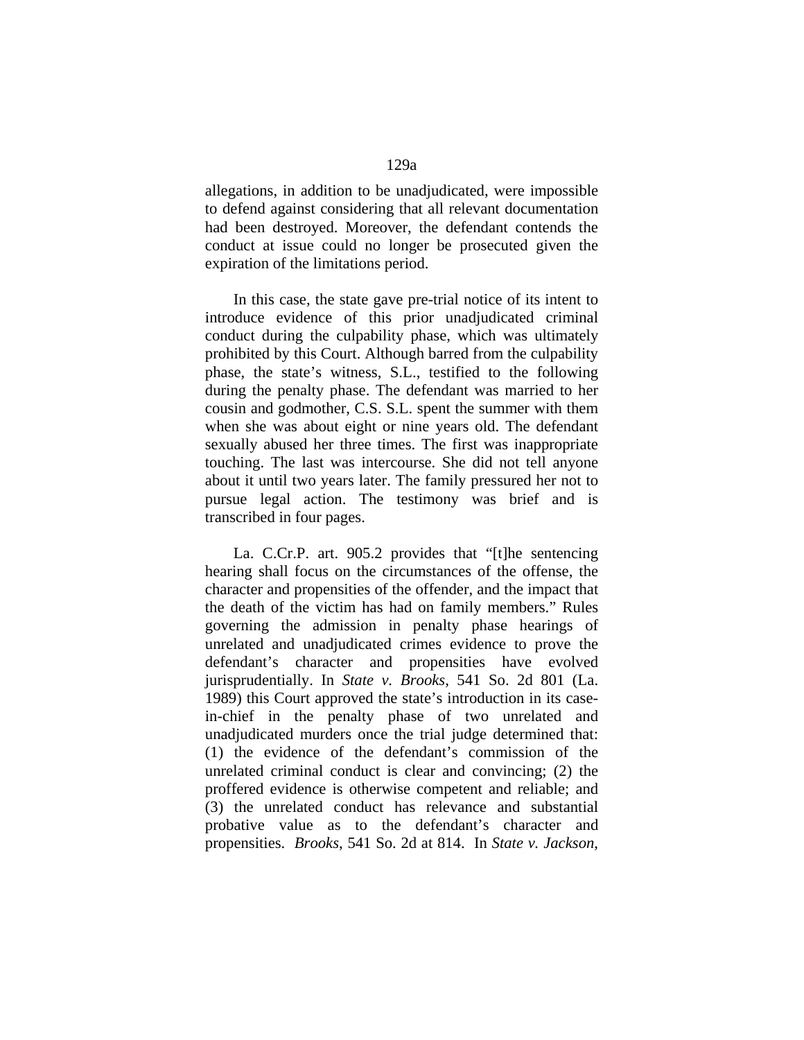allegations, in addition to be unadjudicated, were impossible to defend against considering that all relevant documentation had been destroyed. Moreover, the defendant contends the conduct at issue could no longer be prosecuted given the expiration of the limitations period.

In this case, the state gave pre-trial notice of its intent to introduce evidence of this prior unadjudicated criminal conduct during the culpability phase, which was ultimately prohibited by this Court. Although barred from the culpability phase, the state's witness, S.L., testified to the following during the penalty phase. The defendant was married to her cousin and godmother, C.S. S.L. spent the summer with them when she was about eight or nine years old. The defendant sexually abused her three times. The first was inappropriate touching. The last was intercourse. She did not tell anyone about it until two years later. The family pressured her not to pursue legal action. The testimony was brief and is transcribed in four pages.

La. C.Cr.P. art. 905.2 provides that "[t]he sentencing hearing shall focus on the circumstances of the offense, the character and propensities of the offender, and the impact that the death of the victim has had on family members." Rules governing the admission in penalty phase hearings of unrelated and unadjudicated crimes evidence to prove the defendant's character and propensities have evolved jurisprudentially. In *State v. Brooks*, 541 So. 2d 801 (La. 1989) this Court approved the state's introduction in its case-in-chief in the penalty phase of two unrelated and unadjudicated murders once the trial judge determined that: (1) the evidence of the defendant's commission of the unrelated criminal conduct is clear and convincing; (2) the proffered evidence is otherwise competent and reliable; and (3) the unrelated conduct has relevance and substantial probative value as to the defendant's character and propensities. *Brooks*, 541 So. 2d at 814. In *State v. Jackson*,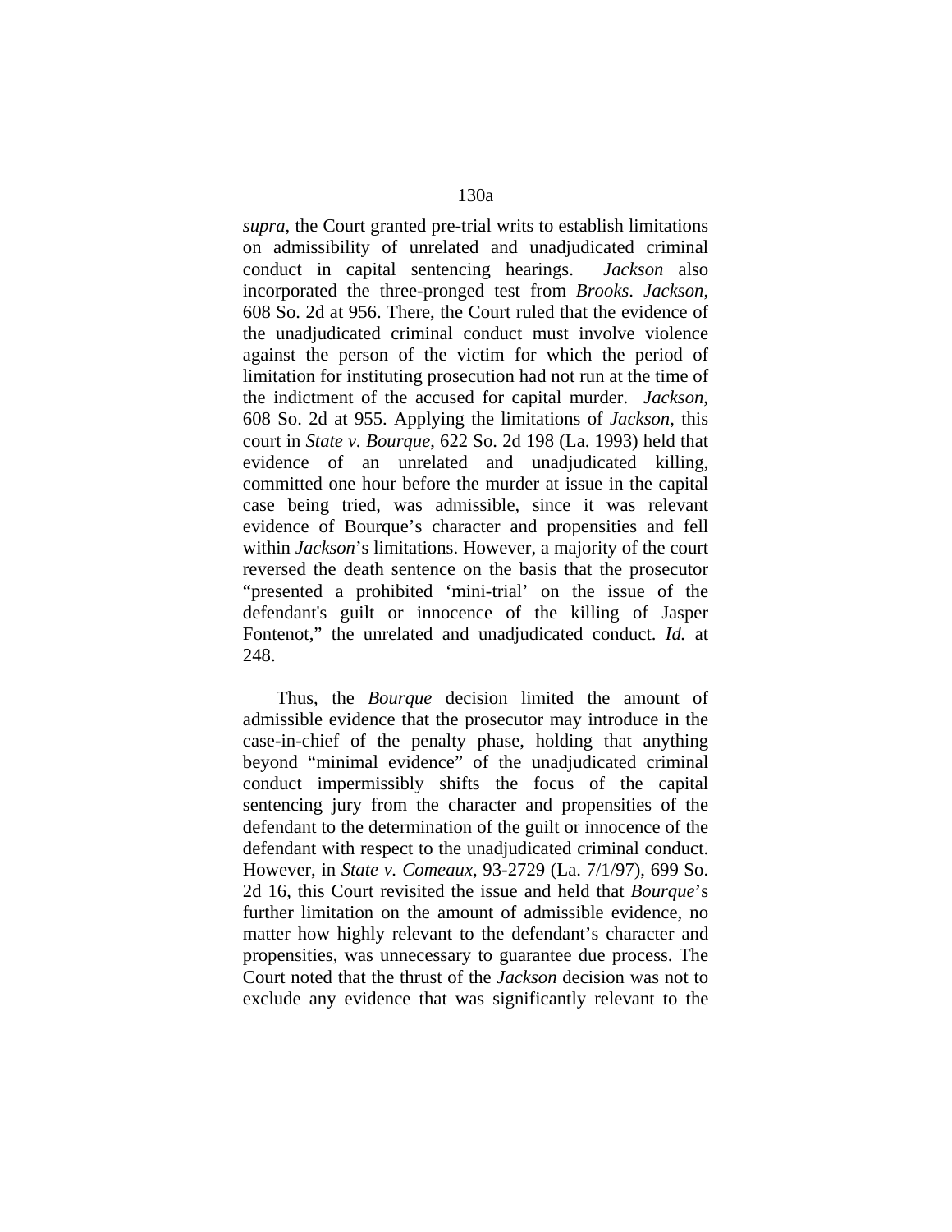*supra*, the Court granted pre-trial writs to establish limitations on admissibility of unrelated and unadjudicated criminal conduct in capital sentencing hearings. *Jackson* also incorporated the three-pronged test from *Brooks*. *Jackson*, 608 So. 2d at 956. There, the Court ruled that the evidence of the unadjudicated criminal conduct must involve violence against the person of the victim for which the period of limitation for instituting prosecution had not run at the time of the indictment of the accused for capital murder. *Jackson*, 608 So. 2d at 955. Applying the limitations of *Jackson*, this court in *State v. Bourque*, 622 So. 2d 198 (La. 1993) held that evidence of an unrelated and unadjudicated killing, committed one hour before the murder at issue in the capital case being tried, was admissible, since it was relevant evidence of Bourque's character and propensities and fell within *Jackson*'s limitations. However, a majority of the court reversed the death sentence on the basis that the prosecutor "presented a prohibited 'mini-trial' on the issue of the defendant's guilt or innocence of the killing of Jasper Fontenot," the unrelated and unadjudicated conduct. *Id.* at 248.

Thus, the *Bourque* decision limited the amount of admissible evidence that the prosecutor may introduce in the case-in-chief of the penalty phase, holding that anything beyond "minimal evidence" of the unadjudicated criminal conduct impermissibly shifts the focus of the capital sentencing jury from the character and propensities of the defendant to the determination of the guilt or innocence of the defendant with respect to the unadjudicated criminal conduct. However, in *State v. Comeaux*, 93-2729 (La. 7/1/97), 699 So. 2d 16, this Court revisited the issue and held that *Bourque*'s further limitation on the amount of admissible evidence, no matter how highly relevant to the defendant's character and propensities, was unnecessary to guarantee due process. The Court noted that the thrust of the *Jackson* decision was not to exclude any evidence that was significantly relevant to the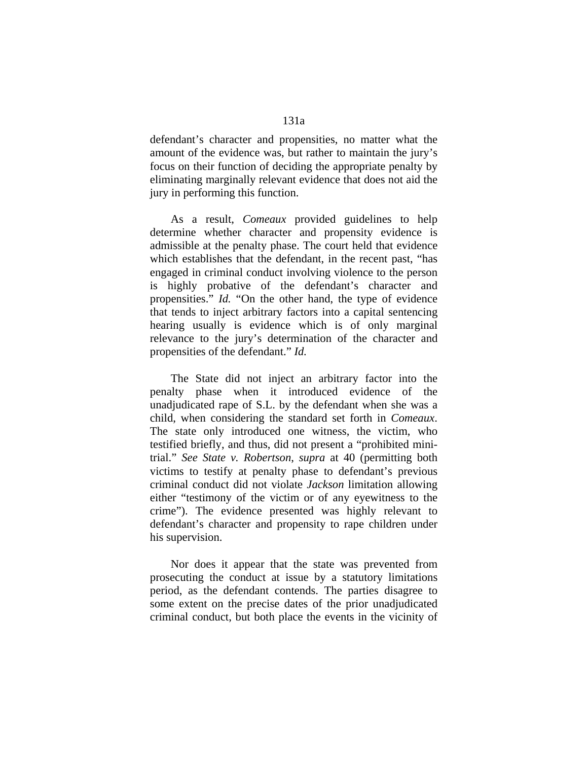defendant's character and propensities, no matter what the amount of the evidence was, but rather to maintain the jury's focus on their function of deciding the appropriate penalty by eliminating marginally relevant evidence that does not aid the jury in performing this function.

As a result, *Comeaux* provided guidelines to help determine whether character and propensity evidence is admissible at the penalty phase. The court held that evidence which establishes that the defendant, in the recent past, "has engaged in criminal conduct involving violence to the person is highly probative of the defendant's character and propensities." *Id.* "On the other hand, the type of evidence that tends to inject arbitrary factors into a capital sentencing hearing usually is evidence which is of only marginal relevance to the jury's determination of the character and propensities of the defendant." *Id.*

The State did not inject an arbitrary factor into the penalty phase when it introduced evidence of the unadjudicated rape of S.L. by the defendant when she was a child, when considering the standard set forth in *Comeaux*. The state only introduced one witness, the victim, who testified briefly, and thus, did not present a "prohibited mini-trial." *See State v. Robertson*, *supra* at 40 (permitting both victims to testify at penalty phase to defendant's previous criminal conduct did not violate *Jackson* limitation allowing either "testimony of the victim or of any eyewitness to the crime"). The evidence presented was highly relevant to defendant's character and propensity to rape children under his supervision.

Nor does it appear that the state was prevented from prosecuting the conduct at issue by a statutory limitations period, as the defendant contends. The parties disagree to some extent on the precise dates of the prior unadjudicated criminal conduct, but both place the events in the vicinity of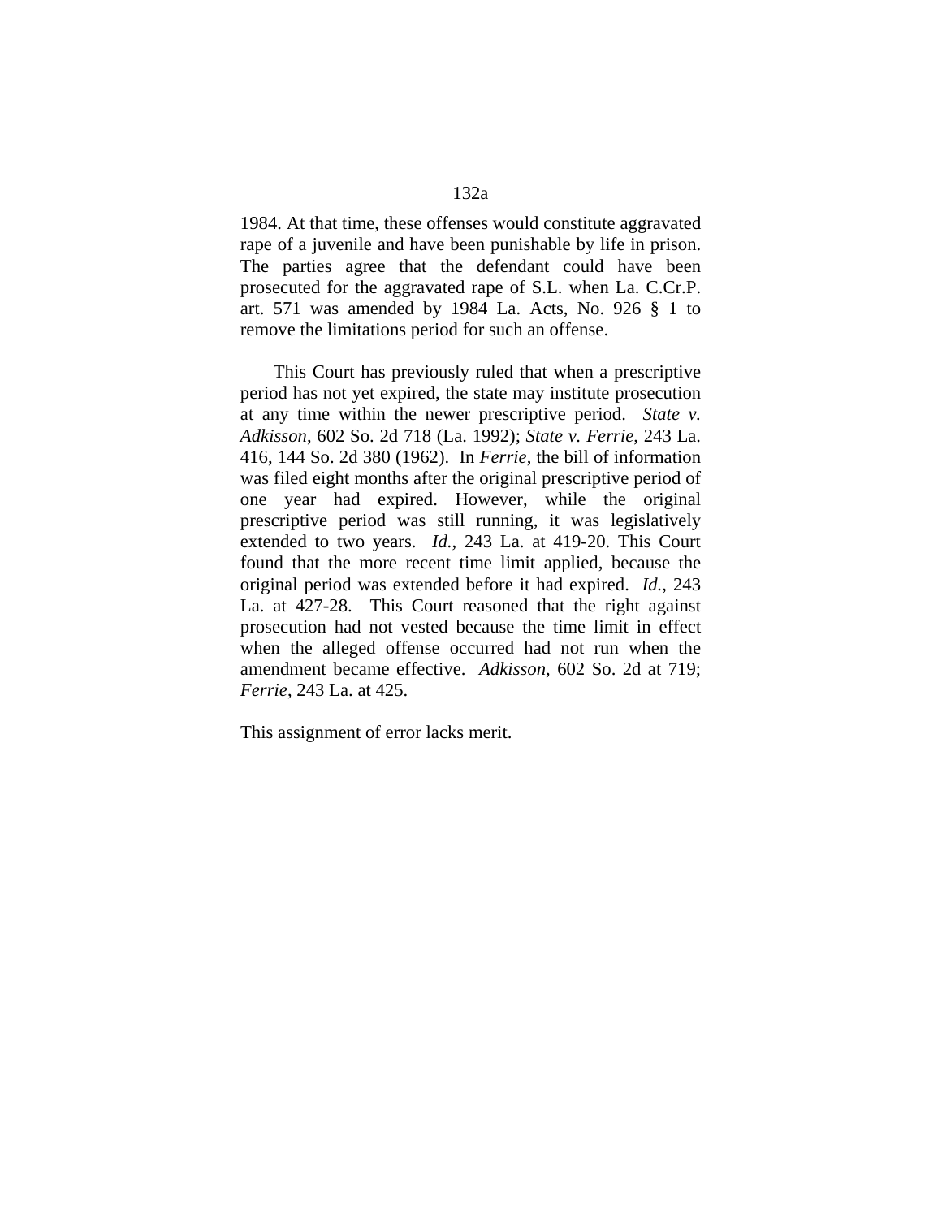1984. At that time, these offenses would constitute aggravated rape of a juvenile and have been punishable by life in prison. The parties agree that the defendant could have been prosecuted for the aggravated rape of S.L. when La. C.Cr.P. art. 571 was amended by 1984 La. Acts, No. 926 § 1 to remove the limitations period for such an offense.

This Court has previously ruled that when a prescriptive period has not yet expired, the state may institute prosecution at any time within the newer prescriptive period. *State v. Adkisson*, 602 So. 2d 718 (La. 1992); *State v. Ferrie*, 243 La. 416, 144 So. 2d 380 (1962). In *Ferrie*, the bill of information was filed eight months after the original prescriptive period of one year had expired. However, while the original prescriptive period was still running, it was legislatively extended to two years. *Id.*, 243 La. at 419-20. This Court found that the more recent time limit applied, because the original period was extended before it had expired. *Id.*, 243 La. at 427-28. This Court reasoned that the right against prosecution had not vested because the time limit in effect when the alleged offense occurred had not run when the amendment became effective. *Adkisson*, 602 So. 2d at 719; *Ferrie*, 243 La. at 425.

This assignment of error lacks merit.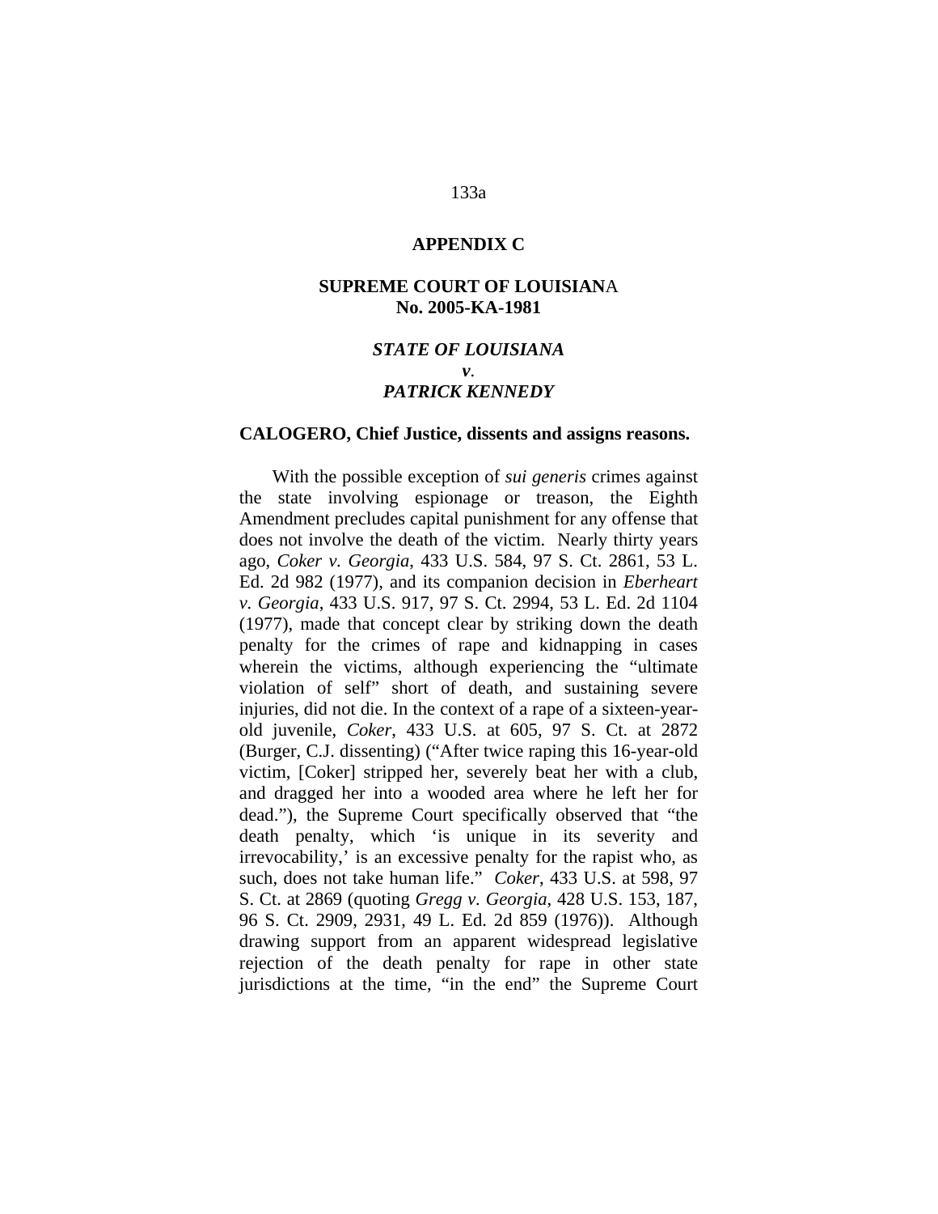**APPENDIX C**

**SUPREME COURT OF LOUISIANA**
**No. 2005-KA-1981**

***STATE OF LOUISIANA***
***v.***
***PATRICK KENNEDY***

**CALOGERO, Chief Justice, dissents and assigns reasons.**

With the possible exception of *sui generis* crimes against the state involving espionage or treason, the Eighth Amendment precludes capital punishment for any offense that does not involve the death of the victim. Nearly thirty years ago, *Coker v. Georgia*, 433 U.S. 584, 97 S. Ct. 2861, 53 L. Ed. 2d 982 (1977), and its companion decision in *Eberheart v. Georgia*, 433 U.S. 917, 97 S. Ct. 2994, 53 L. Ed. 2d 1104 (1977), made that concept clear by striking down the death penalty for the crimes of rape and kidnapping in cases wherein the victims, although experiencing the "ultimate violation of self" short of death, and sustaining severe injuries, did not die. In the context of a rape of a sixteen-year-old juvenile, *Coker*, 433 U.S. at 605, 97 S. Ct. at 2872 (Burger, C.J. dissenting) ("After twice raping this 16-year-old victim, [Coker] stripped her, severely beat her with a club, and dragged her into a wooded area where he left her for dead."), the Supreme Court specifically observed that "the death penalty, which 'is unique in its severity and irrevocability,' is an excessive penalty for the rapist who, as such, does not take human life." *Coker*, 433 U.S. at 598, 97 S. Ct. at 2869 (quoting *Gregg v. Georgia*, 428 U.S. 153, 187, 96 S. Ct. 2909, 2931, 49 L. Ed. 2d 859 (1976)). Although drawing support from an apparent widespread legislative rejection of the death penalty for rape in other state jurisdictions at the time, "in the end" the Supreme Court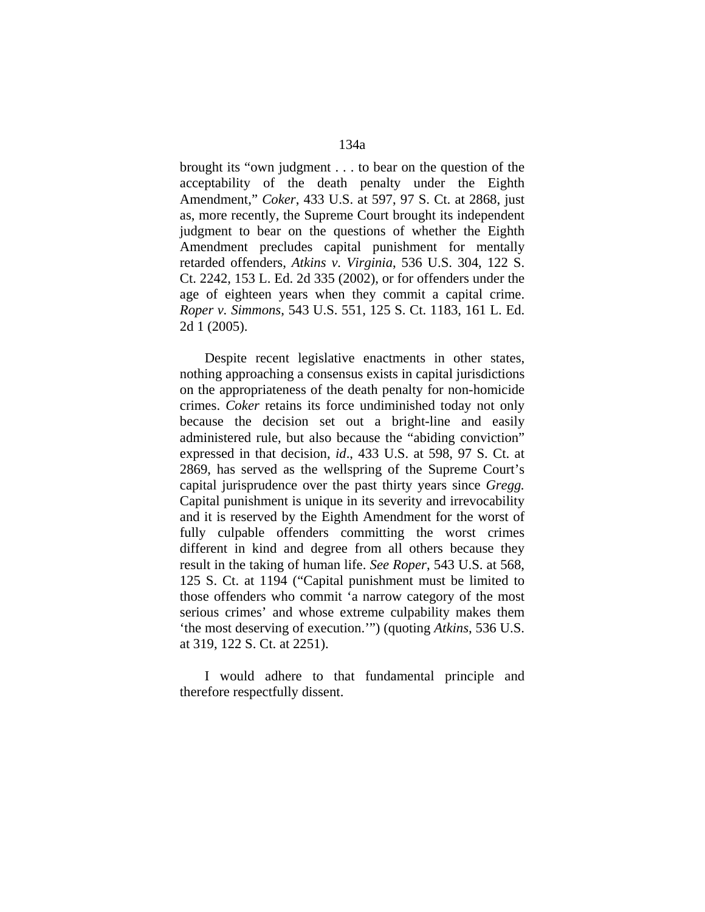brought its "own judgment . . . to bear on the question of the acceptability of the death penalty under the Eighth Amendment," *Coker*, 433 U.S. at 597, 97 S. Ct. at 2868, just as, more recently, the Supreme Court brought its independent judgment to bear on the questions of whether the Eighth Amendment precludes capital punishment for mentally retarded offenders, *Atkins v. Virginia*, 536 U.S. 304, 122 S. Ct. 2242, 153 L. Ed. 2d 335 (2002), or for offenders under the age of eighteen years when they commit a capital crime. *Roper v. Simmons*, 543 U.S. 551, 125 S. Ct. 1183, 161 L. Ed. 2d 1 (2005).

Despite recent legislative enactments in other states, nothing approaching a consensus exists in capital jurisdictions on the appropriateness of the death penalty for non-homicide crimes. *Coker* retains its force undiminished today not only because the decision set out a bright-line and easily administered rule, but also because the "abiding conviction" expressed in that decision, *id*., 433 U.S. at 598, 97 S. Ct. at 2869, has served as the wellspring of the Supreme Court's capital jurisprudence over the past thirty years since *Gregg.* Capital punishment is unique in its severity and irrevocability and it is reserved by the Eighth Amendment for the worst of fully culpable offenders committing the worst crimes different in kind and degree from all others because they result in the taking of human life. *See Roper*, 543 U.S. at 568, 125 S. Ct. at 1194 ("Capital punishment must be limited to those offenders who commit 'a narrow category of the most serious crimes' and whose extreme culpability makes them 'the most deserving of execution.'") (quoting *Atkins*, 536 U.S. at 319, 122 S. Ct. at 2251).

I would adhere to that fundamental principle and therefore respectfully dissent.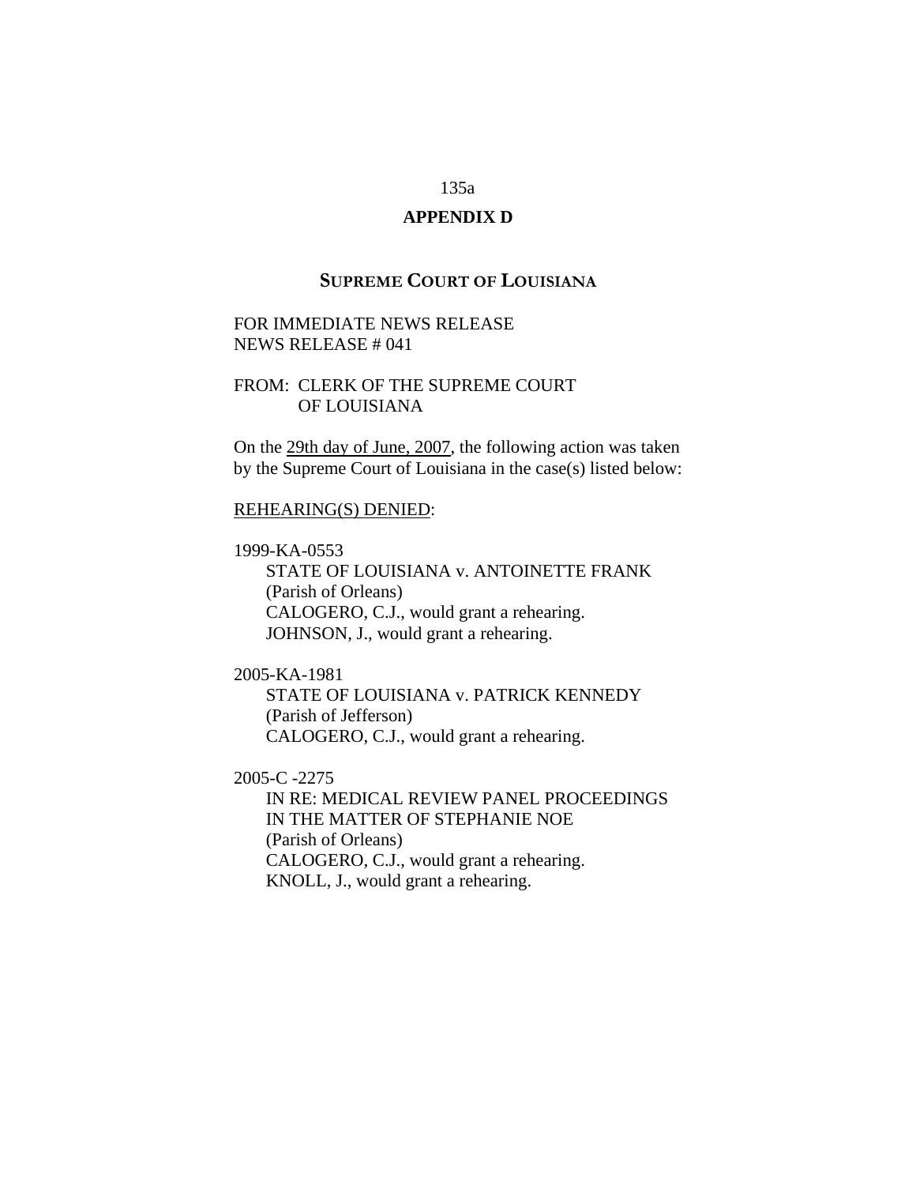## APPENDIX D

### SUPREME COURT OF LOUISIANA

FOR IMMEDIATE NEWS RELEASE
NEWS RELEASE # 041

FROM: CLERK OF THE SUPREME COURT
OF LOUISIANA

On the 29th day of June, 2007, the following action was taken by the Supreme Court of Louisiana in the case(s) listed below:

REHEARING(S) DENIED:

1999-KA-0553
STATE OF LOUISIANA v. ANTOINETTE FRANK
(Parish of Orleans)
CALOGERO, C.J., would grant a rehearing.
JOHNSON, J., would grant a rehearing.

2005-KA-1981
STATE OF LOUISIANA v. PATRICK KENNEDY
(Parish of Jefferson)
CALOGERO, C.J., would grant a rehearing.

2005-C -2275
IN RE: MEDICAL REVIEW PANEL PROCEEDINGS IN THE MATTER OF STEPHANIE NOE
(Parish of Orleans)
CALOGERO, C.J., would grant a rehearing.
KNOLL, J., would grant a rehearing.